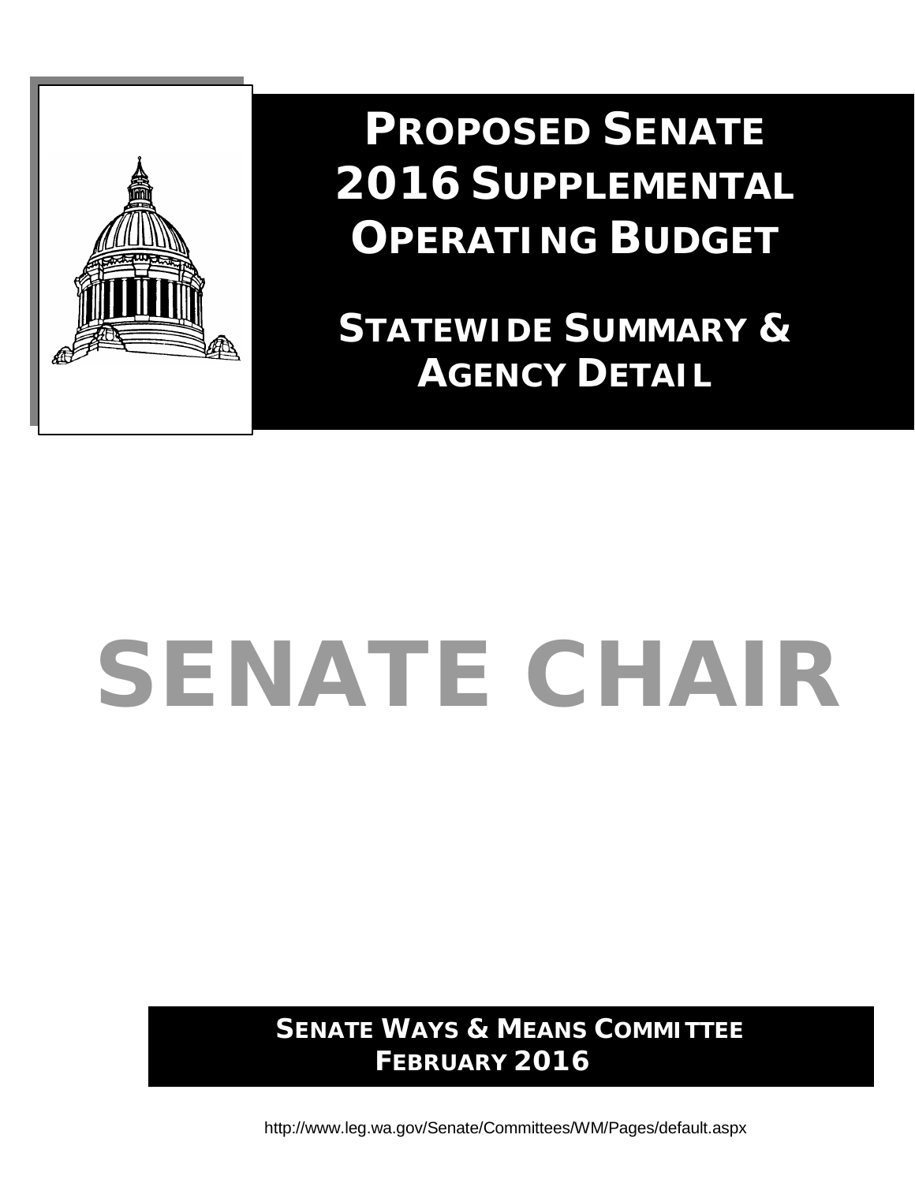# Proposed Senate 2016 Supplemental Operating Budget

## Statewide Summary & Agency Detail

# SENATE CHAIR

**Senate Ways & Means Committee**
**February 2016**

http://www.leg.wa.gov/Senate/Committees/WM/Pages/default.aspx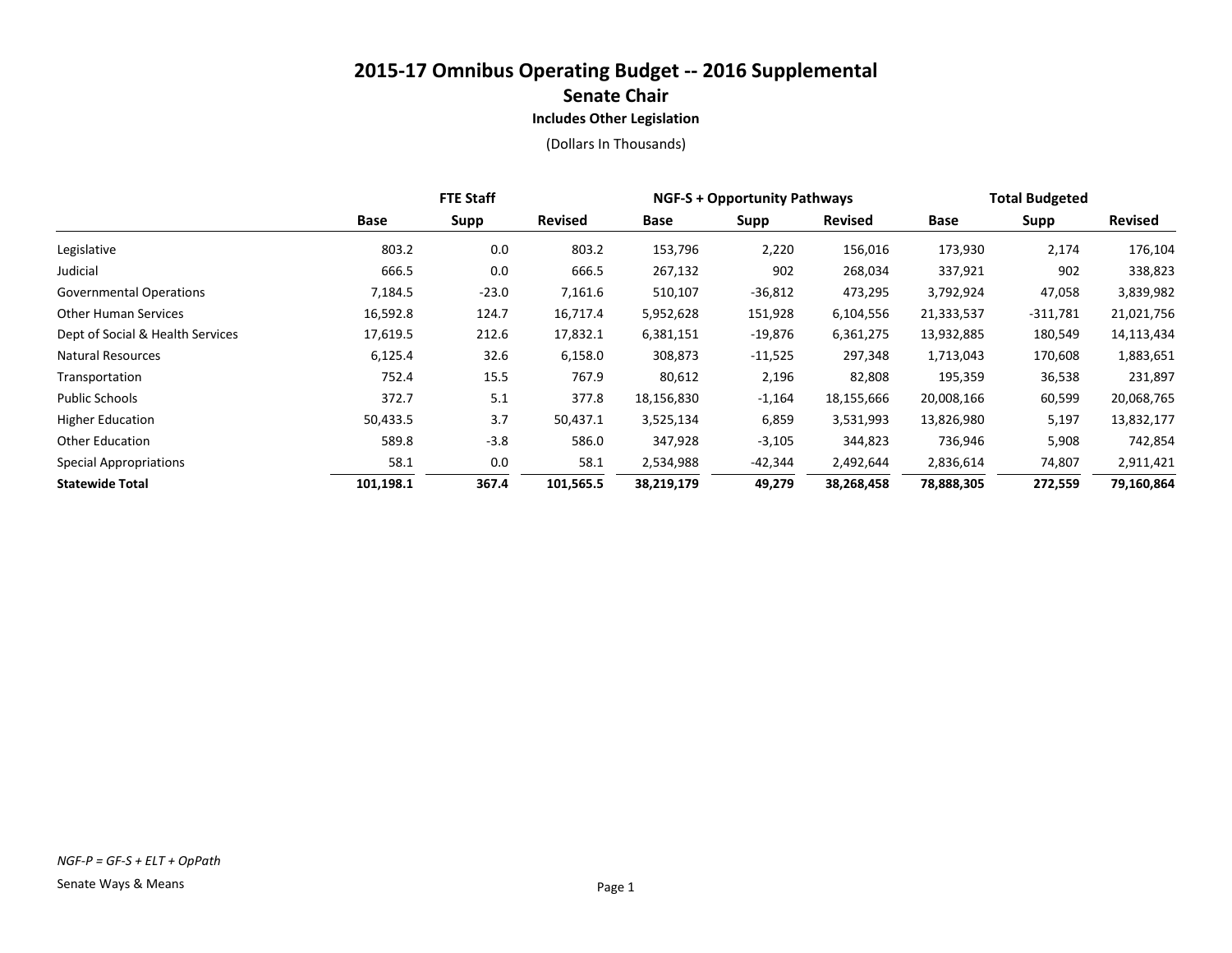# 2015-17 Omnibus Operating Budget -- 2016 Supplemental

## Senate Chair

### Includes Other Legislation

(Dollars In Thousands)

| | FTE Staff | | | NGF-S + Opportunity Pathways | | | Total Budgeted | | |
|---|---|---|---|---|---|---|---|---|---|
| | Base | Supp | Revised | Base | Supp | Revised | Base | Supp | Revised |
| Legislative | 803.2 | 0.0 | 803.2 | 153,796 | 2,220 | 156,016 | 173,930 | 2,174 | 176,104 |
| Judicial | 666.5 | 0.0 | 666.5 | 267,132 | 902 | 268,034 | 337,921 | 902 | 338,823 |
| Governmental Operations | 7,184.5 | -23.0 | 7,161.6 | 510,107 | -36,812 | 473,295 | 3,792,924 | 47,058 | 3,839,982 |
| Other Human Services | 16,592.8 | 124.7 | 16,717.4 | 5,952,628 | 151,928 | 6,104,556 | 21,333,537 | -311,781 | 21,021,756 |
| Dept of Social & Health Services | 17,619.5 | 212.6 | 17,832.1 | 6,381,151 | -19,876 | 6,361,275 | 13,932,885 | 180,549 | 14,113,434 |
| Natural Resources | 6,125.4 | 32.6 | 6,158.0 | 308,873 | -11,525 | 297,348 | 1,713,043 | 170,608 | 1,883,651 |
| Transportation | 752.4 | 15.5 | 767.9 | 80,612 | 2,196 | 82,808 | 195,359 | 36,538 | 231,897 |
| Public Schools | 372.7 | 5.1 | 377.8 | 18,156,830 | -1,164 | 18,155,666 | 20,008,166 | 60,599 | 20,068,765 |
| Higher Education | 50,433.5 | 3.7 | 50,437.1 | 3,525,134 | 6,859 | 3,531,993 | 13,826,980 | 5,197 | 13,832,177 |
| Other Education | 589.8 | -3.8 | 586.0 | 347,928 | -3,105 | 344,823 | 736,946 | 5,908 | 742,854 |
| Special Appropriations | 58.1 | 0.0 | 58.1 | 2,534,988 | -42,344 | 2,492,644 | 2,836,614 | 74,807 | 2,911,421 |
| **Statewide Total** | **101,198.1** | **367.4** | **101,565.5** | **38,219,179** | **49,279** | **38,268,458** | **78,888,305** | **272,559** | **79,160,864** |

*NGF-P = GF-S + ELT + OpPath*

Senate Ways & Means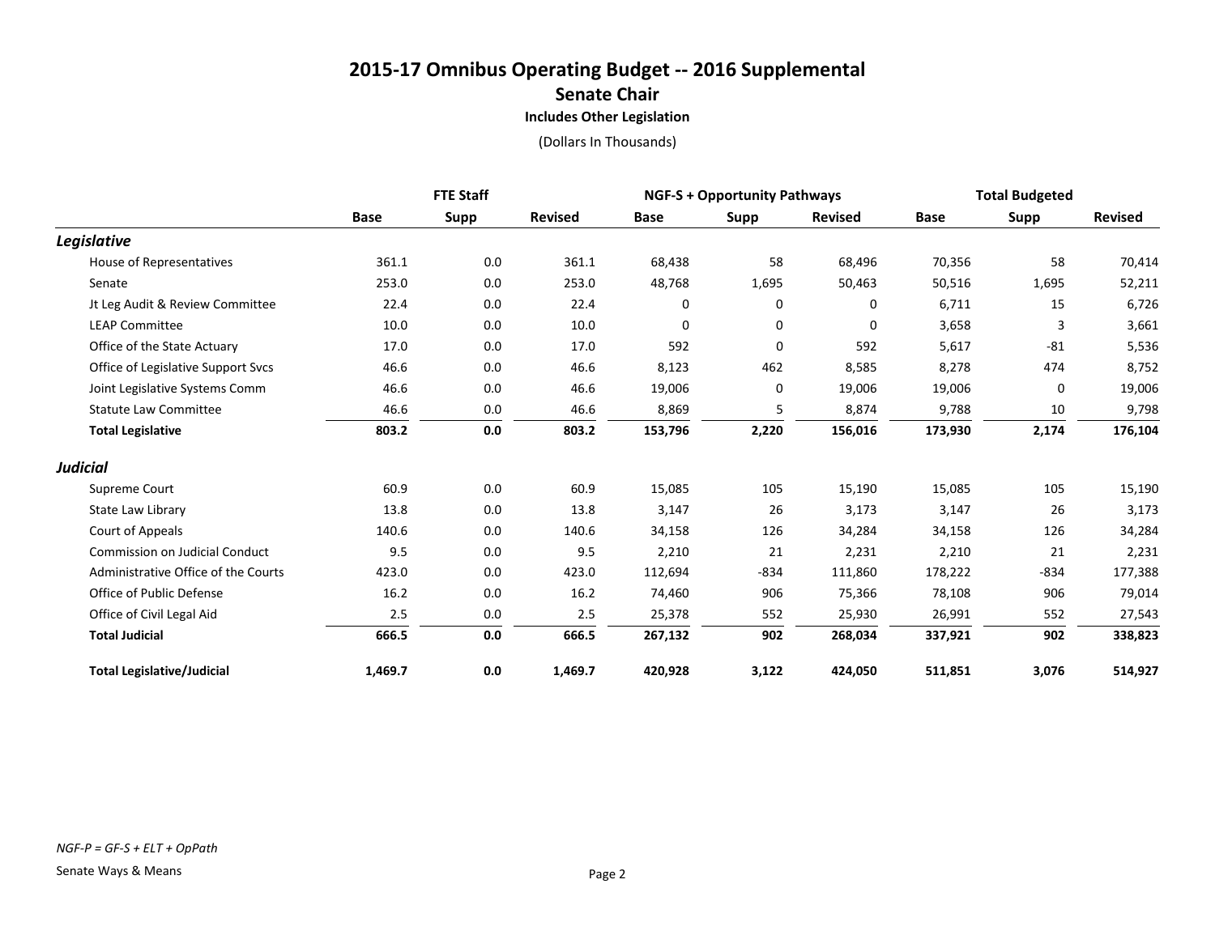# 2015-17 Omnibus Operating Budget -- 2016 Supplemental

## Senate Chair

### Includes Other Legislation

(Dollars In Thousands)

| | FTE Staff | | | NGF-S + Opportunity Pathways | | | Total Budgeted | | |
|---|---|---|---|---|---|---|---|---|---|
| | Base | Supp | Revised | Base | Supp | Revised | Base | Supp | Revised |
| ***Legislative*** | | | | | | | | | |
| House of Representatives | 361.1 | 0.0 | 361.1 | 68,438 | 58 | 68,496 | 70,356 | 58 | 70,414 |
| Senate | 253.0 | 0.0 | 253.0 | 48,768 | 1,695 | 50,463 | 50,516 | 1,695 | 52,211 |
| Jt Leg Audit & Review Committee | 22.4 | 0.0 | 22.4 | 0 | 0 | 0 | 6,711 | 15 | 6,726 |
| LEAP Committee | 10.0 | 0.0 | 10.0 | 0 | 0 | 0 | 3,658 | 3 | 3,661 |
| Office of the State Actuary | 17.0 | 0.0 | 17.0 | 592 | 0 | 592 | 5,617 | -81 | 5,536 |
| Office of Legislative Support Svcs | 46.6 | 0.0 | 46.6 | 8,123 | 462 | 8,585 | 8,278 | 474 | 8,752 |
| Joint Legislative Systems Comm | 46.6 | 0.0 | 46.6 | 19,006 | 0 | 19,006 | 19,006 | 0 | 19,006 |
| Statute Law Committee | 46.6 | 0.0 | 46.6 | 8,869 | 5 | 8,874 | 9,788 | 10 | 9,798 |
| **Total Legislative** | **803.2** | **0.0** | **803.2** | **153,796** | **2,220** | **156,016** | **173,930** | **2,174** | **176,104** |
| ***Judicial*** | | | | | | | | | |
| Supreme Court | 60.9 | 0.0 | 60.9 | 15,085 | 105 | 15,190 | 15,085 | 105 | 15,190 |
| State Law Library | 13.8 | 0.0 | 13.8 | 3,147 | 26 | 3,173 | 3,147 | 26 | 3,173 |
| Court of Appeals | 140.6 | 0.0 | 140.6 | 34,158 | 126 | 34,284 | 34,158 | 126 | 34,284 |
| Commission on Judicial Conduct | 9.5 | 0.0 | 9.5 | 2,210 | 21 | 2,231 | 2,210 | 21 | 2,231 |
| Administrative Office of the Courts | 423.0 | 0.0 | 423.0 | 112,694 | -834 | 111,860 | 178,222 | -834 | 177,388 |
| Office of Public Defense | 16.2 | 0.0 | 16.2 | 74,460 | 906 | 75,366 | 78,108 | 906 | 79,014 |
| Office of Civil Legal Aid | 2.5 | 0.0 | 2.5 | 25,378 | 552 | 25,930 | 26,991 | 552 | 27,543 |
| **Total Judicial** | **666.5** | **0.0** | **666.5** | **267,132** | **902** | **268,034** | **337,921** | **902** | **338,823** |
| **Total Legislative/Judicial** | **1,469.7** | **0.0** | **1,469.7** | **420,928** | **3,122** | **424,050** | **511,851** | **3,076** | **514,927** |

*NGF-P = GF-S + ELT + OpPath*

Senate Ways & Means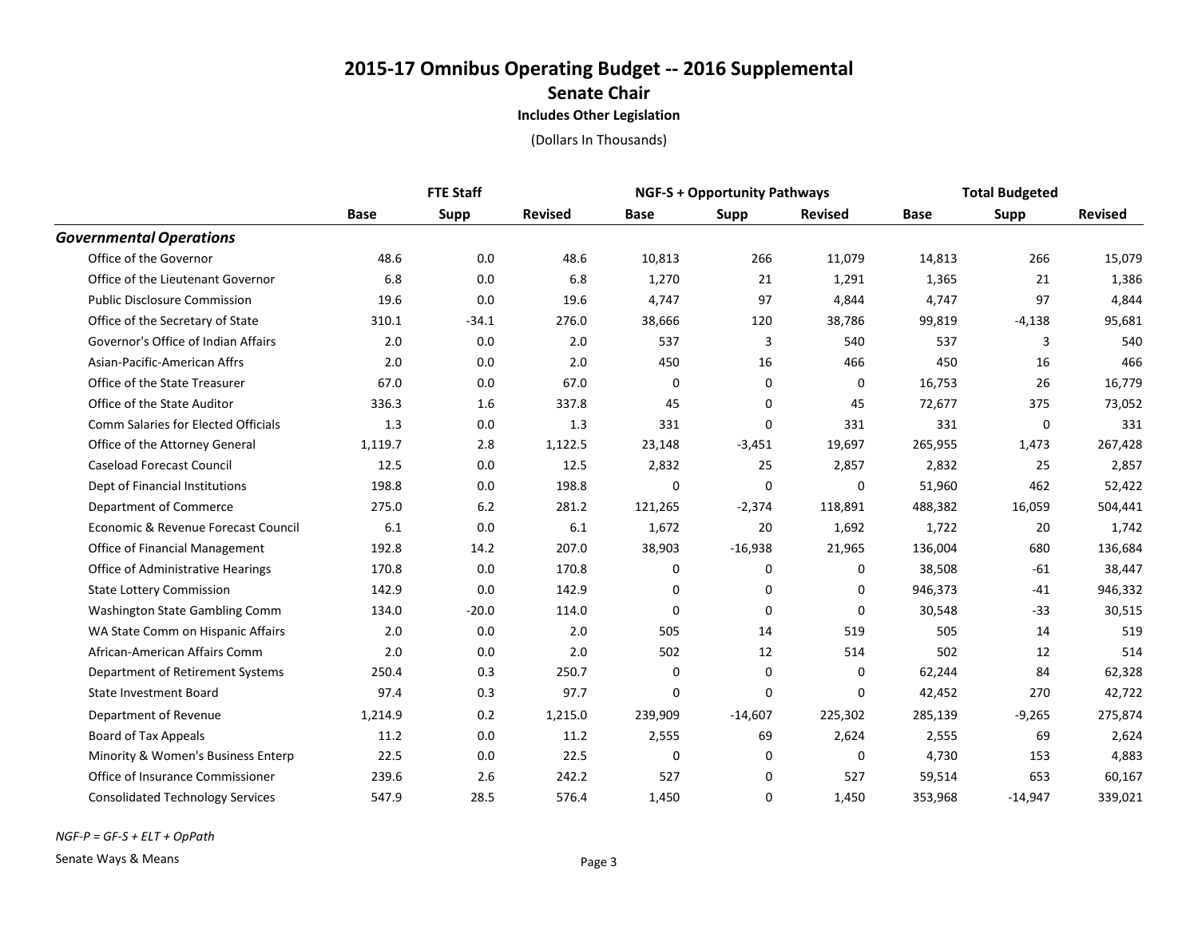# 2015-17 Omnibus Operating Budget -- 2016 Supplemental

## Senate Chair

### Includes Other Legislation

(Dollars In Thousands)

| | FTE Staff | | | NGF-S + Opportunity Pathways | | | Total Budgeted | | |
|---|---|---|---|---|---|---|---|---|---|
| | Base | Supp | Revised | Base | Supp | Revised | Base | Supp | Revised |
| ***Governmental Operations*** | | | | | | | | | |
| Office of the Governor | 48.6 | 0.0 | 48.6 | 10,813 | 266 | 11,079 | 14,813 | 266 | 15,079 |
| Office of the Lieutenant Governor | 6.8 | 0.0 | 6.8 | 1,270 | 21 | 1,291 | 1,365 | 21 | 1,386 |
| Public Disclosure Commission | 19.6 | 0.0 | 19.6 | 4,747 | 97 | 4,844 | 4,747 | 97 | 4,844 |
| Office of the Secretary of State | 310.1 | -34.1 | 276.0 | 38,666 | 120 | 38,786 | 99,819 | -4,138 | 95,681 |
| Governor's Office of Indian Affairs | 2.0 | 0.0 | 2.0 | 537 | 3 | 540 | 537 | 3 | 540 |
| Asian-Pacific-American Affrs | 2.0 | 0.0 | 2.0 | 450 | 16 | 466 | 450 | 16 | 466 |
| Office of the State Treasurer | 67.0 | 0.0 | 67.0 | 0 | 0 | 0 | 16,753 | 26 | 16,779 |
| Office of the State Auditor | 336.3 | 1.6 | 337.8 | 45 | 0 | 45 | 72,677 | 375 | 73,052 |
| Comm Salaries for Elected Officials | 1.3 | 0.0 | 1.3 | 331 | 0 | 331 | 331 | 0 | 331 |
| Office of the Attorney General | 1,119.7 | 2.8 | 1,122.5 | 23,148 | -3,451 | 19,697 | 265,955 | 1,473 | 267,428 |
| Caseload Forecast Council | 12.5 | 0.0 | 12.5 | 2,832 | 25 | 2,857 | 2,832 | 25 | 2,857 |
| Dept of Financial Institutions | 198.8 | 0.0 | 198.8 | 0 | 0 | 0 | 51,960 | 462 | 52,422 |
| Department of Commerce | 275.0 | 6.2 | 281.2 | 121,265 | -2,374 | 118,891 | 488,382 | 16,059 | 504,441 |
| Economic & Revenue Forecast Council | 6.1 | 0.0 | 6.1 | 1,672 | 20 | 1,692 | 1,722 | 20 | 1,742 |
| Office of Financial Management | 192.8 | 14.2 | 207.0 | 38,903 | -16,938 | 21,965 | 136,004 | 680 | 136,684 |
| Office of Administrative Hearings | 170.8 | 0.0 | 170.8 | 0 | 0 | 0 | 38,508 | -61 | 38,447 |
| State Lottery Commission | 142.9 | 0.0 | 142.9 | 0 | 0 | 0 | 946,373 | -41 | 946,332 |
| Washington State Gambling Comm | 134.0 | -20.0 | 114.0 | 0 | 0 | 0 | 30,548 | -33 | 30,515 |
| WA State Comm on Hispanic Affairs | 2.0 | 0.0 | 2.0 | 505 | 14 | 519 | 505 | 14 | 519 |
| African-American Affairs Comm | 2.0 | 0.0 | 2.0 | 502 | 12 | 514 | 502 | 12 | 514 |
| Department of Retirement Systems | 250.4 | 0.3 | 250.7 | 0 | 0 | 0 | 62,244 | 84 | 62,328 |
| State Investment Board | 97.4 | 0.3 | 97.7 | 0 | 0 | 0 | 42,452 | 270 | 42,722 |
| Department of Revenue | 1,214.9 | 0.2 | 1,215.0 | 239,909 | -14,607 | 225,302 | 285,139 | -9,265 | 275,874 |
| Board of Tax Appeals | 11.2 | 0.0 | 11.2 | 2,555 | 69 | 2,624 | 2,555 | 69 | 2,624 |
| Minority & Women's Business Enterp | 22.5 | 0.0 | 22.5 | 0 | 0 | 0 | 4,730 | 153 | 4,883 |
| Office of Insurance Commissioner | 239.6 | 2.6 | 242.2 | 527 | 0 | 527 | 59,514 | 653 | 60,167 |
| Consolidated Technology Services | 547.9 | 28.5 | 576.4 | 1,450 | 0 | 1,450 | 353,968 | -14,947 | 339,021 |

*NGF-P = GF-S + ELT + OpPath*

Senate Ways & Means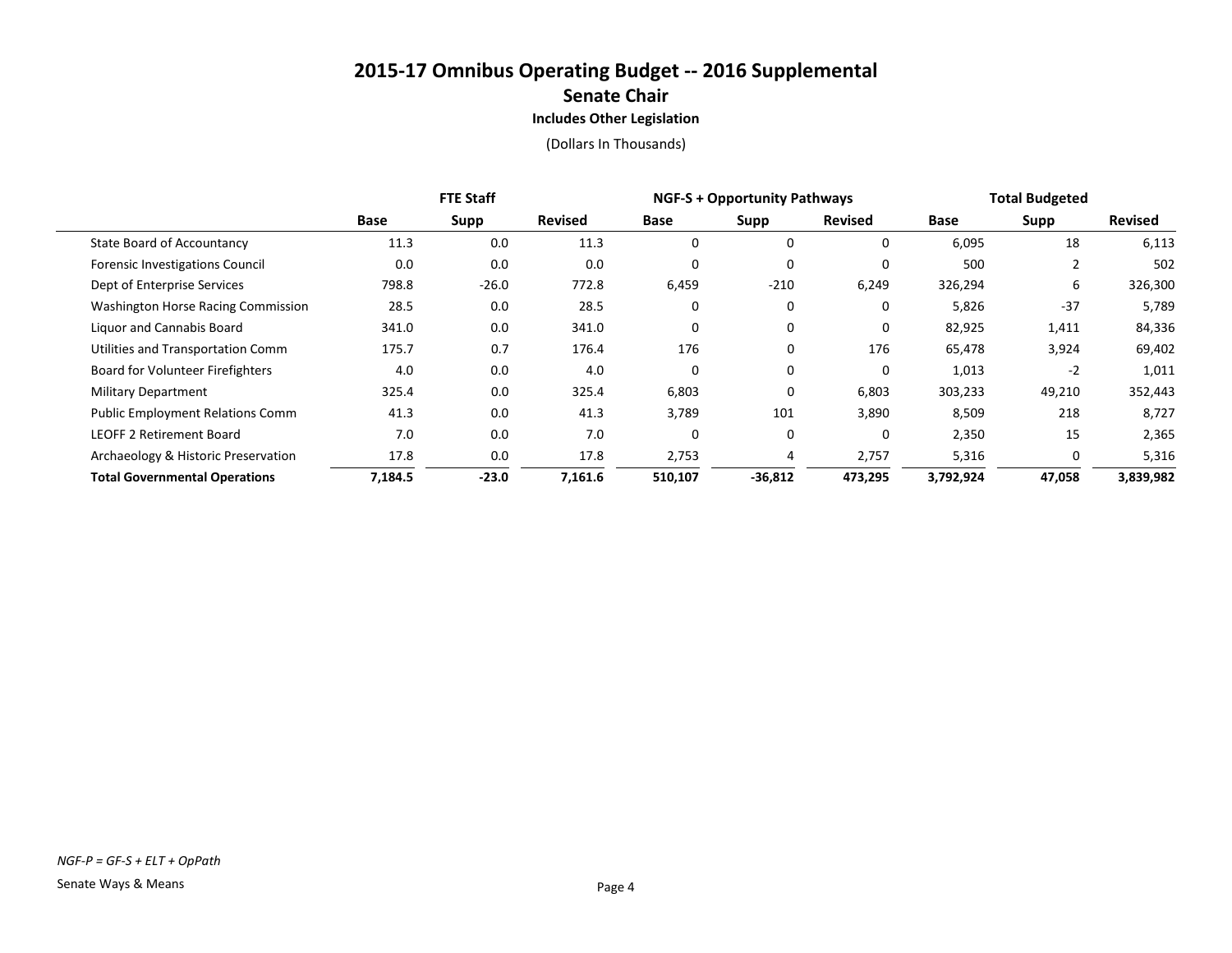# 2015-17 Omnibus Operating Budget -- 2016 Supplemental

## Senate Chair

### Includes Other Legislation

(Dollars In Thousands)

| | FTE Staff | | | NGF-S + Opportunity Pathways | | | Total Budgeted | | |
|---|---|---|---|---|---|---|---|---|---|
| | **Base** | **Supp** | **Revised** | **Base** | **Supp** | **Revised** | **Base** | **Supp** | **Revised** |
| State Board of Accountancy | 11.3 | 0.0 | 11.3 | 0 | 0 | 0 | 6,095 | 18 | 6,113 |
| Forensic Investigations Council | 0.0 | 0.0 | 0.0 | 0 | 0 | 0 | 500 | 2 | 502 |
| Dept of Enterprise Services | 798.8 | -26.0 | 772.8 | 6,459 | -210 | 6,249 | 326,294 | 6 | 326,300 |
| Washington Horse Racing Commission | 28.5 | 0.0 | 28.5 | 0 | 0 | 0 | 5,826 | -37 | 5,789 |
| Liquor and Cannabis Board | 341.0 | 0.0 | 341.0 | 0 | 0 | 0 | 82,925 | 1,411 | 84,336 |
| Utilities and Transportation Comm | 175.7 | 0.7 | 176.4 | 176 | 0 | 176 | 65,478 | 3,924 | 69,402 |
| Board for Volunteer Firefighters | 4.0 | 0.0 | 4.0 | 0 | 0 | 0 | 1,013 | -2 | 1,011 |
| Military Department | 325.4 | 0.0 | 325.4 | 6,803 | 0 | 6,803 | 303,233 | 49,210 | 352,443 |
| Public Employment Relations Comm | 41.3 | 0.0 | 41.3 | 3,789 | 101 | 3,890 | 8,509 | 218 | 8,727 |
| LEOFF 2 Retirement Board | 7.0 | 0.0 | 7.0 | 0 | 0 | 0 | 2,350 | 15 | 2,365 |
| Archaeology & Historic Preservation | 17.8 | 0.0 | 17.8 | 2,753 | 4 | 2,757 | 5,316 | 0 | 5,316 |
| **Total Governmental Operations** | **7,184.5** | **-23.0** | **7,161.6** | **510,107** | **-36,812** | **473,295** | **3,792,924** | **47,058** | **3,839,982** |

*NGF-P = GF-S + ELT + OpPath*

Senate Ways & Means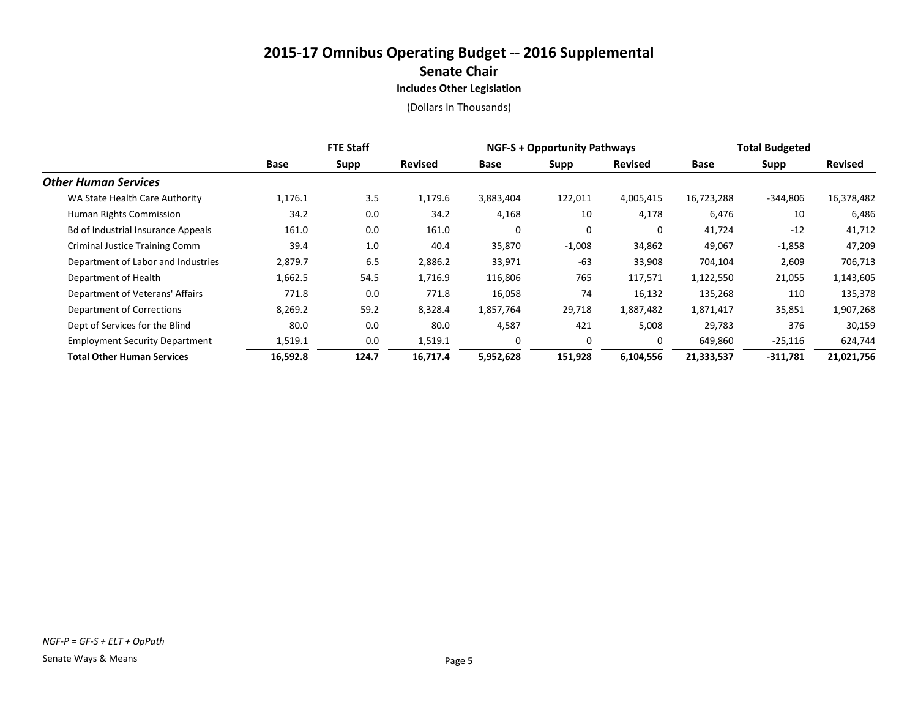# 2015-17 Omnibus Operating Budget -- 2016 Supplemental

## Senate Chair

### Includes Other Legislation

(Dollars In Thousands)

| | FTE Staff | | | NGF-S + Opportunity Pathways | | | Total Budgeted | | |
|---|---|---|---|---|---|---|---|---|---|
| | Base | Supp | Revised | Base | Supp | Revised | Base | Supp | Revised |
| ***Other Human Services*** | | | | | | | | | |
| WA State Health Care Authority | 1,176.1 | 3.5 | 1,179.6 | 3,883,404 | 122,011 | 4,005,415 | 16,723,288 | -344,806 | 16,378,482 |
| Human Rights Commission | 34.2 | 0.0 | 34.2 | 4,168 | 10 | 4,178 | 6,476 | 10 | 6,486 |
| Bd of Industrial Insurance Appeals | 161.0 | 0.0 | 161.0 | 0 | 0 | 0 | 41,724 | -12 | 41,712 |
| Criminal Justice Training Comm | 39.4 | 1.0 | 40.4 | 35,870 | -1,008 | 34,862 | 49,067 | -1,858 | 47,209 |
| Department of Labor and Industries | 2,879.7 | 6.5 | 2,886.2 | 33,971 | -63 | 33,908 | 704,104 | 2,609 | 706,713 |
| Department of Health | 1,662.5 | 54.5 | 1,716.9 | 116,806 | 765 | 117,571 | 1,122,550 | 21,055 | 1,143,605 |
| Department of Veterans' Affairs | 771.8 | 0.0 | 771.8 | 16,058 | 74 | 16,132 | 135,268 | 110 | 135,378 |
| Department of Corrections | 8,269.2 | 59.2 | 8,328.4 | 1,857,764 | 29,718 | 1,887,482 | 1,871,417 | 35,851 | 1,907,268 |
| Dept of Services for the Blind | 80.0 | 0.0 | 80.0 | 4,587 | 421 | 5,008 | 29,783 | 376 | 30,159 |
| Employment Security Department | 1,519.1 | 0.0 | 1,519.1 | 0 | 0 | 0 | 649,860 | -25,116 | 624,744 |
| **Total Other Human Services** | **16,592.8** | **124.7** | **16,717.4** | **5,952,628** | **151,928** | **6,104,556** | **21,333,537** | **-311,781** | **21,021,756** |

*NGF-P = GF-S + ELT + OpPath*

Senate Ways & Means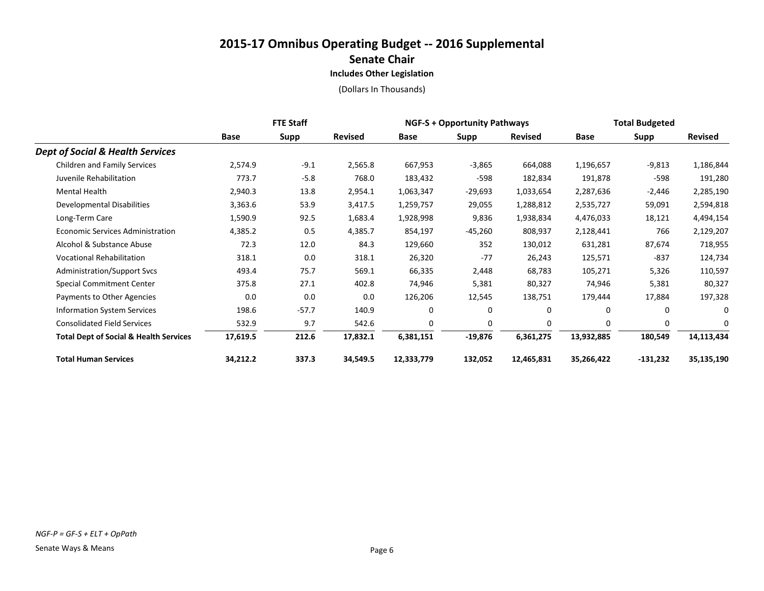# 2015-17 Omnibus Operating Budget -- 2016 Supplemental

## Senate Chair

### Includes Other Legislation

(Dollars In Thousands)

| | FTE Staff | | | NGF-S + Opportunity Pathways | | | Total Budgeted | | |
|---|---|---|---|---|---|---|---|---|---|
| | Base | Supp | Revised | Base | Supp | Revised | Base | Supp | Revised |
| ***Dept of Social & Health Services*** | | | | | | | | | |
| Children and Family Services | 2,574.9 | -9.1 | 2,565.8 | 667,953 | -3,865 | 664,088 | 1,196,657 | -9,813 | 1,186,844 |
| Juvenile Rehabilitation | 773.7 | -5.8 | 768.0 | 183,432 | -598 | 182,834 | 191,878 | -598 | 191,280 |
| Mental Health | 2,940.3 | 13.8 | 2,954.1 | 1,063,347 | -29,693 | 1,033,654 | 2,287,636 | -2,446 | 2,285,190 |
| Developmental Disabilities | 3,363.6 | 53.9 | 3,417.5 | 1,259,757 | 29,055 | 1,288,812 | 2,535,727 | 59,091 | 2,594,818 |
| Long-Term Care | 1,590.9 | 92.5 | 1,683.4 | 1,928,998 | 9,836 | 1,938,834 | 4,476,033 | 18,121 | 4,494,154 |
| Economic Services Administration | 4,385.2 | 0.5 | 4,385.7 | 854,197 | -45,260 | 808,937 | 2,128,441 | 766 | 2,129,207 |
| Alcohol & Substance Abuse | 72.3 | 12.0 | 84.3 | 129,660 | 352 | 130,012 | 631,281 | 87,674 | 718,955 |
| Vocational Rehabilitation | 318.1 | 0.0 | 318.1 | 26,320 | -77 | 26,243 | 125,571 | -837 | 124,734 |
| Administration/Support Svcs | 493.4 | 75.7 | 569.1 | 66,335 | 2,448 | 68,783 | 105,271 | 5,326 | 110,597 |
| Special Commitment Center | 375.8 | 27.1 | 402.8 | 74,946 | 5,381 | 80,327 | 74,946 | 5,381 | 80,327 |
| Payments to Other Agencies | 0.0 | 0.0 | 0.0 | 126,206 | 12,545 | 138,751 | 179,444 | 17,884 | 197,328 |
| Information System Services | 198.6 | -57.7 | 140.9 | 0 | 0 | 0 | 0 | 0 | 0 |
| Consolidated Field Services | 532.9 | 9.7 | 542.6 | 0 | 0 | 0 | 0 | 0 | 0 |
| **Total Dept of Social & Health Services** | **17,619.5** | **212.6** | **17,832.1** | **6,381,151** | **-19,876** | **6,361,275** | **13,932,885** | **180,549** | **14,113,434** |
| **Total Human Services** | **34,212.2** | **337.3** | **34,549.5** | **12,333,779** | **132,052** | **12,465,831** | **35,266,422** | **-131,232** | **35,135,190** |

*NGF-P = GF-S + ELT + OpPath*

Senate Ways & Means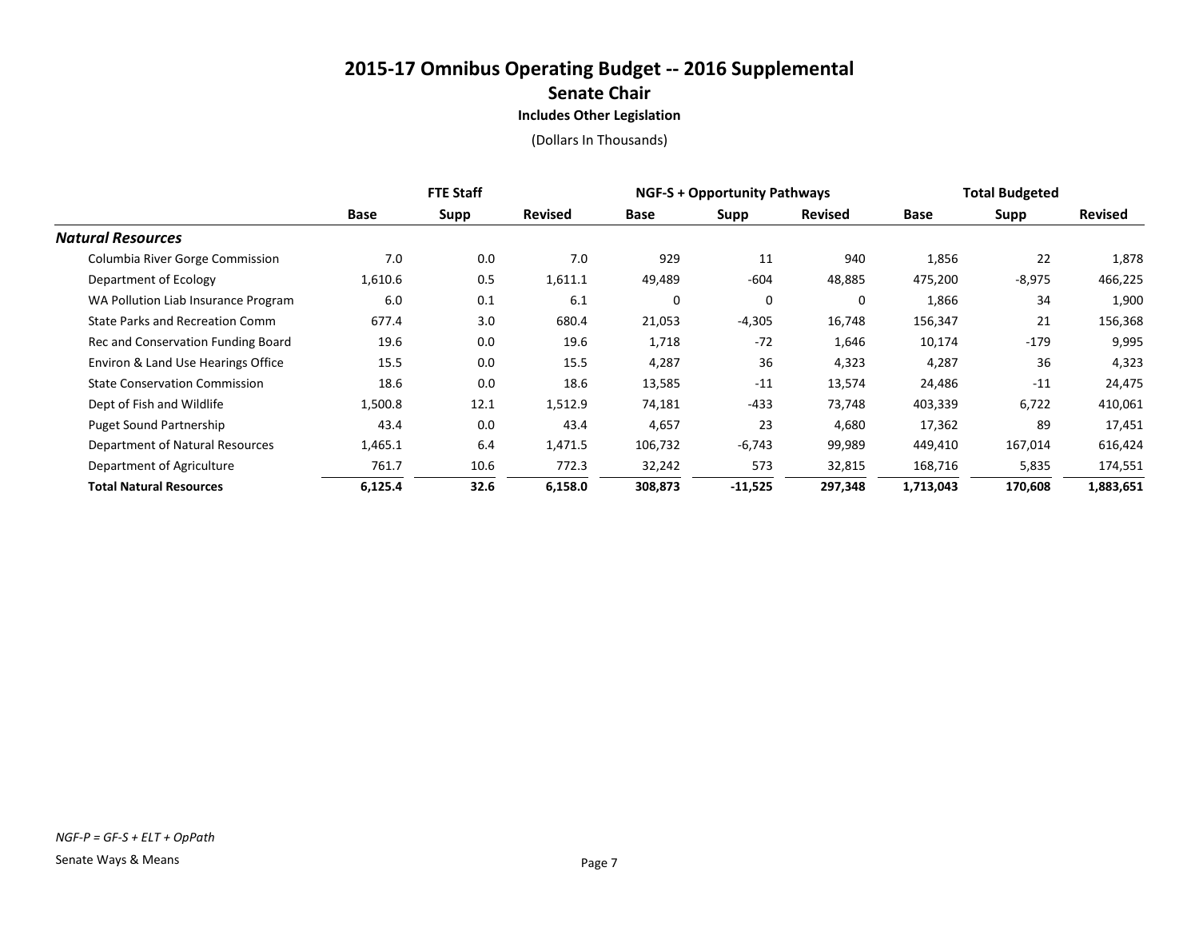# 2015-17 Omnibus Operating Budget -- 2016 Supplemental

## Senate Chair

### Includes Other Legislation

(Dollars In Thousands)

| | FTE Staff | | | NGF-S + Opportunity Pathways | | | Total Budgeted | | |
|---|---|---|---|---|---|---|---|---|---|
| | Base | Supp | Revised | Base | Supp | Revised | Base | Supp | Revised |
| ***Natural Resources*** | | | | | | | | | |
| Columbia River Gorge Commission | 7.0 | 0.0 | 7.0 | 929 | 11 | 940 | 1,856 | 22 | 1,878 |
| Department of Ecology | 1,610.6 | 0.5 | 1,611.1 | 49,489 | -604 | 48,885 | 475,200 | -8,975 | 466,225 |
| WA Pollution Liab Insurance Program | 6.0 | 0.1 | 6.1 | 0 | 0 | 0 | 1,866 | 34 | 1,900 |
| State Parks and Recreation Comm | 677.4 | 3.0 | 680.4 | 21,053 | -4,305 | 16,748 | 156,347 | 21 | 156,368 |
| Rec and Conservation Funding Board | 19.6 | 0.0 | 19.6 | 1,718 | -72 | 1,646 | 10,174 | -179 | 9,995 |
| Environ & Land Use Hearings Office | 15.5 | 0.0 | 15.5 | 4,287 | 36 | 4,323 | 4,287 | 36 | 4,323 |
| State Conservation Commission | 18.6 | 0.0 | 18.6 | 13,585 | -11 | 13,574 | 24,486 | -11 | 24,475 |
| Dept of Fish and Wildlife | 1,500.8 | 12.1 | 1,512.9 | 74,181 | -433 | 73,748 | 403,339 | 6,722 | 410,061 |
| Puget Sound Partnership | 43.4 | 0.0 | 43.4 | 4,657 | 23 | 4,680 | 17,362 | 89 | 17,451 |
| Department of Natural Resources | 1,465.1 | 6.4 | 1,471.5 | 106,732 | -6,743 | 99,989 | 449,410 | 167,014 | 616,424 |
| Department of Agriculture | 761.7 | 10.6 | 772.3 | 32,242 | 573 | 32,815 | 168,716 | 5,835 | 174,551 |
| **Total Natural Resources** | **6,125.4** | **32.6** | **6,158.0** | **308,873** | **-11,525** | **297,348** | **1,713,043** | **170,608** | **1,883,651** |

*NGF-P = GF-S + ELT + OpPath*

Senate Ways & Means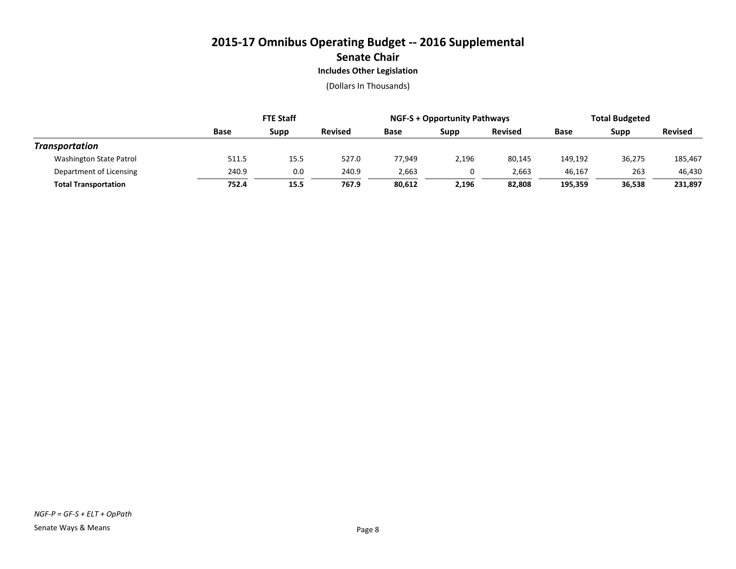# 2015-17 Omnibus Operating Budget -- 2016 Supplemental

## Senate Chair

### Includes Other Legislation

(Dollars In Thousands)

| | FTE Staff | | | NGF-S + Opportunity Pathways | | | Total Budgeted | | |
|---|---|---|---|---|---|---|---|---|---|
| | Base | Supp | Revised | Base | Supp | Revised | Base | Supp | Revised |
| ***Transportation*** | | | | | | | | | |
| Washington State Patrol | 511.5 | 15.5 | 527.0 | 77,949 | 2,196 | 80,145 | 149,192 | 36,275 | 185,467 |
| Department of Licensing | 240.9 | 0.0 | 240.9 | 2,663 | 0 | 2,663 | 46,167 | 263 | 46,430 |
| **Total Transportation** | **752.4** | **15.5** | **767.9** | **80,612** | **2,196** | **82,808** | **195,359** | **36,538** | **231,897** |

*NGF-P = GF-S + ELT + OpPath*

Senate Ways & Means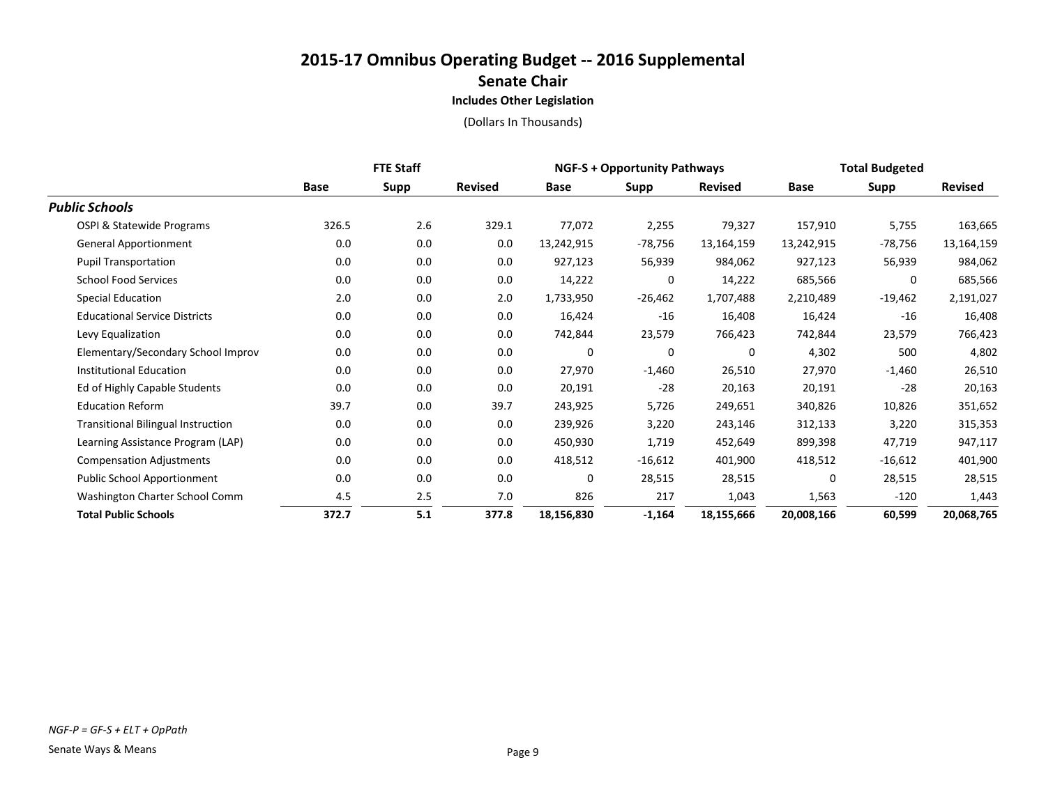# 2015-17 Omnibus Operating Budget -- 2016 Supplemental

## Senate Chair

### Includes Other Legislation

(Dollars In Thousands)

| | FTE Staff | | | NGF-S + Opportunity Pathways | | | Total Budgeted | | |
|---|---|---|---|---|---|---|---|---|---|
| | Base | Supp | Revised | Base | Supp | Revised | Base | Supp | Revised |
| ***Public Schools*** | | | | | | | | | |
| OSPI & Statewide Programs | 326.5 | 2.6 | 329.1 | 77,072 | 2,255 | 79,327 | 157,910 | 5,755 | 163,665 |
| General Apportionment | 0.0 | 0.0 | 0.0 | 13,242,915 | -78,756 | 13,164,159 | 13,242,915 | -78,756 | 13,164,159 |
| Pupil Transportation | 0.0 | 0.0 | 0.0 | 927,123 | 56,939 | 984,062 | 927,123 | 56,939 | 984,062 |
| School Food Services | 0.0 | 0.0 | 0.0 | 14,222 | 0 | 14,222 | 685,566 | 0 | 685,566 |
| Special Education | 2.0 | 0.0 | 2.0 | 1,733,950 | -26,462 | 1,707,488 | 2,210,489 | -19,462 | 2,191,027 |
| Educational Service Districts | 0.0 | 0.0 | 0.0 | 16,424 | -16 | 16,408 | 16,424 | -16 | 16,408 |
| Levy Equalization | 0.0 | 0.0 | 0.0 | 742,844 | 23,579 | 766,423 | 742,844 | 23,579 | 766,423 |
| Elementary/Secondary School Improv | 0.0 | 0.0 | 0.0 | 0 | 0 | 0 | 4,302 | 500 | 4,802 |
| Institutional Education | 0.0 | 0.0 | 0.0 | 27,970 | -1,460 | 26,510 | 27,970 | -1,460 | 26,510 |
| Ed of Highly Capable Students | 0.0 | 0.0 | 0.0 | 20,191 | -28 | 20,163 | 20,191 | -28 | 20,163 |
| Education Reform | 39.7 | 0.0 | 39.7 | 243,925 | 5,726 | 249,651 | 340,826 | 10,826 | 351,652 |
| Transitional Bilingual Instruction | 0.0 | 0.0 | 0.0 | 239,926 | 3,220 | 243,146 | 312,133 | 3,220 | 315,353 |
| Learning Assistance Program (LAP) | 0.0 | 0.0 | 0.0 | 450,930 | 1,719 | 452,649 | 899,398 | 47,719 | 947,117 |
| Compensation Adjustments | 0.0 | 0.0 | 0.0 | 418,512 | -16,612 | 401,900 | 418,512 | -16,612 | 401,900 |
| Public School Apportionment | 0.0 | 0.0 | 0.0 | 0 | 28,515 | 28,515 | 0 | 28,515 | 28,515 |
| Washington Charter School Comm | 4.5 | 2.5 | 7.0 | 826 | 217 | 1,043 | 1,563 | -120 | 1,443 |
| **Total Public Schools** | **372.7** | **5.1** | **377.8** | **18,156,830** | **-1,164** | **18,155,666** | **20,008,166** | **60,599** | **20,068,765** |

*NGF-P = GF-S + ELT + OpPath*

Senate Ways & Means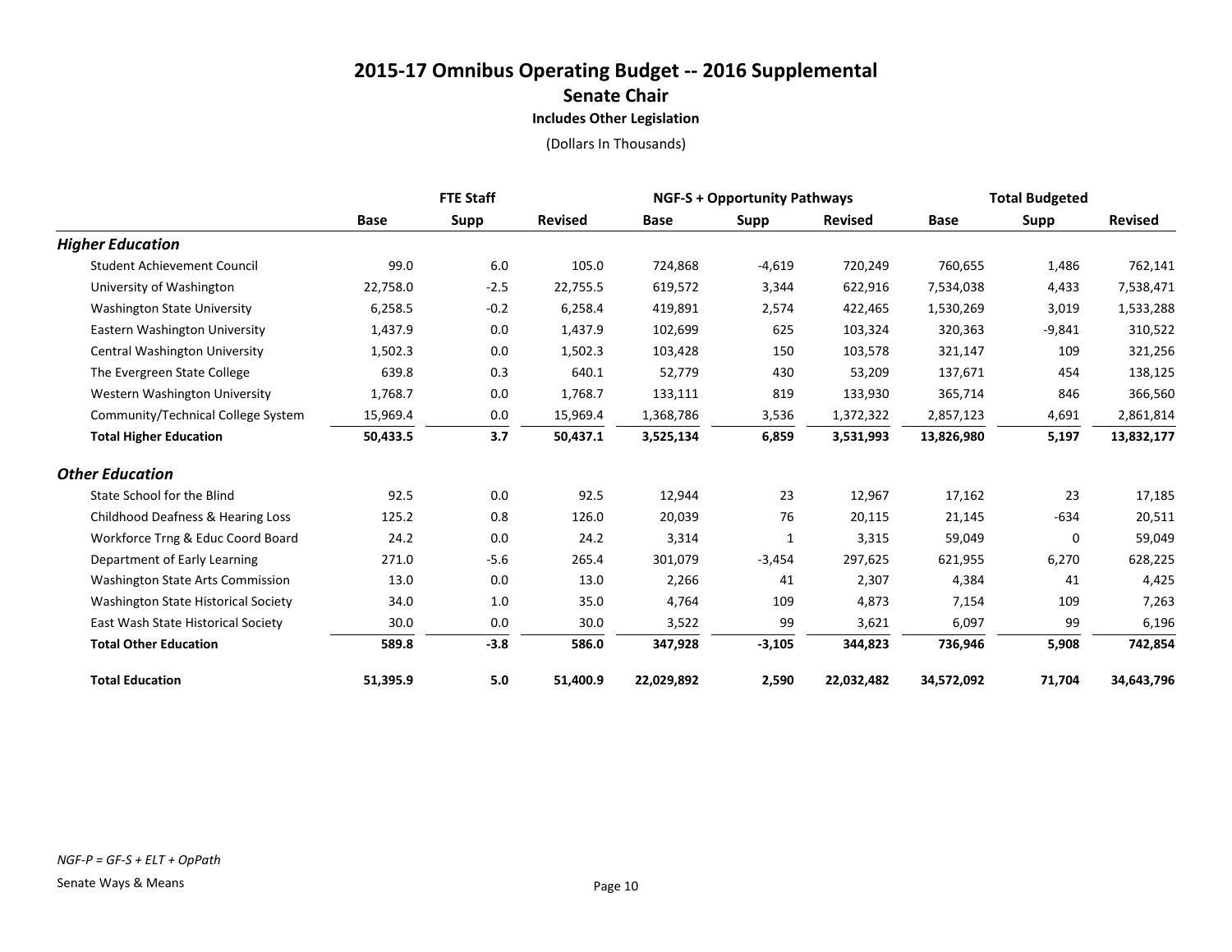# 2015-17 Omnibus Operating Budget -- 2016 Supplemental

## Senate Chair

### Includes Other Legislation

(Dollars In Thousands)

| | FTE Staff | | | NGF-S + Opportunity Pathways | | | Total Budgeted | | |
|---|---|---|---|---|---|---|---|---|---|
| | Base | Supp | Revised | Base | Supp | Revised | Base | Supp | Revised |
| ***Higher Education*** | | | | | | | | | |
| Student Achievement Council | 99.0 | 6.0 | 105.0 | 724,868 | -4,619 | 720,249 | 760,655 | 1,486 | 762,141 |
| University of Washington | 22,758.0 | -2.5 | 22,755.5 | 619,572 | 3,344 | 622,916 | 7,534,038 | 4,433 | 7,538,471 |
| Washington State University | 6,258.5 | -0.2 | 6,258.4 | 419,891 | 2,574 | 422,465 | 1,530,269 | 3,019 | 1,533,288 |
| Eastern Washington University | 1,437.9 | 0.0 | 1,437.9 | 102,699 | 625 | 103,324 | 320,363 | -9,841 | 310,522 |
| Central Washington University | 1,502.3 | 0.0 | 1,502.3 | 103,428 | 150 | 103,578 | 321,147 | 109 | 321,256 |
| The Evergreen State College | 639.8 | 0.3 | 640.1 | 52,779 | 430 | 53,209 | 137,671 | 454 | 138,125 |
| Western Washington University | 1,768.7 | 0.0 | 1,768.7 | 133,111 | 819 | 133,930 | 365,714 | 846 | 366,560 |
| Community/Technical College System | 15,969.4 | 0.0 | 15,969.4 | 1,368,786 | 3,536 | 1,372,322 | 2,857,123 | 4,691 | 2,861,814 |
| **Total Higher Education** | **50,433.5** | **3.7** | **50,437.1** | **3,525,134** | **6,859** | **3,531,993** | **13,826,980** | **5,197** | **13,832,177** |
| ***Other Education*** | | | | | | | | | |
| State School for the Blind | 92.5 | 0.0 | 92.5 | 12,944 | 23 | 12,967 | 17,162 | 23 | 17,185 |
| Childhood Deafness & Hearing Loss | 125.2 | 0.8 | 126.0 | 20,039 | 76 | 20,115 | 21,145 | -634 | 20,511 |
| Workforce Trng & Educ Coord Board | 24.2 | 0.0 | 24.2 | 3,314 | 1 | 3,315 | 59,049 | 0 | 59,049 |
| Department of Early Learning | 271.0 | -5.6 | 265.4 | 301,079 | -3,454 | 297,625 | 621,955 | 6,270 | 628,225 |
| Washington State Arts Commission | 13.0 | 0.0 | 13.0 | 2,266 | 41 | 2,307 | 4,384 | 41 | 4,425 |
| Washington State Historical Society | 34.0 | 1.0 | 35.0 | 4,764 | 109 | 4,873 | 7,154 | 109 | 7,263 |
| East Wash State Historical Society | 30.0 | 0.0 | 30.0 | 3,522 | 99 | 3,621 | 6,097 | 99 | 6,196 |
| **Total Other Education** | **589.8** | **-3.8** | **586.0** | **347,928** | **-3,105** | **344,823** | **736,946** | **5,908** | **742,854** |
| **Total Education** | **51,395.9** | **5.0** | **51,400.9** | **22,029,892** | **2,590** | **22,032,482** | **34,572,092** | **71,704** | **34,643,796** |

*NGF-P = GF-S + ELT + OpPath*

Senate Ways & Means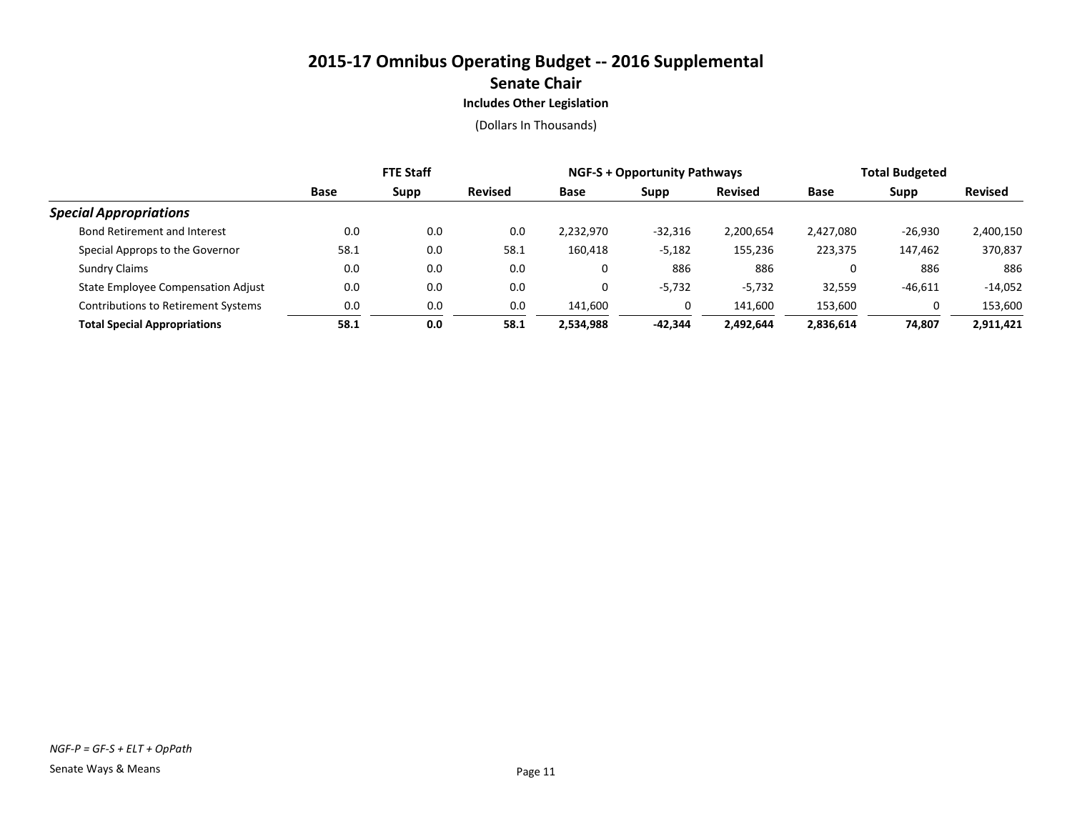# 2015-17 Omnibus Operating Budget -- 2016 Supplemental

## Senate Chair

### Includes Other Legislation

(Dollars In Thousands)

| | FTE Staff | | | NGF-S + Opportunity Pathways | | | Total Budgeted | | |
|---|---|---|---|---|---|---|---|---|---|
| | Base | Supp | Revised | Base | Supp | Revised | Base | Supp | Revised |
| ***Special Appropriations*** | | | | | | | | | |
| Bond Retirement and Interest | 0.0 | 0.0 | 0.0 | 2,232,970 | -32,316 | 2,200,654 | 2,427,080 | -26,930 | 2,400,150 |
| Special Approps to the Governor | 58.1 | 0.0 | 58.1 | 160,418 | -5,182 | 155,236 | 223,375 | 147,462 | 370,837 |
| Sundry Claims | 0.0 | 0.0 | 0.0 | 0 | 886 | 886 | 0 | 886 | 886 |
| State Employee Compensation Adjust | 0.0 | 0.0 | 0.0 | 0 | -5,732 | -5,732 | 32,559 | -46,611 | -14,052 |
| Contributions to Retirement Systems | 0.0 | 0.0 | 0.0 | 141,600 | 0 | 141,600 | 153,600 | 0 | 153,600 |
| **Total Special Appropriations** | **58.1** | **0.0** | **58.1** | **2,534,988** | **-42,344** | **2,492,644** | **2,836,614** | **74,807** | **2,911,421** |

*NGF-P = GF-S + ELT + OpPath*

Senate Ways & Means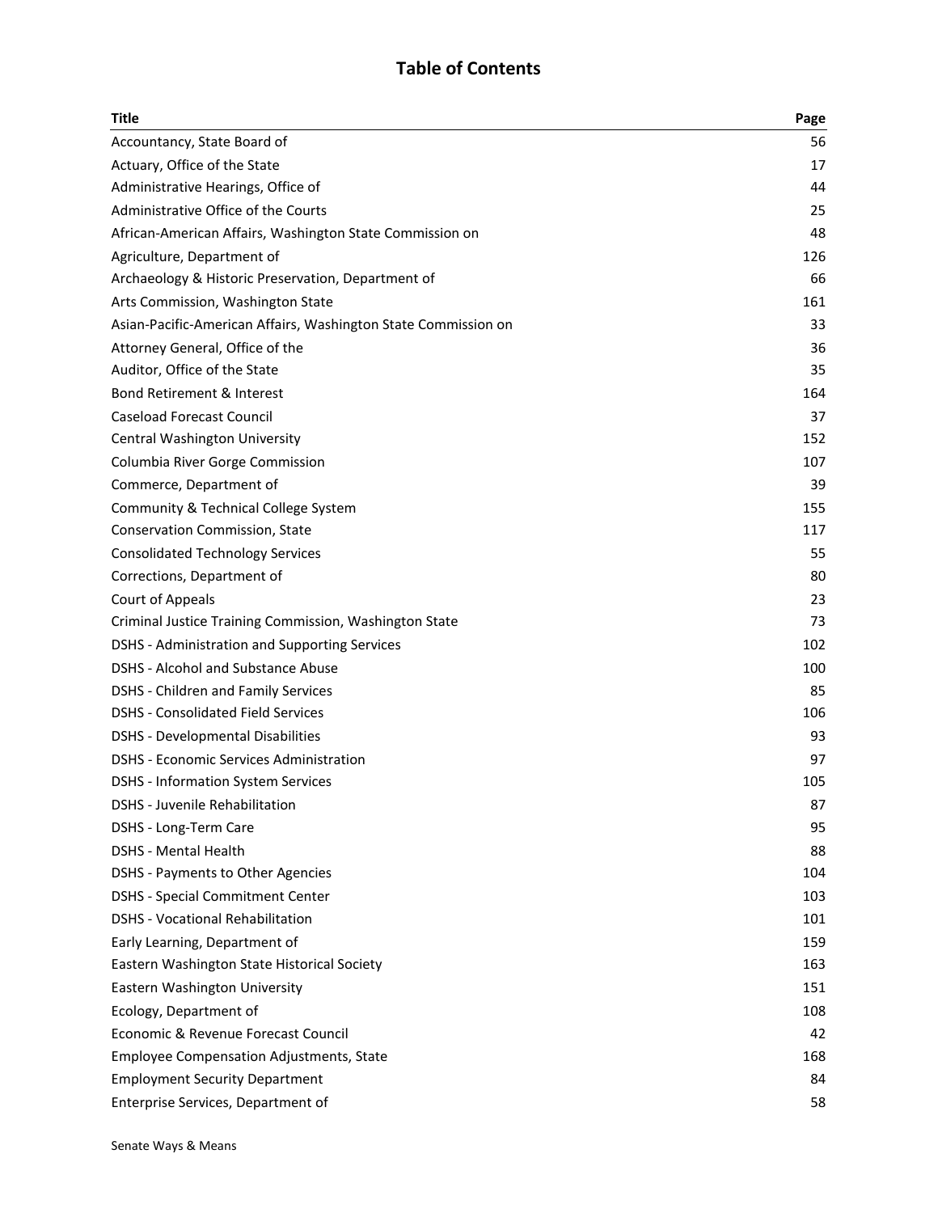# Table of Contents

| Title | Page |
|---|---|
| Accountancy, State Board of | 56 |
| Actuary, Office of the State | 17 |
| Administrative Hearings, Office of | 44 |
| Administrative Office of the Courts | 25 |
| African-American Affairs, Washington State Commission on | 48 |
| Agriculture, Department of | 126 |
| Archaeology & Historic Preservation, Department of | 66 |
| Arts Commission, Washington State | 161 |
| Asian-Pacific-American Affairs, Washington State Commission on | 33 |
| Attorney General, Office of the | 36 |
| Auditor, Office of the State | 35 |
| Bond Retirement & Interest | 164 |
| Caseload Forecast Council | 37 |
| Central Washington University | 152 |
| Columbia River Gorge Commission | 107 |
| Commerce, Department of | 39 |
| Community & Technical College System | 155 |
| Conservation Commission, State | 117 |
| Consolidated Technology Services | 55 |
| Corrections, Department of | 80 |
| Court of Appeals | 23 |
| Criminal Justice Training Commission, Washington State | 73 |
| DSHS - Administration and Supporting Services | 102 |
| DSHS - Alcohol and Substance Abuse | 100 |
| DSHS - Children and Family Services | 85 |
| DSHS - Consolidated Field Services | 106 |
| DSHS - Developmental Disabilities | 93 |
| DSHS - Economic Services Administration | 97 |
| DSHS - Information System Services | 105 |
| DSHS - Juvenile Rehabilitation | 87 |
| DSHS - Long-Term Care | 95 |
| DSHS - Mental Health | 88 |
| DSHS - Payments to Other Agencies | 104 |
| DSHS - Special Commitment Center | 103 |
| DSHS - Vocational Rehabilitation | 101 |
| Early Learning, Department of | 159 |
| Eastern Washington State Historical Society | 163 |
| Eastern Washington University | 151 |
| Ecology, Department of | 108 |
| Economic & Revenue Forecast Council | 42 |
| Employee Compensation Adjustments, State | 168 |
| Employment Security Department | 84 |
| Enterprise Services, Department of | 58 |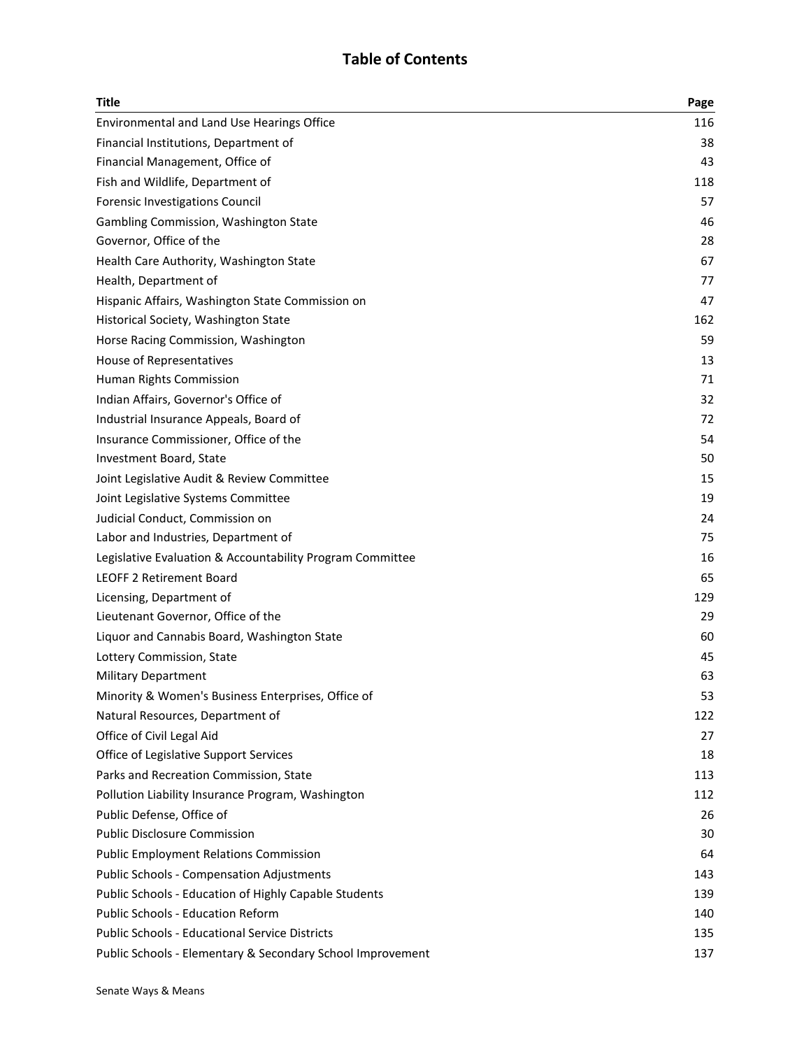# Table of Contents

| Title | Page |
| --- | --- |
| Environmental and Land Use Hearings Office | 116 |
| Financial Institutions, Department of | 38 |
| Financial Management, Office of | 43 |
| Fish and Wildlife, Department of | 118 |
| Forensic Investigations Council | 57 |
| Gambling Commission, Washington State | 46 |
| Governor, Office of the | 28 |
| Health Care Authority, Washington State | 67 |
| Health, Department of | 77 |
| Hispanic Affairs, Washington State Commission on | 47 |
| Historical Society, Washington State | 162 |
| Horse Racing Commission, Washington | 59 |
| House of Representatives | 13 |
| Human Rights Commission | 71 |
| Indian Affairs, Governor's Office of | 32 |
| Industrial Insurance Appeals, Board of | 72 |
| Insurance Commissioner, Office of the | 54 |
| Investment Board, State | 50 |
| Joint Legislative Audit & Review Committee | 15 |
| Joint Legislative Systems Committee | 19 |
| Judicial Conduct, Commission on | 24 |
| Labor and Industries, Department of | 75 |
| Legislative Evaluation & Accountability Program Committee | 16 |
| LEOFF 2 Retirement Board | 65 |
| Licensing, Department of | 129 |
| Lieutenant Governor, Office of the | 29 |
| Liquor and Cannabis Board, Washington State | 60 |
| Lottery Commission, State | 45 |
| Military Department | 63 |
| Minority & Women's Business Enterprises, Office of | 53 |
| Natural Resources, Department of | 122 |
| Office of Civil Legal Aid | 27 |
| Office of Legislative Support Services | 18 |
| Parks and Recreation Commission, State | 113 |
| Pollution Liability Insurance Program, Washington | 112 |
| Public Defense, Office of | 26 |
| Public Disclosure Commission | 30 |
| Public Employment Relations Commission | 64 |
| Public Schools - Compensation Adjustments | 143 |
| Public Schools - Education of Highly Capable Students | 139 |
| Public Schools - Education Reform | 140 |
| Public Schools - Educational Service Districts | 135 |
| Public Schools - Elementary & Secondary School Improvement | 137 |

Senate Ways & Means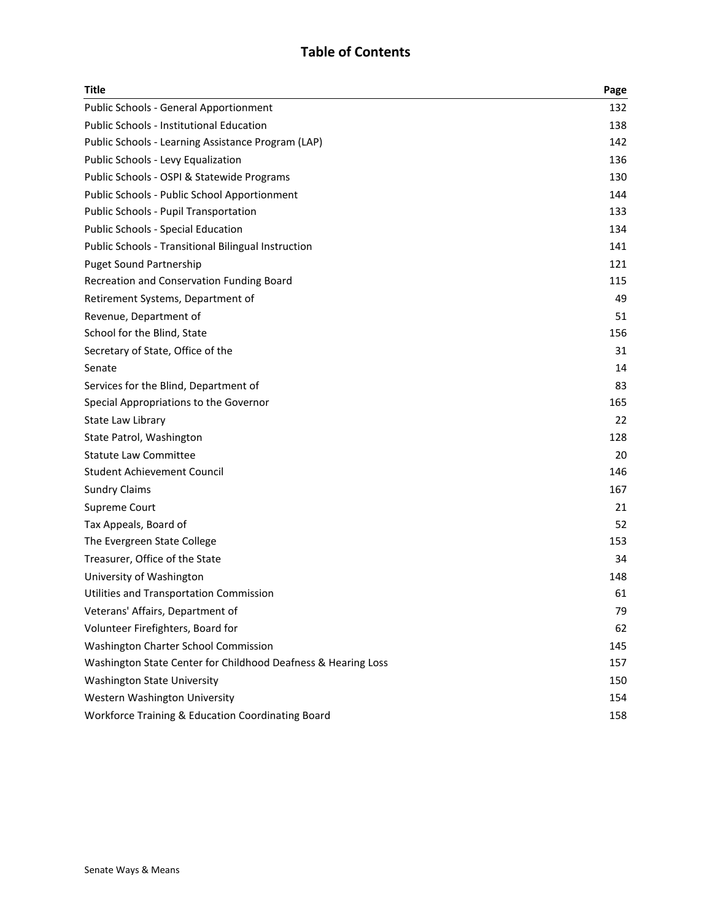# Table of Contents

| Title | Page |
|---|---|
| Public Schools - General Apportionment | 132 |
| Public Schools - Institutional Education | 138 |
| Public Schools - Learning Assistance Program (LAP) | 142 |
| Public Schools - Levy Equalization | 136 |
| Public Schools - OSPI & Statewide Programs | 130 |
| Public Schools - Public School Apportionment | 144 |
| Public Schools - Pupil Transportation | 133 |
| Public Schools - Special Education | 134 |
| Public Schools - Transitional Bilingual Instruction | 141 |
| Puget Sound Partnership | 121 |
| Recreation and Conservation Funding Board | 115 |
| Retirement Systems, Department of | 49 |
| Revenue, Department of | 51 |
| School for the Blind, State | 156 |
| Secretary of State, Office of the | 31 |
| Senate | 14 |
| Services for the Blind, Department of | 83 |
| Special Appropriations to the Governor | 165 |
| State Law Library | 22 |
| State Patrol, Washington | 128 |
| Statute Law Committee | 20 |
| Student Achievement Council | 146 |
| Sundry Claims | 167 |
| Supreme Court | 21 |
| Tax Appeals, Board of | 52 |
| The Evergreen State College | 153 |
| Treasurer, Office of the State | 34 |
| University of Washington | 148 |
| Utilities and Transportation Commission | 61 |
| Veterans' Affairs, Department of | 79 |
| Volunteer Firefighters, Board for | 62 |
| Washington Charter School Commission | 145 |
| Washington State Center for Childhood Deafness & Hearing Loss | 157 |
| Washington State University | 150 |
| Western Washington University | 154 |
| Workforce Training & Education Coordinating Board | 158 |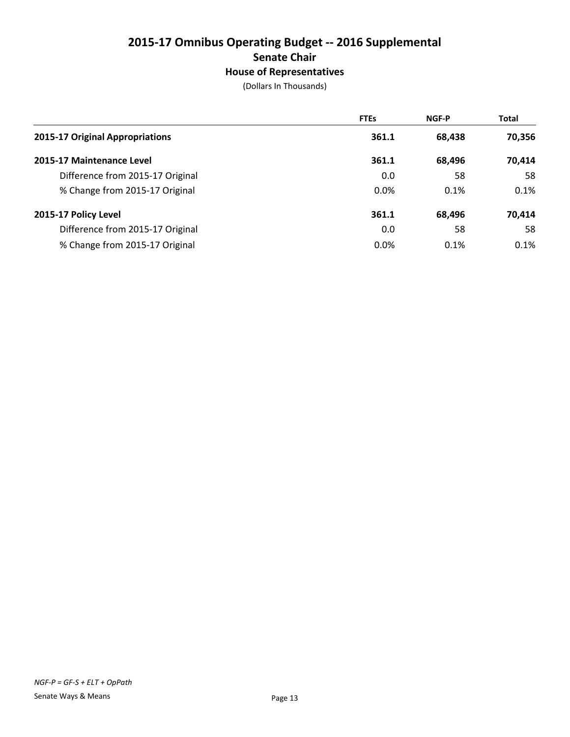# 2015-17 Omnibus Operating Budget -- 2016 Supplemental
## Senate Chair
### House of Representatives
(Dollars In Thousands)

| | FTEs | NGF-P | Total |
|---|---|---|---|
| **2015-17 Original Appropriations** | **361.1** | **68,438** | **70,356** |
| **2015-17 Maintenance Level** | **361.1** | **68,496** | **70,414** |
| Difference from 2015-17 Original | 0.0 | 58 | 58 |
| % Change from 2015-17 Original | 0.0% | 0.1% | 0.1% |
| **2015-17 Policy Level** | **361.1** | **68,496** | **70,414** |
| Difference from 2015-17 Original | 0.0 | 58 | 58 |
| % Change from 2015-17 Original | 0.0% | 0.1% | 0.1% |

*NGF-P = GF-S + ELT + OpPath*

Senate Ways & Means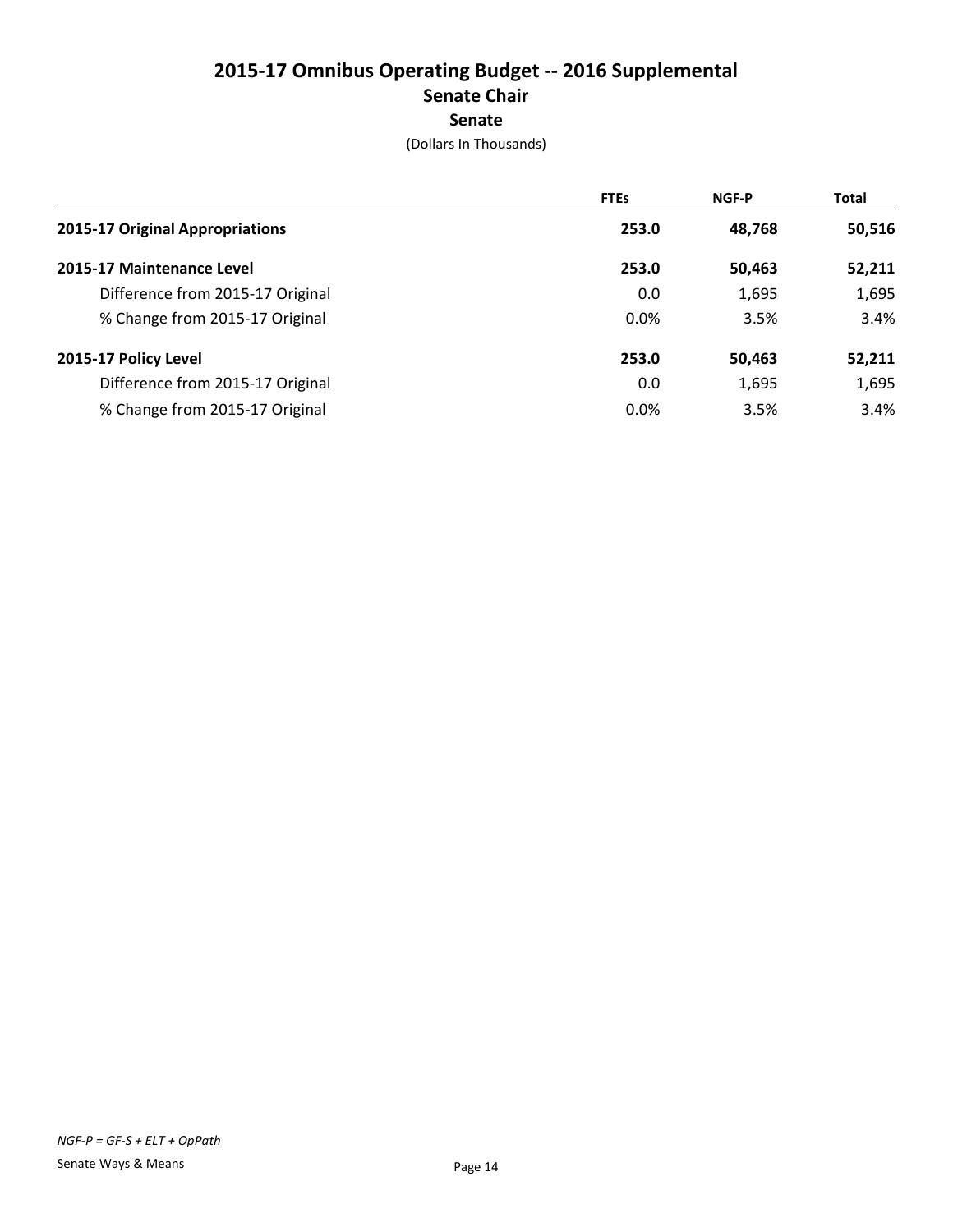# 2015-17 Omnibus Operating Budget -- 2016 Supplemental

## Senate Chair

### Senate

(Dollars In Thousands)

| | FTEs | NGF-P | Total |
|---|---|---|---|
| **2015-17 Original Appropriations** | **253.0** | **48,768** | **50,516** |
| **2015-17 Maintenance Level** | **253.0** | **50,463** | **52,211** |
| Difference from 2015-17 Original | 0.0 | 1,695 | 1,695 |
| % Change from 2015-17 Original | 0.0% | 3.5% | 3.4% |
| **2015-17 Policy Level** | **253.0** | **50,463** | **52,211** |
| Difference from 2015-17 Original | 0.0 | 1,695 | 1,695 |
| % Change from 2015-17 Original | 0.0% | 3.5% | 3.4% |

*NGF-P = GF-S + ELT + OpPath*

Senate Ways & Means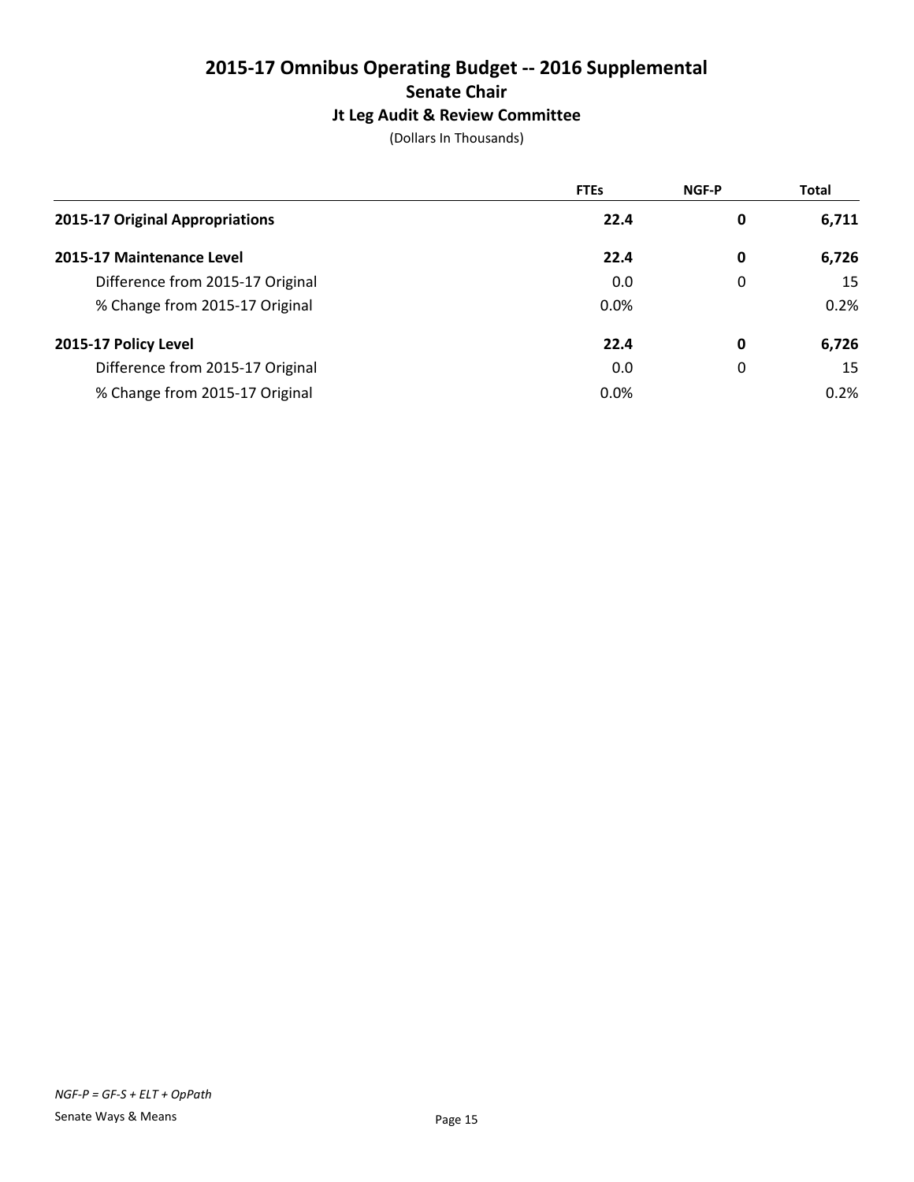# 2015-17 Omnibus Operating Budget -- 2016 Supplemental
## Senate Chair
### Jt Leg Audit & Review Committee
(Dollars In Thousands)

| | FTEs | NGF-P | Total |
|---|---|---|---|
| **2015-17 Original Appropriations** | **22.4** | **0** | **6,711** |
| **2015-17 Maintenance Level** | **22.4** | **0** | **6,726** |
| Difference from 2015-17 Original | 0.0 | 0 | 15 |
| % Change from 2015-17 Original | 0.0% | | 0.2% |
| **2015-17 Policy Level** | **22.4** | **0** | **6,726** |
| Difference from 2015-17 Original | 0.0 | 0 | 15 |
| % Change from 2015-17 Original | 0.0% | | 0.2% |

*NGF-P = GF-S + ELT + OpPath*

Senate Ways & Means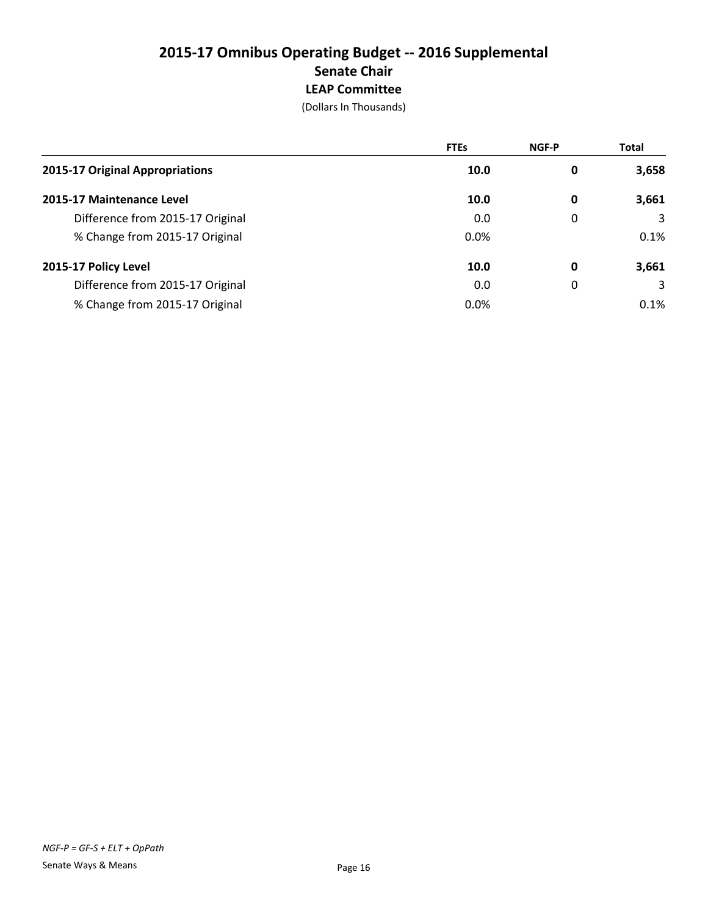# 2015-17 Omnibus Operating Budget -- 2016 Supplemental

## Senate Chair

### LEAP Committee

(Dollars In Thousands)

| | FTEs | NGF-P | Total |
|---|---|---|---|
| **2015-17 Original Appropriations** | **10.0** | **0** | **3,658** |
| **2015-17 Maintenance Level** | **10.0** | **0** | **3,661** |
| Difference from 2015-17 Original | 0.0 | 0 | 3 |
| % Change from 2015-17 Original | 0.0% | | 0.1% |
| **2015-17 Policy Level** | **10.0** | **0** | **3,661** |
| Difference from 2015-17 Original | 0.0 | 0 | 3 |
| % Change from 2015-17 Original | 0.0% | | 0.1% |

*NGF-P = GF-S + ELT + OpPath*

Senate Ways & Means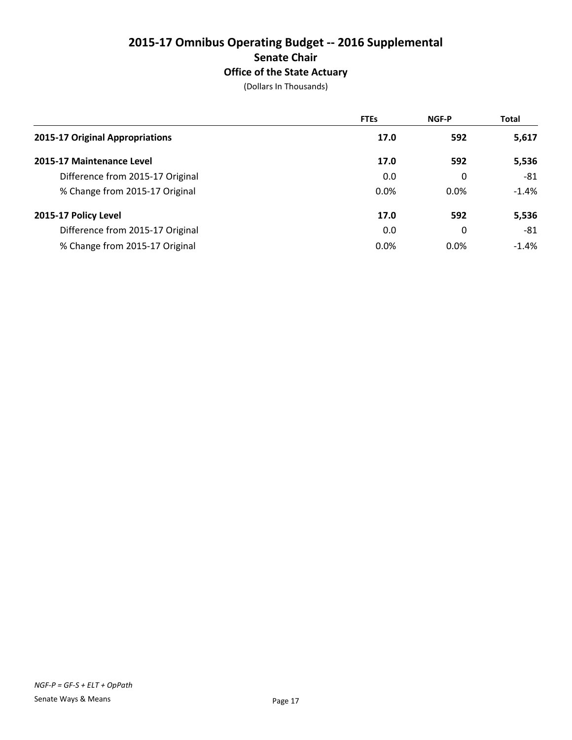# 2015-17 Omnibus Operating Budget -- 2016 Supplemental
## Senate Chair
### Office of the State Actuary
(Dollars In Thousands)

| | FTEs | NGF-P | Total |
|---|---|---|---|
| **2015-17 Original Appropriations** | **17.0** | **592** | **5,617** |
| **2015-17 Maintenance Level** | **17.0** | **592** | **5,536** |
| Difference from 2015-17 Original | 0.0 | 0 | -81 |
| % Change from 2015-17 Original | 0.0% | 0.0% | -1.4% |
| **2015-17 Policy Level** | **17.0** | **592** | **5,536** |
| Difference from 2015-17 Original | 0.0 | 0 | -81 |
| % Change from 2015-17 Original | 0.0% | 0.0% | -1.4% |

*NGF-P = GF-S + ELT + OpPath*

Senate Ways & Means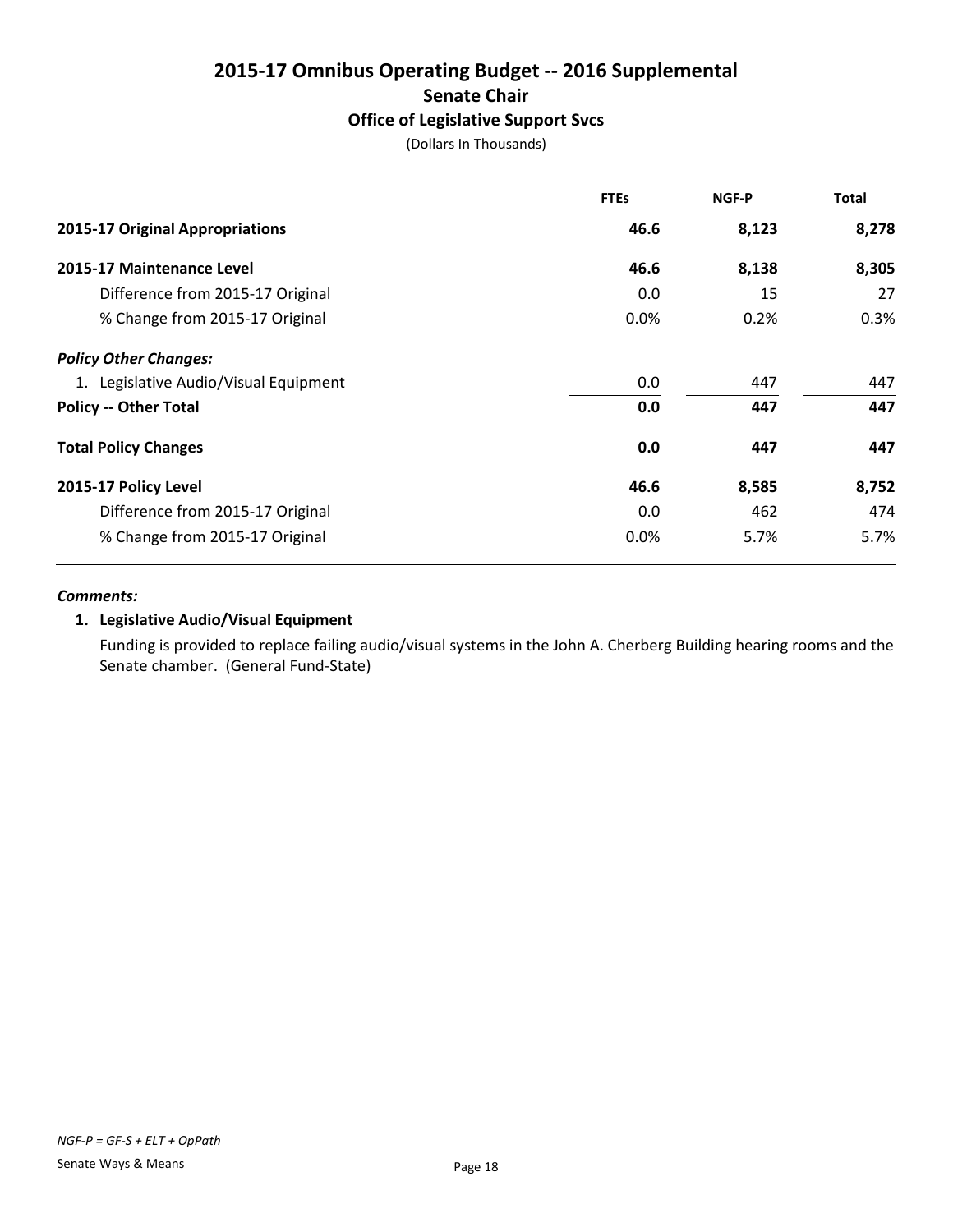# 2015-17 Omnibus Operating Budget -- 2016 Supplemental

## Senate Chair

### Office of Legislative Support Svcs

(Dollars In Thousands)

| | FTEs | NGF-P | Total |
|---|---|---|---|
| **2015-17 Original Appropriations** | **46.6** | **8,123** | **8,278** |
| **2015-17 Maintenance Level** | **46.6** | **8,138** | **8,305** |
| Difference from 2015-17 Original | 0.0 | 15 | 27 |
| % Change from 2015-17 Original | 0.0% | 0.2% | 0.3% |
| ***Policy Other Changes:*** | | | |
| 1. Legislative Audio/Visual Equipment | 0.0 | 447 | 447 |
| **Policy -- Other Total** | **0.0** | **447** | **447** |
| **Total Policy Changes** | **0.0** | **447** | **447** |
| **2015-17 Policy Level** | **46.6** | **8,585** | **8,752** |
| Difference from 2015-17 Original | 0.0 | 462 | 474 |
| % Change from 2015-17 Original | 0.0% | 5.7% | 5.7% |

***Comments:***

**1. Legislative Audio/Visual Equipment**

Funding is provided to replace failing audio/visual systems in the John A. Cherberg Building hearing rooms and the Senate chamber. (General Fund-State)

*NGF-P = GF-S + ELT + OpPath*

Senate Ways & Means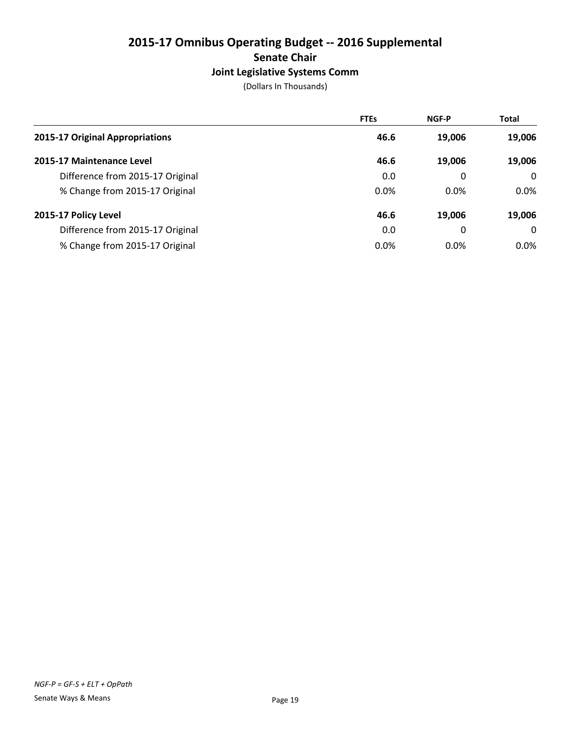# 2015-17 Omnibus Operating Budget -- 2016 Supplemental

## Senate Chair

### Joint Legislative Systems Comm

(Dollars In Thousands)

| | FTEs | NGF-P | Total |
|---|---|---|---|
| **2015-17 Original Appropriations** | **46.6** | **19,006** | **19,006** |
| **2015-17 Maintenance Level** | **46.6** | **19,006** | **19,006** |
| Difference from 2015-17 Original | 0.0 | 0 | 0 |
| % Change from 2015-17 Original | 0.0% | 0.0% | 0.0% |
| **2015-17 Policy Level** | **46.6** | **19,006** | **19,006** |
| Difference from 2015-17 Original | 0.0 | 0 | 0 |
| % Change from 2015-17 Original | 0.0% | 0.0% | 0.0% |

*NGF-P = GF-S + ELT + OpPath*

Senate Ways & Means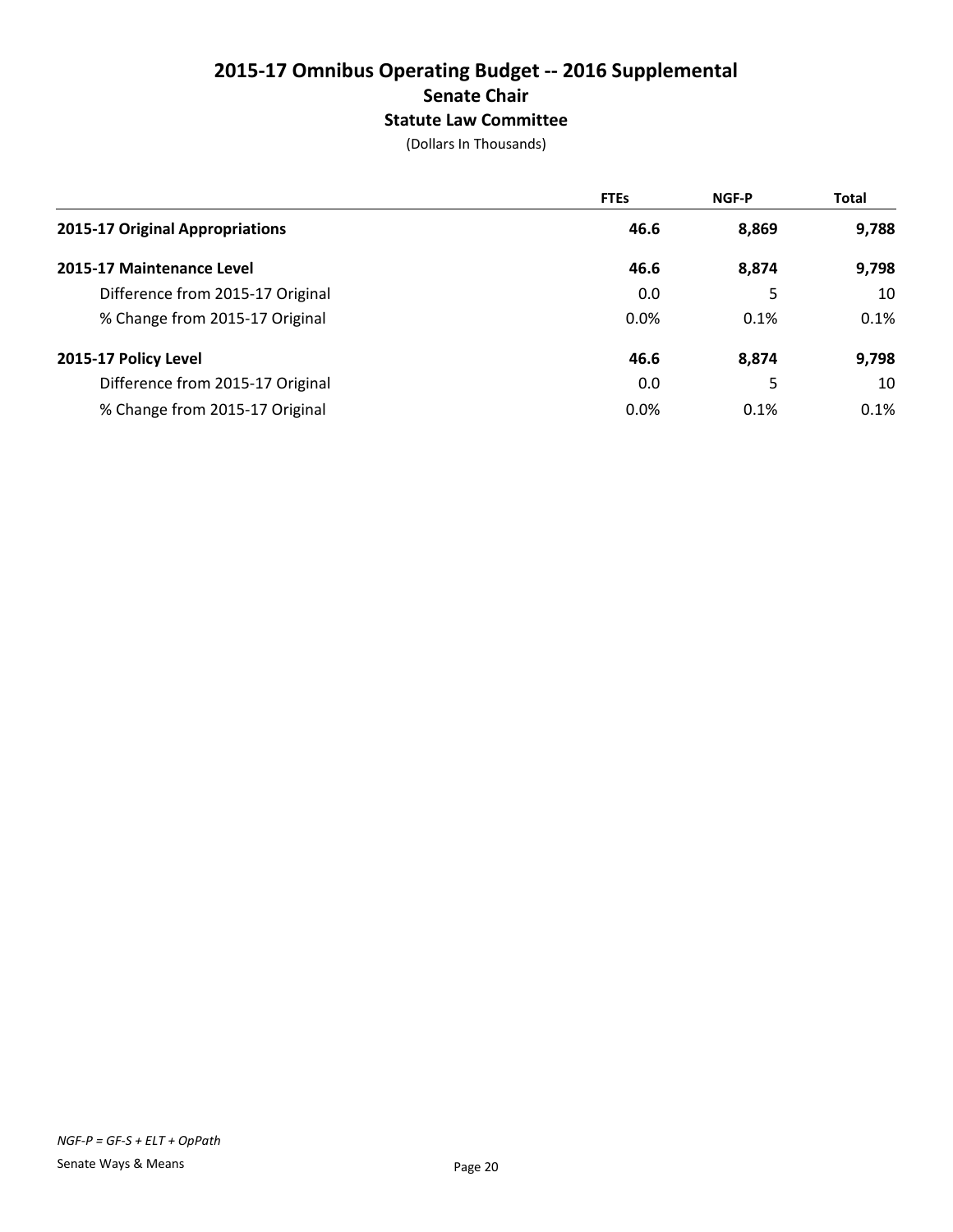# 2015-17 Omnibus Operating Budget -- 2016 Supplemental
## Senate Chair
### Statute Law Committee
(Dollars In Thousands)

| | FTEs | NGF-P | Total |
|---|---|---|---|
| **2015-17 Original Appropriations** | **46.6** | **8,869** | **9,788** |
| **2015-17 Maintenance Level** | **46.6** | **8,874** | **9,798** |
| Difference from 2015-17 Original | 0.0 | 5 | 10 |
| % Change from 2015-17 Original | 0.0% | 0.1% | 0.1% |
| **2015-17 Policy Level** | **46.6** | **8,874** | **9,798** |
| Difference from 2015-17 Original | 0.0 | 5 | 10 |
| % Change from 2015-17 Original | 0.0% | 0.1% | 0.1% |

*NGF-P = GF-S + ELT + OpPath*

Senate Ways & Means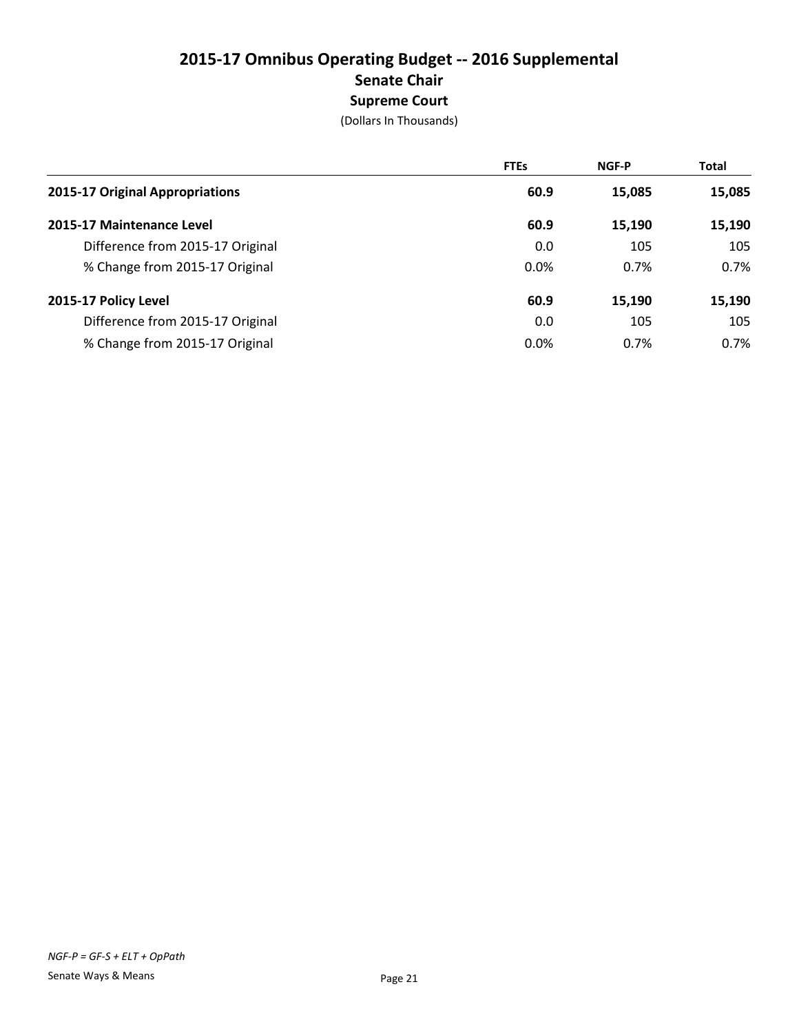# 2015-17 Omnibus Operating Budget -- 2016 Supplemental
## Senate Chair
### Supreme Court

(Dollars In Thousands)

| | FTEs | NGF-P | Total |
|---|---|---|---|
| **2015-17 Original Appropriations** | **60.9** | **15,085** | **15,085** |
| **2015-17 Maintenance Level** | **60.9** | **15,190** | **15,190** |
| Difference from 2015-17 Original | 0.0 | 105 | 105 |
| % Change from 2015-17 Original | 0.0% | 0.7% | 0.7% |
| **2015-17 Policy Level** | **60.9** | **15,190** | **15,190** |
| Difference from 2015-17 Original | 0.0 | 105 | 105 |
| % Change from 2015-17 Original | 0.0% | 0.7% | 0.7% |

*NGF-P = GF-S + ELT + OpPath*

Senate Ways & Means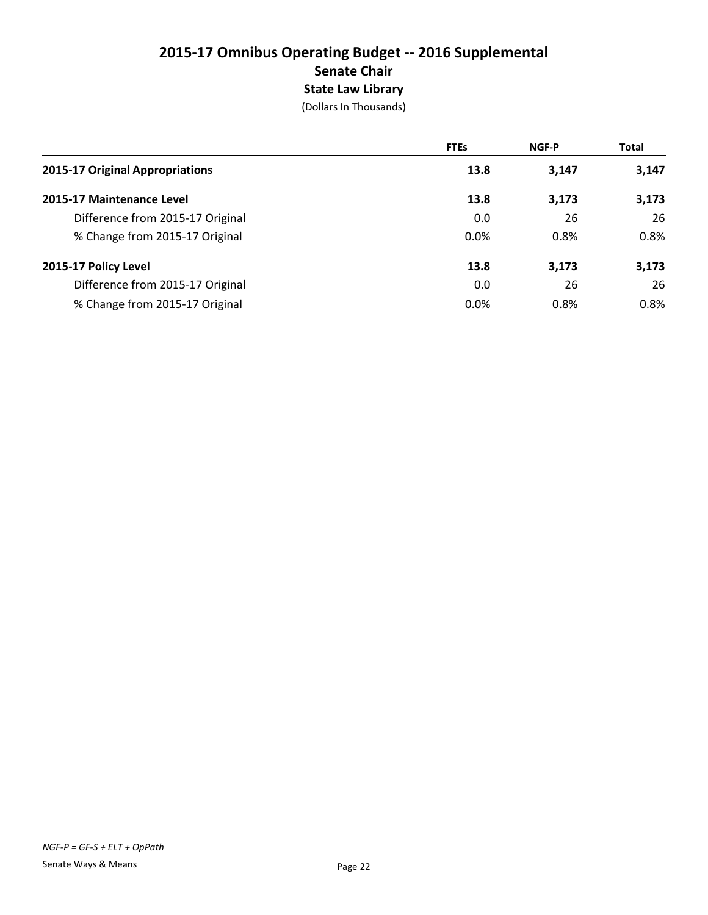# 2015-17 Omnibus Operating Budget -- 2016 Supplemental

## Senate Chair

### State Law Library

(Dollars In Thousands)

| | FTEs | NGF-P | Total |
|---|---|---|---|
| **2015-17 Original Appropriations** | **13.8** | **3,147** | **3,147** |
| **2015-17 Maintenance Level** | **13.8** | **3,173** | **3,173** |
| Difference from 2015-17 Original | 0.0 | 26 | 26 |
| % Change from 2015-17 Original | 0.0% | 0.8% | 0.8% |
| **2015-17 Policy Level** | **13.8** | **3,173** | **3,173** |
| Difference from 2015-17 Original | 0.0 | 26 | 26 |
| % Change from 2015-17 Original | 0.0% | 0.8% | 0.8% |

*NGF-P = GF-S + ELT + OpPath*

Senate Ways & Means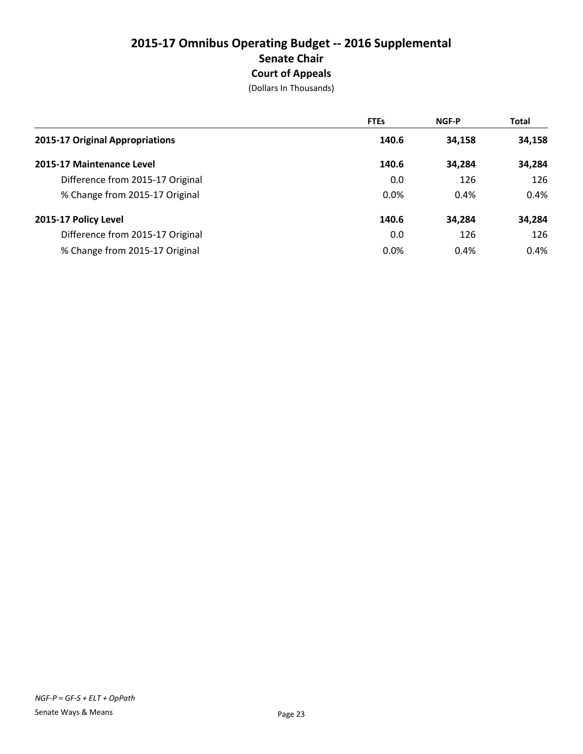# 2015-17 Omnibus Operating Budget -- 2016 Supplemental

## Senate Chair

### Court of Appeals

(Dollars In Thousands)

| | FTEs | NGF-P | Total |
|---|---|---|---|
| **2015-17 Original Appropriations** | **140.6** | **34,158** | **34,158** |
| **2015-17 Maintenance Level** | **140.6** | **34,284** | **34,284** |
| Difference from 2015-17 Original | 0.0 | 126 | 126 |
| % Change from 2015-17 Original | 0.0% | 0.4% | 0.4% |
| **2015-17 Policy Level** | **140.6** | **34,284** | **34,284** |
| Difference from 2015-17 Original | 0.0 | 126 | 126 |
| % Change from 2015-17 Original | 0.0% | 0.4% | 0.4% |

*NGF-P = GF-S + ELT + OpPath*

Senate Ways & Means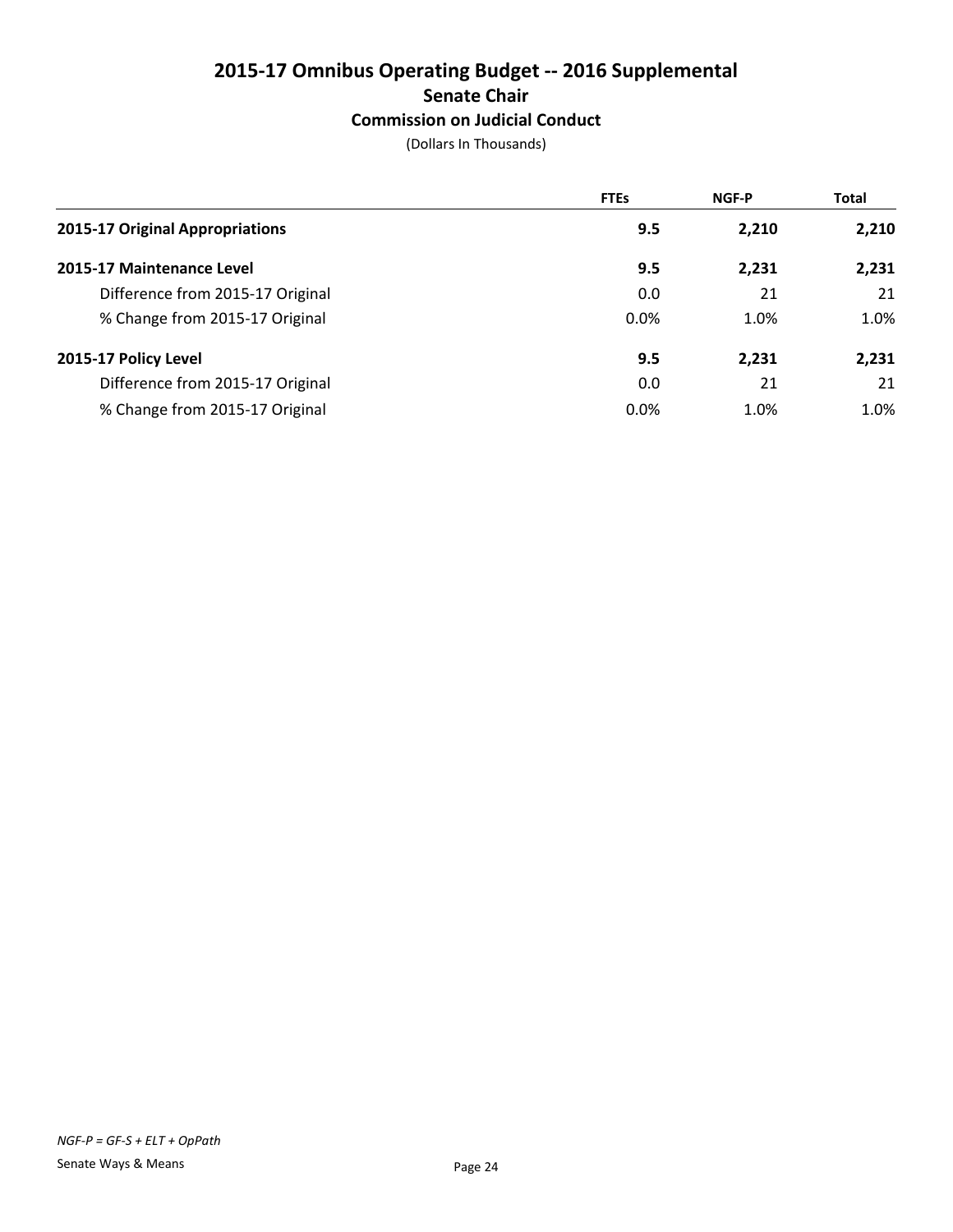# 2015-17 Omnibus Operating Budget -- 2016 Supplemental

## Senate Chair

### Commission on Judicial Conduct

(Dollars In Thousands)

| | FTEs | NGF-P | Total |
|---|---|---|---|
| **2015-17 Original Appropriations** | **9.5** | **2,210** | **2,210** |
| **2015-17 Maintenance Level** | **9.5** | **2,231** | **2,231** |
| Difference from 2015-17 Original | 0.0 | 21 | 21 |
| % Change from 2015-17 Original | 0.0% | 1.0% | 1.0% |
| **2015-17 Policy Level** | **9.5** | **2,231** | **2,231** |
| Difference from 2015-17 Original | 0.0 | 21 | 21 |
| % Change from 2015-17 Original | 0.0% | 1.0% | 1.0% |

*NGF-P = GF-S + ELT + OpPath*

Senate Ways & Means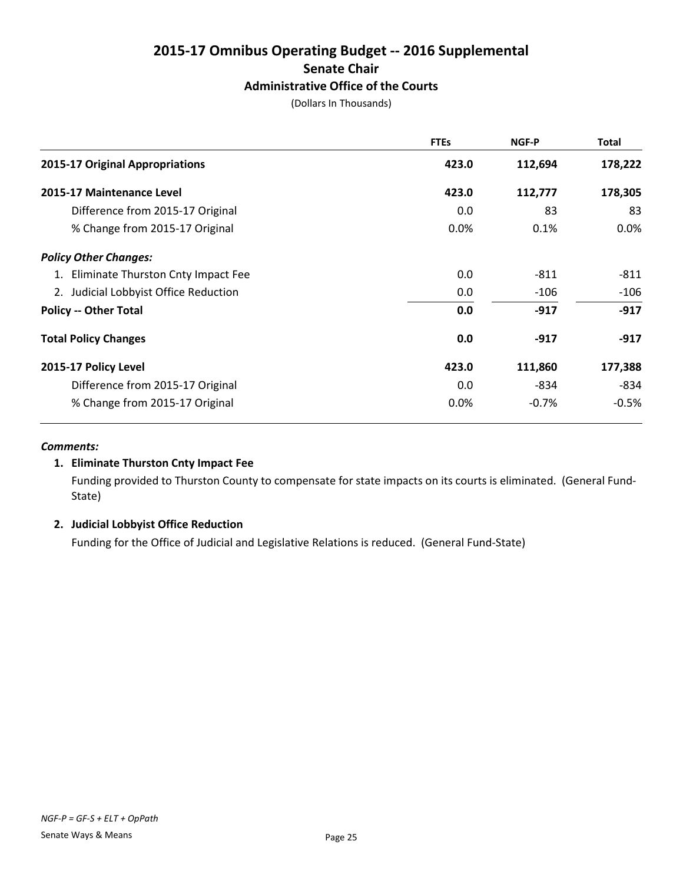# 2015-17 Omnibus Operating Budget -- 2016 Supplemental

## Senate Chair

### Administrative Office of the Courts

(Dollars In Thousands)

| | FTEs | NGF-P | Total |
|---|---|---|---|
| **2015-17 Original Appropriations** | **423.0** | **112,694** | **178,222** |
| **2015-17 Maintenance Level** | **423.0** | **112,777** | **178,305** |
| Difference from 2015-17 Original | 0.0 | 83 | 83 |
| % Change from 2015-17 Original | 0.0% | 0.1% | 0.0% |
| ***Policy Other Changes:*** | | | |
| 1. Eliminate Thurston Cnty Impact Fee | 0.0 | -811 | -811 |
| 2. Judicial Lobbyist Office Reduction | 0.0 | -106 | -106 |
| **Policy -- Other Total** | **0.0** | **-917** | **-917** |
| **Total Policy Changes** | **0.0** | **-917** | **-917** |
| **2015-17 Policy Level** | **423.0** | **111,860** | **177,388** |
| Difference from 2015-17 Original | 0.0 | -834 | -834 |
| % Change from 2015-17 Original | 0.0% | -0.7% | -0.5% |

***Comments:***

**1. Eliminate Thurston Cnty Impact Fee**

Funding provided to Thurston County to compensate for state impacts on its courts is eliminated. (General Fund-State)

**2. Judicial Lobbyist Office Reduction**

Funding for the Office of Judicial and Legislative Relations is reduced. (General Fund-State)

*NGF-P = GF-S + ELT + OpPath*

Senate Ways & Means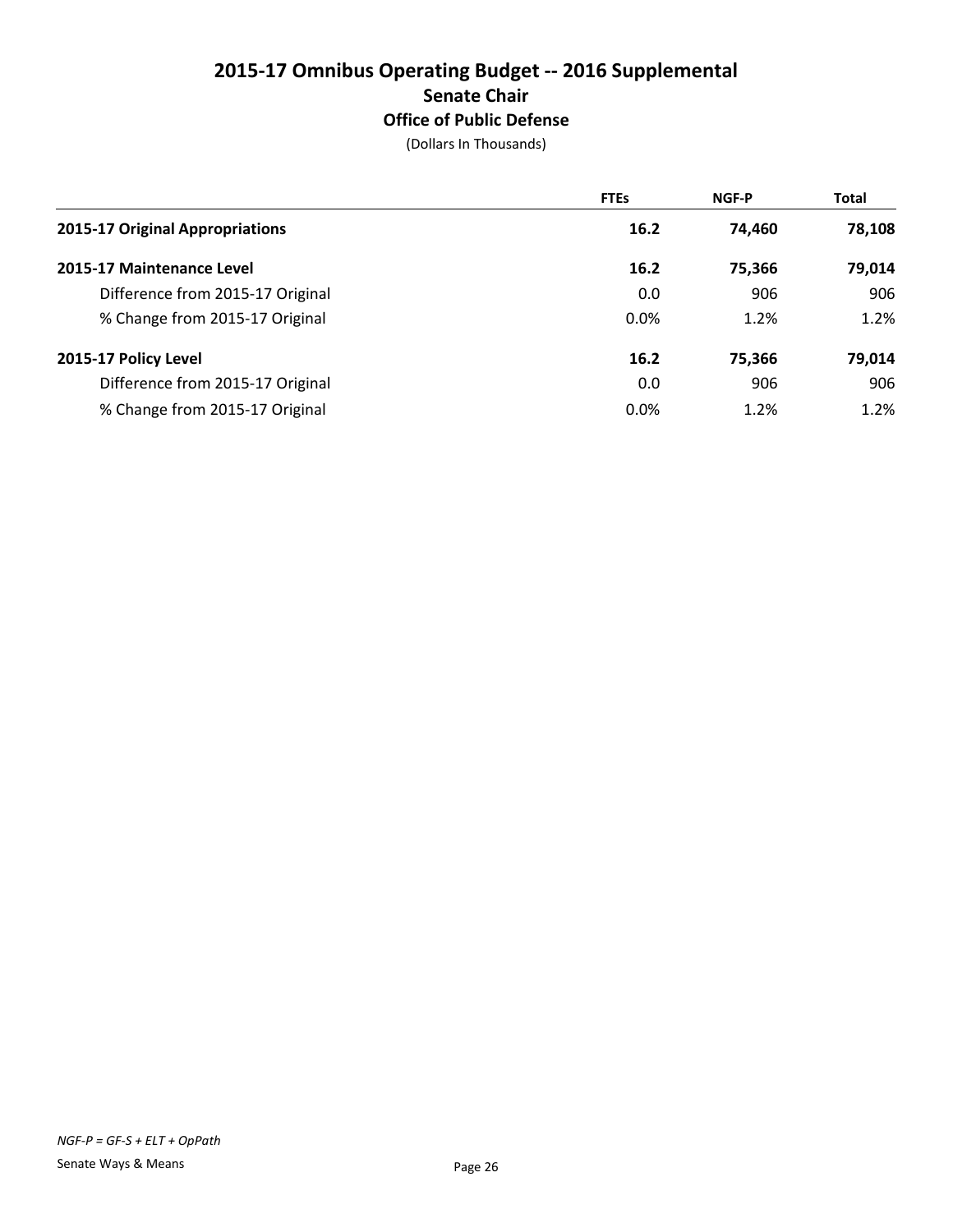# 2015-17 Omnibus Operating Budget -- 2016 Supplemental

## Senate Chair

### Office of Public Defense

(Dollars In Thousands)

| | FTEs | NGF-P | Total |
|---|---|---|---|
| **2015-17 Original Appropriations** | **16.2** | **74,460** | **78,108** |
| **2015-17 Maintenance Level** | **16.2** | **75,366** | **79,014** |
| Difference from 2015-17 Original | 0.0 | 906 | 906 |
| % Change from 2015-17 Original | 0.0% | 1.2% | 1.2% |
| **2015-17 Policy Level** | **16.2** | **75,366** | **79,014** |
| Difference from 2015-17 Original | 0.0 | 906 | 906 |
| % Change from 2015-17 Original | 0.0% | 1.2% | 1.2% |

*NGF-P = GF-S + ELT + OpPath*

Senate Ways & Means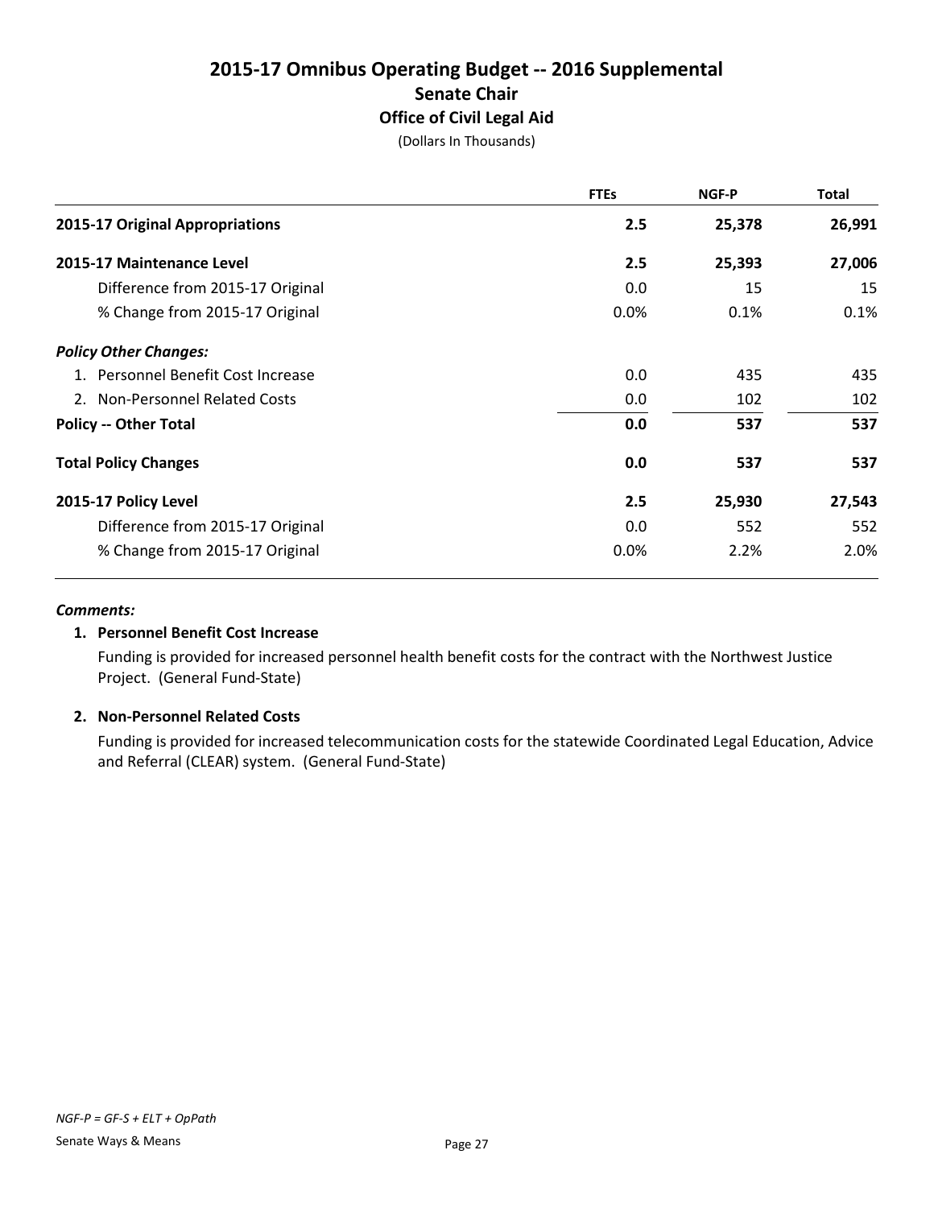# 2015-17 Omnibus Operating Budget -- 2016 Supplemental

## Senate Chair

### Office of Civil Legal Aid

(Dollars In Thousands)

| | FTEs | NGF-P | Total |
|---|---|---|---|
| **2015-17 Original Appropriations** | **2.5** | **25,378** | **26,991** |
| **2015-17 Maintenance Level** | **2.5** | **25,393** | **27,006** |
| Difference from 2015-17 Original | 0.0 | 15 | 15 |
| % Change from 2015-17 Original | 0.0% | 0.1% | 0.1% |
| ***Policy Other Changes:*** | | | |
| 1. Personnel Benefit Cost Increase | 0.0 | 435 | 435 |
| 2. Non-Personnel Related Costs | 0.0 | 102 | 102 |
| **Policy -- Other Total** | **0.0** | **537** | **537** |
| **Total Policy Changes** | **0.0** | **537** | **537** |
| **2015-17 Policy Level** | **2.5** | **25,930** | **27,543** |
| Difference from 2015-17 Original | 0.0 | 552 | 552 |
| % Change from 2015-17 Original | 0.0% | 2.2% | 2.0% |

***Comments:***

**1. Personnel Benefit Cost Increase**

Funding is provided for increased personnel health benefit costs for the contract with the Northwest Justice Project. (General Fund-State)

**2. Non-Personnel Related Costs**

Funding is provided for increased telecommunication costs for the statewide Coordinated Legal Education, Advice and Referral (CLEAR) system. (General Fund-State)

*NGF-P = GF-S + ELT + OpPath*

Senate Ways & Means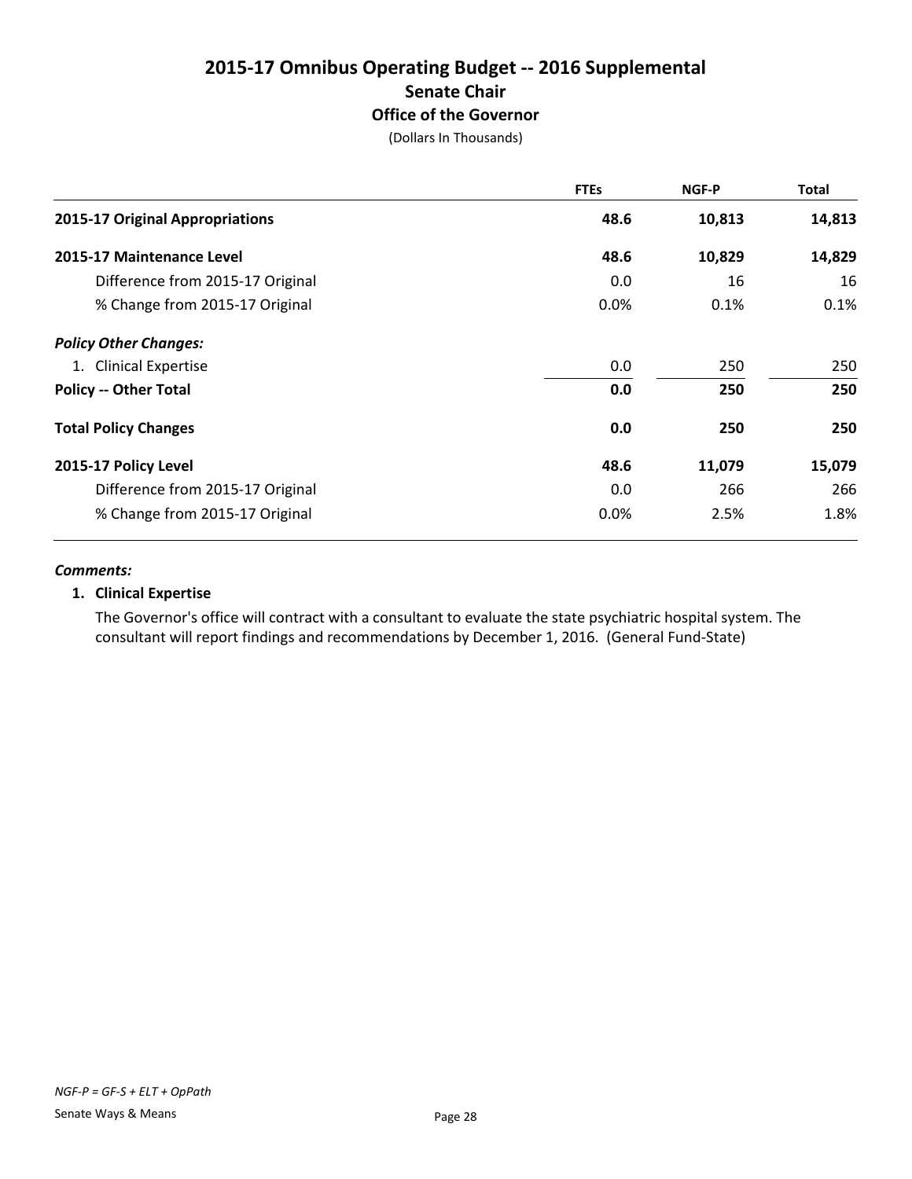# 2015-17 Omnibus Operating Budget -- 2016 Supplemental

## Senate Chair

### Office of the Governor

(Dollars In Thousands)

| | FTEs | NGF-P | Total |
|---|---|---|---|
| **2015-17 Original Appropriations** | **48.6** | **10,813** | **14,813** |
| **2015-17 Maintenance Level** | **48.6** | **10,829** | **14,829** |
| Difference from 2015-17 Original | 0.0 | 16 | 16 |
| % Change from 2015-17 Original | 0.0% | 0.1% | 0.1% |
| ***Policy Other Changes:*** | | | |
| 1. Clinical Expertise | 0.0 | 250 | 250 |
| **Policy -- Other Total** | **0.0** | **250** | **250** |
| **Total Policy Changes** | **0.0** | **250** | **250** |
| **2015-17 Policy Level** | **48.6** | **11,079** | **15,079** |
| Difference from 2015-17 Original | 0.0 | 266 | 266 |
| % Change from 2015-17 Original | 0.0% | 2.5% | 1.8% |

***Comments:***

**1. Clinical Expertise**

The Governor's office will contract with a consultant to evaluate the state psychiatric hospital system. The consultant will report findings and recommendations by December 1, 2016. (General Fund-State)

*NGF-P = GF-S + ELT + OpPath*

Senate Ways & Means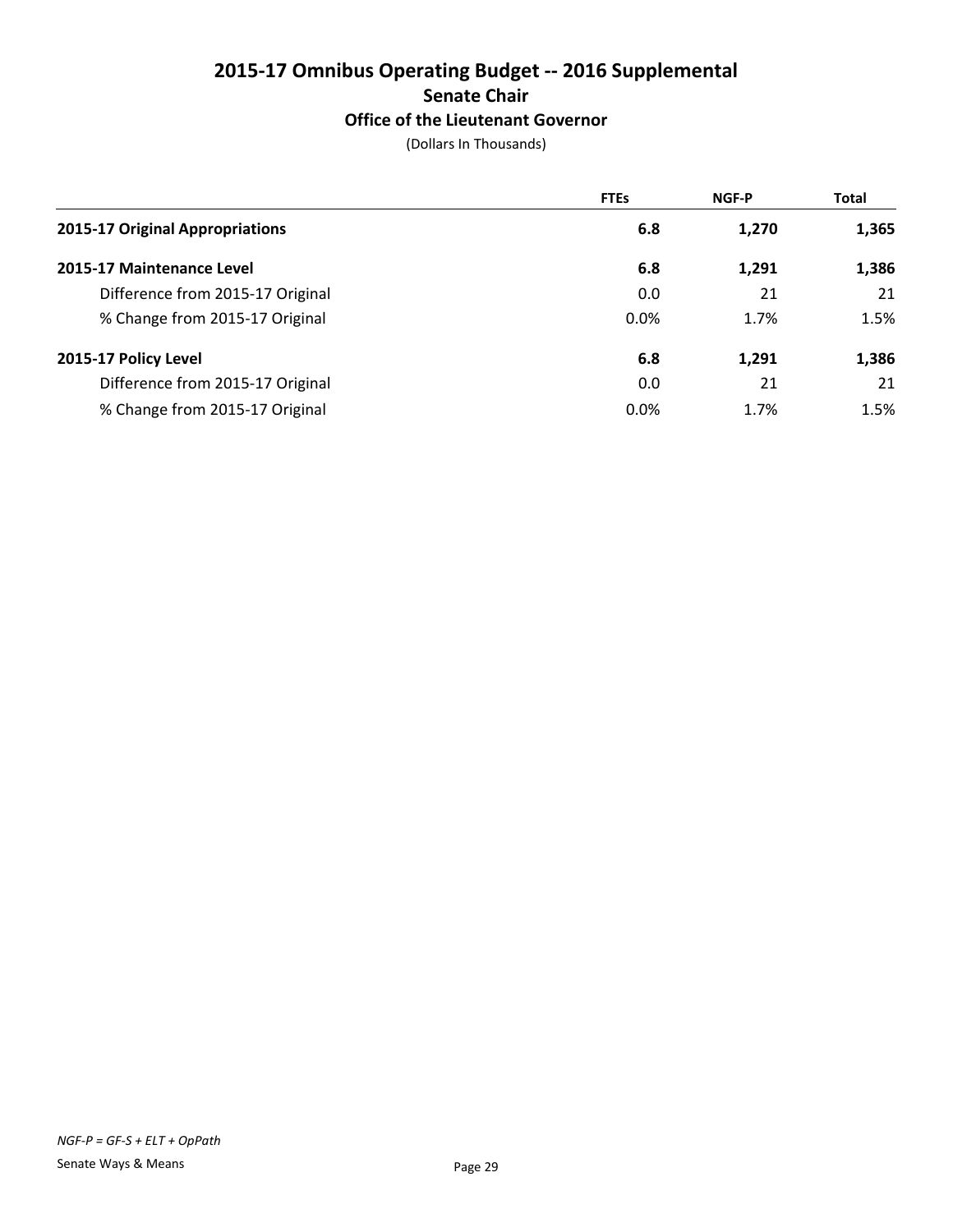# 2015-17 Omnibus Operating Budget -- 2016 Supplemental

## Senate Chair

### Office of the Lieutenant Governor

(Dollars In Thousands)

| | FTEs | NGF-P | Total |
|---|---|---|---|
| **2015-17 Original Appropriations** | **6.8** | **1,270** | **1,365** |
| **2015-17 Maintenance Level** | **6.8** | **1,291** | **1,386** |
| Difference from 2015-17 Original | 0.0 | 21 | 21 |
| % Change from 2015-17 Original | 0.0% | 1.7% | 1.5% |
| **2015-17 Policy Level** | **6.8** | **1,291** | **1,386** |
| Difference from 2015-17 Original | 0.0 | 21 | 21 |
| % Change from 2015-17 Original | 0.0% | 1.7% | 1.5% |

*NGF-P = GF-S + ELT + OpPath*

Senate Ways & Means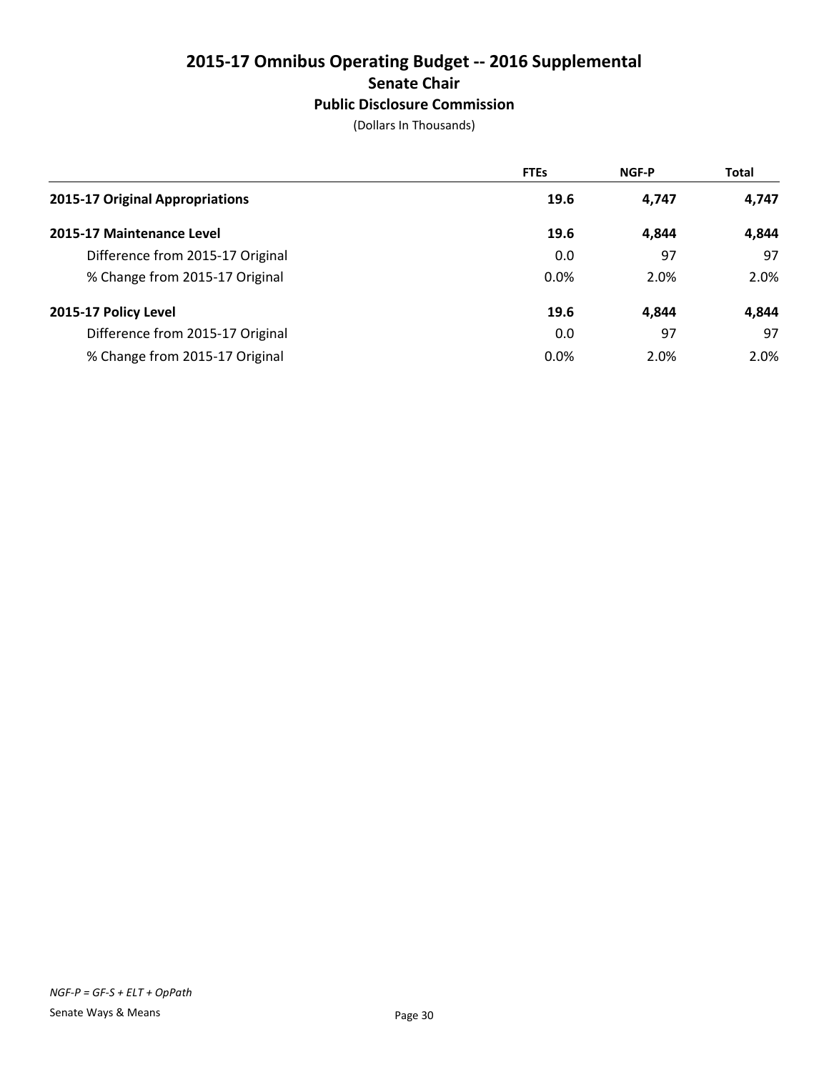# 2015-17 Omnibus Operating Budget -- 2016 Supplemental

## Senate Chair

### Public Disclosure Commission

(Dollars In Thousands)

| | FTEs | NGF-P | Total |
|---|---|---|---|
| **2015-17 Original Appropriations** | **19.6** | **4,747** | **4,747** |
| **2015-17 Maintenance Level** | **19.6** | **4,844** | **4,844** |
| Difference from 2015-17 Original | 0.0 | 97 | 97 |
| % Change from 2015-17 Original | 0.0% | 2.0% | 2.0% |
| **2015-17 Policy Level** | **19.6** | **4,844** | **4,844** |
| Difference from 2015-17 Original | 0.0 | 97 | 97 |
| % Change from 2015-17 Original | 0.0% | 2.0% | 2.0% |

*NGF-P = GF-S + ELT + OpPath*

Senate Ways & Means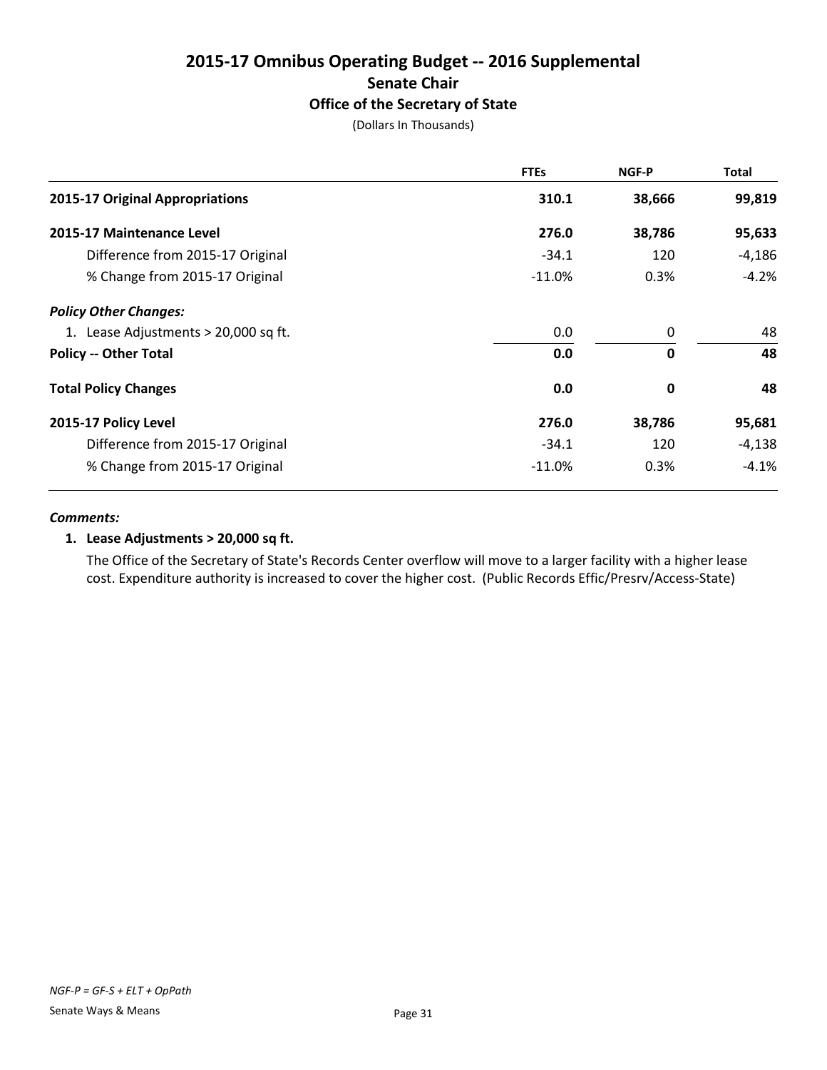# 2015-17 Omnibus Operating Budget -- 2016 Supplemental
## Senate Chair
### Office of the Secretary of State
(Dollars In Thousands)

| | FTEs | NGF-P | Total |
|---|---|---|---|
| **2015-17 Original Appropriations** | **310.1** | **38,666** | **99,819** |
| **2015-17 Maintenance Level** | **276.0** | **38,786** | **95,633** |
| Difference from 2015-17 Original | -34.1 | 120 | -4,186 |
| % Change from 2015-17 Original | -11.0% | 0.3% | -4.2% |
| ***Policy Other Changes:*** | | | |
| 1. Lease Adjustments > 20,000 sq ft. | 0.0 | 0 | 48 |
| **Policy -- Other Total** | **0.0** | **0** | **48** |
| **Total Policy Changes** | **0.0** | **0** | **48** |
| **2015-17 Policy Level** | **276.0** | **38,786** | **95,681** |
| Difference from 2015-17 Original | -34.1 | 120 | -4,138 |
| % Change from 2015-17 Original | -11.0% | 0.3% | -4.1% |

***Comments:***

**1. Lease Adjustments > 20,000 sq ft.**

The Office of the Secretary of State's Records Center overflow will move to a larger facility with a higher lease cost. Expenditure authority is increased to cover the higher cost. (Public Records Effic/Presrv/Access-State)

*NGF-P = GF-S + ELT + OpPath*

Senate Ways & Means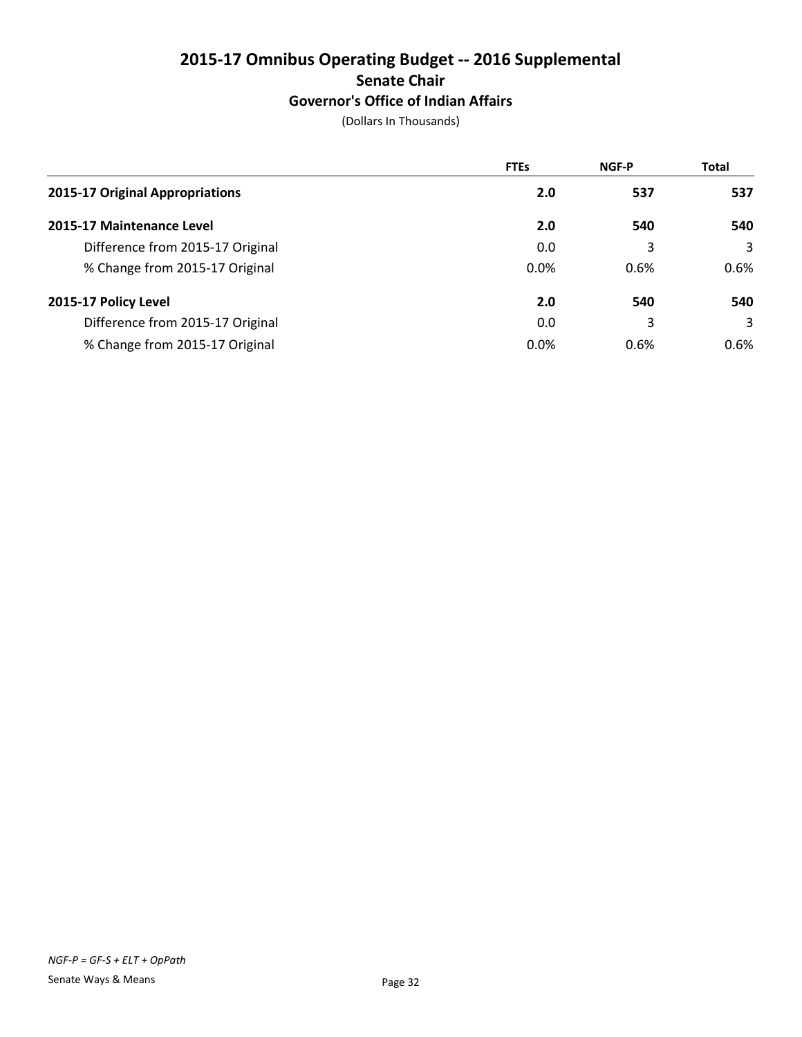# 2015-17 Omnibus Operating Budget -- 2016 Supplemental

## Senate Chair

### Governor's Office of Indian Affairs

(Dollars In Thousands)

| | FTEs | NGF-P | Total |
|---|---|---|---|
| **2015-17 Original Appropriations** | **2.0** | **537** | **537** |
| **2015-17 Maintenance Level** | **2.0** | **540** | **540** |
| Difference from 2015-17 Original | 0.0 | 3 | 3 |
| % Change from 2015-17 Original | 0.0% | 0.6% | 0.6% |
| **2015-17 Policy Level** | **2.0** | **540** | **540** |
| Difference from 2015-17 Original | 0.0 | 3 | 3 |
| % Change from 2015-17 Original | 0.0% | 0.6% | 0.6% |

*NGF-P = GF-S + ELT + OpPath*

Senate Ways & Means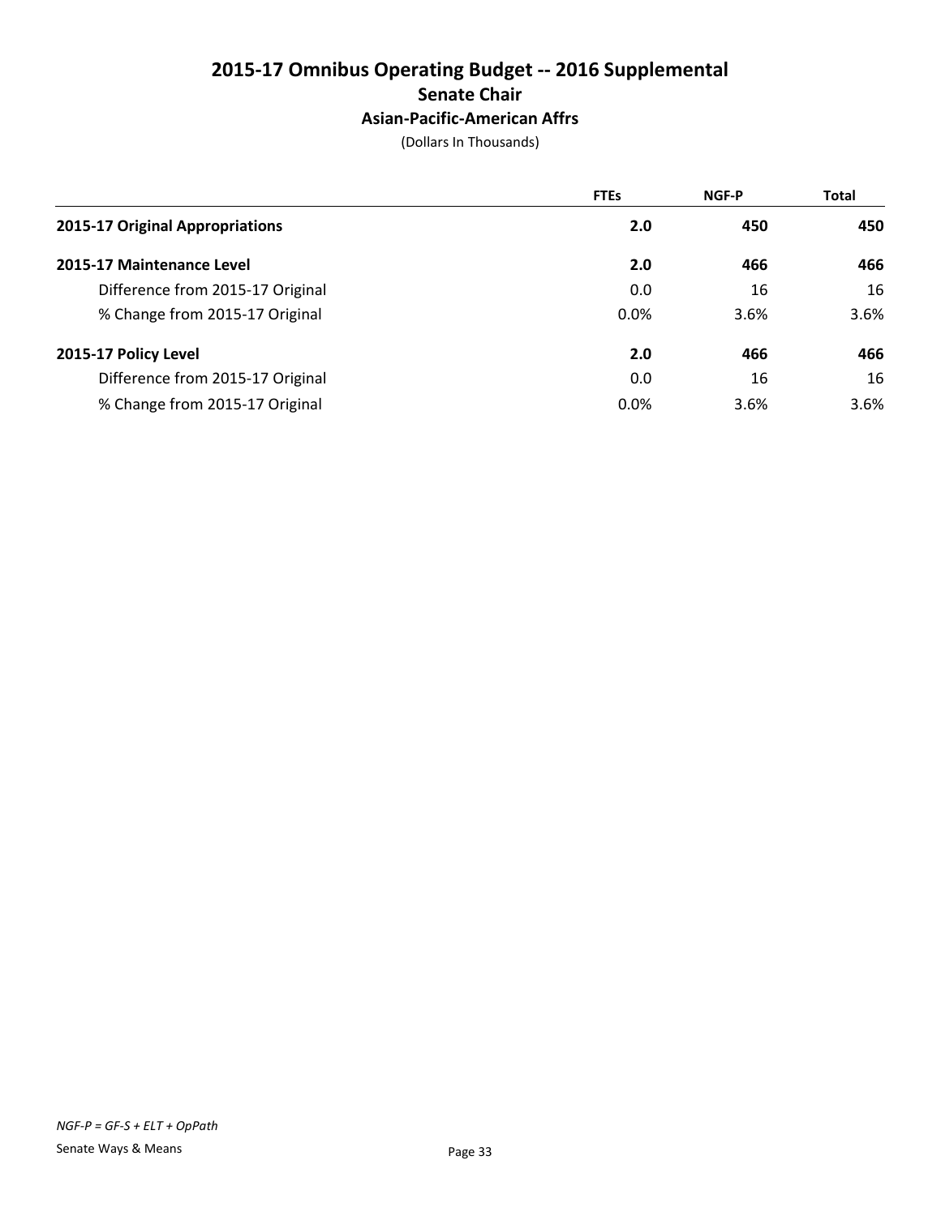# 2015-17 Omnibus Operating Budget -- 2016 Supplemental
## Senate Chair
### Asian-Pacific-American Affrs

(Dollars In Thousands)

| | FTEs | NGF-P | Total |
|---|---|---|---|
| **2015-17 Original Appropriations** | **2.0** | **450** | **450** |
| **2015-17 Maintenance Level** | **2.0** | **466** | **466** |
| Difference from 2015-17 Original | 0.0 | 16 | 16 |
| % Change from 2015-17 Original | 0.0% | 3.6% | 3.6% |
| **2015-17 Policy Level** | **2.0** | **466** | **466** |
| Difference from 2015-17 Original | 0.0 | 16 | 16 |
| % Change from 2015-17 Original | 0.0% | 3.6% | 3.6% |

*NGF-P = GF-S + ELT + OpPath*

Senate Ways & Means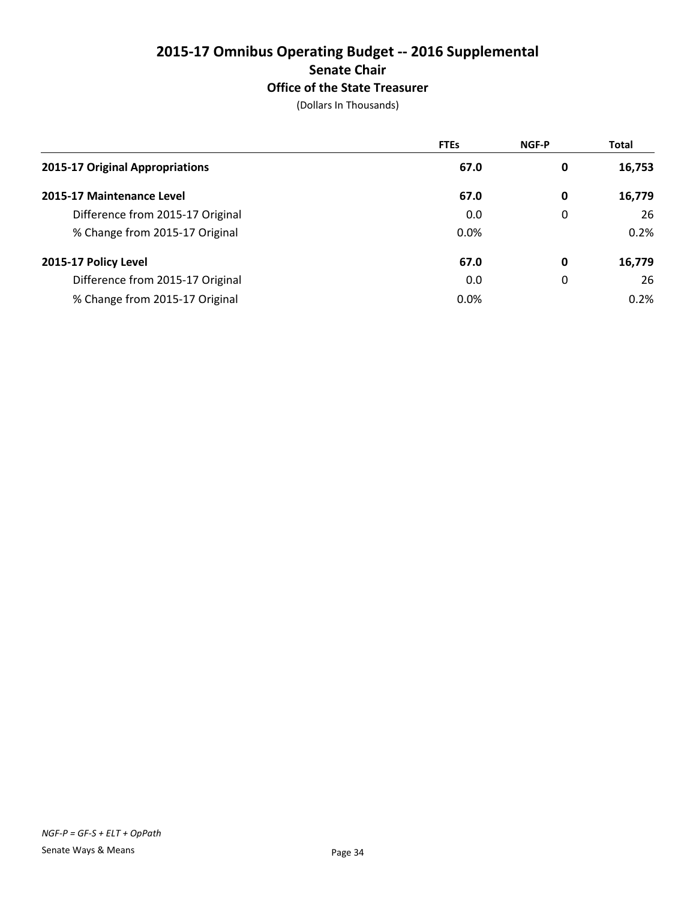# 2015-17 Omnibus Operating Budget -- 2016 Supplemental

## Senate Chair

### Office of the State Treasurer

(Dollars In Thousands)

| | FTEs | NGF-P | Total |
|---|---|---|---|
| **2015-17 Original Appropriations** | **67.0** | **0** | **16,753** |
| **2015-17 Maintenance Level** | **67.0** | **0** | **16,779** |
| Difference from 2015-17 Original | 0.0 | 0 | 26 |
| % Change from 2015-17 Original | 0.0% | | 0.2% |
| **2015-17 Policy Level** | **67.0** | **0** | **16,779** |
| Difference from 2015-17 Original | 0.0 | 0 | 26 |
| % Change from 2015-17 Original | 0.0% | | 0.2% |

*NGF-P = GF-S + ELT + OpPath*

Senate Ways & Means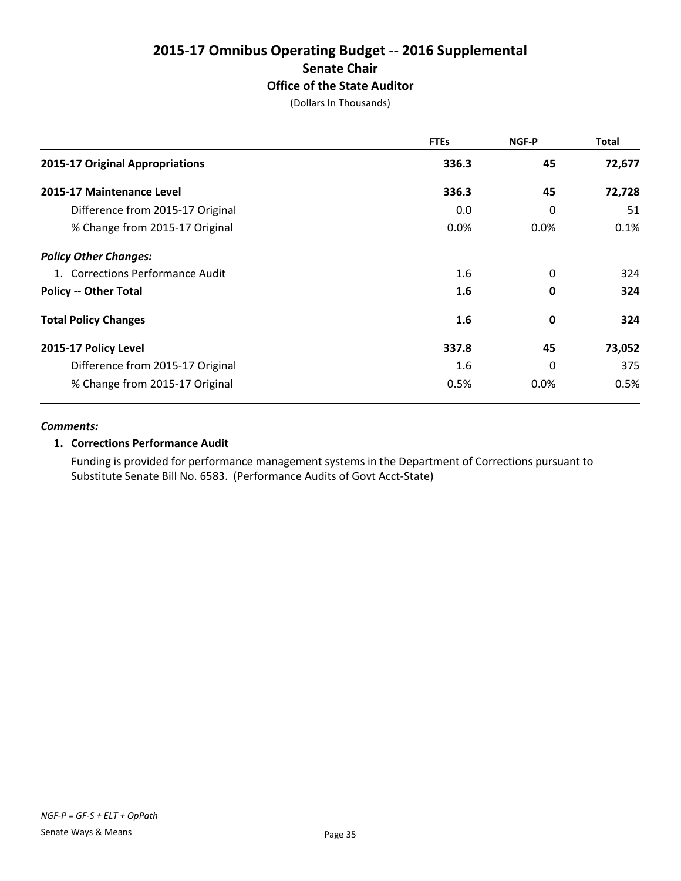# 2015-17 Omnibus Operating Budget -- 2016 Supplemental

## Senate Chair

### Office of the State Auditor

(Dollars In Thousands)

| | FTEs | NGF-P | Total |
|---|---|---|---|
| **2015-17 Original Appropriations** | **336.3** | **45** | **72,677** |
| **2015-17 Maintenance Level** | **336.3** | **45** | **72,728** |
| Difference from 2015-17 Original | 0.0 | 0 | 51 |
| % Change from 2015-17 Original | 0.0% | 0.0% | 0.1% |
| ***Policy Other Changes:*** | | | |
| 1. Corrections Performance Audit | 1.6 | 0 | 324 |
| **Policy -- Other Total** | **1.6** | **0** | **324** |
| **Total Policy Changes** | **1.6** | **0** | **324** |
| **2015-17 Policy Level** | **337.8** | **45** | **73,052** |
| Difference from 2015-17 Original | 1.6 | 0 | 375 |
| % Change from 2015-17 Original | 0.5% | 0.0% | 0.5% |

***Comments:***

**1. Corrections Performance Audit**

Funding is provided for performance management systems in the Department of Corrections pursuant to Substitute Senate Bill No. 6583. (Performance Audits of Govt Acct-State)

*NGF-P = GF-S + ELT + OpPath*

Senate Ways & Means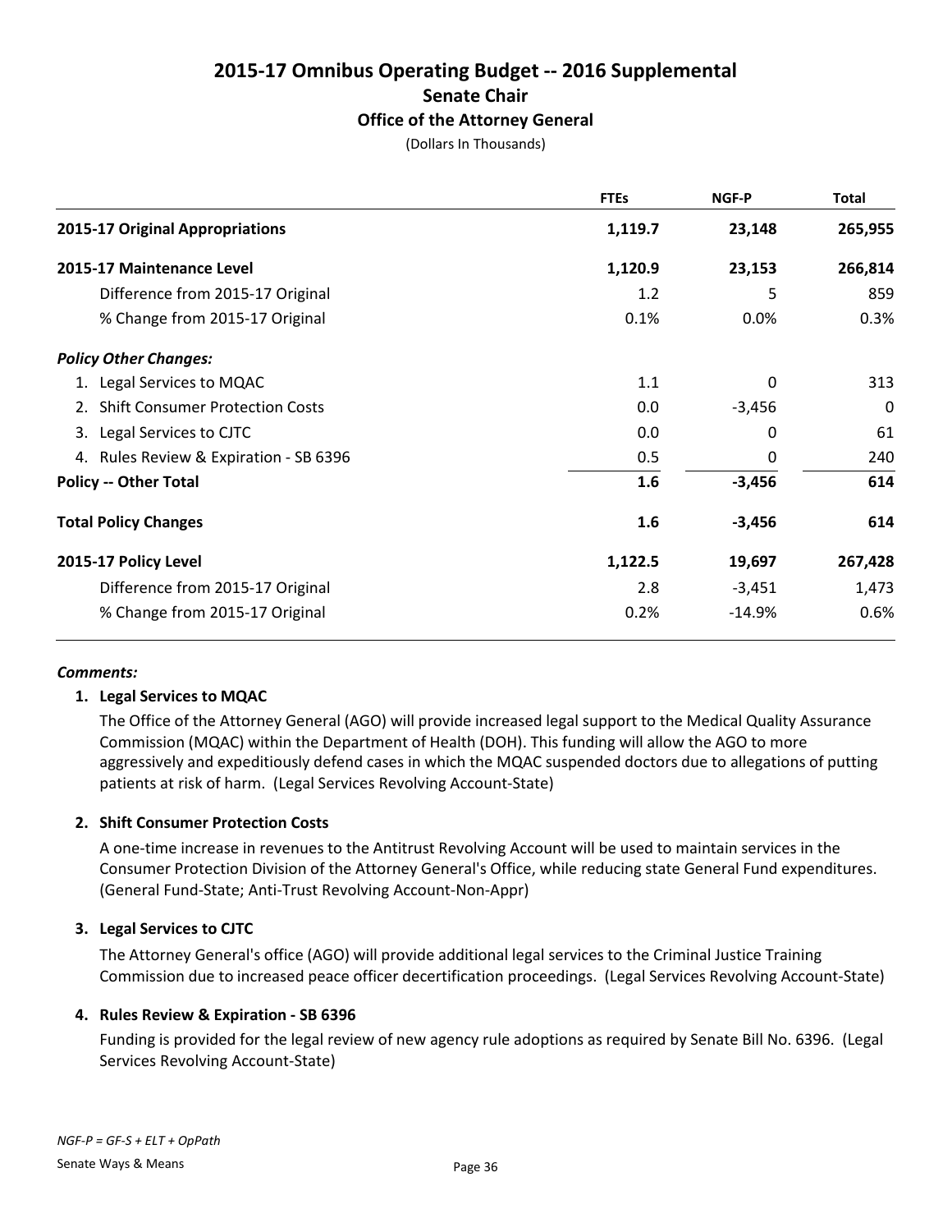# 2015-17 Omnibus Operating Budget -- 2016 Supplemental

## Senate Chair

### Office of the Attorney General

(Dollars In Thousands)

| | FTEs | NGF-P | Total |
|---|---|---|---|
| **2015-17 Original Appropriations** | **1,119.7** | **23,148** | **265,955** |
| **2015-17 Maintenance Level** | **1,120.9** | **23,153** | **266,814** |
| Difference from 2015-17 Original | 1.2 | 5 | 859 |
| % Change from 2015-17 Original | 0.1% | 0.0% | 0.3% |
| ***Policy Other Changes:*** | | | |
| 1. Legal Services to MQAC | 1.1 | 0 | 313 |
| 2. Shift Consumer Protection Costs | 0.0 | -3,456 | 0 |
| 3. Legal Services to CJTC | 0.0 | 0 | 61 |
| 4. Rules Review & Expiration - SB 6396 | 0.5 | 0 | 240 |
| **Policy -- Other Total** | **1.6** | **-3,456** | **614** |
| **Total Policy Changes** | **1.6** | **-3,456** | **614** |
| **2015-17 Policy Level** | **1,122.5** | **19,697** | **267,428** |
| Difference from 2015-17 Original | 2.8 | -3,451 | 1,473 |
| % Change from 2015-17 Original | 0.2% | -14.9% | 0.6% |

***Comments:***

**1. Legal Services to MQAC**

The Office of the Attorney General (AGO) will provide increased legal support to the Medical Quality Assurance Commission (MQAC) within the Department of Health (DOH). This funding will allow the AGO to more aggressively and expeditiously defend cases in which the MQAC suspended doctors due to allegations of putting patients at risk of harm. (Legal Services Revolving Account-State)

**2. Shift Consumer Protection Costs**

A one-time increase in revenues to the Antitrust Revolving Account will be used to maintain services in the Consumer Protection Division of the Attorney General's Office, while reducing state General Fund expenditures. (General Fund-State; Anti-Trust Revolving Account-Non-Appr)

**3. Legal Services to CJTC**

The Attorney General's office (AGO) will provide additional legal services to the Criminal Justice Training Commission due to increased peace officer decertification proceedings. (Legal Services Revolving Account-State)

**4. Rules Review & Expiration - SB 6396**

Funding is provided for the legal review of new agency rule adoptions as required by Senate Bill No. 6396. (Legal Services Revolving Account-State)

*NGF-P = GF-S + ELT + OpPath*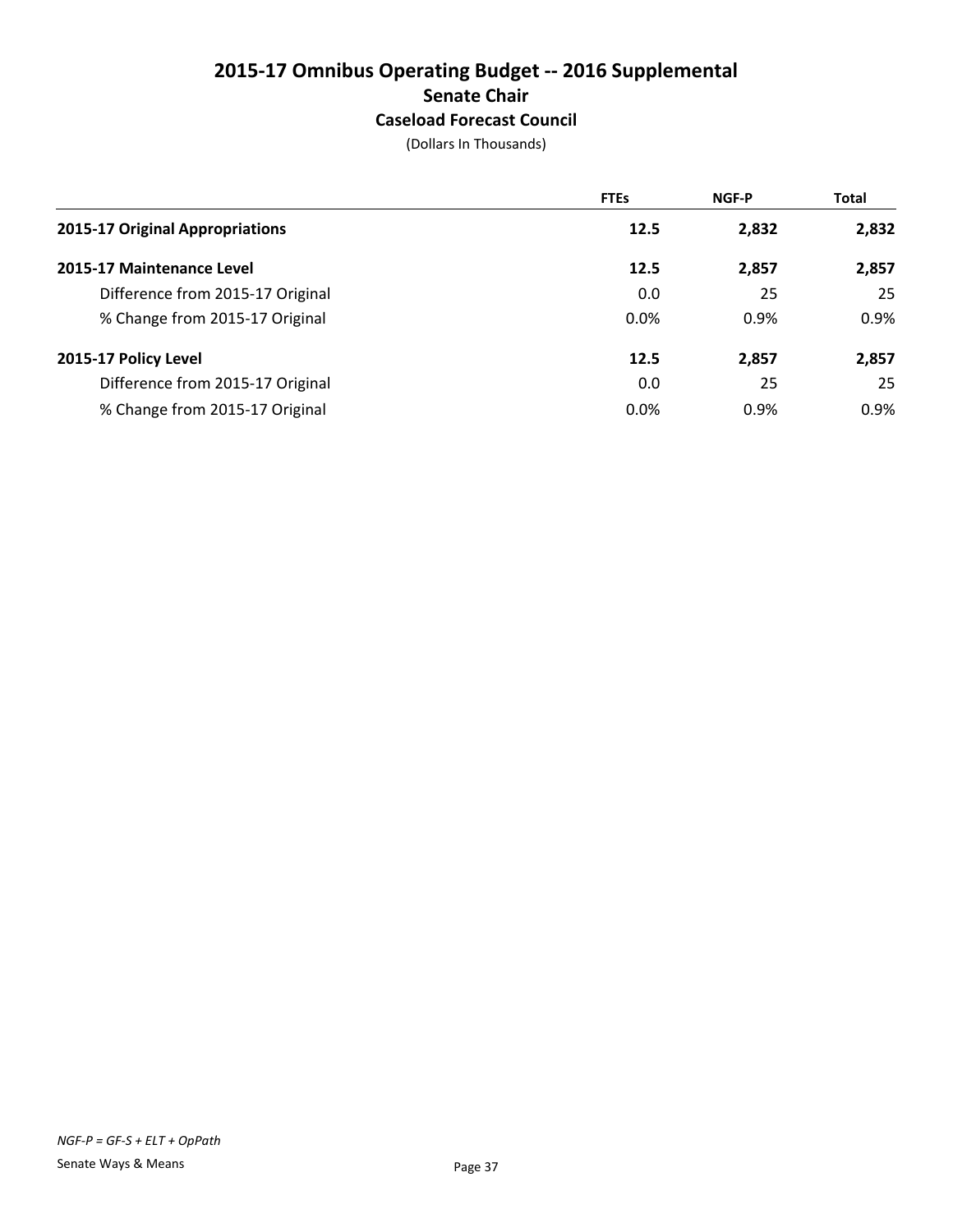# 2015-17 Omnibus Operating Budget -- 2016 Supplemental

## Senate Chair

### Caseload Forecast Council

(Dollars In Thousands)

| | FTEs | NGF-P | Total |
|---|---|---|---|
| **2015-17 Original Appropriations** | **12.5** | **2,832** | **2,832** |
| **2015-17 Maintenance Level** | **12.5** | **2,857** | **2,857** |
| Difference from 2015-17 Original | 0.0 | 25 | 25 |
| % Change from 2015-17 Original | 0.0% | 0.9% | 0.9% |
| **2015-17 Policy Level** | **12.5** | **2,857** | **2,857** |
| Difference from 2015-17 Original | 0.0 | 25 | 25 |
| % Change from 2015-17 Original | 0.0% | 0.9% | 0.9% |

*NGF-P = GF-S + ELT + OpPath*

Senate Ways & Means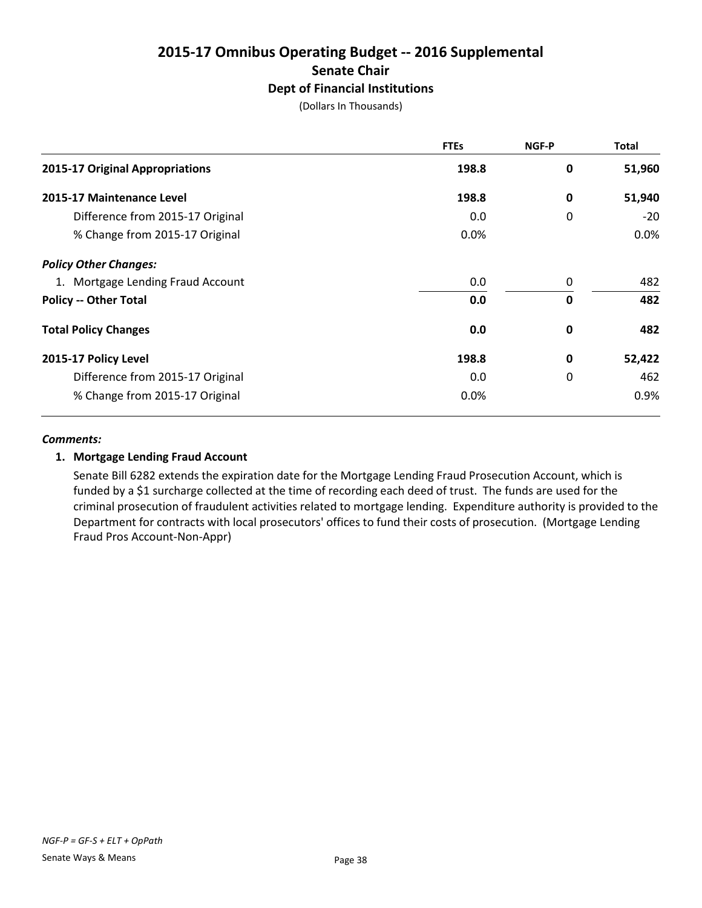# 2015-17 Omnibus Operating Budget -- 2016 Supplemental

## Senate Chair

### Dept of Financial Institutions

(Dollars In Thousands)

| | FTEs | NGF-P | Total |
|---|---|---|---|
| **2015-17 Original Appropriations** | **198.8** | **0** | **51,960** |
| **2015-17 Maintenance Level** | **198.8** | **0** | **51,940** |
| Difference from 2015-17 Original | 0.0 | 0 | -20 |
| % Change from 2015-17 Original | 0.0% | | 0.0% |
| ***Policy Other Changes:*** | | | |
| 1. Mortgage Lending Fraud Account | 0.0 | 0 | 482 |
| **Policy -- Other Total** | **0.0** | **0** | **482** |
| **Total Policy Changes** | **0.0** | **0** | **482** |
| **2015-17 Policy Level** | **198.8** | **0** | **52,422** |
| Difference from 2015-17 Original | 0.0 | 0 | 462 |
| % Change from 2015-17 Original | 0.0% | | 0.9% |

***Comments:***

**1. Mortgage Lending Fraud Account**

Senate Bill 6282 extends the expiration date for the Mortgage Lending Fraud Prosecution Account, which is funded by a $1 surcharge collected at the time of recording each deed of trust. The funds are used for the criminal prosecution of fraudulent activities related to mortgage lending. Expenditure authority is provided to the Department for contracts with local prosecutors' offices to fund their costs of prosecution. (Mortgage Lending Fraud Pros Account-Non-Appr)

*NGF-P = GF-S + ELT + OpPath*

Senate Ways & Means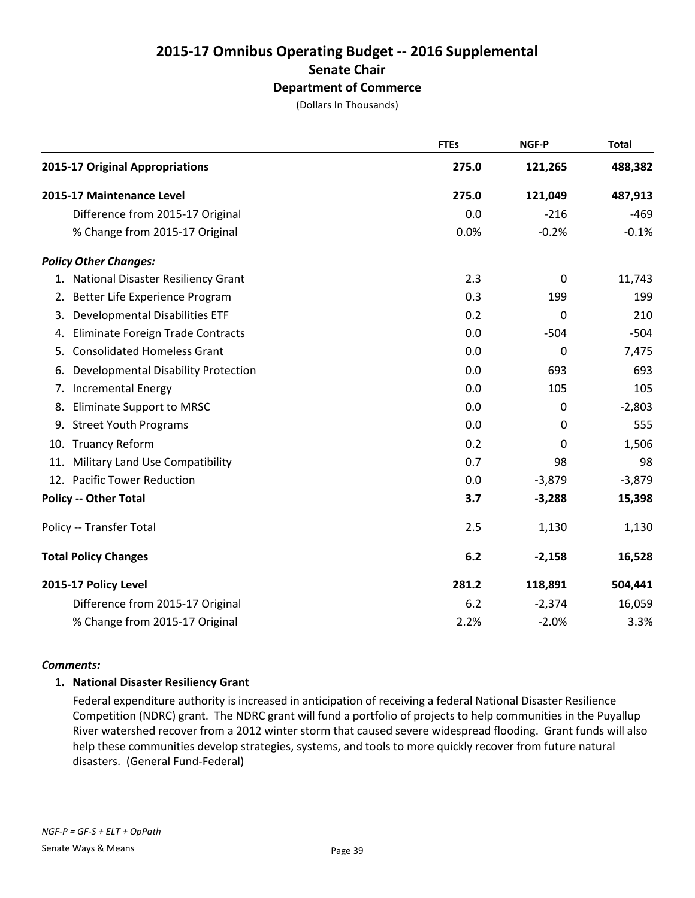# 2015-17 Omnibus Operating Budget -- 2016 Supplemental

## Senate Chair

### Department of Commerce

(Dollars In Thousands)

| | FTEs | NGF-P | Total |
|---|---|---|---|
| **2015-17 Original Appropriations** | **275.0** | **121,265** | **488,382** |
| **2015-17 Maintenance Level** | **275.0** | **121,049** | **487,913** |
| Difference from 2015-17 Original | 0.0 | -216 | -469 |
| % Change from 2015-17 Original | 0.0% | -0.2% | -0.1% |
| ***Policy Other Changes:*** | | | |
| 1. National Disaster Resiliency Grant | 2.3 | 0 | 11,743 |
| 2. Better Life Experience Program | 0.3 | 199 | 199 |
| 3. Developmental Disabilities ETF | 0.2 | 0 | 210 |
| 4. Eliminate Foreign Trade Contracts | 0.0 | -504 | -504 |
| 5. Consolidated Homeless Grant | 0.0 | 0 | 7,475 |
| 6. Developmental Disability Protection | 0.0 | 693 | 693 |
| 7. Incremental Energy | 0.0 | 105 | 105 |
| 8. Eliminate Support to MRSC | 0.0 | 0 | -2,803 |
| 9. Street Youth Programs | 0.0 | 0 | 555 |
| 10. Truancy Reform | 0.2 | 0 | 1,506 |
| 11. Military Land Use Compatibility | 0.7 | 98 | 98 |
| 12. Pacific Tower Reduction | 0.0 | -3,879 | -3,879 |
| **Policy -- Other Total** | **3.7** | **-3,288** | **15,398** |
| Policy -- Transfer Total | 2.5 | 1,130 | 1,130 |
| **Total Policy Changes** | **6.2** | **-2,158** | **16,528** |
| **2015-17 Policy Level** | **281.2** | **118,891** | **504,441** |
| Difference from 2015-17 Original | 6.2 | -2,374 | 16,059 |
| % Change from 2015-17 Original | 2.2% | -2.0% | 3.3% |

***Comments:***

**1. National Disaster Resiliency Grant**

Federal expenditure authority is increased in anticipation of receiving a federal National Disaster Resilience Competition (NDRC) grant. The NDRC grant will fund a portfolio of projects to help communities in the Puyallup River watershed recover from a 2012 winter storm that caused severe widespread flooding. Grant funds will also help these communities develop strategies, systems, and tools to more quickly recover from future natural disasters. (General Fund-Federal)

*NGF-P = GF-S + ELT + OpPath*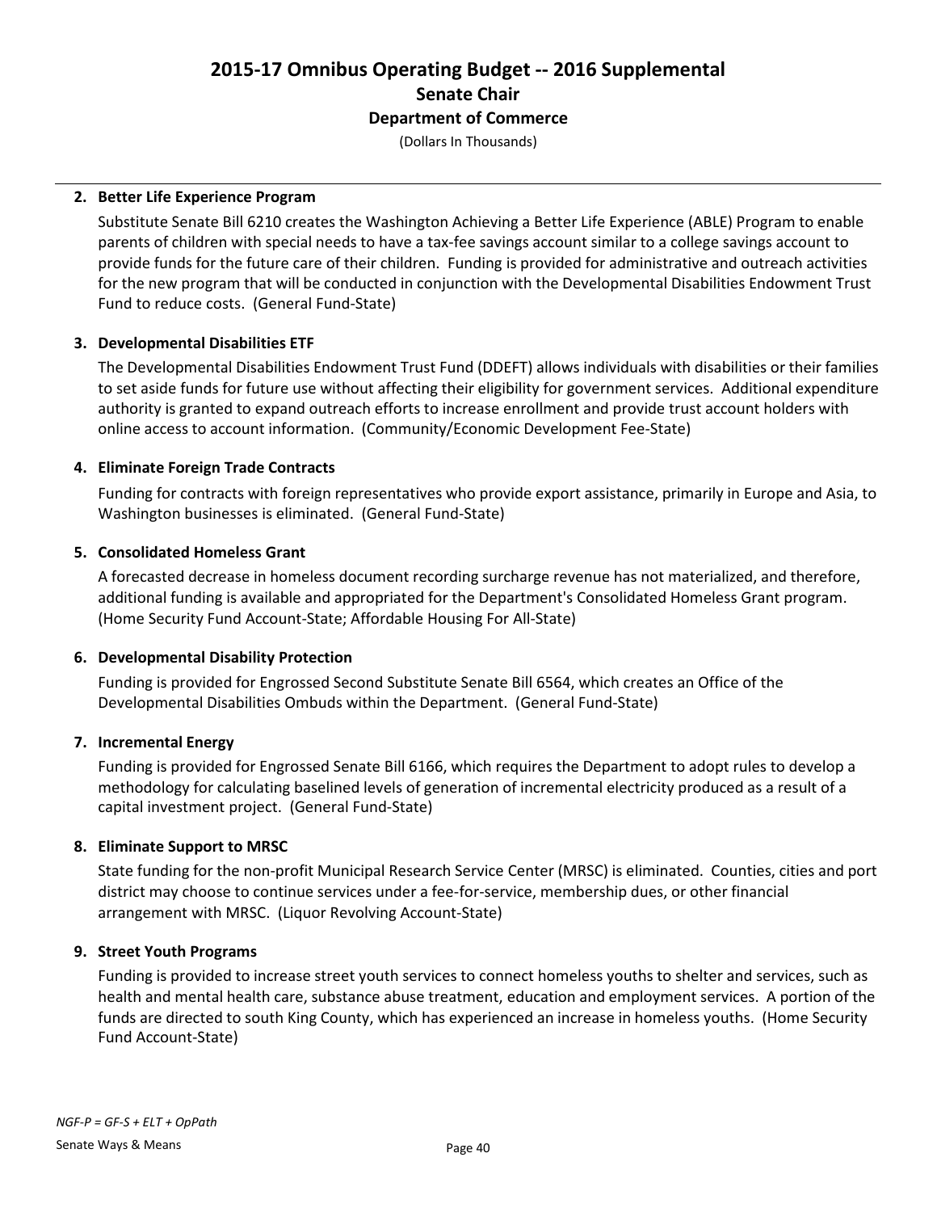# 2015-17 Omnibus Operating Budget -- 2016 Supplemental
## Senate Chair
### Department of Commerce
(Dollars In Thousands)

**2. Better Life Experience Program**

Substitute Senate Bill 6210 creates the Washington Achieving a Better Life Experience (ABLE) Program to enable parents of children with special needs to have a tax-fee savings account similar to a college savings account to provide funds for the future care of their children. Funding is provided for administrative and outreach activities for the new program that will be conducted in conjunction with the Developmental Disabilities Endowment Trust Fund to reduce costs. (General Fund-State)

**3. Developmental Disabilities ETF**

The Developmental Disabilities Endowment Trust Fund (DDEFT) allows individuals with disabilities or their families to set aside funds for future use without affecting their eligibility for government services. Additional expenditure authority is granted to expand outreach efforts to increase enrollment and provide trust account holders with online access to account information. (Community/Economic Development Fee-State)

**4. Eliminate Foreign Trade Contracts**

Funding for contracts with foreign representatives who provide export assistance, primarily in Europe and Asia, to Washington businesses is eliminated. (General Fund-State)

**5. Consolidated Homeless Grant**

A forecasted decrease in homeless document recording surcharge revenue has not materialized, and therefore, additional funding is available and appropriated for the Department's Consolidated Homeless Grant program. (Home Security Fund Account-State; Affordable Housing For All-State)

**6. Developmental Disability Protection**

Funding is provided for Engrossed Second Substitute Senate Bill 6564, which creates an Office of the Developmental Disabilities Ombuds within the Department. (General Fund-State)

**7. Incremental Energy**

Funding is provided for Engrossed Senate Bill 6166, which requires the Department to adopt rules to develop a methodology for calculating baselined levels of generation of incremental electricity produced as a result of a capital investment project. (General Fund-State)

**8. Eliminate Support to MRSC**

State funding for the non-profit Municipal Research Service Center (MRSC) is eliminated. Counties, cities and port district may choose to continue services under a fee-for-service, membership dues, or other financial arrangement with MRSC. (Liquor Revolving Account-State)

**9. Street Youth Programs**

Funding is provided to increase street youth services to connect homeless youths to shelter and services, such as health and mental health care, substance abuse treatment, education and employment services. A portion of the funds are directed to south King County, which has experienced an increase in homeless youths. (Home Security Fund Account-State)

*NGF-P = GF-S + ELT + OpPath*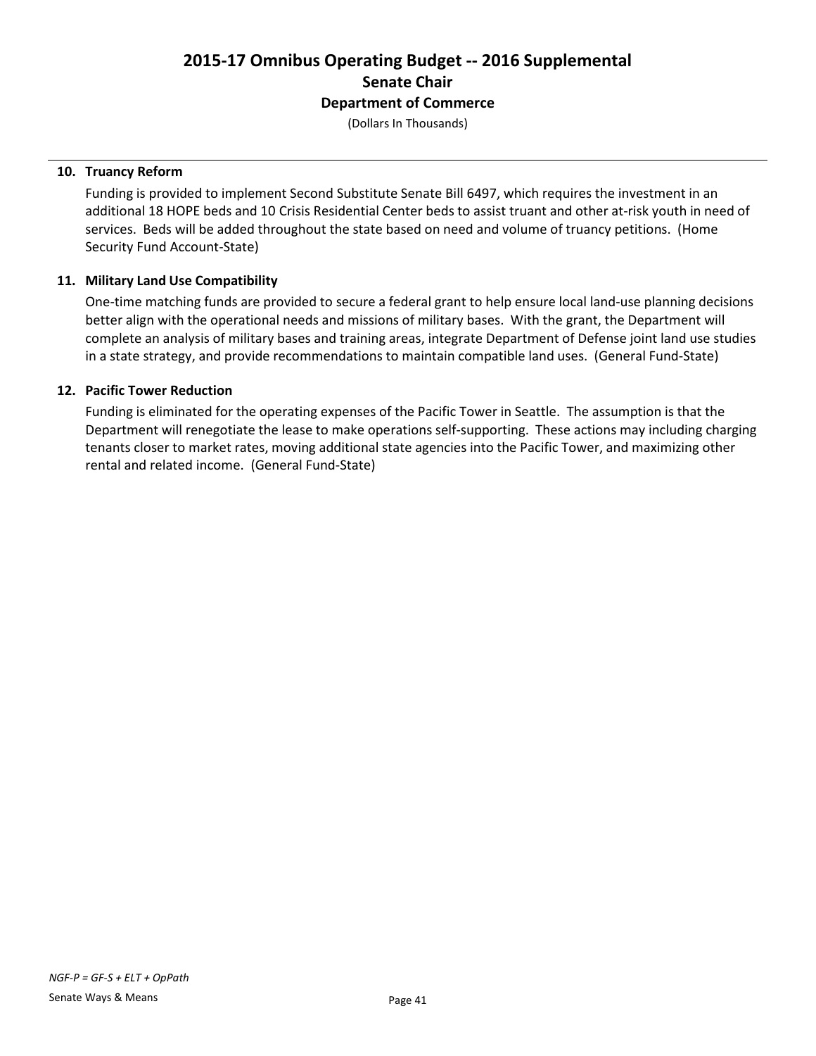**10. Truancy Reform**

Funding is provided to implement Second Substitute Senate Bill 6497, which requires the investment in an additional 18 HOPE beds and 10 Crisis Residential Center beds to assist truant and other at-risk youth in need of services. Beds will be added throughout the state based on need and volume of truancy petitions. (Home Security Fund Account-State)

**11. Military Land Use Compatibility**

One-time matching funds are provided to secure a federal grant to help ensure local land-use planning decisions better align with the operational needs and missions of military bases. With the grant, the Department will complete an analysis of military bases and training areas, integrate Department of Defense joint land use studies in a state strategy, and provide recommendations to maintain compatible land uses. (General Fund-State)

**12. Pacific Tower Reduction**

Funding is eliminated for the operating expenses of the Pacific Tower in Seattle. The assumption is that the Department will renegotiate the lease to make operations self-supporting. These actions may including charging tenants closer to market rates, moving additional state agencies into the Pacific Tower, and maximizing other rental and related income. (General Fund-State)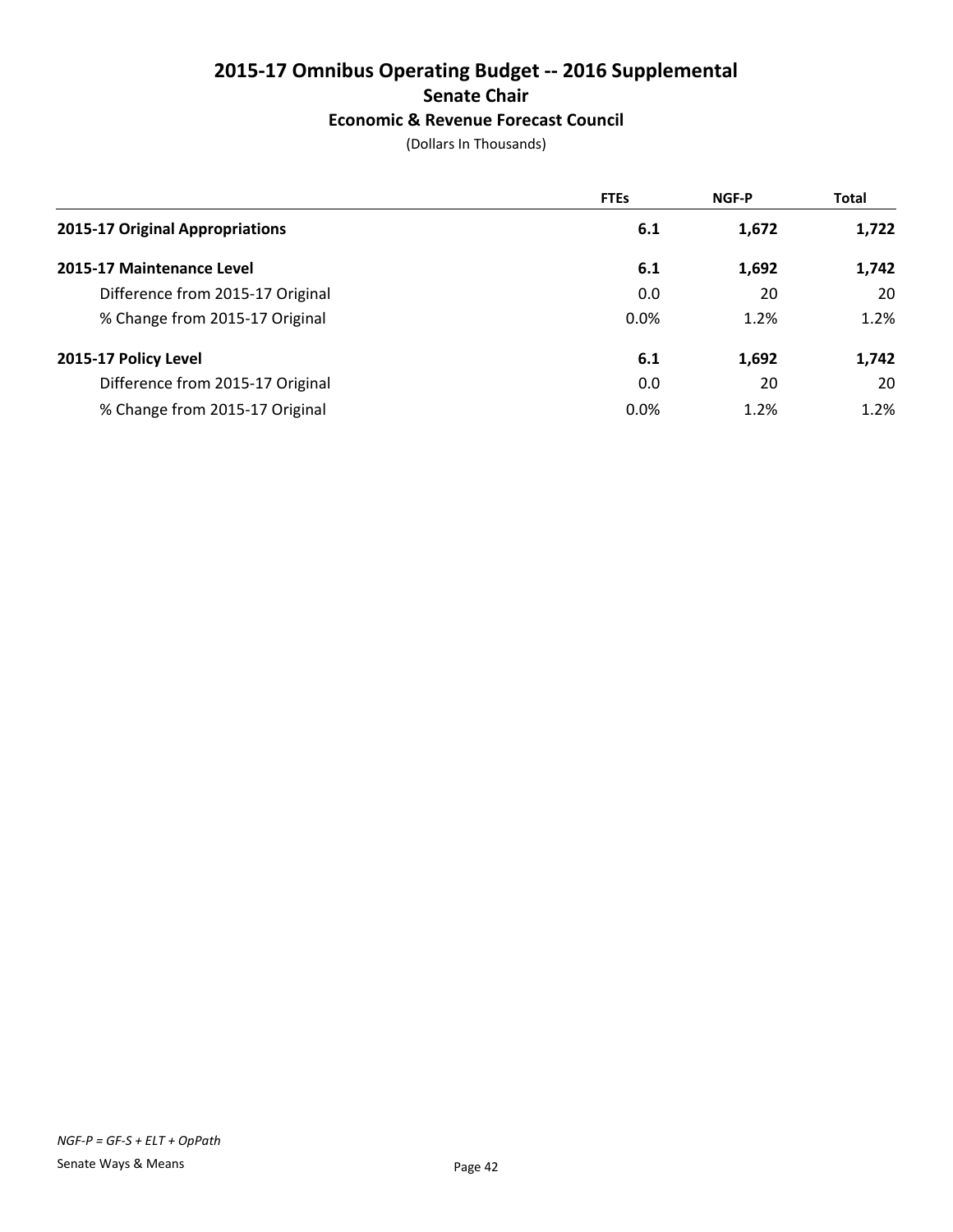# 2015-17 Omnibus Operating Budget -- 2016 Supplemental

## Senate Chair

### Economic & Revenue Forecast Council

(Dollars In Thousands)

| | FTEs | NGF-P | Total |
|---|---|---|---|
| **2015-17 Original Appropriations** | **6.1** | **1,672** | **1,722** |
| **2015-17 Maintenance Level** | **6.1** | **1,692** | **1,742** |
| Difference from 2015-17 Original | 0.0 | 20 | 20 |
| % Change from 2015-17 Original | 0.0% | 1.2% | 1.2% |
| **2015-17 Policy Level** | **6.1** | **1,692** | **1,742** |
| Difference from 2015-17 Original | 0.0 | 20 | 20 |
| % Change from 2015-17 Original | 0.0% | 1.2% | 1.2% |

*NGF-P = GF-S + ELT + OpPath*

Senate Ways & Means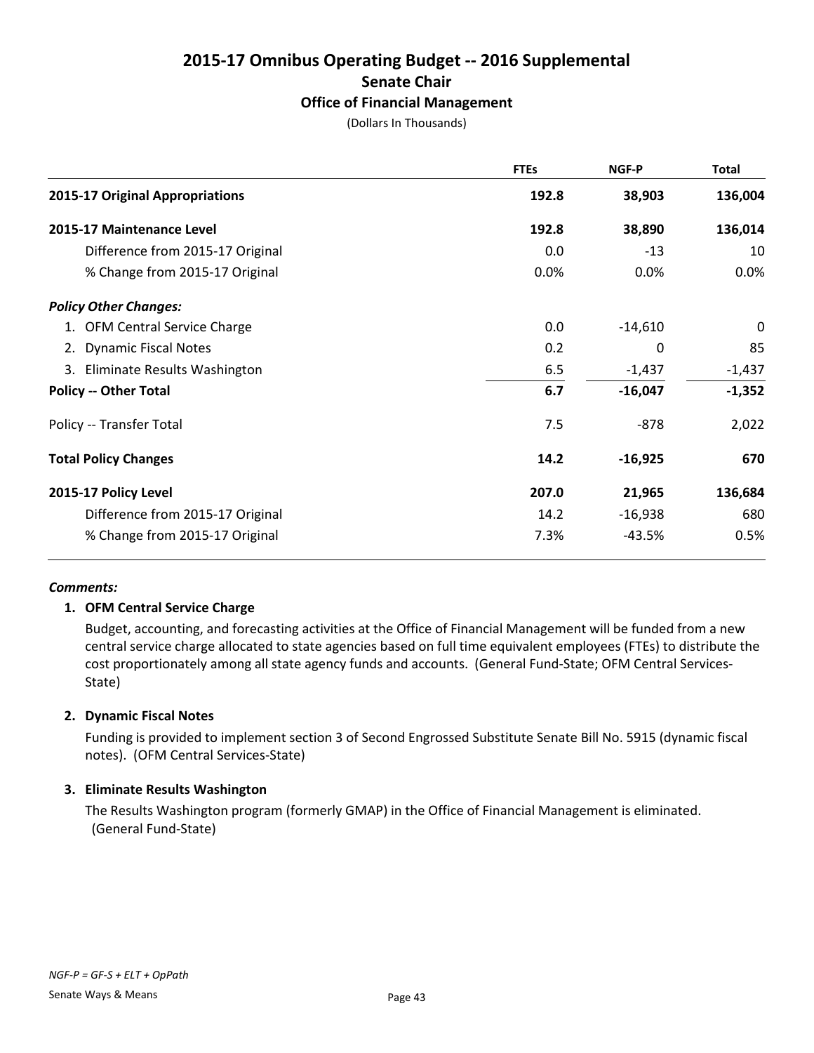# 2015-17 Omnibus Operating Budget -- 2016 Supplemental

## Senate Chair

### Office of Financial Management

(Dollars In Thousands)

| | FTEs | NGF-P | Total |
|---|---|---|---|
| **2015-17 Original Appropriations** | **192.8** | **38,903** | **136,004** |
| **2015-17 Maintenance Level** | **192.8** | **38,890** | **136,014** |
| Difference from 2015-17 Original | 0.0 | -13 | 10 |
| % Change from 2015-17 Original | 0.0% | 0.0% | 0.0% |
| ***Policy Other Changes:*** | | | |
| 1. OFM Central Service Charge | 0.0 | -14,610 | 0 |
| 2. Dynamic Fiscal Notes | 0.2 | 0 | 85 |
| 3. Eliminate Results Washington | 6.5 | -1,437 | -1,437 |
| **Policy -- Other Total** | **6.7** | **-16,047** | **-1,352** |
| Policy -- Transfer Total | 7.5 | -878 | 2,022 |
| **Total Policy Changes** | **14.2** | **-16,925** | **670** |
| **2015-17 Policy Level** | **207.0** | **21,965** | **136,684** |
| Difference from 2015-17 Original | 14.2 | -16,938 | 680 |
| % Change from 2015-17 Original | 7.3% | -43.5% | 0.5% |

***Comments:***

**1. OFM Central Service Charge**

Budget, accounting, and forecasting activities at the Office of Financial Management will be funded from a new central service charge allocated to state agencies based on full time equivalent employees (FTEs) to distribute the cost proportionately among all state agency funds and accounts. (General Fund-State; OFM Central Services-State)

**2. Dynamic Fiscal Notes**

Funding is provided to implement section 3 of Second Engrossed Substitute Senate Bill No. 5915 (dynamic fiscal notes). (OFM Central Services-State)

**3. Eliminate Results Washington**

The Results Washington program (formerly GMAP) in the Office of Financial Management is eliminated. (General Fund-State)

*NGF-P = GF-S + ELT + OpPath*

Senate Ways & Means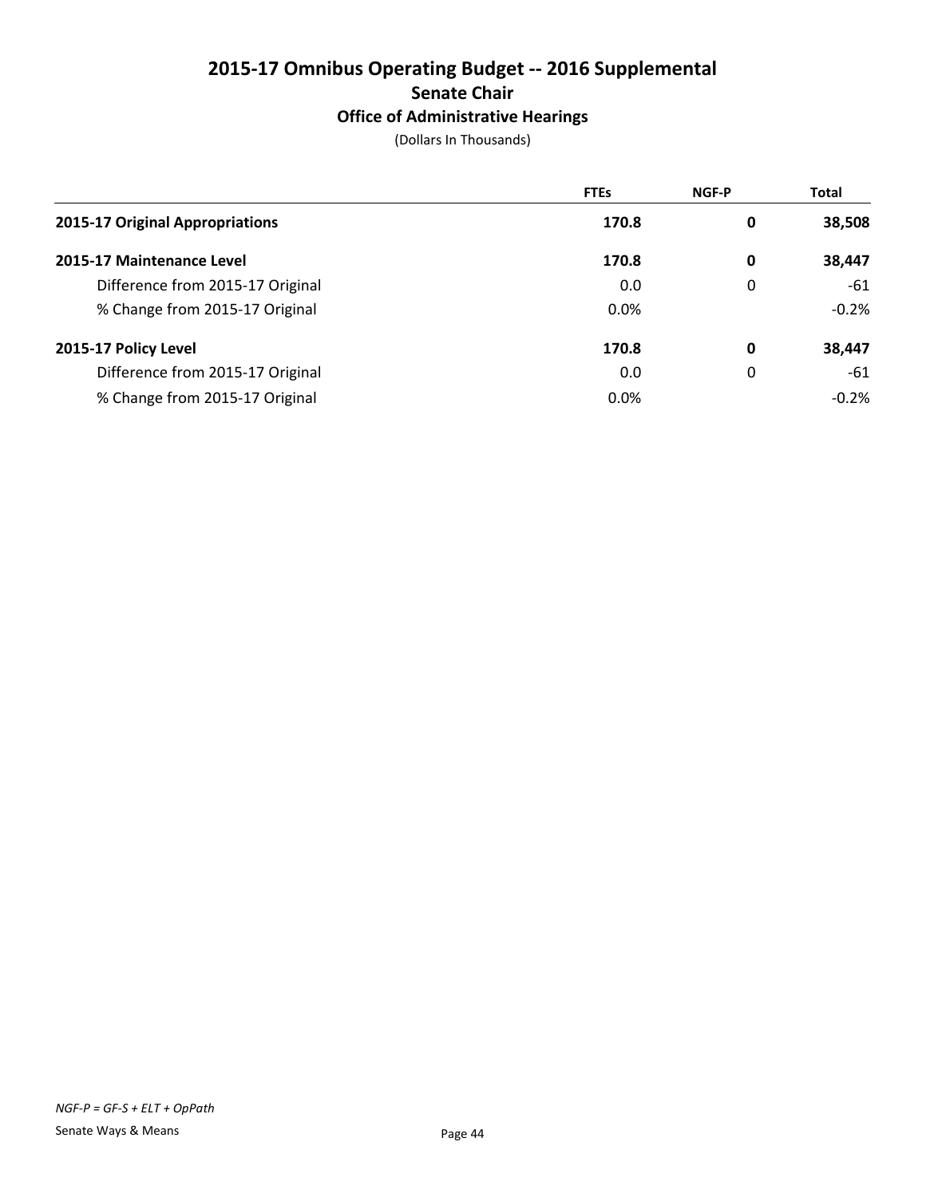# 2015-17 Omnibus Operating Budget -- 2016 Supplemental

## Senate Chair

### Office of Administrative Hearings

(Dollars In Thousands)

| | FTEs | NGF-P | Total |
|---|---|---|---|
| **2015-17 Original Appropriations** | **170.8** | **0** | **38,508** |
| **2015-17 Maintenance Level** | **170.8** | **0** | **38,447** |
| Difference from 2015-17 Original | 0.0 | 0 | -61 |
| % Change from 2015-17 Original | 0.0% | | -0.2% |
| **2015-17 Policy Level** | **170.8** | **0** | **38,447** |
| Difference from 2015-17 Original | 0.0 | 0 | -61 |
| % Change from 2015-17 Original | 0.0% | | -0.2% |

*NGF-P = GF-S + ELT + OpPath*

Senate Ways & Means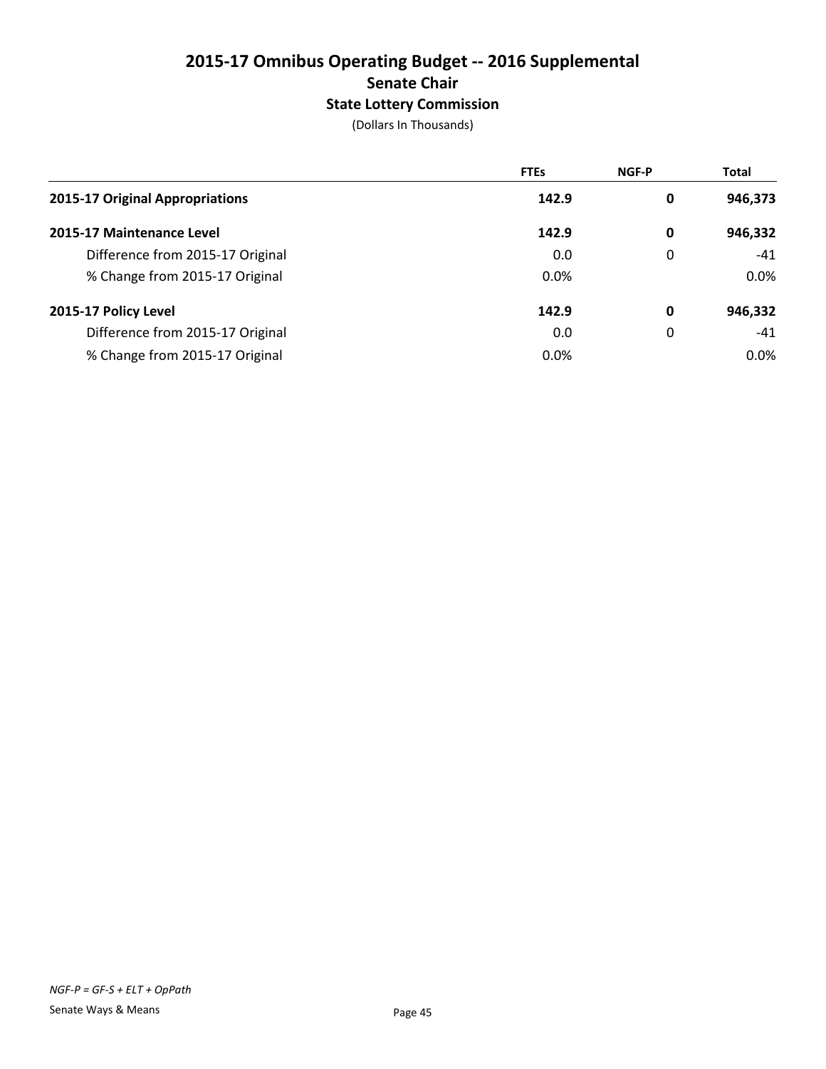# 2015-17 Omnibus Operating Budget -- 2016 Supplemental

## Senate Chair

### State Lottery Commission

(Dollars In Thousands)

| | FTEs | NGF-P | Total |
|---|---|---|---|
| **2015-17 Original Appropriations** | **142.9** | **0** | **946,373** |
| **2015-17 Maintenance Level** | **142.9** | **0** | **946,332** |
| Difference from 2015-17 Original | 0.0 | 0 | -41 |
| % Change from 2015-17 Original | 0.0% | | 0.0% |
| **2015-17 Policy Level** | **142.9** | **0** | **946,332** |
| Difference from 2015-17 Original | 0.0 | 0 | -41 |
| % Change from 2015-17 Original | 0.0% | | 0.0% |

*NGF-P = GF-S + ELT + OpPath*

Senate Ways & Means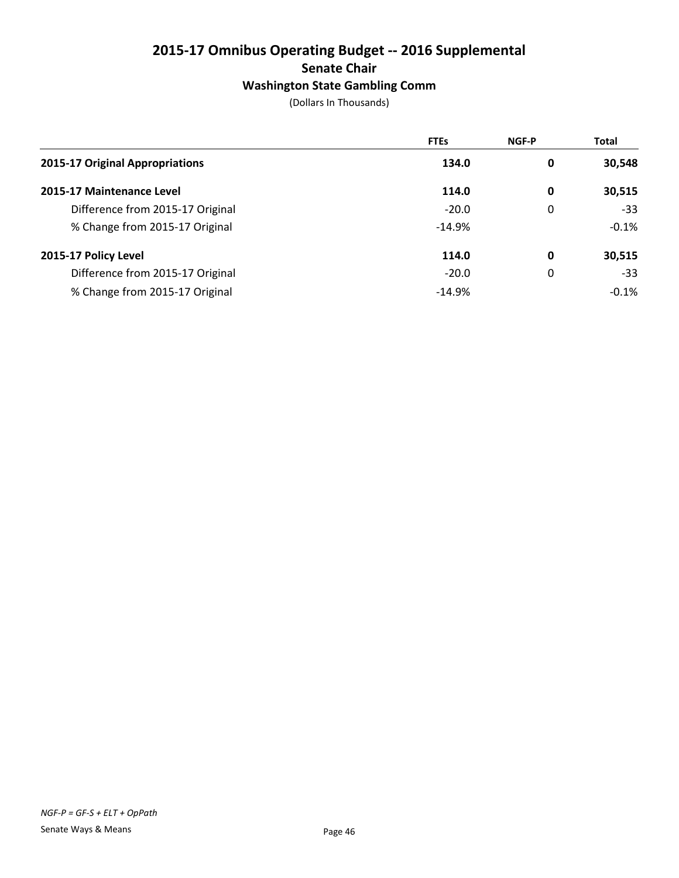# 2015-17 Omnibus Operating Budget -- 2016 Supplemental
## Senate Chair
### Washington State Gambling Comm

(Dollars In Thousands)

| | FTEs | NGF-P | Total |
|---|---|---|---|
| **2015-17 Original Appropriations** | **134.0** | **0** | **30,548** |
| **2015-17 Maintenance Level** | **114.0** | **0** | **30,515** |
| Difference from 2015-17 Original | -20.0 | 0 | -33 |
| % Change from 2015-17 Original | -14.9% | | -0.1% |
| **2015-17 Policy Level** | **114.0** | **0** | **30,515** |
| Difference from 2015-17 Original | -20.0 | 0 | -33 |
| % Change from 2015-17 Original | -14.9% | | -0.1% |

*NGF-P = GF-S + ELT + OpPath*

Senate Ways & Means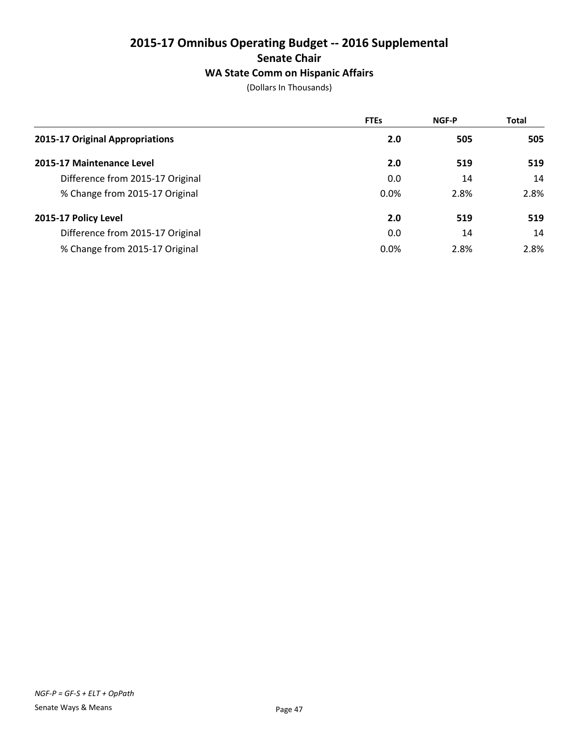# 2015-17 Omnibus Operating Budget -- 2016 Supplemental

## Senate Chair

### WA State Comm on Hispanic Affairs

(Dollars In Thousands)

| | FTEs | NGF-P | Total |
|---|---|---|---|
| **2015-17 Original Appropriations** | **2.0** | **505** | **505** |
| **2015-17 Maintenance Level** | **2.0** | **519** | **519** |
| Difference from 2015-17 Original | 0.0 | 14 | 14 |
| % Change from 2015-17 Original | 0.0% | 2.8% | 2.8% |
| **2015-17 Policy Level** | **2.0** | **519** | **519** |
| Difference from 2015-17 Original | 0.0 | 14 | 14 |
| % Change from 2015-17 Original | 0.0% | 2.8% | 2.8% |

*NGF-P = GF-S + ELT + OpPath*

Senate Ways & Means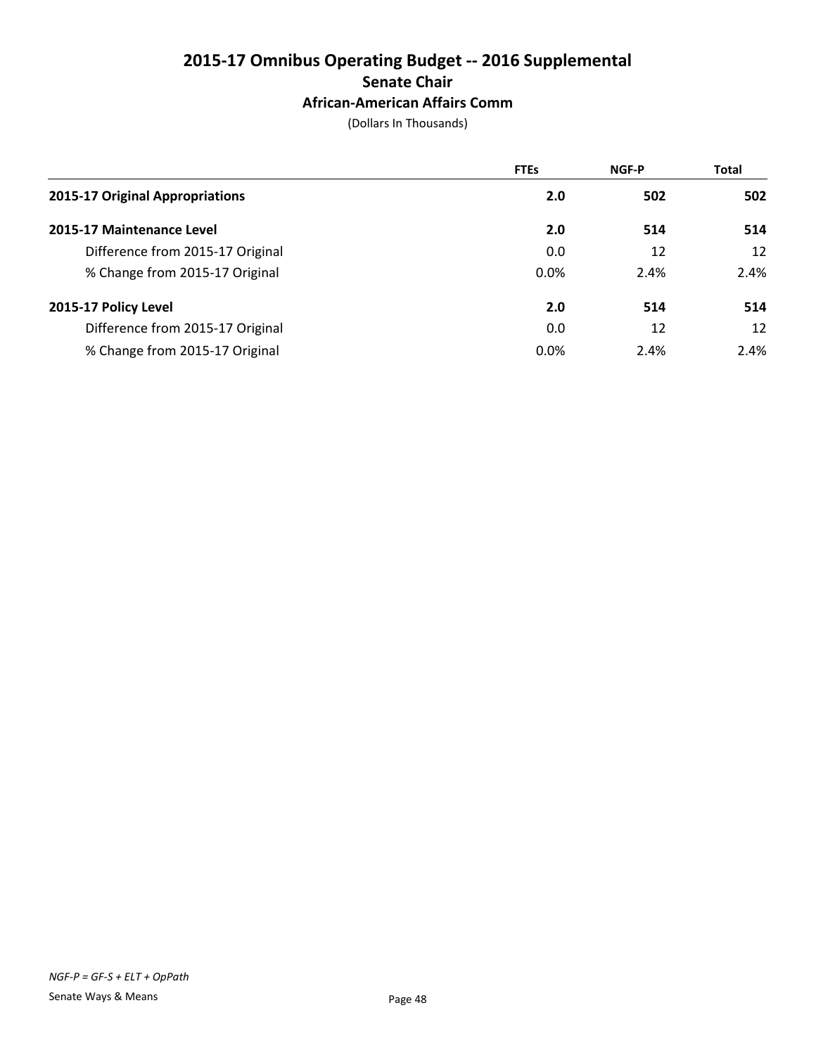# 2015-17 Omnibus Operating Budget -- 2016 Supplemental

## Senate Chair

### African-American Affairs Comm

(Dollars In Thousands)

| | FTEs | NGF-P | Total |
|---|---|---|---|
| **2015-17 Original Appropriations** | **2.0** | **502** | **502** |
| **2015-17 Maintenance Level** | **2.0** | **514** | **514** |
| Difference from 2015-17 Original | 0.0 | 12 | 12 |
| % Change from 2015-17 Original | 0.0% | 2.4% | 2.4% |
| **2015-17 Policy Level** | **2.0** | **514** | **514** |
| Difference from 2015-17 Original | 0.0 | 12 | 12 |
| % Change from 2015-17 Original | 0.0% | 2.4% | 2.4% |

*NGF-P = GF-S + ELT + OpPath*

Senate Ways & Means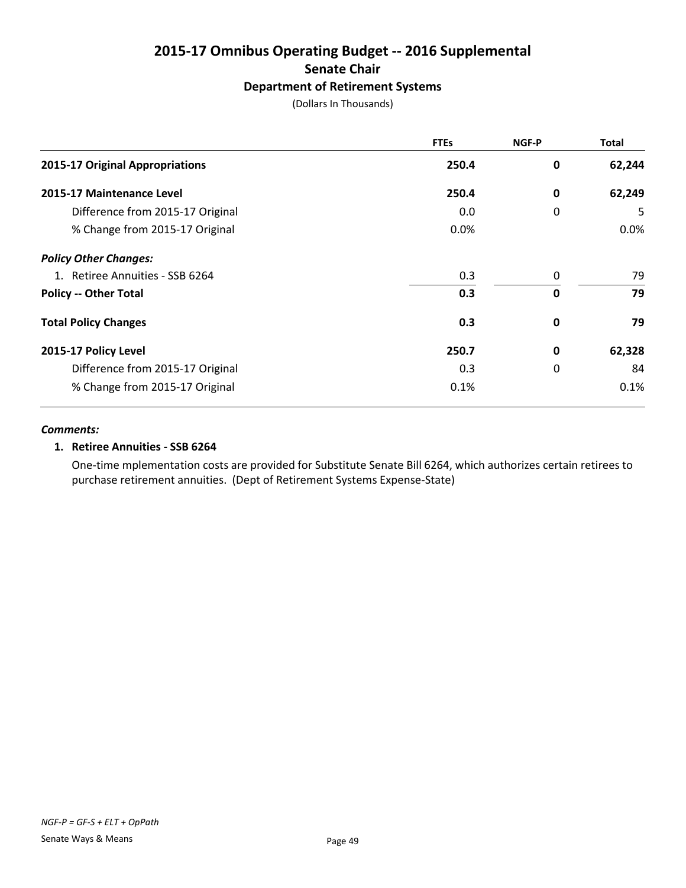# 2015-17 Omnibus Operating Budget -- 2016 Supplemental

## Senate Chair

### Department of Retirement Systems

(Dollars In Thousands)

| | FTEs | NGF-P | Total |
|---|---|---|---|
| **2015-17 Original Appropriations** | **250.4** | **0** | **62,244** |
| **2015-17 Maintenance Level** | **250.4** | **0** | **62,249** |
| Difference from 2015-17 Original | 0.0 | 0 | 5 |
| % Change from 2015-17 Original | 0.0% | | 0.0% |
| ***Policy Other Changes:*** | | | |
| 1. Retiree Annuities - SSB 6264 | 0.3 | 0 | 79 |
| **Policy -- Other Total** | **0.3** | **0** | **79** |
| **Total Policy Changes** | **0.3** | **0** | **79** |
| **2015-17 Policy Level** | **250.7** | **0** | **62,328** |
| Difference from 2015-17 Original | 0.3 | 0 | 84 |
| % Change from 2015-17 Original | 0.1% | | 0.1% |

***Comments:***

**1. Retiree Annuities - SSB 6264**

One-time mplementation costs are provided for Substitute Senate Bill 6264, which authorizes certain retirees to purchase retirement annuities. (Dept of Retirement Systems Expense-State)

*NGF-P = GF-S + ELT + OpPath*

Senate Ways & Means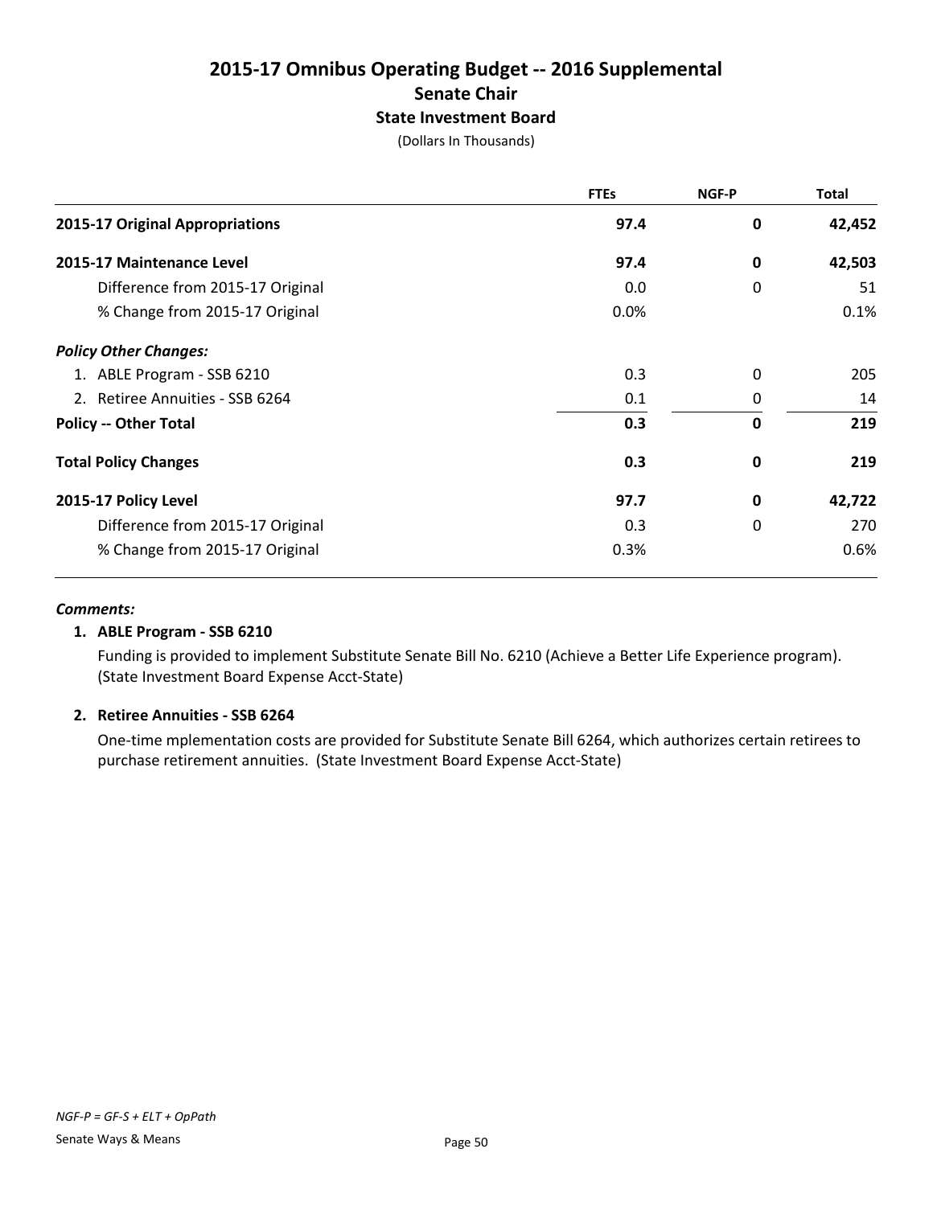# 2015-17 Omnibus Operating Budget -- 2016 Supplemental

## Senate Chair

### State Investment Board

(Dollars In Thousands)

| | FTEs | NGF-P | Total |
|---|---|---|---|
| **2015-17 Original Appropriations** | **97.4** | **0** | **42,452** |
| **2015-17 Maintenance Level** | **97.4** | **0** | **42,503** |
| Difference from 2015-17 Original | 0.0 | 0 | 51 |
| % Change from 2015-17 Original | 0.0% | | 0.1% |
| ***Policy Other Changes:*** | | | |
| 1. ABLE Program - SSB 6210 | 0.3 | 0 | 205 |
| 2. Retiree Annuities - SSB 6264 | 0.1 | 0 | 14 |
| **Policy -- Other Total** | **0.3** | **0** | **219** |
| **Total Policy Changes** | **0.3** | **0** | **219** |
| **2015-17 Policy Level** | **97.7** | **0** | **42,722** |
| Difference from 2015-17 Original | 0.3 | 0 | 270 |
| % Change from 2015-17 Original | 0.3% | | 0.6% |

***Comments:***

**1. ABLE Program - SSB 6210**

Funding is provided to implement Substitute Senate Bill No. 6210 (Achieve a Better Life Experience program). (State Investment Board Expense Acct-State)

**2. Retiree Annuities - SSB 6264**

One-time mplementation costs are provided for Substitute Senate Bill 6264, which authorizes certain retirees to purchase retirement annuities. (State Investment Board Expense Acct-State)

*NGF-P = GF-S + ELT + OpPath*

Senate Ways & Means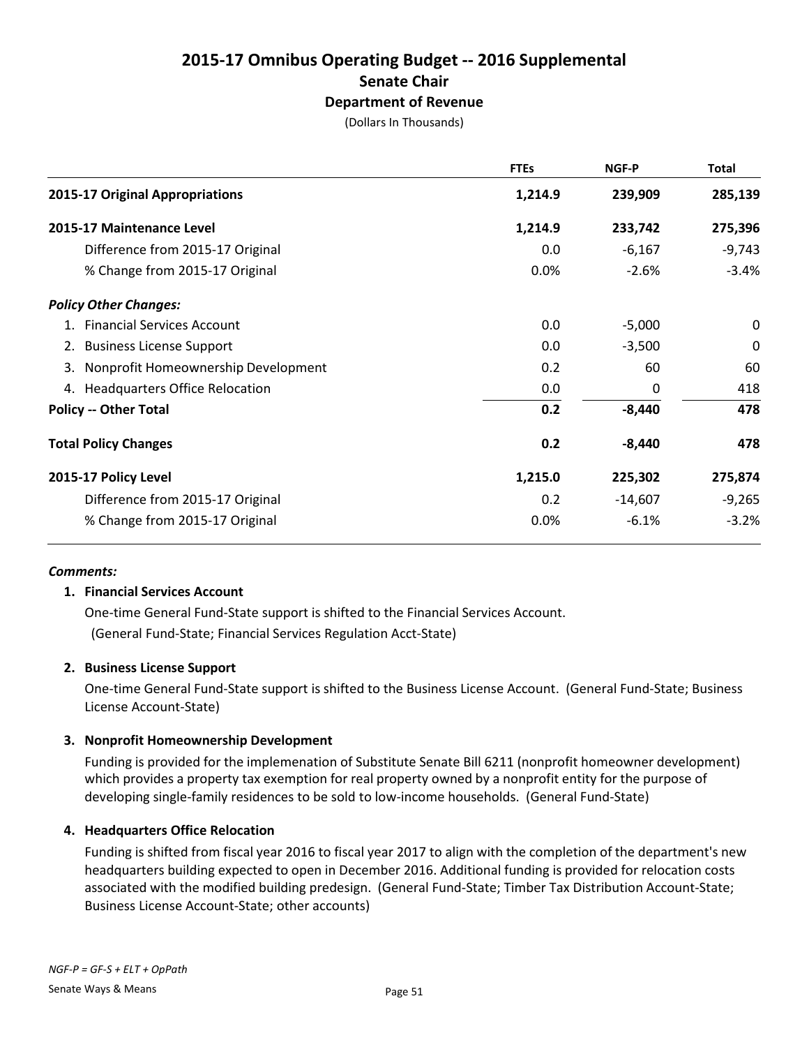# 2015-17 Omnibus Operating Budget -- 2016 Supplemental

## Senate Chair

### Department of Revenue

(Dollars In Thousands)

| | FTEs | NGF-P | Total |
|---|---|---|---|
| **2015-17 Original Appropriations** | **1,214.9** | **239,909** | **285,139** |
| **2015-17 Maintenance Level** | **1,214.9** | **233,742** | **275,396** |
| Difference from 2015-17 Original | 0.0 | -6,167 | -9,743 |
| % Change from 2015-17 Original | 0.0% | -2.6% | -3.4% |
| ***Policy Other Changes:*** | | | |
| 1. Financial Services Account | 0.0 | -5,000 | 0 |
| 2. Business License Support | 0.0 | -3,500 | 0 |
| 3. Nonprofit Homeownership Development | 0.2 | 60 | 60 |
| 4. Headquarters Office Relocation | 0.0 | 0 | 418 |
| **Policy -- Other Total** | **0.2** | **-8,440** | **478** |
| **Total Policy Changes** | **0.2** | **-8,440** | **478** |
| **2015-17 Policy Level** | **1,215.0** | **225,302** | **275,874** |
| Difference from 2015-17 Original | 0.2 | -14,607 | -9,265 |
| % Change from 2015-17 Original | 0.0% | -6.1% | -3.2% |

***Comments:***

**1. Financial Services Account**

One-time General Fund-State support is shifted to the Financial Services Account. (General Fund-State; Financial Services Regulation Acct-State)

**2. Business License Support**

One-time General Fund-State support is shifted to the Business License Account. (General Fund-State; Business License Account-State)

**3. Nonprofit Homeownership Development**

Funding is provided for the implemenation of Substitute Senate Bill 6211 (nonprofit homeowner development) which provides a property tax exemption for real property owned by a nonprofit entity for the purpose of developing single-family residences to be sold to low-income households. (General Fund-State)

**4. Headquarters Office Relocation**

Funding is shifted from fiscal year 2016 to fiscal year 2017 to align with the completion of the department's new headquarters building expected to open in December 2016. Additional funding is provided for relocation costs associated with the modified building predesign. (General Fund-State; Timber Tax Distribution Account-State; Business License Account-State; other accounts)

*NGF-P = GF-S + ELT + OpPath*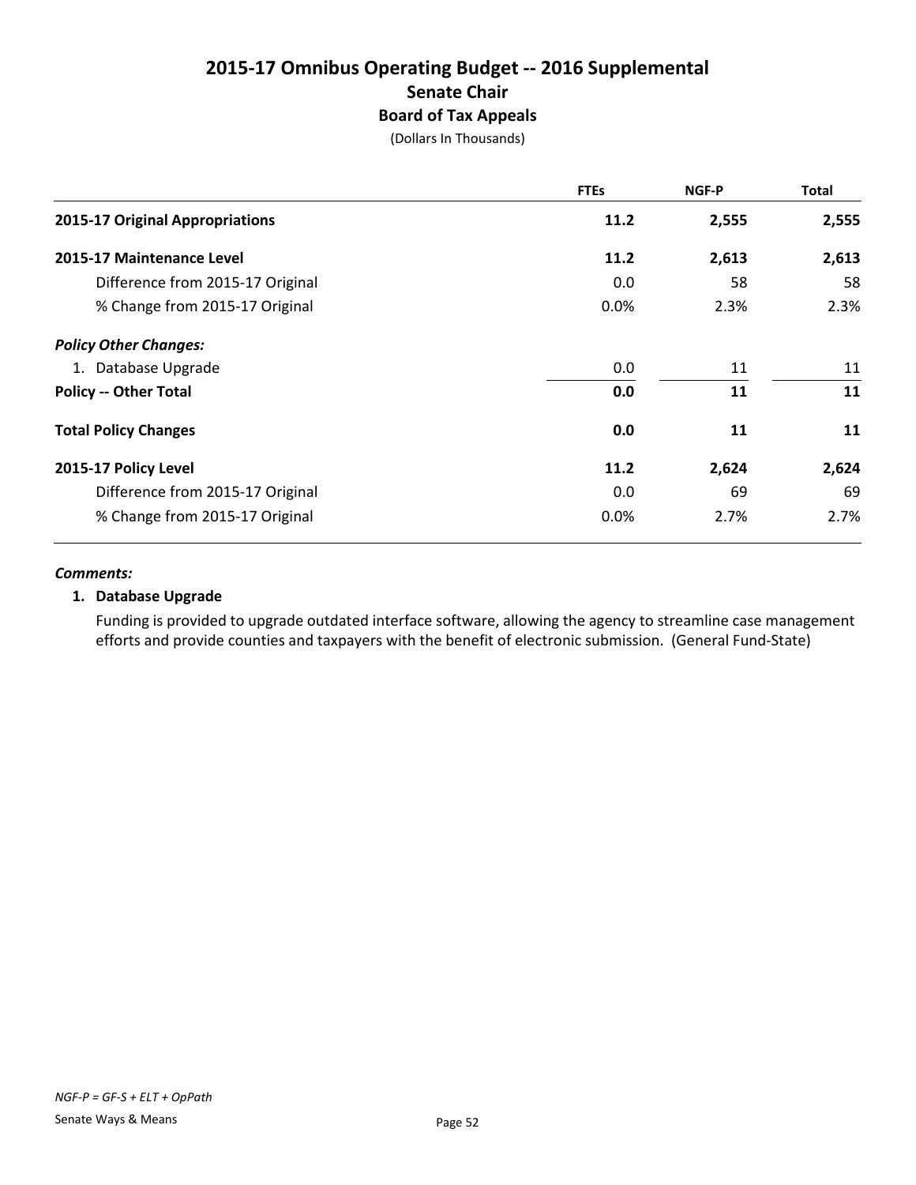# 2015-17 Omnibus Operating Budget -- 2016 Supplemental

## Senate Chair

### Board of Tax Appeals

(Dollars In Thousands)

| | FTEs | NGF-P | Total |
|---|---|---|---|
| **2015-17 Original Appropriations** | **11.2** | **2,555** | **2,555** |
| **2015-17 Maintenance Level** | **11.2** | **2,613** | **2,613** |
| Difference from 2015-17 Original | 0.0 | 58 | 58 |
| % Change from 2015-17 Original | 0.0% | 2.3% | 2.3% |
| ***Policy Other Changes:*** | | | |
| 1. Database Upgrade | 0.0 | 11 | 11 |
| **Policy -- Other Total** | **0.0** | **11** | **11** |
| **Total Policy Changes** | **0.0** | **11** | **11** |
| **2015-17 Policy Level** | **11.2** | **2,624** | **2,624** |
| Difference from 2015-17 Original | 0.0 | 69 | 69 |
| % Change from 2015-17 Original | 0.0% | 2.7% | 2.7% |

***Comments:***

**1. Database Upgrade**

Funding is provided to upgrade outdated interface software, allowing the agency to streamline case management efforts and provide counties and taxpayers with the benefit of electronic submission. (General Fund-State)

*NGF-P = GF-S + ELT + OpPath*

Senate Ways & Means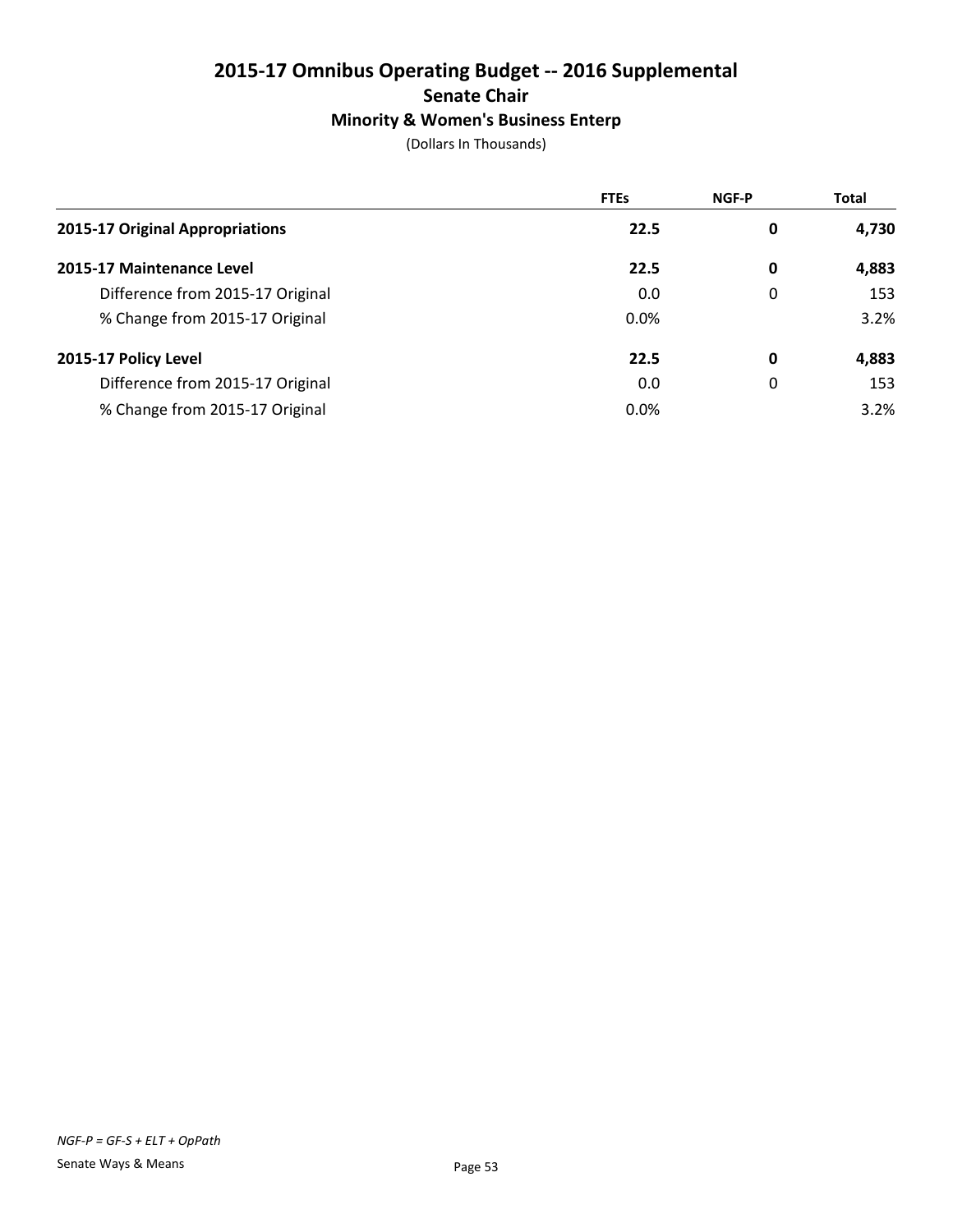# 2015-17 Omnibus Operating Budget -- 2016 Supplemental

## Senate Chair

### Minority & Women's Business Enterp

(Dollars In Thousands)

| | FTEs | NGF-P | Total |
|---|---|---|---|
| **2015-17 Original Appropriations** | **22.5** | **0** | **4,730** |
| **2015-17 Maintenance Level** | **22.5** | **0** | **4,883** |
| Difference from 2015-17 Original | 0.0 | 0 | 153 |
| % Change from 2015-17 Original | 0.0% | | 3.2% |
| **2015-17 Policy Level** | **22.5** | **0** | **4,883** |
| Difference from 2015-17 Original | 0.0 | 0 | 153 |
| % Change from 2015-17 Original | 0.0% | | 3.2% |

*NGF-P = GF-S + ELT + OpPath*

Senate Ways & Means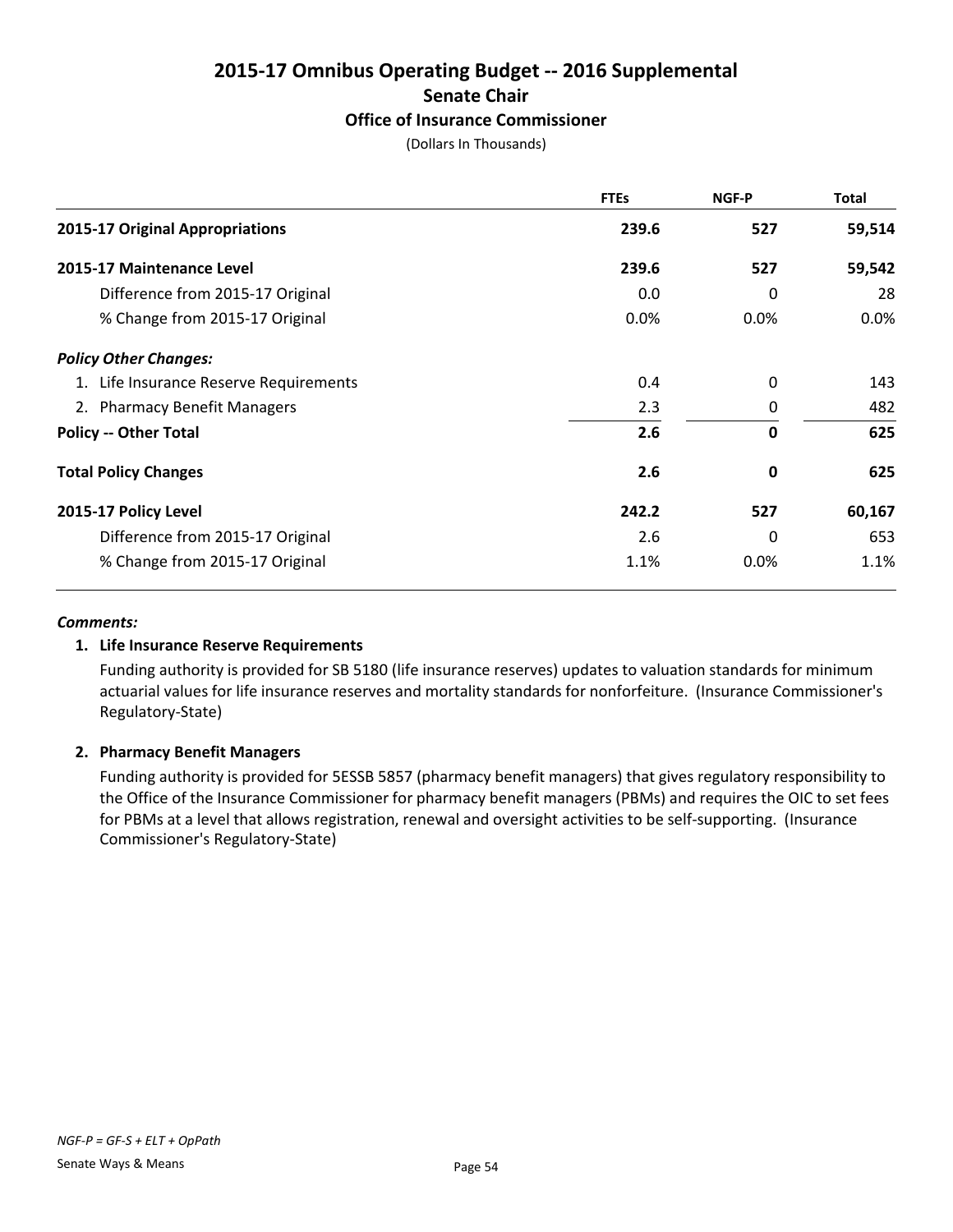# 2015-17 Omnibus Operating Budget -- 2016 Supplemental

## Senate Chair

### Office of Insurance Commissioner

(Dollars In Thousands)

| | FTEs | NGF-P | Total |
|---|---|---|---|
| **2015-17 Original Appropriations** | **239.6** | **527** | **59,514** |
| **2015-17 Maintenance Level** | **239.6** | **527** | **59,542** |
| Difference from 2015-17 Original | 0.0 | 0 | 28 |
| % Change from 2015-17 Original | 0.0% | 0.0% | 0.0% |
| ***Policy Other Changes:*** | | | |
| 1. Life Insurance Reserve Requirements | 0.4 | 0 | 143 |
| 2. Pharmacy Benefit Managers | 2.3 | 0 | 482 |
| **Policy -- Other Total** | **2.6** | **0** | **625** |
| **Total Policy Changes** | **2.6** | **0** | **625** |
| **2015-17 Policy Level** | **242.2** | **527** | **60,167** |
| Difference from 2015-17 Original | 2.6 | 0 | 653 |
| % Change from 2015-17 Original | 1.1% | 0.0% | 1.1% |

***Comments:***

1. **Life Insurance Reserve Requirements**

   Funding authority is provided for SB 5180 (life insurance reserves) updates to valuation standards for minimum actuarial values for life insurance reserves and mortality standards for nonforfeiture. (Insurance Commissioner's Regulatory-State)

2. **Pharmacy Benefit Managers**

   Funding authority is provided for 5ESSB 5857 (pharmacy benefit managers) that gives regulatory responsibility to the Office of the Insurance Commissioner for pharmacy benefit managers (PBMs) and requires the OIC to set fees for PBMs at a level that allows registration, renewal and oversight activities to be self-supporting. (Insurance Commissioner's Regulatory-State)

*NGF-P = GF-S + ELT + OpPath*

Senate Ways & Means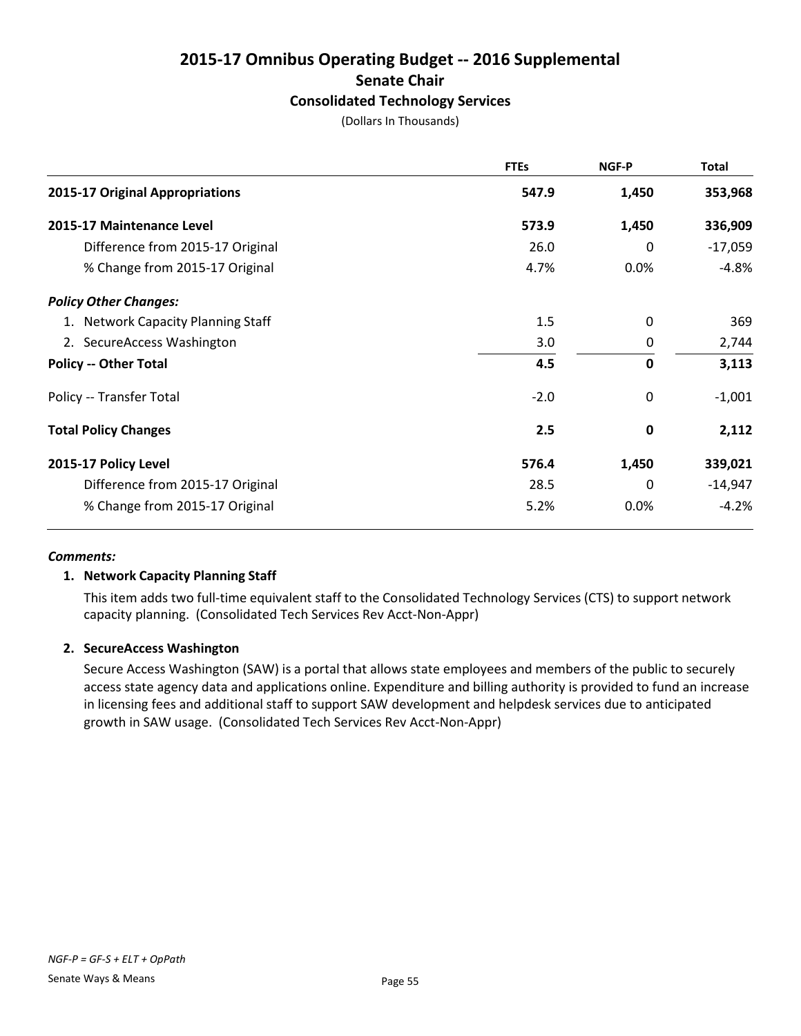# 2015-17 Omnibus Operating Budget -- 2016 Supplemental

## Senate Chair

### Consolidated Technology Services

(Dollars In Thousands)

| | FTEs | NGF-P | Total |
|---|---|---|---|
| **2015-17 Original Appropriations** | **547.9** | **1,450** | **353,968** |
| **2015-17 Maintenance Level** | **573.9** | **1,450** | **336,909** |
| Difference from 2015-17 Original | 26.0 | 0 | -17,059 |
| % Change from 2015-17 Original | 4.7% | 0.0% | -4.8% |
| ***Policy Other Changes:*** | | | |
| 1. Network Capacity Planning Staff | 1.5 | 0 | 369 |
| 2. SecureAccess Washington | 3.0 | 0 | 2,744 |
| **Policy -- Other Total** | **4.5** | **0** | **3,113** |
| Policy -- Transfer Total | -2.0 | 0 | -1,001 |
| **Total Policy Changes** | **2.5** | **0** | **2,112** |
| **2015-17 Policy Level** | **576.4** | **1,450** | **339,021** |
| Difference from 2015-17 Original | 28.5 | 0 | -14,947 |
| % Change from 2015-17 Original | 5.2% | 0.0% | -4.2% |

***Comments:***

**1. Network Capacity Planning Staff**

This item adds two full-time equivalent staff to the Consolidated Technology Services (CTS) to support network capacity planning. (Consolidated Tech Services Rev Acct-Non-Appr)

**2. SecureAccess Washington**

Secure Access Washington (SAW) is a portal that allows state employees and members of the public to securely access state agency data and applications online. Expenditure and billing authority is provided to fund an increase in licensing fees and additional staff to support SAW development and helpdesk services due to anticipated growth in SAW usage. (Consolidated Tech Services Rev Acct-Non-Appr)

*NGF-P = GF-S + ELT + OpPath*

Senate Ways & Means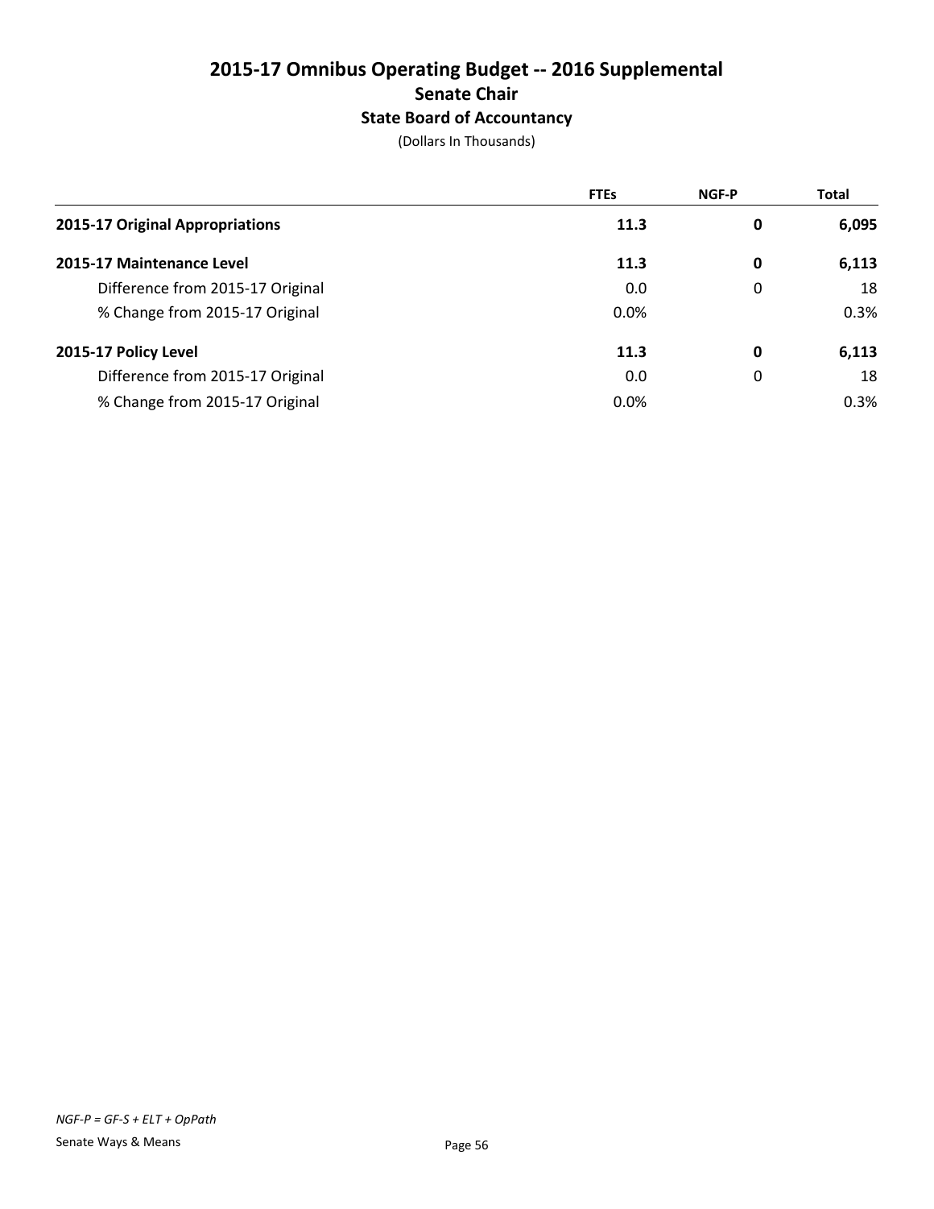# 2015-17 Omnibus Operating Budget -- 2016 Supplemental

## Senate Chair

### State Board of Accountancy

(Dollars In Thousands)

| | FTEs | NGF-P | Total |
|---|---|---|---|
| **2015-17 Original Appropriations** | **11.3** | **0** | **6,095** |
| **2015-17 Maintenance Level** | **11.3** | **0** | **6,113** |
| Difference from 2015-17 Original | 0.0 | 0 | 18 |
| % Change from 2015-17 Original | 0.0% | | 0.3% |
| **2015-17 Policy Level** | **11.3** | **0** | **6,113** |
| Difference from 2015-17 Original | 0.0 | 0 | 18 |
| % Change from 2015-17 Original | 0.0% | | 0.3% |

*NGF-P = GF-S + ELT + OpPath*

Senate Ways & Means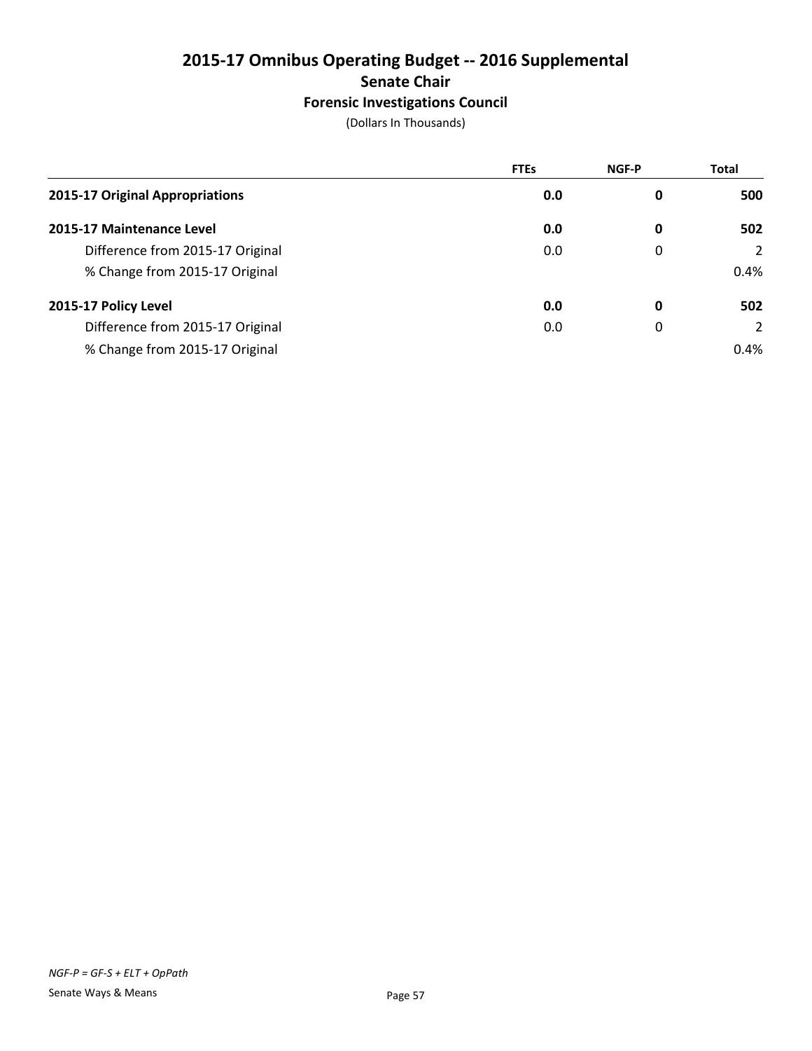# 2015-17 Omnibus Operating Budget -- 2016 Supplemental

## Senate Chair

### Forensic Investigations Council

(Dollars In Thousands)

| | FTEs | NGF-P | Total |
|---|---|---|---|
| **2015-17 Original Appropriations** | **0.0** | **0** | **500** |
| **2015-17 Maintenance Level** | **0.0** | **0** | **502** |
| Difference from 2015-17 Original | 0.0 | 0 | 2 |
| % Change from 2015-17 Original | | | 0.4% |
| **2015-17 Policy Level** | **0.0** | **0** | **502** |
| Difference from 2015-17 Original | 0.0 | 0 | 2 |
| % Change from 2015-17 Original | | | 0.4% |

*NGF-P = GF-S + ELT + OpPath*

Senate Ways & Means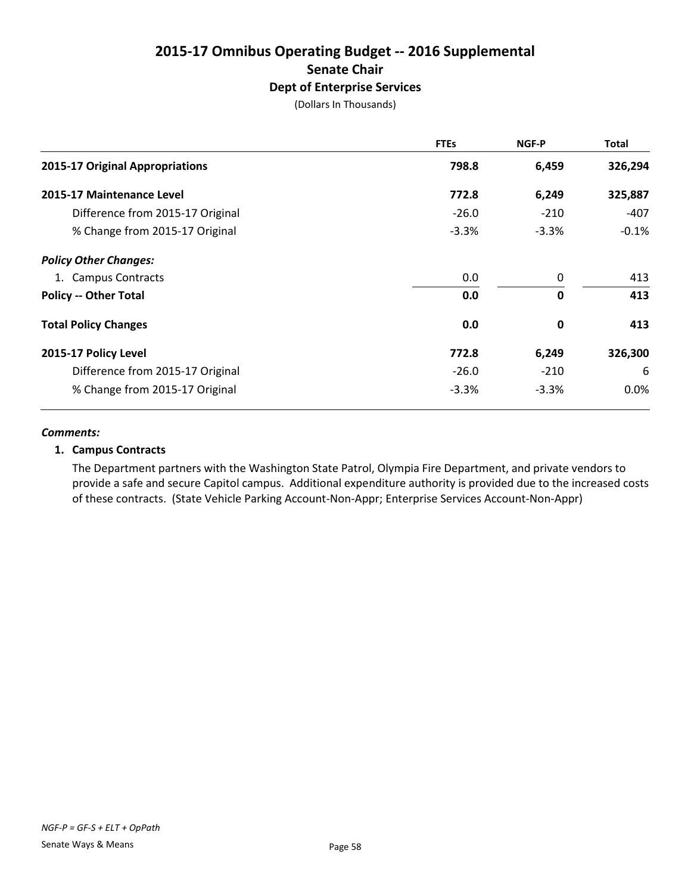# 2015-17 Omnibus Operating Budget -- 2016 Supplemental
## Senate Chair
### Dept of Enterprise Services
(Dollars In Thousands)

| | FTEs | NGF-P | Total |
|---|---|---|---|
| **2015-17 Original Appropriations** | **798.8** | **6,459** | **326,294** |
| **2015-17 Maintenance Level** | **772.8** | **6,249** | **325,887** |
| Difference from 2015-17 Original | -26.0 | -210 | -407 |
| % Change from 2015-17 Original | -3.3% | -3.3% | -0.1% |
| ***Policy Other Changes:*** | | | |
| 1. Campus Contracts | 0.0 | 0 | 413 |
| **Policy -- Other Total** | **0.0** | **0** | **413** |
| **Total Policy Changes** | **0.0** | **0** | **413** |
| **2015-17 Policy Level** | **772.8** | **6,249** | **326,300** |
| Difference from 2015-17 Original | -26.0 | -210 | 6 |
| % Change from 2015-17 Original | -3.3% | -3.3% | 0.0% |

***Comments:***

**1. Campus Contracts**

The Department partners with the Washington State Patrol, Olympia Fire Department, and private vendors to provide a safe and secure Capitol campus. Additional expenditure authority is provided due to the increased costs of these contracts. (State Vehicle Parking Account-Non-Appr; Enterprise Services Account-Non-Appr)

*NGF-P = GF-S + ELT + OpPath*

Senate Ways & Means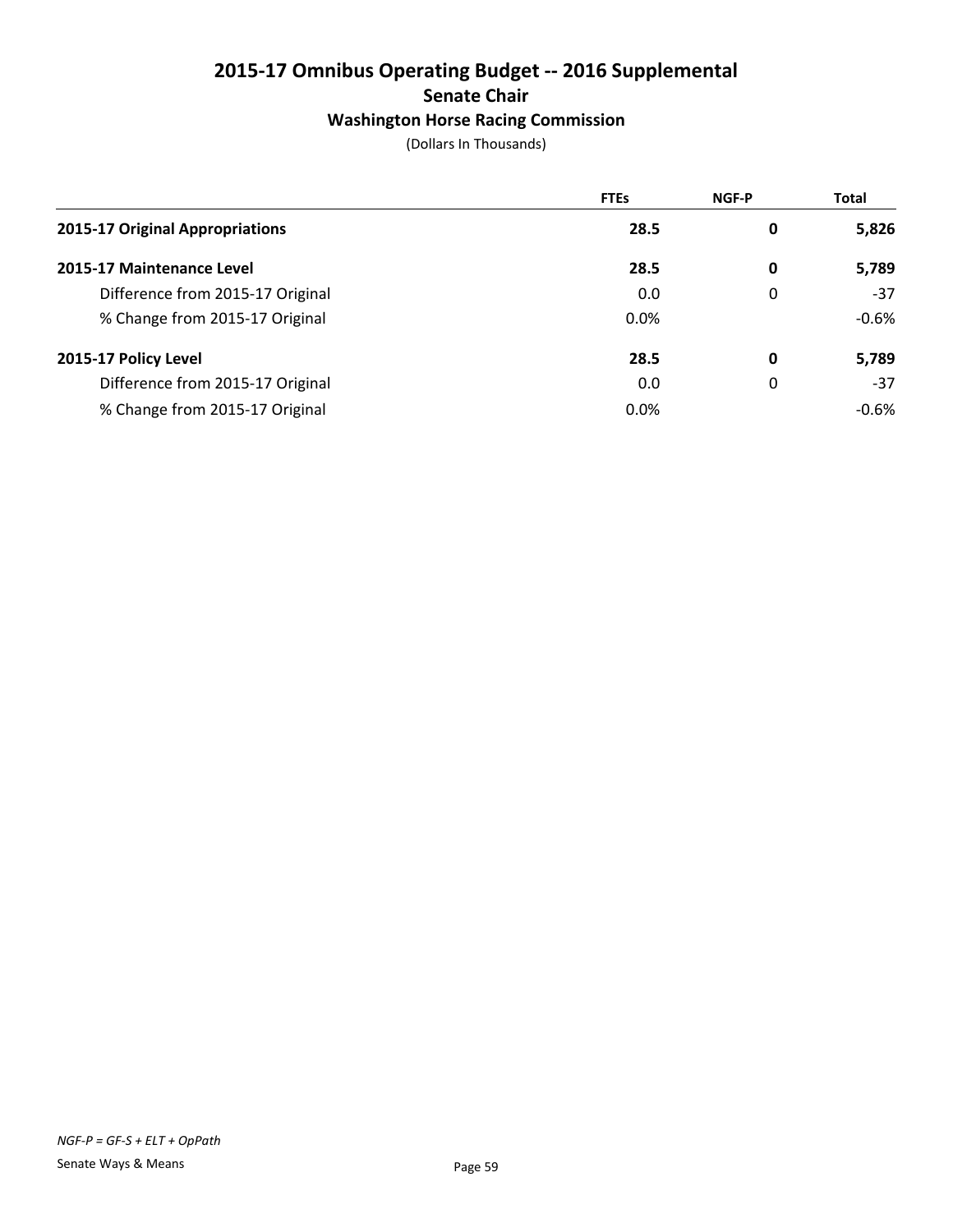# 2015-17 Omnibus Operating Budget -- 2016 Supplemental

## Senate Chair

### Washington Horse Racing Commission

(Dollars In Thousands)

| | FTEs | NGF-P | Total |
|---|---|---|---|
| **2015-17 Original Appropriations** | **28.5** | **0** | **5,826** |
| **2015-17 Maintenance Level** | **28.5** | **0** | **5,789** |
| Difference from 2015-17 Original | 0.0 | 0 | -37 |
| % Change from 2015-17 Original | 0.0% | | -0.6% |
| **2015-17 Policy Level** | **28.5** | **0** | **5,789** |
| Difference from 2015-17 Original | 0.0 | 0 | -37 |
| % Change from 2015-17 Original | 0.0% | | -0.6% |

*NGF-P = GF-S + ELT + OpPath*

Senate Ways & Means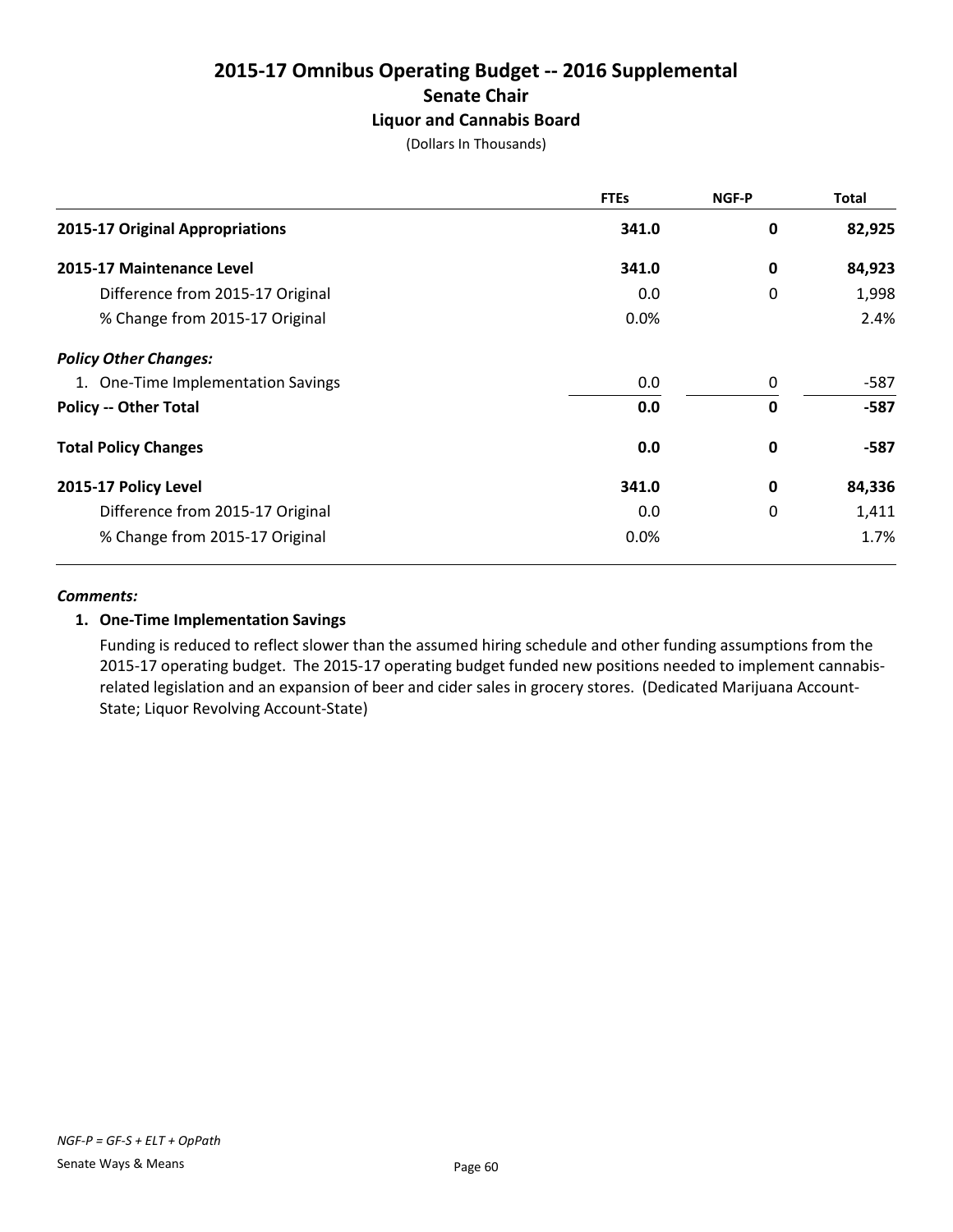# 2015-17 Omnibus Operating Budget -- 2016 Supplemental
## Senate Chair
### Liquor and Cannabis Board
(Dollars In Thousands)

| | FTEs | NGF-P | Total |
|---|---|---|---|
| **2015-17 Original Appropriations** | **341.0** | **0** | **82,925** |
| **2015-17 Maintenance Level** | **341.0** | **0** | **84,923** |
| Difference from 2015-17 Original | 0.0 | 0 | 1,998 |
| % Change from 2015-17 Original | 0.0% | | 2.4% |
| ***Policy Other Changes:*** | | | |
| 1. One-Time Implementation Savings | 0.0 | 0 | -587 |
| **Policy -- Other Total** | **0.0** | **0** | **-587** |
| **Total Policy Changes** | **0.0** | **0** | **-587** |
| **2015-17 Policy Level** | **341.0** | **0** | **84,336** |
| Difference from 2015-17 Original | 0.0 | 0 | 1,411 |
| % Change from 2015-17 Original | 0.0% | | 1.7% |

***Comments:***

**1. One-Time Implementation Savings**

Funding is reduced to reflect slower than the assumed hiring schedule and other funding assumptions from the 2015-17 operating budget. The 2015-17 operating budget funded new positions needed to implement cannabis-related legislation and an expansion of beer and cider sales in grocery stores. (Dedicated Marijuana Account-State; Liquor Revolving Account-State)

*NGF-P = GF-S + ELT + OpPath*

Senate Ways & Means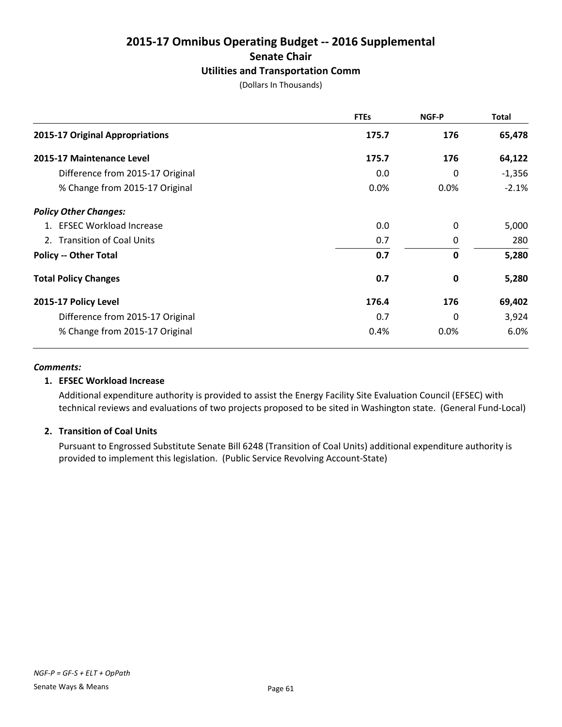# 2015-17 Omnibus Operating Budget -- 2016 Supplemental

## Senate Chair

### Utilities and Transportation Comm

(Dollars In Thousands)

| | FTEs | NGF-P | Total |
|---|---|---|---|
| **2015-17 Original Appropriations** | **175.7** | **176** | **65,478** |
| **2015-17 Maintenance Level** | **175.7** | **176** | **64,122** |
| Difference from 2015-17 Original | 0.0 | 0 | -1,356 |
| % Change from 2015-17 Original | 0.0% | 0.0% | -2.1% |
| ***Policy Other Changes:*** | | | |
| 1. EFSEC Workload Increase | 0.0 | 0 | 5,000 |
| 2. Transition of Coal Units | 0.7 | 0 | 280 |
| **Policy -- Other Total** | **0.7** | **0** | **5,280** |
| **Total Policy Changes** | **0.7** | **0** | **5,280** |
| **2015-17 Policy Level** | **176.4** | **176** | **69,402** |
| Difference from 2015-17 Original | 0.7 | 0 | 3,924 |
| % Change from 2015-17 Original | 0.4% | 0.0% | 6.0% |

***Comments:***

**1. EFSEC Workload Increase**

Additional expenditure authority is provided to assist the Energy Facility Site Evaluation Council (EFSEC) with technical reviews and evaluations of two projects proposed to be sited in Washington state. (General Fund-Local)

**2. Transition of Coal Units**

Pursuant to Engrossed Substitute Senate Bill 6248 (Transition of Coal Units) additional expenditure authority is provided to implement this legislation. (Public Service Revolving Account-State)

*NGF-P = GF-S + ELT + OpPath*

Senate Ways & Means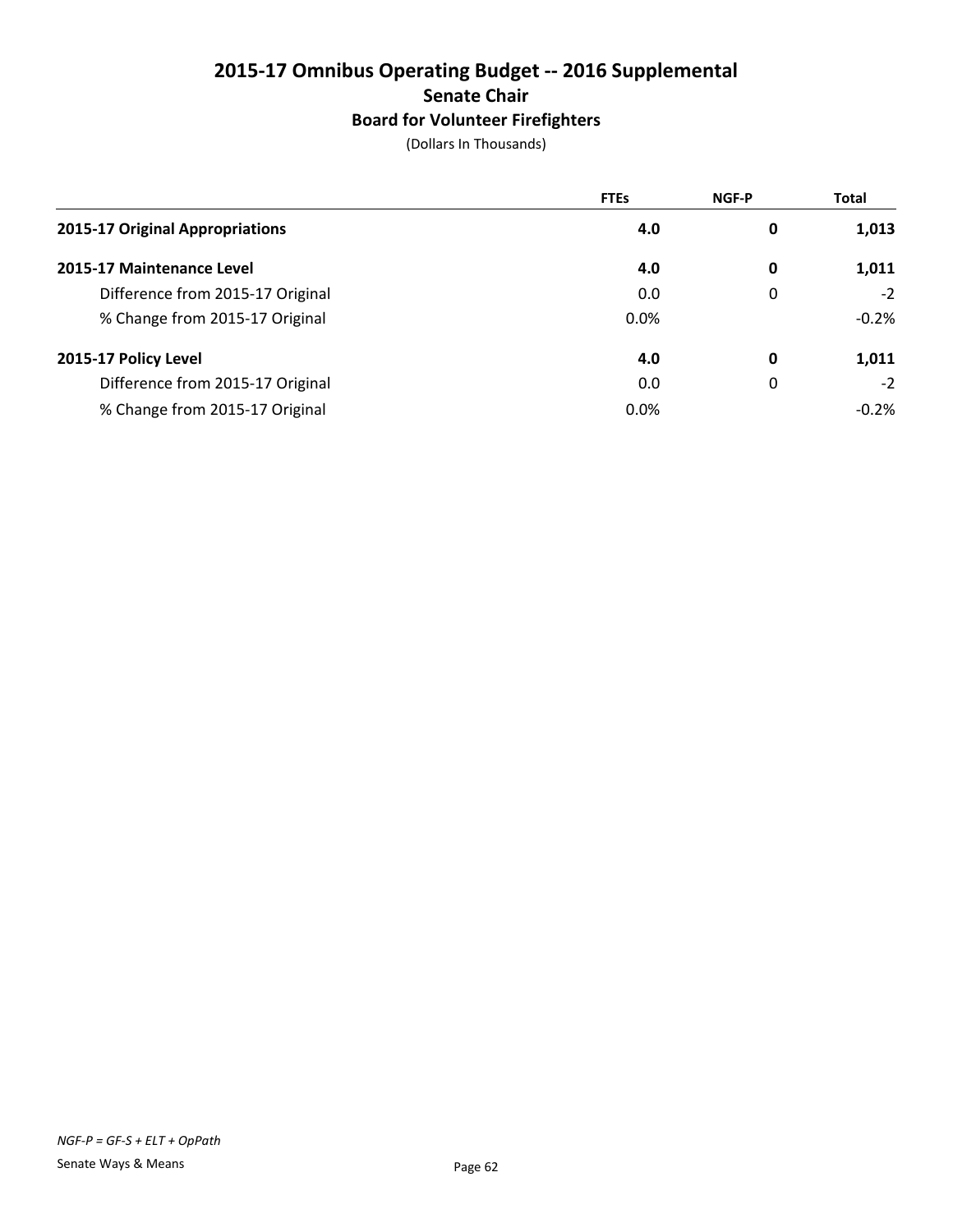# 2015-17 Omnibus Operating Budget -- 2016 Supplemental

## Senate Chair

### Board for Volunteer Firefighters

(Dollars In Thousands)

| | FTEs | NGF-P | Total |
|---|---|---|---|
| **2015-17 Original Appropriations** | **4.0** | **0** | **1,013** |
| **2015-17 Maintenance Level** | **4.0** | **0** | **1,011** |
| Difference from 2015-17 Original | 0.0 | 0 | -2 |
| % Change from 2015-17 Original | 0.0% | | -0.2% |
| **2015-17 Policy Level** | **4.0** | **0** | **1,011** |
| Difference from 2015-17 Original | 0.0 | 0 | -2 |
| % Change from 2015-17 Original | 0.0% | | -0.2% |

*NGF-P = GF-S + ELT + OpPath*

Senate Ways & Means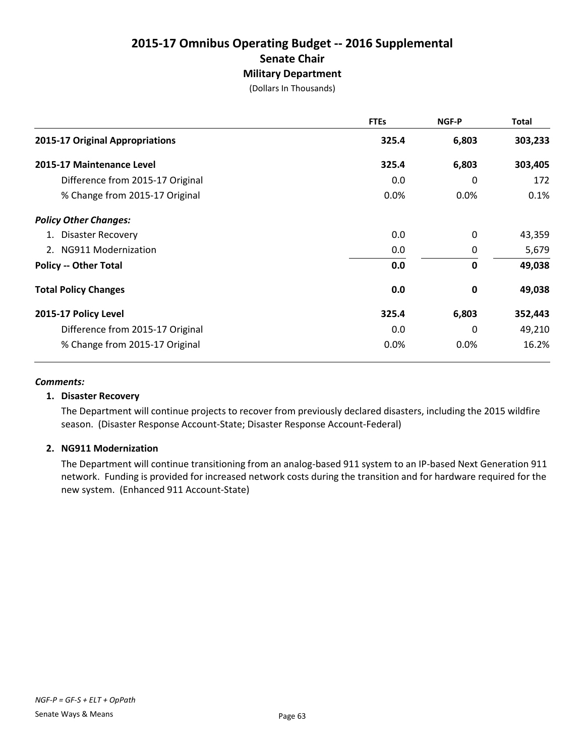# 2015-17 Omnibus Operating Budget -- 2016 Supplemental

## Senate Chair

### Military Department

(Dollars In Thousands)

| | FTEs | NGF-P | Total |
|---|---|---|---|
| **2015-17 Original Appropriations** | **325.4** | **6,803** | **303,233** |
| **2015-17 Maintenance Level** | **325.4** | **6,803** | **303,405** |
| Difference from 2015-17 Original | 0.0 | 0 | 172 |
| % Change from 2015-17 Original | 0.0% | 0.0% | 0.1% |
| ***Policy Other Changes:*** | | | |
| 1. Disaster Recovery | 0.0 | 0 | 43,359 |
| 2. NG911 Modernization | 0.0 | 0 | 5,679 |
| **Policy -- Other Total** | **0.0** | **0** | **49,038** |
| **Total Policy Changes** | **0.0** | **0** | **49,038** |
| **2015-17 Policy Level** | **325.4** | **6,803** | **352,443** |
| Difference from 2015-17 Original | 0.0 | 0 | 49,210 |
| % Change from 2015-17 Original | 0.0% | 0.0% | 16.2% |

***Comments:***

**1. Disaster Recovery**

The Department will continue projects to recover from previously declared disasters, including the 2015 wildfire season. (Disaster Response Account-State; Disaster Response Account-Federal)

**2. NG911 Modernization**

The Department will continue transitioning from an analog-based 911 system to an IP-based Next Generation 911 network. Funding is provided for increased network costs during the transition and for hardware required for the new system. (Enhanced 911 Account-State)

*NGF-P = GF-S + ELT + OpPath*

Senate Ways & Means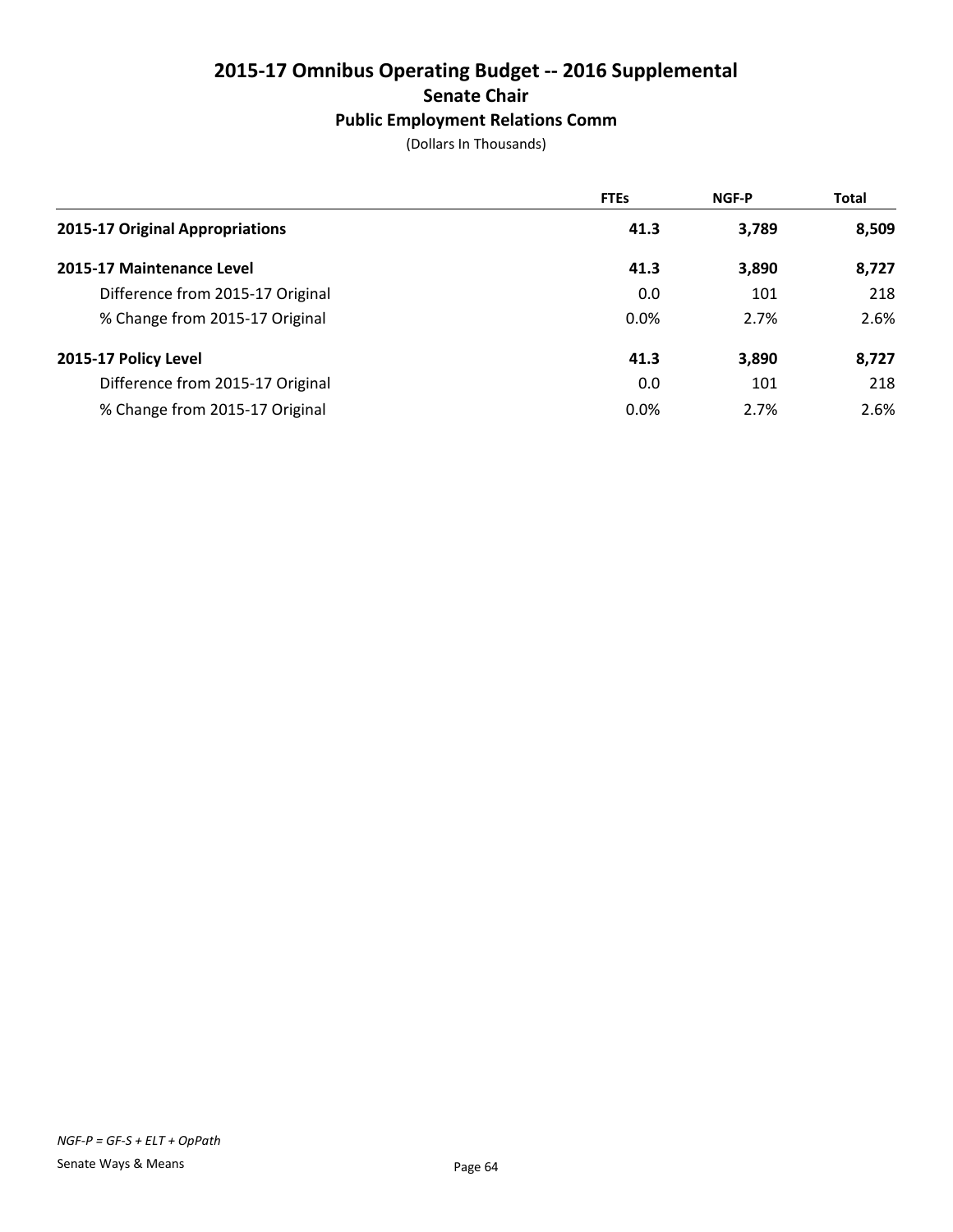# 2015-17 Omnibus Operating Budget -- 2016 Supplemental

## Senate Chair

### Public Employment Relations Comm

(Dollars In Thousands)

| | FTEs | NGF-P | Total |
|---|---|---|---|
| **2015-17 Original Appropriations** | **41.3** | **3,789** | **8,509** |
| **2015-17 Maintenance Level** | **41.3** | **3,890** | **8,727** |
| Difference from 2015-17 Original | 0.0 | 101 | 218 |
| % Change from 2015-17 Original | 0.0% | 2.7% | 2.6% |
| **2015-17 Policy Level** | **41.3** | **3,890** | **8,727** |
| Difference from 2015-17 Original | 0.0 | 101 | 218 |
| % Change from 2015-17 Original | 0.0% | 2.7% | 2.6% |

*NGF-P = GF-S + ELT + OpPath*

Senate Ways & Means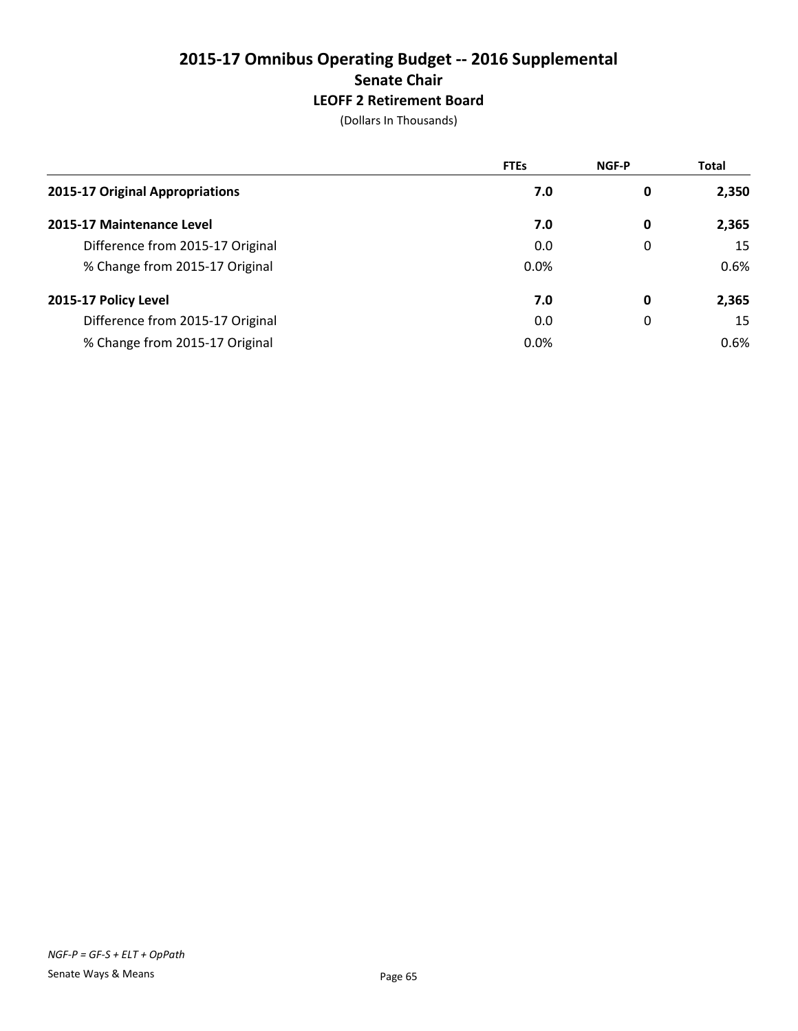# 2015-17 Omnibus Operating Budget -- 2016 Supplemental
## Senate Chair
### LEOFF 2 Retirement Board

(Dollars In Thousands)

| | FTEs | NGF-P | Total |
|---|---|---|---|
| **2015-17 Original Appropriations** | **7.0** | **0** | **2,350** |
| **2015-17 Maintenance Level** | **7.0** | **0** | **2,365** |
| Difference from 2015-17 Original | 0.0 | 0 | 15 |
| % Change from 2015-17 Original | 0.0% | | 0.6% |
| **2015-17 Policy Level** | **7.0** | **0** | **2,365** |
| Difference from 2015-17 Original | 0.0 | 0 | 15 |
| % Change from 2015-17 Original | 0.0% | | 0.6% |

*NGF-P = GF-S + ELT + OpPath*

Senate Ways & Means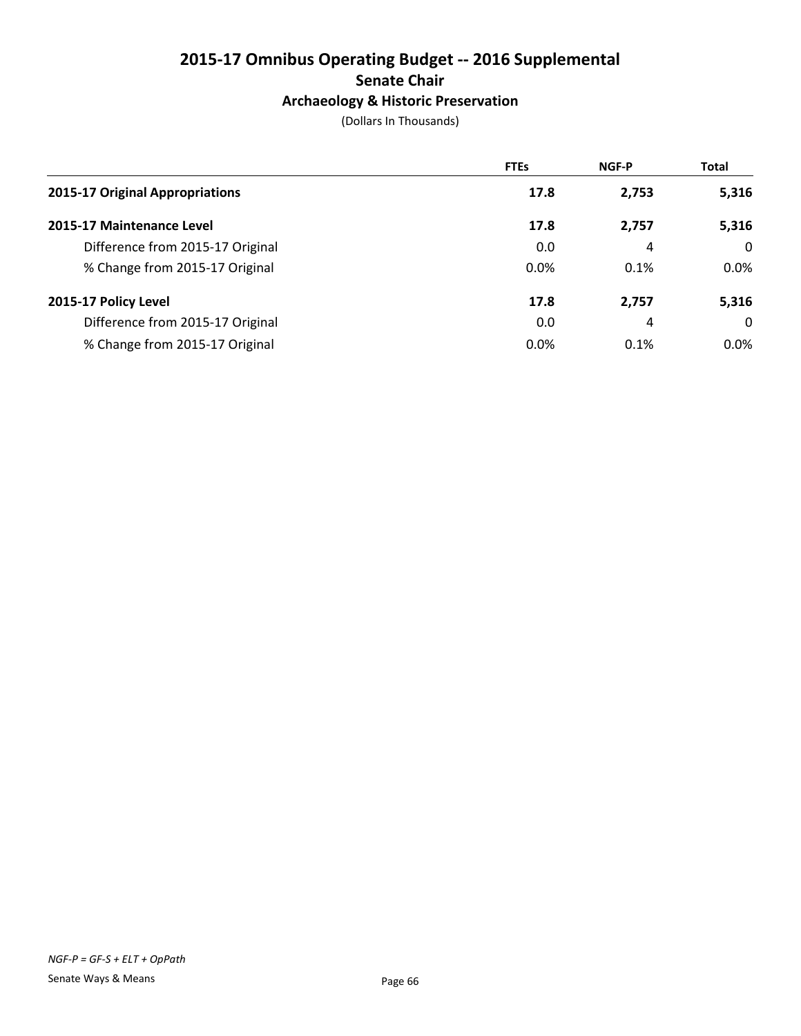# 2015-17 Omnibus Operating Budget -- 2016 Supplemental

## Senate Chair

### Archaeology & Historic Preservation

(Dollars In Thousands)

| | FTEs | NGF-P | Total |
|---|---|---|---|
| **2015-17 Original Appropriations** | **17.8** | **2,753** | **5,316** |
| **2015-17 Maintenance Level** | **17.8** | **2,757** | **5,316** |
| Difference from 2015-17 Original | 0.0 | 4 | 0 |
| % Change from 2015-17 Original | 0.0% | 0.1% | 0.0% |
| **2015-17 Policy Level** | **17.8** | **2,757** | **5,316** |
| Difference from 2015-17 Original | 0.0 | 4 | 0 |
| % Change from 2015-17 Original | 0.0% | 0.1% | 0.0% |

*NGF-P = GF-S + ELT + OpPath*

Senate Ways & Means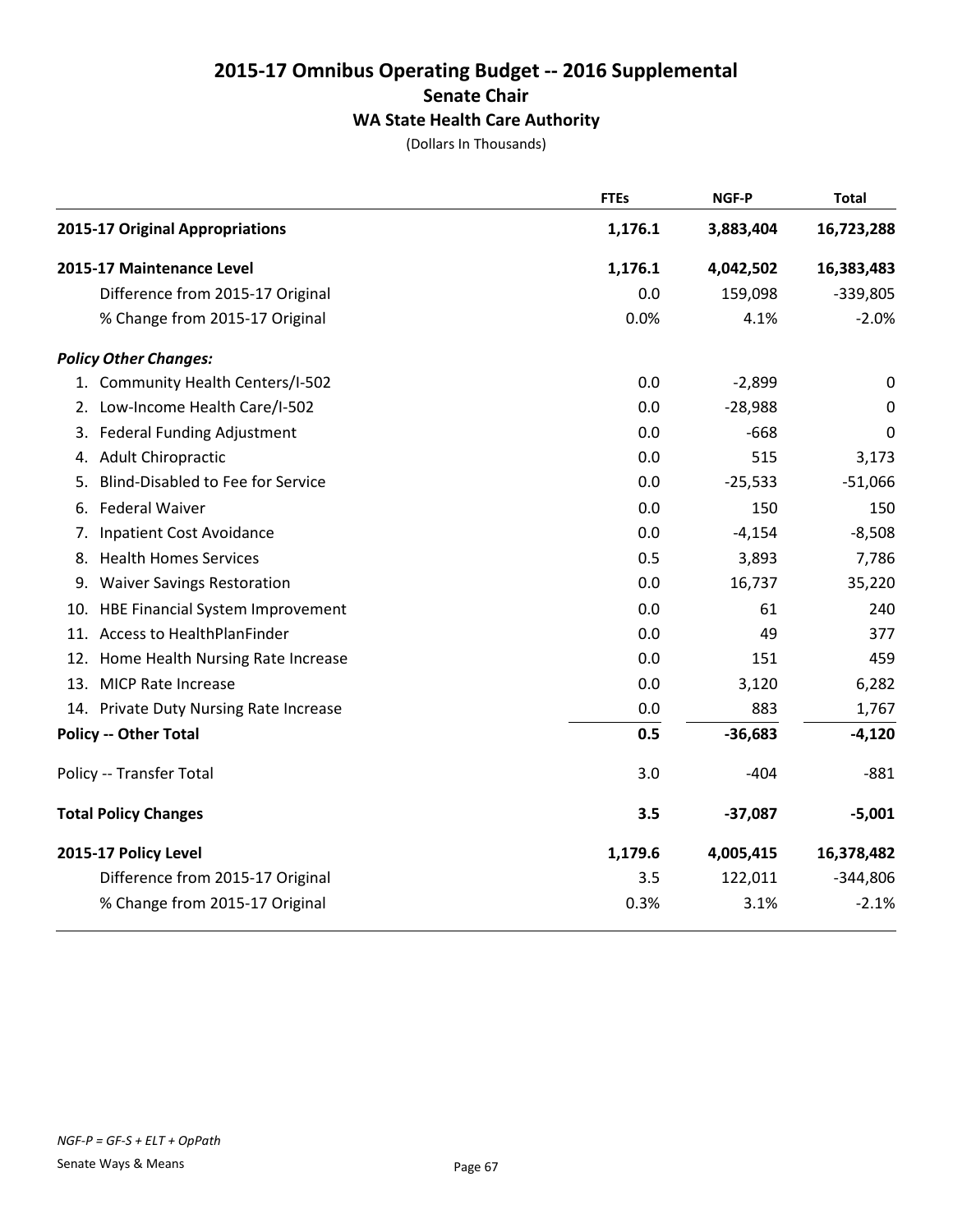# 2015-17 Omnibus Operating Budget -- 2016 Supplemental
## Senate Chair
### WA State Health Care Authority

(Dollars In Thousands)

| | FTEs | NGF-P | Total |
|---|---|---|---|
| **2015-17 Original Appropriations** | **1,176.1** | **3,883,404** | **16,723,288** |
| **2015-17 Maintenance Level** | **1,176.1** | **4,042,502** | **16,383,483** |
| Difference from 2015-17 Original | 0.0 | 159,098 | -339,805 |
| % Change from 2015-17 Original | 0.0% | 4.1% | -2.0% |
| ***Policy Other Changes:*** | | | |
| 1. Community Health Centers/I-502 | 0.0 | -2,899 | 0 |
| 2. Low-Income Health Care/I-502 | 0.0 | -28,988 | 0 |
| 3. Federal Funding Adjustment | 0.0 | -668 | 0 |
| 4. Adult Chiropractic | 0.0 | 515 | 3,173 |
| 5. Blind-Disabled to Fee for Service | 0.0 | -25,533 | -51,066 |
| 6. Federal Waiver | 0.0 | 150 | 150 |
| 7. Inpatient Cost Avoidance | 0.0 | -4,154 | -8,508 |
| 8. Health Homes Services | 0.5 | 3,893 | 7,786 |
| 9. Waiver Savings Restoration | 0.0 | 16,737 | 35,220 |
| 10. HBE Financial System Improvement | 0.0 | 61 | 240 |
| 11. Access to HealthPlanFinder | 0.0 | 49 | 377 |
| 12. Home Health Nursing Rate Increase | 0.0 | 151 | 459 |
| 13. MICP Rate Increase | 0.0 | 3,120 | 6,282 |
| 14. Private Duty Nursing Rate Increase | 0.0 | 883 | 1,767 |
| **Policy -- Other Total** | **0.5** | **-36,683** | **-4,120** |
| Policy -- Transfer Total | 3.0 | -404 | -881 |
| **Total Policy Changes** | **3.5** | **-37,087** | **-5,001** |
| **2015-17 Policy Level** | **1,179.6** | **4,005,415** | **16,378,482** |
| Difference from 2015-17 Original | 3.5 | 122,011 | -344,806 |
| % Change from 2015-17 Original | 0.3% | 3.1% | -2.1% |

*NGF-P = GF-S + ELT + OpPath*

Senate Ways & Means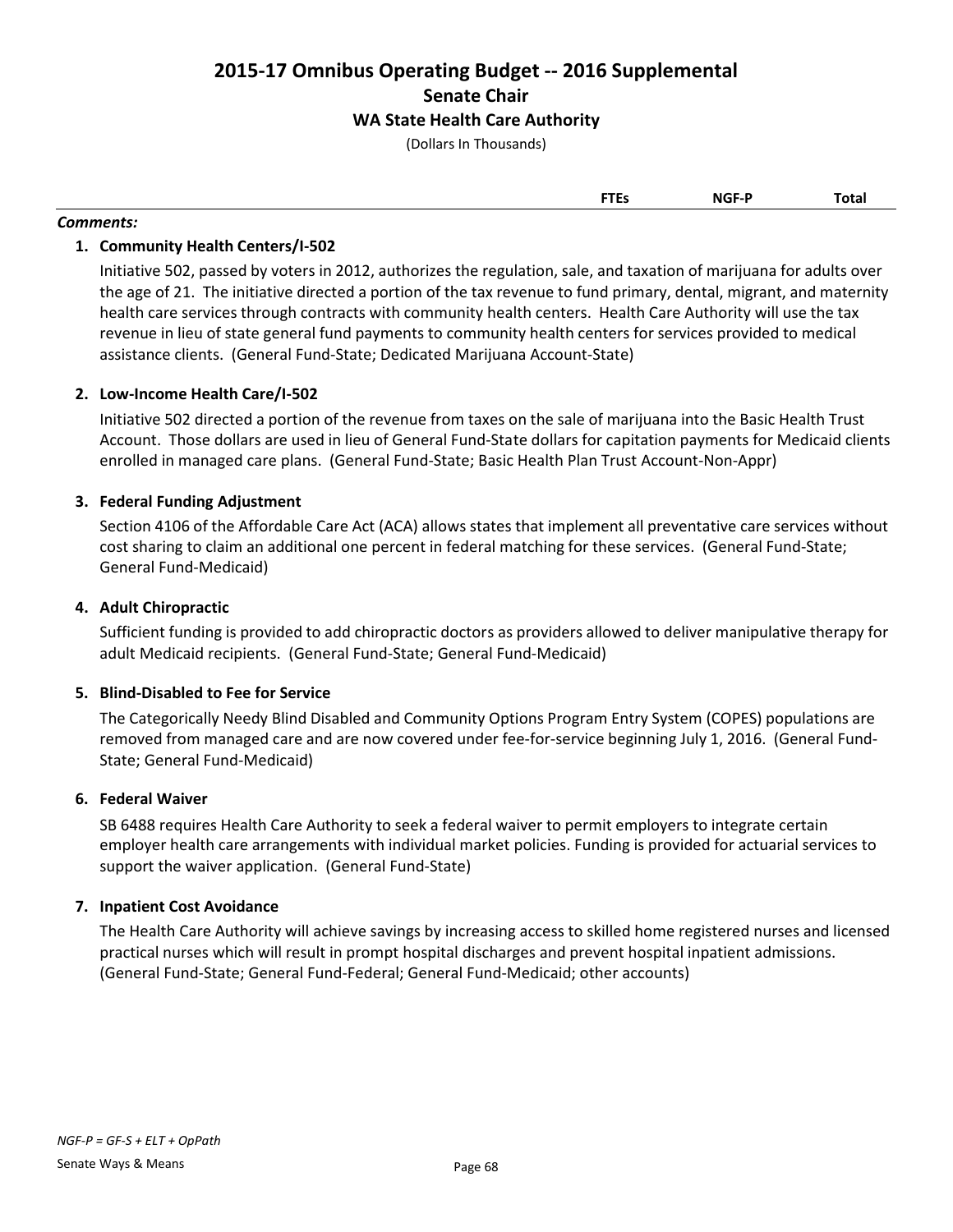# 2015-17 Omnibus Operating Budget -- 2016 Supplemental

## Senate Chair

### WA State Health Care Authority

(Dollars In Thousands)

| | FTEs | NGF-P | Total |
|---|---|---|---|

***Comments:***

1. **Community Health Centers/I-502**

   Initiative 502, passed by voters in 2012, authorizes the regulation, sale, and taxation of marijuana for adults over the age of 21. The initiative directed a portion of the tax revenue to fund primary, dental, migrant, and maternity health care services through contracts with community health centers. Health Care Authority will use the tax revenue in lieu of state general fund payments to community health centers for services provided to medical assistance clients. (General Fund-State; Dedicated Marijuana Account-State)

2. **Low-Income Health Care/I-502**

   Initiative 502 directed a portion of the revenue from taxes on the sale of marijuana into the Basic Health Trust Account. Those dollars are used in lieu of General Fund-State dollars for capitation payments for Medicaid clients enrolled in managed care plans. (General Fund-State; Basic Health Plan Trust Account-Non-Appr)

3. **Federal Funding Adjustment**

   Section 4106 of the Affordable Care Act (ACA) allows states that implement all preventative care services without cost sharing to claim an additional one percent in federal matching for these services. (General Fund-State; General Fund-Medicaid)

4. **Adult Chiropractic**

   Sufficient funding is provided to add chiropractic doctors as providers allowed to deliver manipulative therapy for adult Medicaid recipients. (General Fund-State; General Fund-Medicaid)

5. **Blind-Disabled to Fee for Service**

   The Categorically Needy Blind Disabled and Community Options Program Entry System (COPES) populations are removed from managed care and are now covered under fee-for-service beginning July 1, 2016. (General Fund-State; General Fund-Medicaid)

6. **Federal Waiver**

   SB 6488 requires Health Care Authority to seek a federal waiver to permit employers to integrate certain employer health care arrangements with individual market policies. Funding is provided for actuarial services to support the waiver application. (General Fund-State)

7. **Inpatient Cost Avoidance**

   The Health Care Authority will achieve savings by increasing access to skilled home registered nurses and licensed practical nurses which will result in prompt hospital discharges and prevent hospital inpatient admissions. (General Fund-State; General Fund-Federal; General Fund-Medicaid; other accounts)

*NGF-P = GF-S + ELT + OpPath*

Senate Ways & Means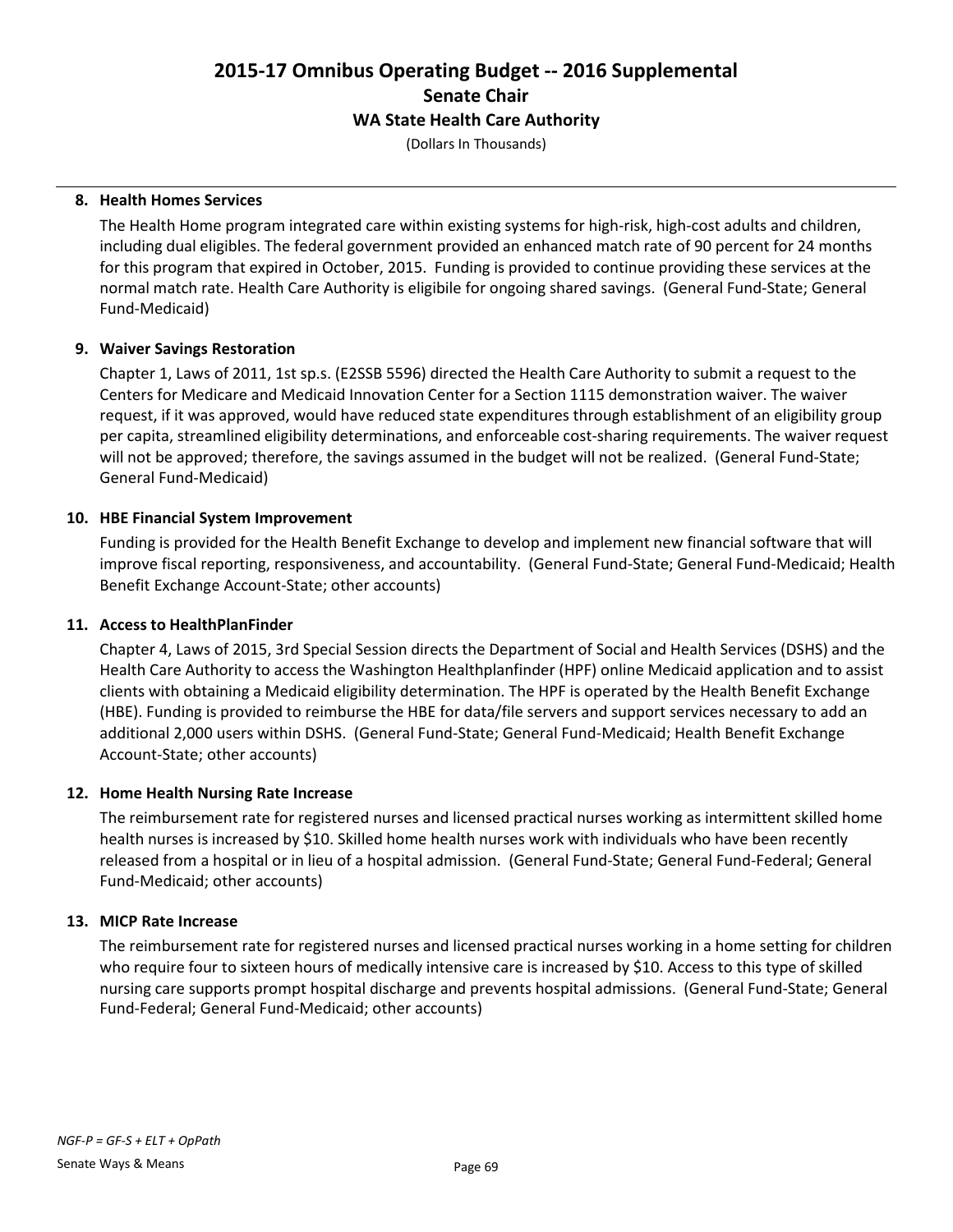# 2015-17 Omnibus Operating Budget -- 2016 Supplemental

## Senate Chair

### WA State Health Care Authority

(Dollars In Thousands)

**8. Health Homes Services**

The Health Home program integrated care within existing systems for high-risk, high-cost adults and children, including dual eligibles. The federal government provided an enhanced match rate of 90 percent for 24 months for this program that expired in October, 2015. Funding is provided to continue providing these services at the normal match rate. Health Care Authority is eligibile for ongoing shared savings. (General Fund-State; General Fund-Medicaid)

**9. Waiver Savings Restoration**

Chapter 1, Laws of 2011, 1st sp.s. (E2SSB 5596) directed the Health Care Authority to submit a request to the Centers for Medicare and Medicaid Innovation Center for a Section 1115 demonstration waiver. The waiver request, if it was approved, would have reduced state expenditures through establishment of an eligibility group per capita, streamlined eligibility determinations, and enforceable cost-sharing requirements. The waiver request will not be approved; therefore, the savings assumed in the budget will not be realized. (General Fund-State; General Fund-Medicaid)

**10. HBE Financial System Improvement**

Funding is provided for the Health Benefit Exchange to develop and implement new financial software that will improve fiscal reporting, responsiveness, and accountability. (General Fund-State; General Fund-Medicaid; Health Benefit Exchange Account-State; other accounts)

**11. Access to HealthPlanFinder**

Chapter 4, Laws of 2015, 3rd Special Session directs the Department of Social and Health Services (DSHS) and the Health Care Authority to access the Washington Healthplanfinder (HPF) online Medicaid application and to assist clients with obtaining a Medicaid eligibility determination. The HPF is operated by the Health Benefit Exchange (HBE). Funding is provided to reimburse the HBE for data/file servers and support services necessary to add an additional 2,000 users within DSHS. (General Fund-State; General Fund-Medicaid; Health Benefit Exchange Account-State; other accounts)

**12. Home Health Nursing Rate Increase**

The reimbursement rate for registered nurses and licensed practical nurses working as intermittent skilled home health nurses is increased by $10. Skilled home health nurses work with individuals who have been recently released from a hospital or in lieu of a hospital admission. (General Fund-State; General Fund-Federal; General Fund-Medicaid; other accounts)

**13. MICP Rate Increase**

The reimbursement rate for registered nurses and licensed practical nurses working in a home setting for children who require four to sixteen hours of medically intensive care is increased by $10. Access to this type of skilled nursing care supports prompt hospital discharge and prevents hospital admissions. (General Fund-State; General Fund-Federal; General Fund-Medicaid; other accounts)

*NGF-P = GF-S + ELT + OpPath*

Senate Ways & Means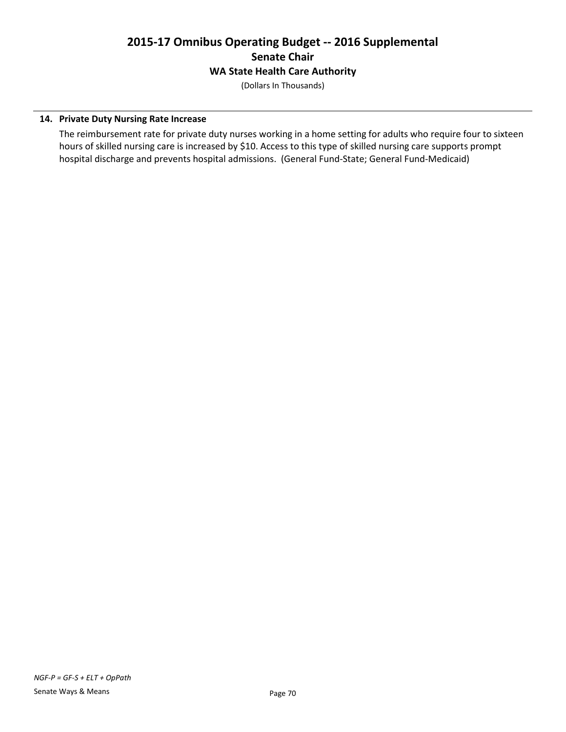### 14. Private Duty Nursing Rate Increase

The reimbursement rate for private duty nurses working in a home setting for adults who require four to sixteen hours of skilled nursing care is increased by $10. Access to this type of skilled nursing care supports prompt hospital discharge and prevents hospital admissions. (General Fund-State; General Fund-Medicaid)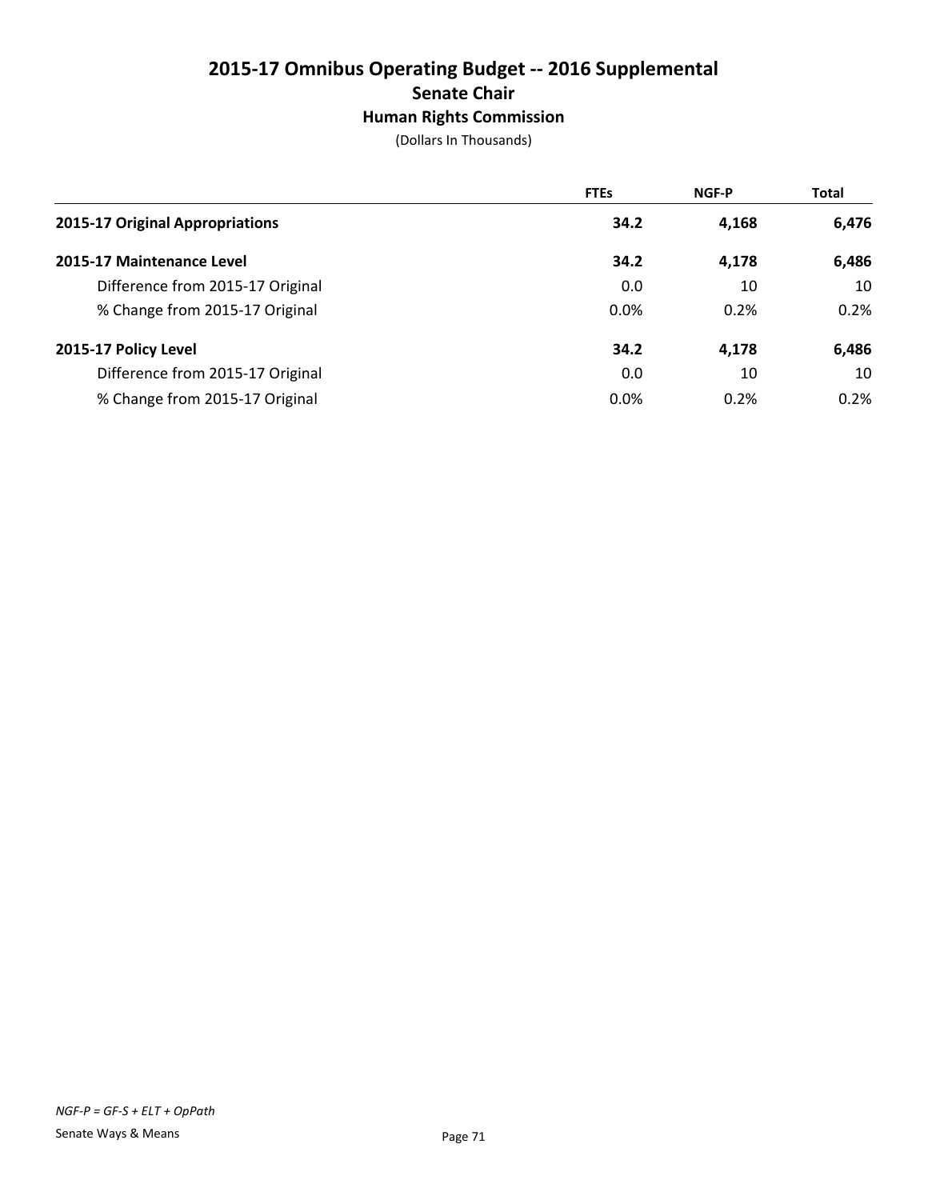# 2015-17 Omnibus Operating Budget -- 2016 Supplemental

## Senate Chair

### Human Rights Commission

(Dollars In Thousands)

| | FTEs | NGF-P | Total |
|---|---|---|---|
| **2015-17 Original Appropriations** | **34.2** | **4,168** | **6,476** |
| **2015-17 Maintenance Level** | **34.2** | **4,178** | **6,486** |
| Difference from 2015-17 Original | 0.0 | 10 | 10 |
| % Change from 2015-17 Original | 0.0% | 0.2% | 0.2% |
| **2015-17 Policy Level** | **34.2** | **4,178** | **6,486** |
| Difference from 2015-17 Original | 0.0 | 10 | 10 |
| % Change from 2015-17 Original | 0.0% | 0.2% | 0.2% |

*NGF-P = GF-S + ELT + OpPath*

Senate Ways & Means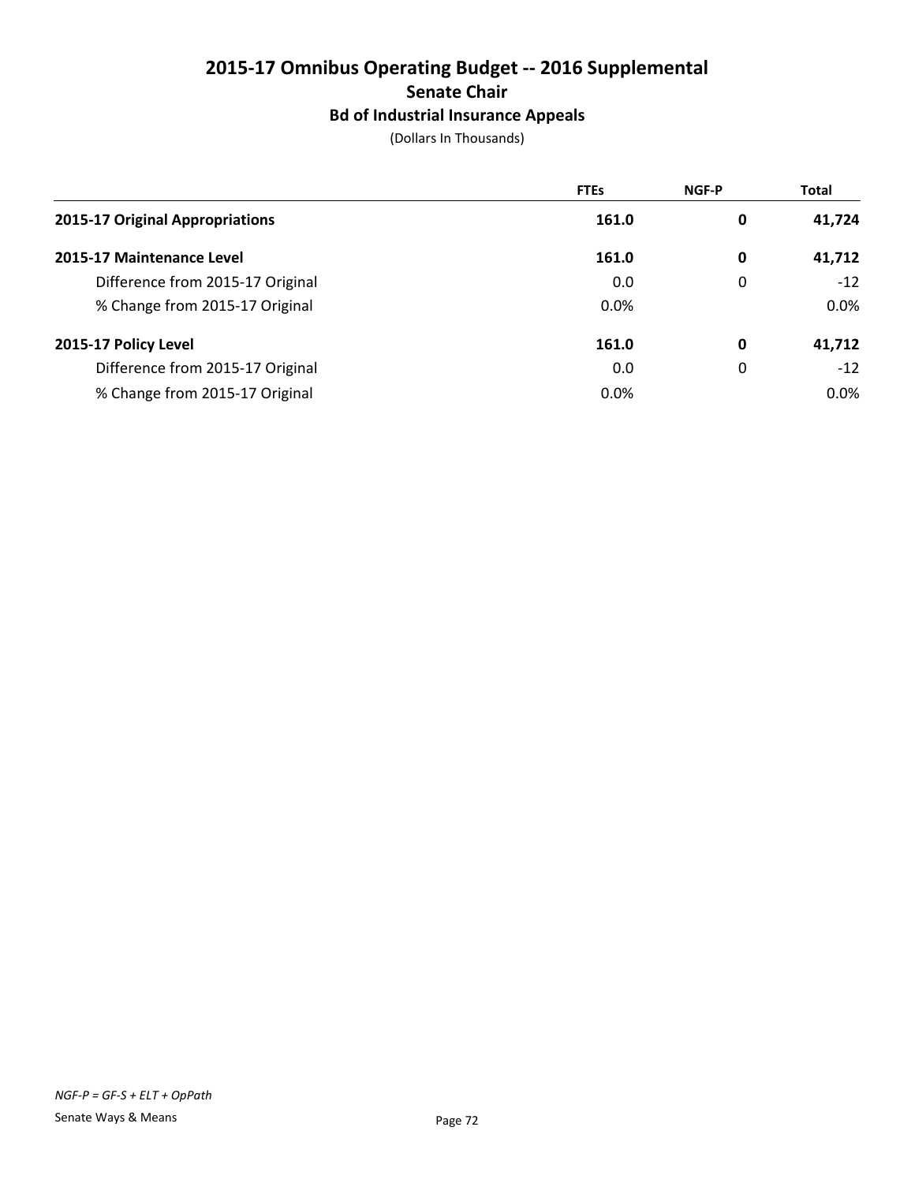# 2015-17 Omnibus Operating Budget -- 2016 Supplemental

## Senate Chair

### Bd of Industrial Insurance Appeals

(Dollars In Thousands)

| | FTEs | NGF-P | Total |
|---|---|---|---|
| **2015-17 Original Appropriations** | **161.0** | **0** | **41,724** |
| **2015-17 Maintenance Level** | **161.0** | **0** | **41,712** |
| Difference from 2015-17 Original | 0.0 | 0 | -12 |
| % Change from 2015-17 Original | 0.0% | | 0.0% |
| **2015-17 Policy Level** | **161.0** | **0** | **41,712** |
| Difference from 2015-17 Original | 0.0 | 0 | -12 |
| % Change from 2015-17 Original | 0.0% | | 0.0% |

*NGF-P = GF-S + ELT + OpPath*

Senate Ways & Means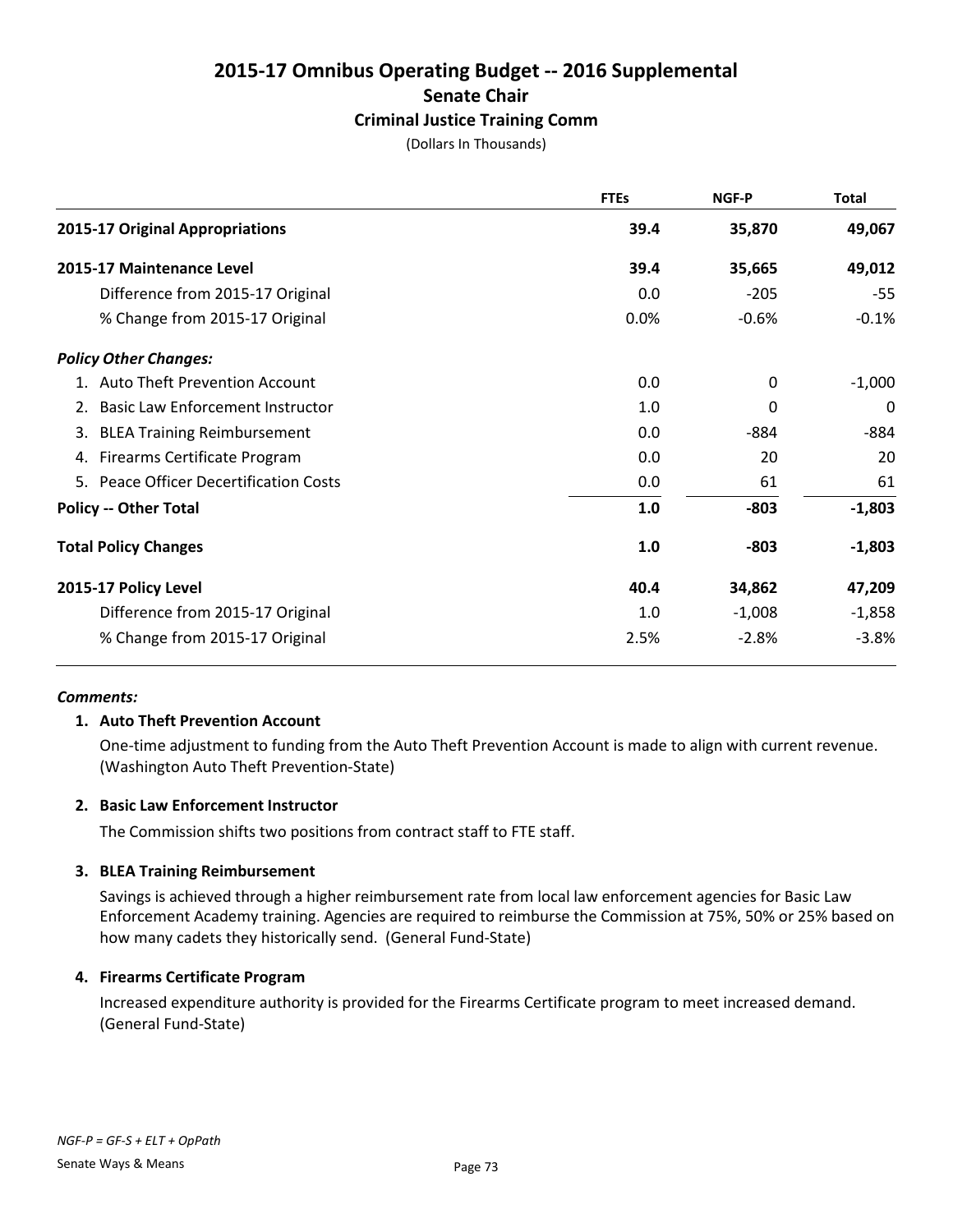# 2015-17 Omnibus Operating Budget -- 2016 Supplemental

## Senate Chair

### Criminal Justice Training Comm

(Dollars In Thousands)

| | FTEs | NGF-P | Total |
|---|---|---|---|
| **2015-17 Original Appropriations** | **39.4** | **35,870** | **49,067** |
| **2015-17 Maintenance Level** | **39.4** | **35,665** | **49,012** |
| Difference from 2015-17 Original | 0.0 | -205 | -55 |
| % Change from 2015-17 Original | 0.0% | -0.6% | -0.1% |
| ***Policy Other Changes:*** | | | |
| 1. Auto Theft Prevention Account | 0.0 | 0 | -1,000 |
| 2. Basic Law Enforcement Instructor | 1.0 | 0 | 0 |
| 3. BLEA Training Reimbursement | 0.0 | -884 | -884 |
| 4. Firearms Certificate Program | 0.0 | 20 | 20 |
| 5. Peace Officer Decertification Costs | 0.0 | 61 | 61 |
| **Policy -- Other Total** | **1.0** | **-803** | **-1,803** |
| **Total Policy Changes** | **1.0** | **-803** | **-1,803** |
| **2015-17 Policy Level** | **40.4** | **34,862** | **47,209** |
| Difference from 2015-17 Original | 1.0 | -1,008 | -1,858 |
| % Change from 2015-17 Original | 2.5% | -2.8% | -3.8% |

***Comments:***

**1. Auto Theft Prevention Account**

One-time adjustment to funding from the Auto Theft Prevention Account is made to align with current revenue. (Washington Auto Theft Prevention-State)

**2. Basic Law Enforcement Instructor**

The Commission shifts two positions from contract staff to FTE staff.

**3. BLEA Training Reimbursement**

Savings is achieved through a higher reimbursement rate from local law enforcement agencies for Basic Law Enforcement Academy training. Agencies are required to reimburse the Commission at 75%, 50% or 25% based on how many cadets they historically send. (General Fund-State)

**4. Firearms Certificate Program**

Increased expenditure authority is provided for the Firearms Certificate program to meet increased demand. (General Fund-State)

*NGF-P = GF-S + ELT + OpPath*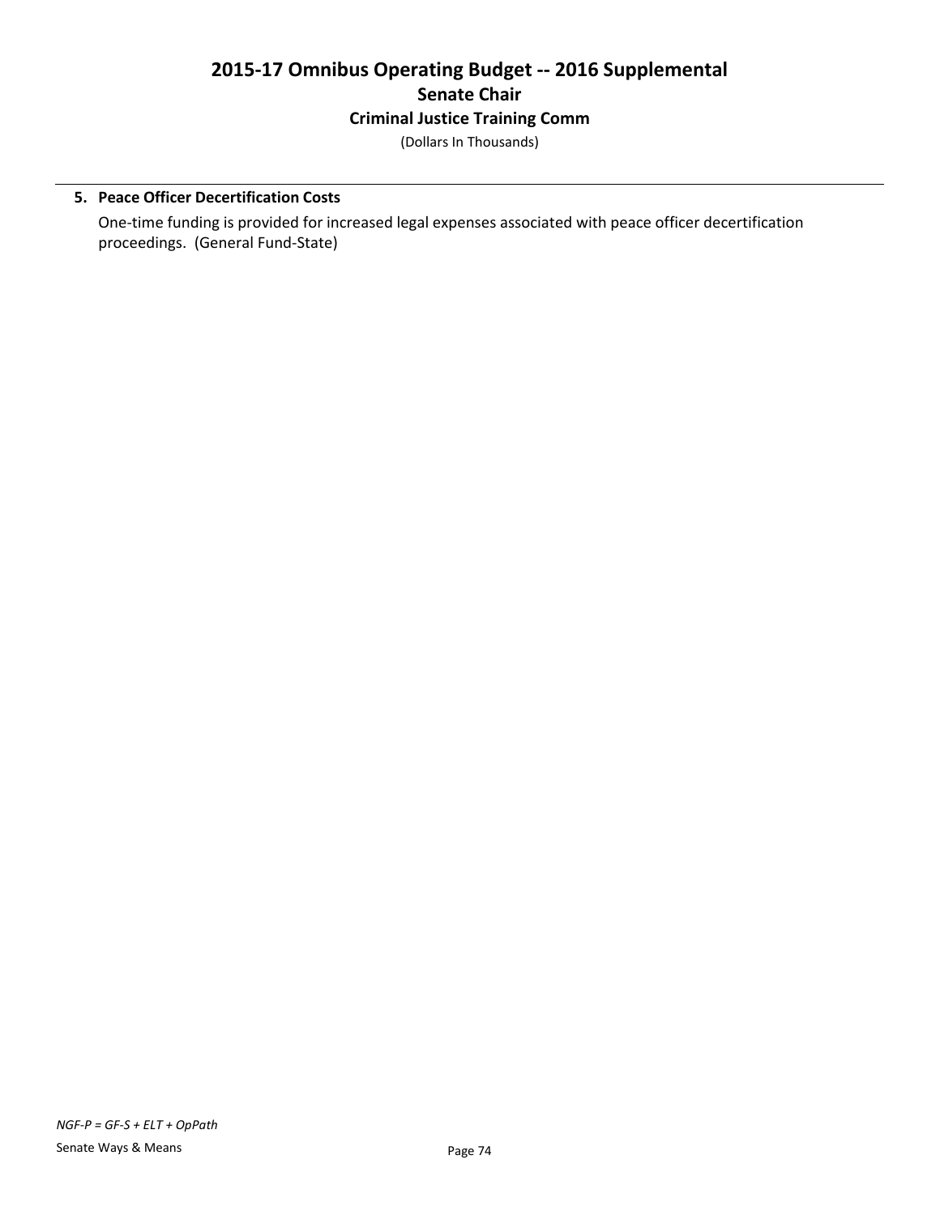# 2015-17 Omnibus Operating Budget -- 2016 Supplemental

## Senate Chair

### Criminal Justice Training Comm

(Dollars In Thousands)

**5. Peace Officer Decertification Costs**

One-time funding is provided for increased legal expenses associated with peace officer decertification proceedings. (General Fund-State)

*NGF-P = GF-S + ELT + OpPath*

Senate Ways & Means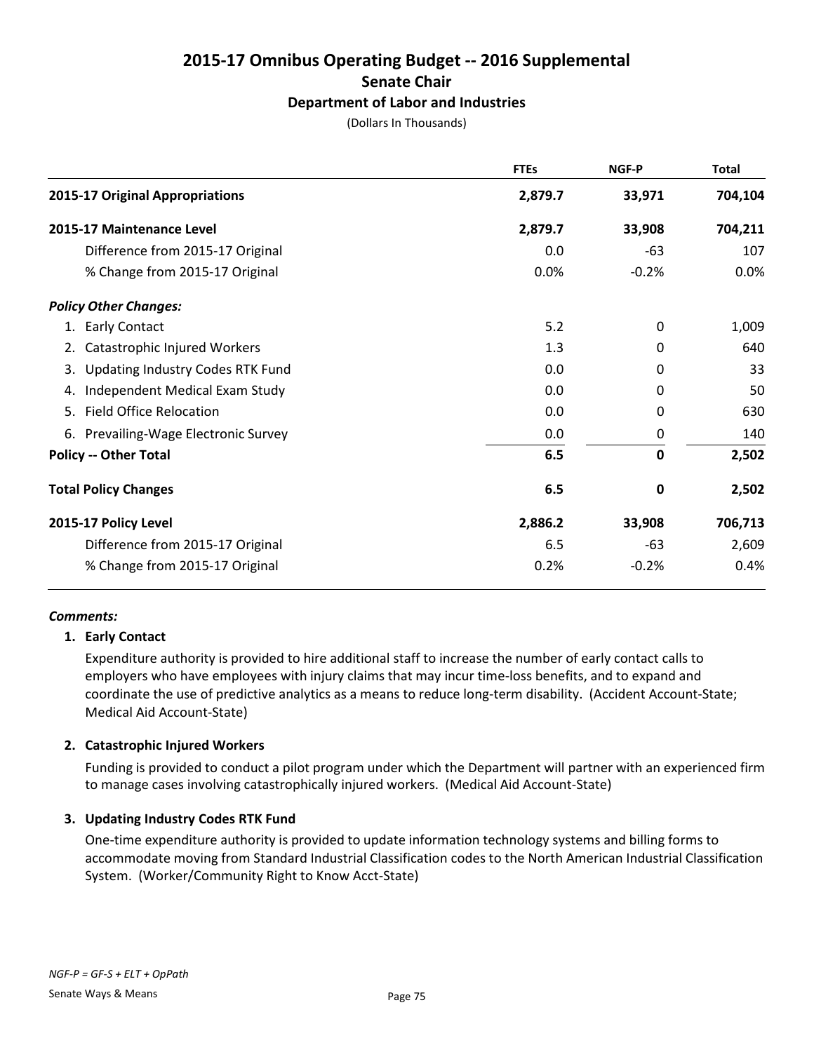# 2015-17 Omnibus Operating Budget -- 2016 Supplemental

## Senate Chair

### Department of Labor and Industries

(Dollars In Thousands)

| | FTEs | NGF-P | Total |
|---|---|---|---|
| **2015-17 Original Appropriations** | **2,879.7** | **33,971** | **704,104** |
| **2015-17 Maintenance Level** | **2,879.7** | **33,908** | **704,211** |
| Difference from 2015-17 Original | 0.0 | -63 | 107 |
| % Change from 2015-17 Original | 0.0% | -0.2% | 0.0% |
| ***Policy Other Changes:*** | | | |
| 1. Early Contact | 5.2 | 0 | 1,009 |
| 2. Catastrophic Injured Workers | 1.3 | 0 | 640 |
| 3. Updating Industry Codes RTK Fund | 0.0 | 0 | 33 |
| 4. Independent Medical Exam Study | 0.0 | 0 | 50 |
| 5. Field Office Relocation | 0.0 | 0 | 630 |
| 6. Prevailing-Wage Electronic Survey | 0.0 | 0 | 140 |
| **Policy -- Other Total** | **6.5** | **0** | **2,502** |
| **Total Policy Changes** | **6.5** | **0** | **2,502** |
| **2015-17 Policy Level** | **2,886.2** | **33,908** | **706,713** |
| Difference from 2015-17 Original | 6.5 | -63 | 2,609 |
| % Change from 2015-17 Original | 0.2% | -0.2% | 0.4% |

***Comments:***

**1. Early Contact**

Expenditure authority is provided to hire additional staff to increase the number of early contact calls to employers who have employees with injury claims that may incur time-loss benefits, and to expand and coordinate the use of predictive analytics as a means to reduce long-term disability. (Accident Account-State; Medical Aid Account-State)

**2. Catastrophic Injured Workers**

Funding is provided to conduct a pilot program under which the Department will partner with an experienced firm to manage cases involving catastrophically injured workers. (Medical Aid Account-State)

**3. Updating Industry Codes RTK Fund**

One-time expenditure authority is provided to update information technology systems and billing forms to accommodate moving from Standard Industrial Classification codes to the North American Industrial Classification System. (Worker/Community Right to Know Acct-State)

*NGF-P = GF-S + ELT + OpPath*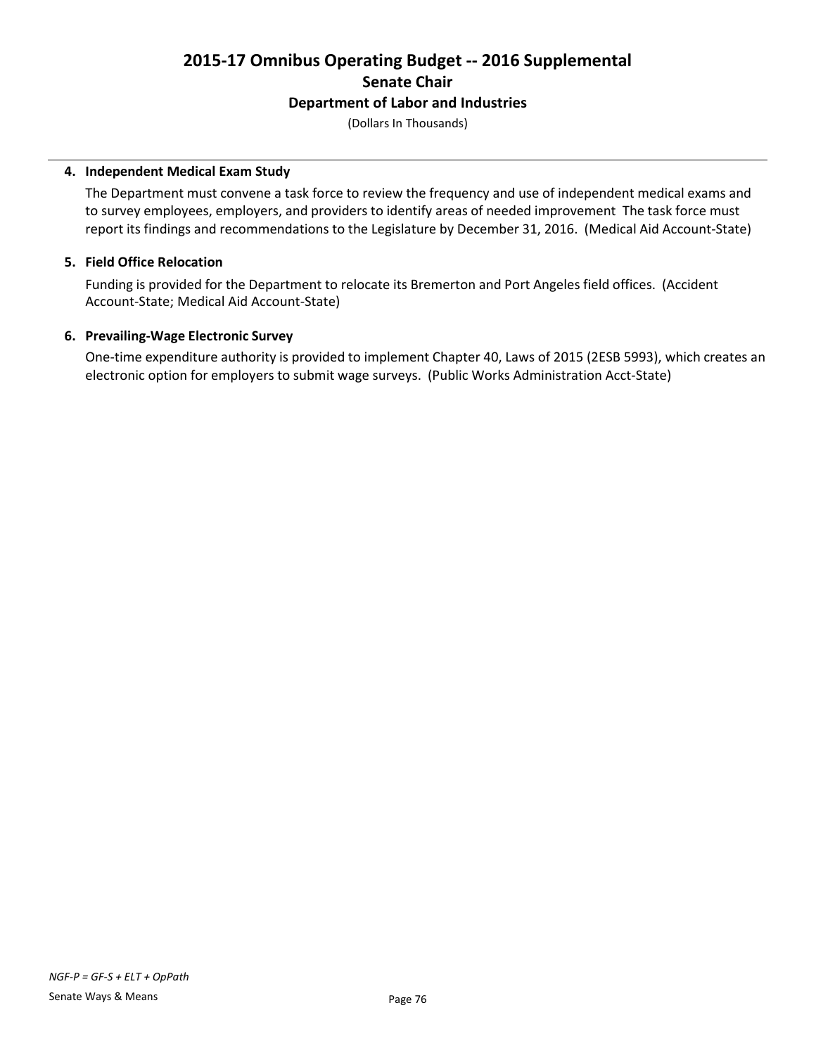# 2015-17 Omnibus Operating Budget -- 2016 Supplemental
## Senate Chair
### Department of Labor and Industries
(Dollars In Thousands)

**4. Independent Medical Exam Study**

The Department must convene a task force to review the frequency and use of independent medical exams and to survey employees, employers, and providers to identify areas of needed improvement  The task force must report its findings and recommendations to the Legislature by December 31, 2016.  (Medical Aid Account-State)

**5. Field Office Relocation**

Funding is provided for the Department to relocate its Bremerton and Port Angeles field offices.  (Accident Account-State; Medical Aid Account-State)

**6. Prevailing-Wage Electronic Survey**

One-time expenditure authority is provided to implement Chapter 40, Laws of 2015 (2ESB 5993), which creates an electronic option for employers to submit wage surveys.  (Public Works Administration Acct-State)

*NGF-P = GF-S + ELT + OpPath*

Senate Ways & Means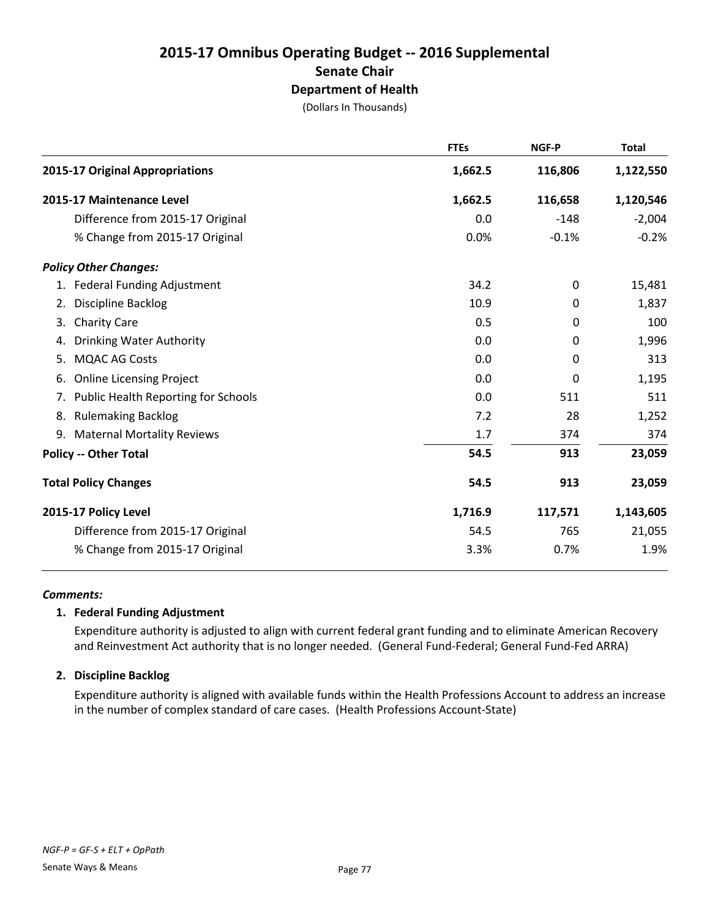# 2015-17 Omnibus Operating Budget -- 2016 Supplemental

## Senate Chair

### Department of Health

(Dollars In Thousands)

| | FTEs | NGF-P | Total |
|---|---|---|---|
| **2015-17 Original Appropriations** | **1,662.5** | **116,806** | **1,122,550** |
| **2015-17 Maintenance Level** | **1,662.5** | **116,658** | **1,120,546** |
| Difference from 2015-17 Original | 0.0 | -148 | -2,004 |
| % Change from 2015-17 Original | 0.0% | -0.1% | -0.2% |
| ***Policy Other Changes:*** | | | |
| 1. Federal Funding Adjustment | 34.2 | 0 | 15,481 |
| 2. Discipline Backlog | 10.9 | 0 | 1,837 |
| 3. Charity Care | 0.5 | 0 | 100 |
| 4. Drinking Water Authority | 0.0 | 0 | 1,996 |
| 5. MQAC AG Costs | 0.0 | 0 | 313 |
| 6. Online Licensing Project | 0.0 | 0 | 1,195 |
| 7. Public Health Reporting for Schools | 0.0 | 511 | 511 |
| 8. Rulemaking Backlog | 7.2 | 28 | 1,252 |
| 9. Maternal Mortality Reviews | 1.7 | 374 | 374 |
| **Policy -- Other Total** | **54.5** | **913** | **23,059** |
| **Total Policy Changes** | **54.5** | **913** | **23,059** |
| **2015-17 Policy Level** | **1,716.9** | **117,571** | **1,143,605** |
| Difference from 2015-17 Original | 54.5 | 765 | 21,055 |
| % Change from 2015-17 Original | 3.3% | 0.7% | 1.9% |

***Comments:***

**1. Federal Funding Adjustment**

Expenditure authority is adjusted to align with current federal grant funding and to eliminate American Recovery and Reinvestment Act authority that is no longer needed. (General Fund-Federal; General Fund-Fed ARRA)

**2. Discipline Backlog**

Expenditure authority is aligned with available funds within the Health Professions Account to address an increase in the number of complex standard of care cases. (Health Professions Account-State)

*NGF-P = GF-S + ELT + OpPath*

Senate Ways & Means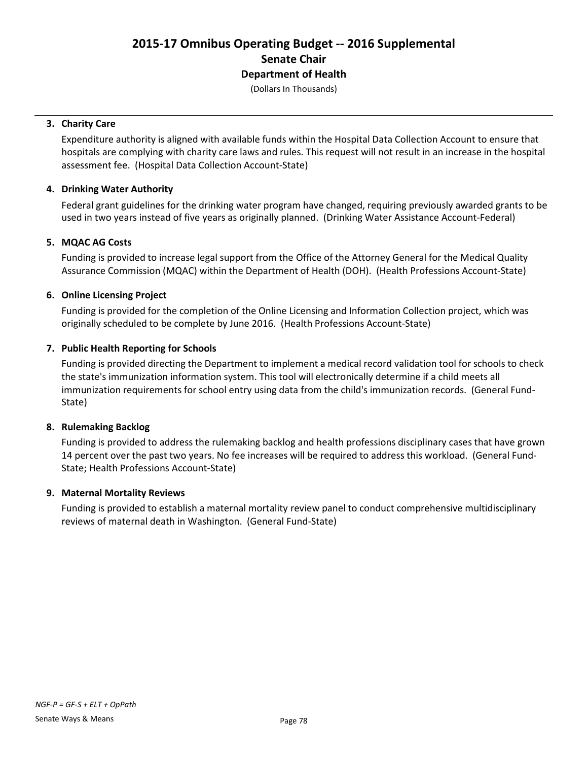**3. Charity Care**

Expenditure authority is aligned with available funds within the Hospital Data Collection Account to ensure that hospitals are complying with charity care laws and rules. This request will not result in an increase in the hospital assessment fee. (Hospital Data Collection Account-State)

**4. Drinking Water Authority**

Federal grant guidelines for the drinking water program have changed, requiring previously awarded grants to be used in two years instead of five years as originally planned. (Drinking Water Assistance Account-Federal)

**5. MQAC AG Costs**

Funding is provided to increase legal support from the Office of the Attorney General for the Medical Quality Assurance Commission (MQAC) within the Department of Health (DOH). (Health Professions Account-State)

**6. Online Licensing Project**

Funding is provided for the completion of the Online Licensing and Information Collection project, which was originally scheduled to be complete by June 2016. (Health Professions Account-State)

**7. Public Health Reporting for Schools**

Funding is provided directing the Department to implement a medical record validation tool for schools to check the state's immunization information system. This tool will electronically determine if a child meets all immunization requirements for school entry using data from the child's immunization records. (General Fund-State)

**8. Rulemaking Backlog**

Funding is provided to address the rulemaking backlog and health professions disciplinary cases that have grown 14 percent over the past two years. No fee increases will be required to address this workload. (General Fund-State; Health Professions Account-State)

**9. Maternal Mortality Reviews**

Funding is provided to establish a maternal mortality review panel to conduct comprehensive multidisciplinary reviews of maternal death in Washington. (General Fund-State)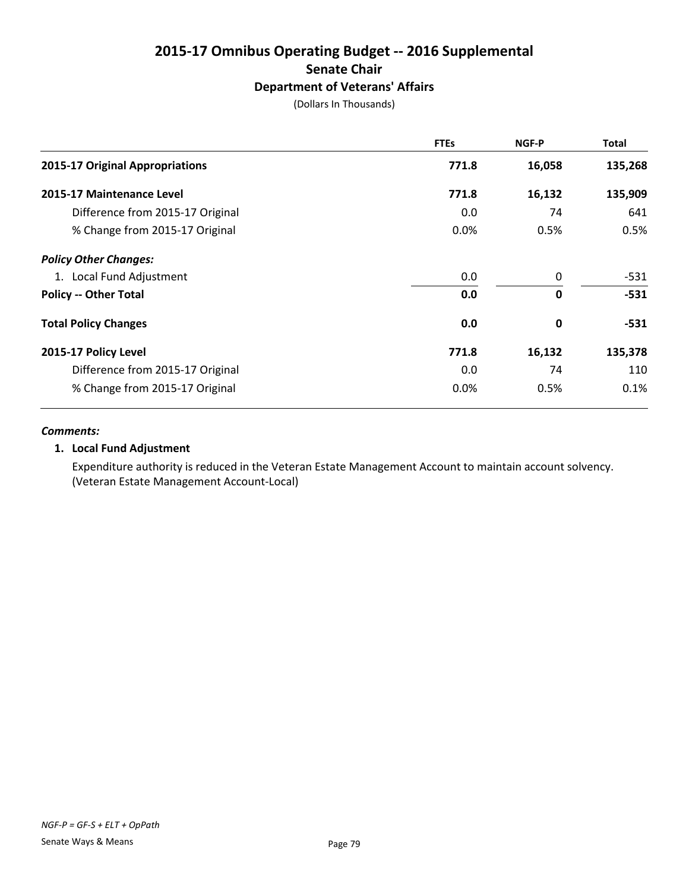# 2015-17 Omnibus Operating Budget -- 2016 Supplemental
## Senate Chair
### Department of Veterans' Affairs
(Dollars In Thousands)

| | FTEs | NGF-P | Total |
|---|---|---|---|
| **2015-17 Original Appropriations** | **771.8** | **16,058** | **135,268** |
| **2015-17 Maintenance Level** | **771.8** | **16,132** | **135,909** |
| Difference from 2015-17 Original | 0.0 | 74 | 641 |
| % Change from 2015-17 Original | 0.0% | 0.5% | 0.5% |
| ***Policy Other Changes:*** | | | |
| 1. Local Fund Adjustment | 0.0 | 0 | -531 |
| **Policy -- Other Total** | **0.0** | **0** | **-531** |
| **Total Policy Changes** | **0.0** | **0** | **-531** |
| **2015-17 Policy Level** | **771.8** | **16,132** | **135,378** |
| Difference from 2015-17 Original | 0.0 | 74 | 110 |
| % Change from 2015-17 Original | 0.0% | 0.5% | 0.1% |

***Comments:***

**1. Local Fund Adjustment**

Expenditure authority is reduced in the Veteran Estate Management Account to maintain account solvency. (Veteran Estate Management Account-Local)

*NGF-P = GF-S + ELT + OpPath*

Senate Ways & Means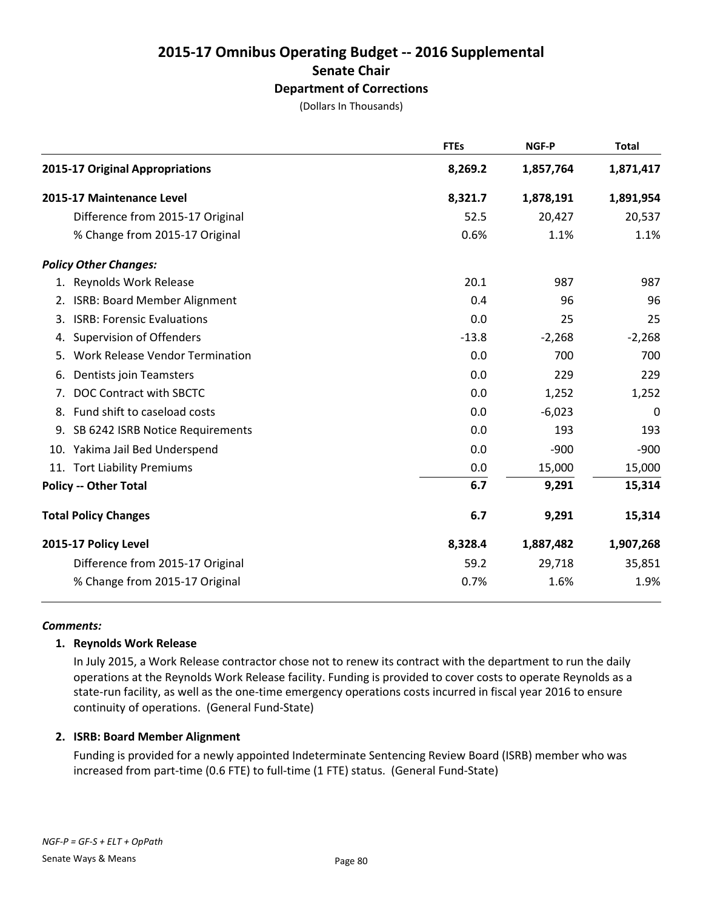# 2015-17 Omnibus Operating Budget -- 2016 Supplemental

## Senate Chair

### Department of Corrections

(Dollars In Thousands)

| | FTEs | NGF-P | Total |
|---|---|---|---|
| **2015-17 Original Appropriations** | 8,269.2 | 1,857,764 | 1,871,417 |
| **2015-17 Maintenance Level** | 8,321.7 | 1,878,191 | 1,891,954 |
| Difference from 2015-17 Original | 52.5 | 20,427 | 20,537 |
| % Change from 2015-17 Original | 0.6% | 1.1% | 1.1% |
| ***Policy Other Changes:*** | | | |
| 1. Reynolds Work Release | 20.1 | 987 | 987 |
| 2. ISRB: Board Member Alignment | 0.4 | 96 | 96 |
| 3. ISRB: Forensic Evaluations | 0.0 | 25 | 25 |
| 4. Supervision of Offenders | -13.8 | -2,268 | -2,268 |
| 5. Work Release Vendor Termination | 0.0 | 700 | 700 |
| 6. Dentists join Teamsters | 0.0 | 229 | 229 |
| 7. DOC Contract with SBCTC | 0.0 | 1,252 | 1,252 |
| 8. Fund shift to caseload costs | 0.0 | -6,023 | 0 |
| 9. SB 6242 ISRB Notice Requirements | 0.0 | 193 | 193 |
| 10. Yakima Jail Bed Underspend | 0.0 | -900 | -900 |
| 11. Tort Liability Premiums | 0.0 | 15,000 | 15,000 |
| **Policy -- Other Total** | 6.7 | 9,291 | 15,314 |
| **Total Policy Changes** | 6.7 | 9,291 | 15,314 |
| **2015-17 Policy Level** | 8,328.4 | 1,887,482 | 1,907,268 |
| Difference from 2015-17 Original | 59.2 | 29,718 | 35,851 |
| % Change from 2015-17 Original | 0.7% | 1.6% | 1.9% |

***Comments:***

**1. Reynolds Work Release**

In July 2015, a Work Release contractor chose not to renew its contract with the department to run the daily operations at the Reynolds Work Release facility. Funding is provided to cover costs to operate Reynolds as a state-run facility, as well as the one-time emergency operations costs incurred in fiscal year 2016 to ensure continuity of operations. (General Fund-State)

**2. ISRB: Board Member Alignment**

Funding is provided for a newly appointed Indeterminate Sentencing Review Board (ISRB) member who was increased from part-time (0.6 FTE) to full-time (1 FTE) status. (General Fund-State)

*NGF-P = GF-S + ELT + OpPath*

Senate Ways & Means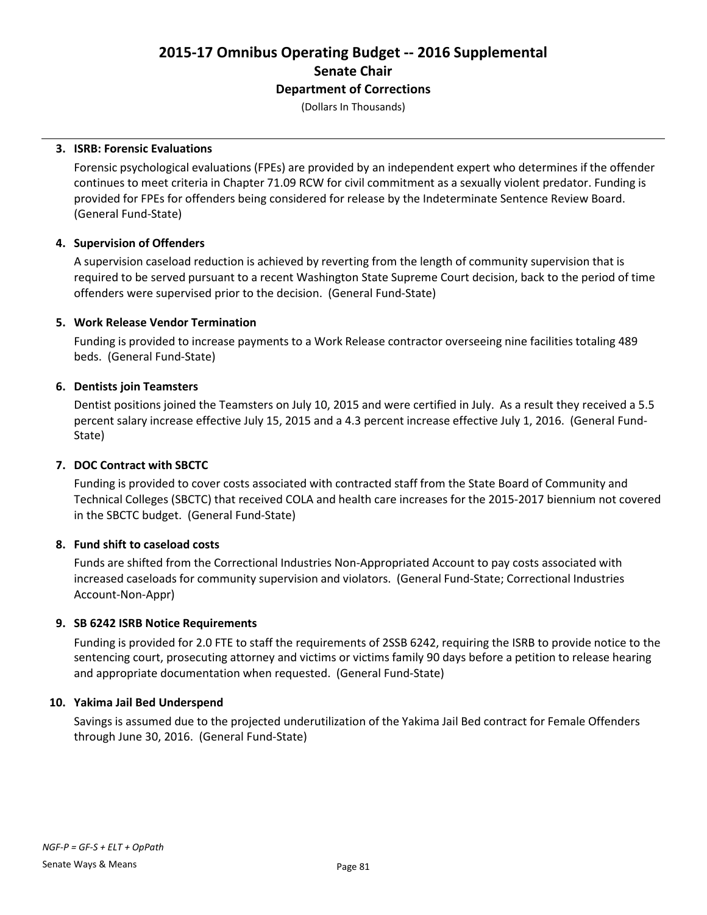# 2015-17 Omnibus Operating Budget -- 2016 Supplemental

## Senate Chair

### Department of Corrections

(Dollars In Thousands)

**3. ISRB: Forensic Evaluations**

Forensic psychological evaluations (FPEs) are provided by an independent expert who determines if the offender continues to meet criteria in Chapter 71.09 RCW for civil commitment as a sexually violent predator. Funding is provided for FPEs for offenders being considered for release by the Indeterminate Sentence Review Board. (General Fund-State)

**4. Supervision of Offenders**

A supervision caseload reduction is achieved by reverting from the length of community supervision that is required to be served pursuant to a recent Washington State Supreme Court decision, back to the period of time offenders were supervised prior to the decision. (General Fund-State)

**5. Work Release Vendor Termination**

Funding is provided to increase payments to a Work Release contractor overseeing nine facilities totaling 489 beds. (General Fund-State)

**6. Dentists join Teamsters**

Dentist positions joined the Teamsters on July 10, 2015 and were certified in July. As a result they received a 5.5 percent salary increase effective July 15, 2015 and a 4.3 percent increase effective July 1, 2016. (General Fund-State)

**7. DOC Contract with SBCTC**

Funding is provided to cover costs associated with contracted staff from the State Board of Community and Technical Colleges (SBCTC) that received COLA and health care increases for the 2015-2017 biennium not covered in the SBCTC budget. (General Fund-State)

**8. Fund shift to caseload costs**

Funds are shifted from the Correctional Industries Non-Appropriated Account to pay costs associated with increased caseloads for community supervision and violators. (General Fund-State; Correctional Industries Account-Non-Appr)

**9. SB 6242 ISRB Notice Requirements**

Funding is provided for 2.0 FTE to staff the requirements of 2SSB 6242, requiring the ISRB to provide notice to the sentencing court, prosecuting attorney and victims or victims family 90 days before a petition to release hearing and appropriate documentation when requested. (General Fund-State)

**10. Yakima Jail Bed Underspend**

Savings is assumed due to the projected underutilization of the Yakima Jail Bed contract for Female Offenders through June 30, 2016. (General Fund-State)

*NGF-P = GF-S + ELT + OpPath*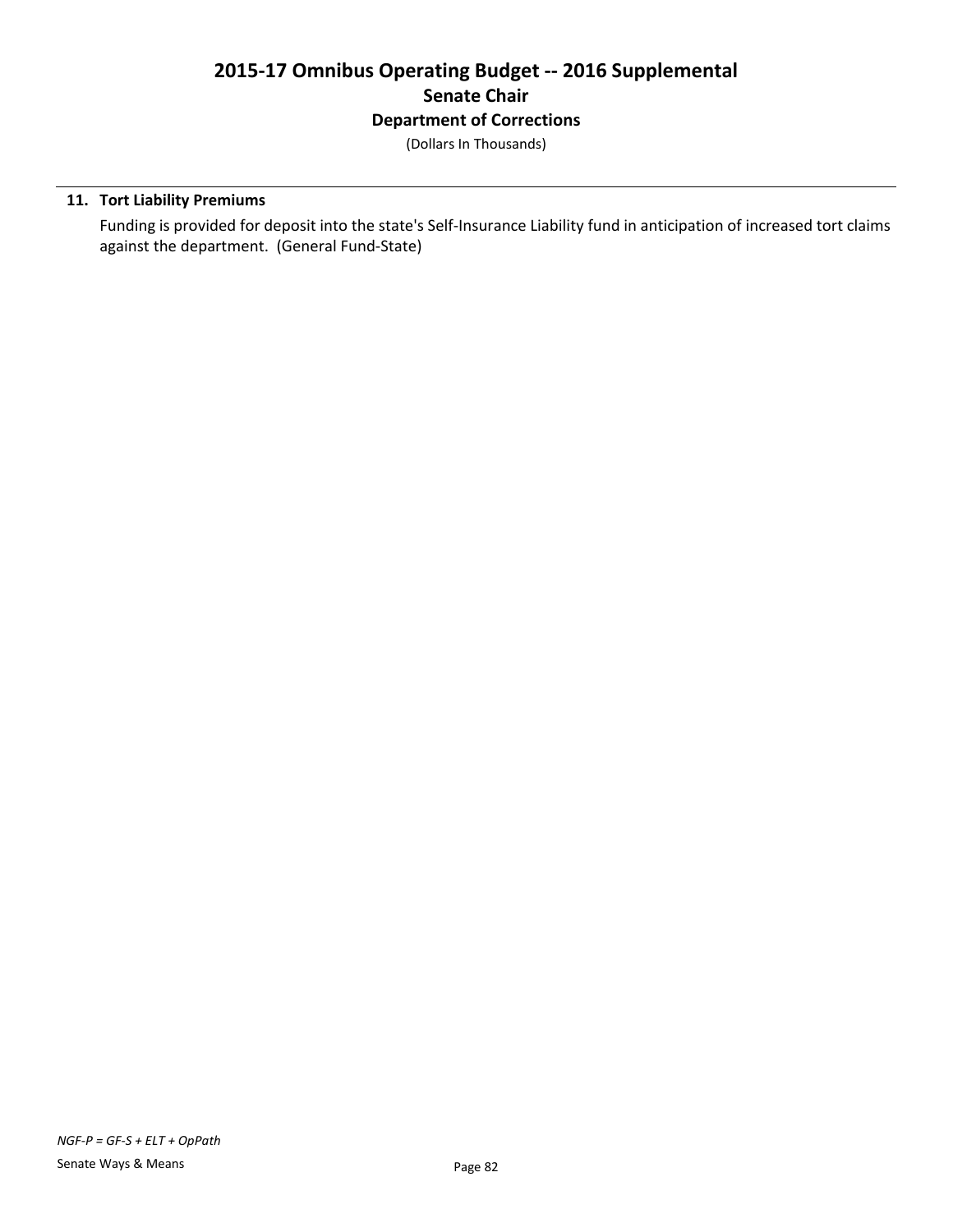**11. Tort Liability Premiums**

Funding is provided for deposit into the state's Self-Insurance Liability fund in anticipation of increased tort claims against the department. (General Fund-State)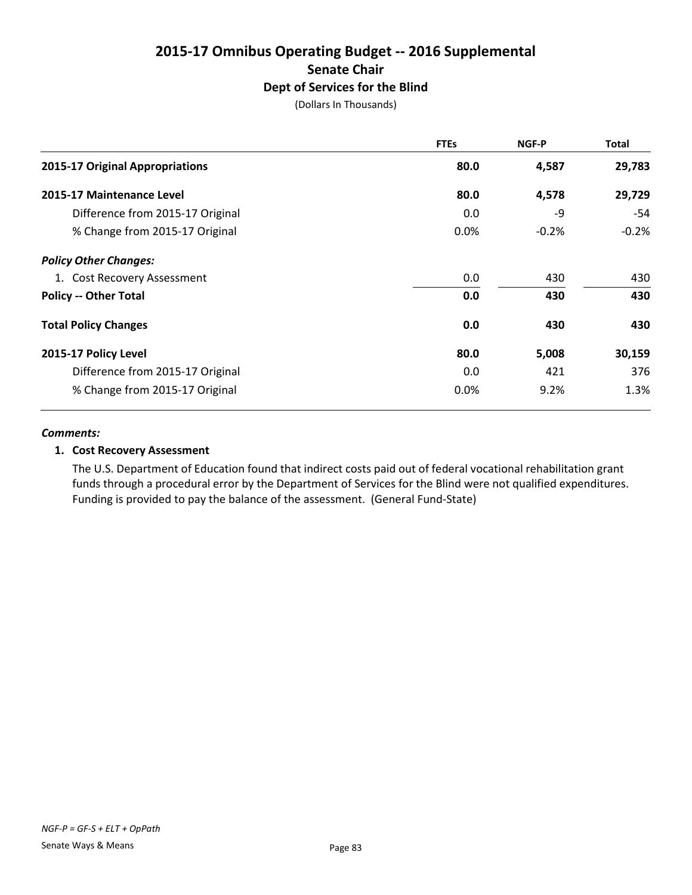# 2015-17 Omnibus Operating Budget -- 2016 Supplemental
## Senate Chair
### Dept of Services for the Blind
(Dollars In Thousands)

| | FTEs | NGF-P | Total |
|---|---|---|---|
| **2015-17 Original Appropriations** | **80.0** | **4,587** | **29,783** |
| **2015-17 Maintenance Level** | **80.0** | **4,578** | **29,729** |
| Difference from 2015-17 Original | 0.0 | -9 | -54 |
| % Change from 2015-17 Original | 0.0% | -0.2% | -0.2% |
| ***Policy Other Changes:*** | | | |
| 1. Cost Recovery Assessment | 0.0 | 430 | 430 |
| **Policy -- Other Total** | **0.0** | **430** | **430** |
| **Total Policy Changes** | **0.0** | **430** | **430** |
| **2015-17 Policy Level** | **80.0** | **5,008** | **30,159** |
| Difference from 2015-17 Original | 0.0 | 421 | 376 |
| % Change from 2015-17 Original | 0.0% | 9.2% | 1.3% |

***Comments:***

**1. Cost Recovery Assessment**

The U.S. Department of Education found that indirect costs paid out of federal vocational rehabilitation grant funds through a procedural error by the Department of Services for the Blind were not qualified expenditures. Funding is provided to pay the balance of the assessment. (General Fund-State)

*NGF-P = GF-S + ELT + OpPath*

Senate Ways & Means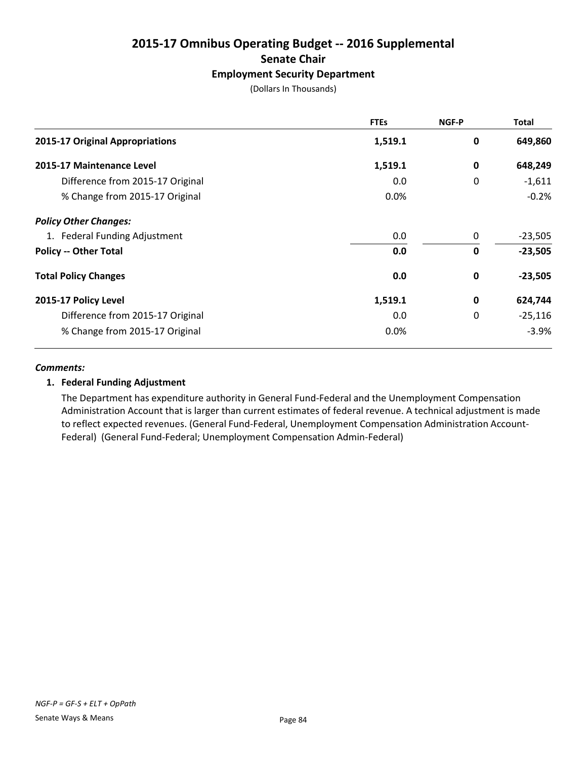# 2015-17 Omnibus Operating Budget -- 2016 Supplemental

## Senate Chair

### Employment Security Department

(Dollars In Thousands)

| | FTEs | NGF-P | Total |
|---|---|---|---|
| **2015-17 Original Appropriations** | **1,519.1** | **0** | **649,860** |
| **2015-17 Maintenance Level** | **1,519.1** | **0** | **648,249** |
| Difference from 2015-17 Original | 0.0 | 0 | -1,611 |
| % Change from 2015-17 Original | 0.0% | | -0.2% |
| ***Policy Other Changes:*** | | | |
| 1. Federal Funding Adjustment | 0.0 | 0 | -23,505 |
| **Policy -- Other Total** | **0.0** | **0** | **-23,505** |
| **Total Policy Changes** | **0.0** | **0** | **-23,505** |
| **2015-17 Policy Level** | **1,519.1** | **0** | **624,744** |
| Difference from 2015-17 Original | 0.0 | 0 | -25,116 |
| % Change from 2015-17 Original | 0.0% | | -3.9% |

***Comments:***

**1. Federal Funding Adjustment**

The Department has expenditure authority in General Fund-Federal and the Unemployment Compensation Administration Account that is larger than current estimates of federal revenue. A technical adjustment is made to reflect expected revenues. (General Fund-Federal, Unemployment Compensation Administration Account-Federal) (General Fund-Federal; Unemployment Compensation Admin-Federal)

*NGF-P = GF-S + ELT + OpPath*

Senate Ways & Means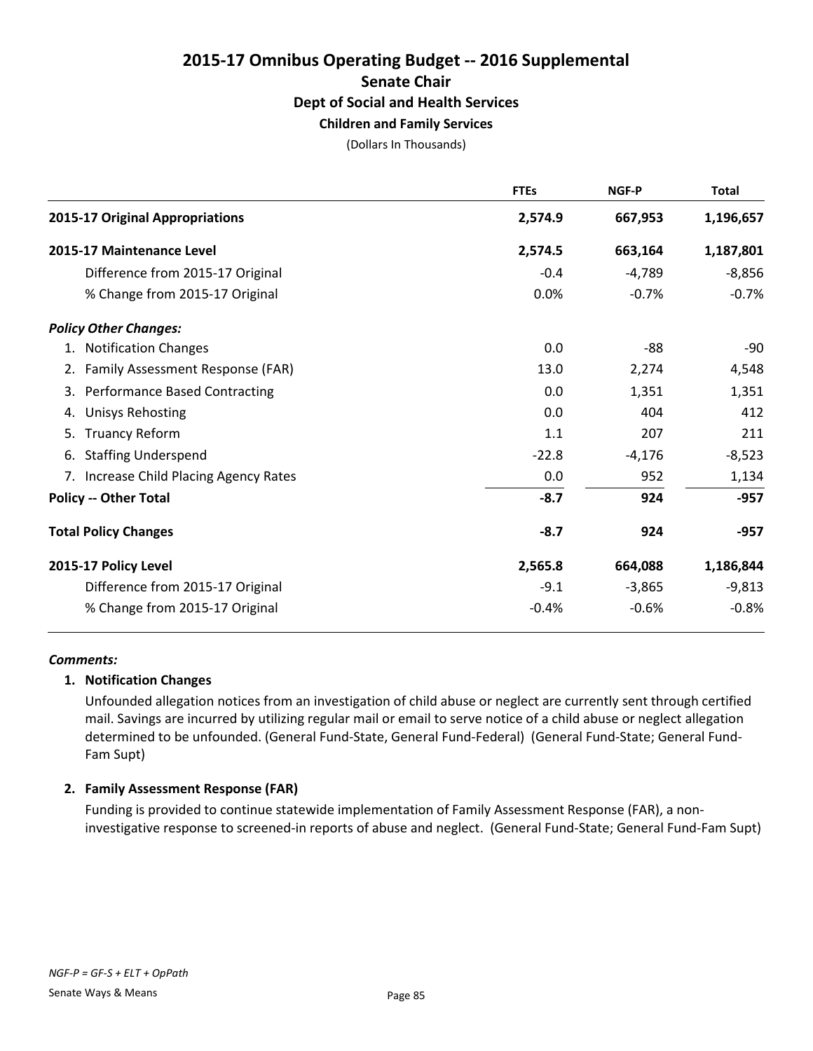# 2015-17 Omnibus Operating Budget -- 2016 Supplemental

## Senate Chair

### Dept of Social and Health Services

#### Children and Family Services

(Dollars In Thousands)

| | FTEs | NGF-P | Total |
|---|---|---|---|
| **2015-17 Original Appropriations** | **2,574.9** | **667,953** | **1,196,657** |
| **2015-17 Maintenance Level** | **2,574.5** | **663,164** | **1,187,801** |
| Difference from 2015-17 Original | -0.4 | -4,789 | -8,856 |
| % Change from 2015-17 Original | 0.0% | -0.7% | -0.7% |
| ***Policy Other Changes:*** | | | |
| 1. Notification Changes | 0.0 | -88 | -90 |
| 2. Family Assessment Response (FAR) | 13.0 | 2,274 | 4,548 |
| 3. Performance Based Contracting | 0.0 | 1,351 | 1,351 |
| 4. Unisys Rehosting | 0.0 | 404 | 412 |
| 5. Truancy Reform | 1.1 | 207 | 211 |
| 6. Staffing Underspend | -22.8 | -4,176 | -8,523 |
| 7. Increase Child Placing Agency Rates | 0.0 | 952 | 1,134 |
| **Policy -- Other Total** | **-8.7** | **924** | **-957** |
| **Total Policy Changes** | **-8.7** | **924** | **-957** |
| **2015-17 Policy Level** | **2,565.8** | **664,088** | **1,186,844** |
| Difference from 2015-17 Original | -9.1 | -3,865 | -9,813 |
| % Change from 2015-17 Original | -0.4% | -0.6% | -0.8% |

***Comments:***

**1. Notification Changes**

Unfounded allegation notices from an investigation of child abuse or neglect are currently sent through certified mail. Savings are incurred by utilizing regular mail or email to serve notice of a child abuse or neglect allegation determined to be unfounded. (General Fund-State, General Fund-Federal) (General Fund-State; General Fund-Fam Supt)

**2. Family Assessment Response (FAR)**

Funding is provided to continue statewide implementation of Family Assessment Response (FAR), a non-investigative response to screened-in reports of abuse and neglect. (General Fund-State; General Fund-Fam Supt)

*NGF-P = GF-S + ELT + OpPath*

Senate Ways & Means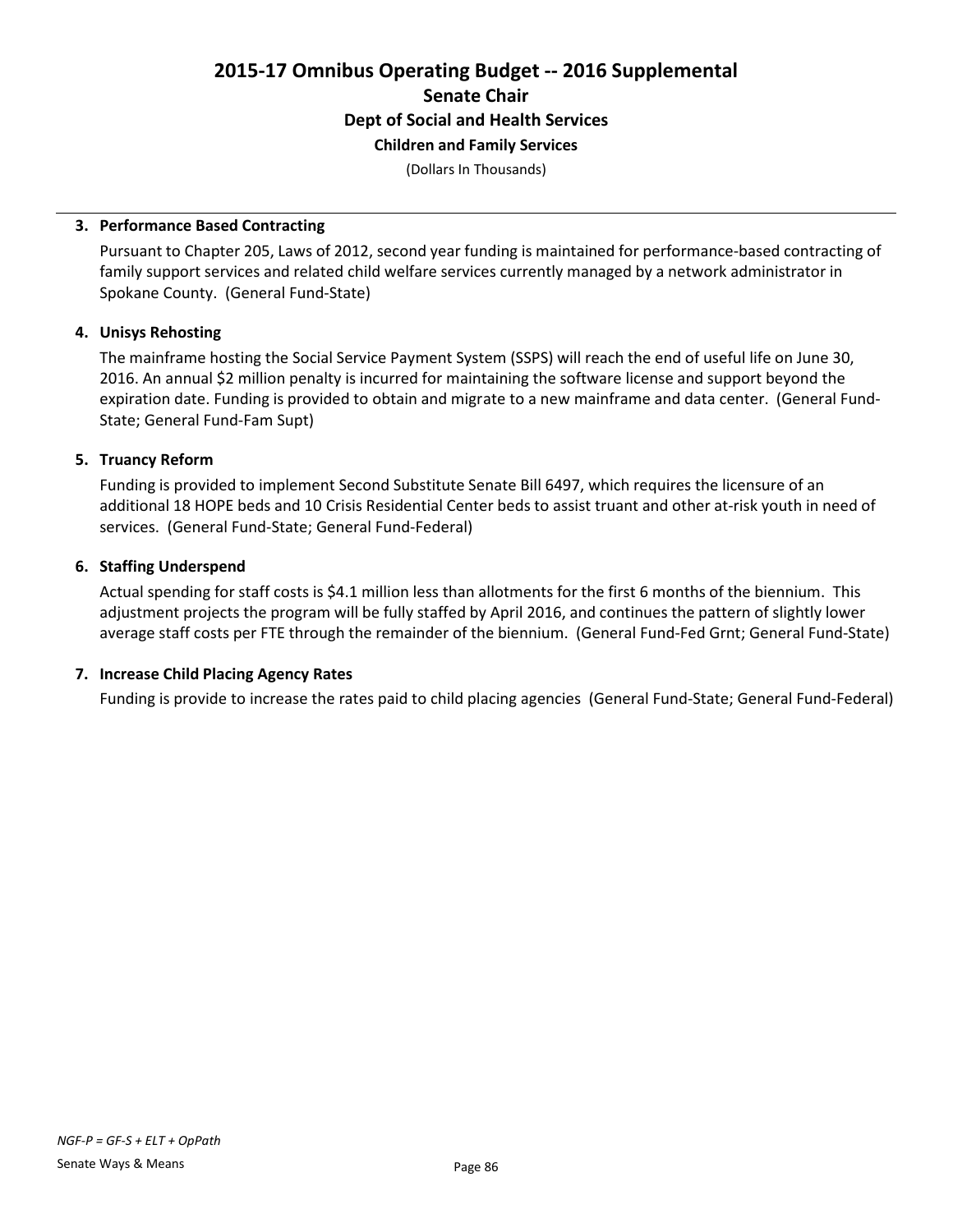# 2015-17 Omnibus Operating Budget -- 2016 Supplemental
## Senate Chair
### Dept of Social and Health Services
### Children and Family Services
(Dollars In Thousands)

**3. Performance Based Contracting**

Pursuant to Chapter 205, Laws of 2012, second year funding is maintained for performance-based contracting of family support services and related child welfare services currently managed by a network administrator in Spokane County. (General Fund-State)

**4. Unisys Rehosting**

The mainframe hosting the Social Service Payment System (SSPS) will reach the end of useful life on June 30, 2016. An annual $2 million penalty is incurred for maintaining the software license and support beyond the expiration date. Funding is provided to obtain and migrate to a new mainframe and data center. (General Fund-State; General Fund-Fam Supt)

**5. Truancy Reform**

Funding is provided to implement Second Substitute Senate Bill 6497, which requires the licensure of an additional 18 HOPE beds and 10 Crisis Residential Center beds to assist truant and other at-risk youth in need of services. (General Fund-State; General Fund-Federal)

**6. Staffing Underspend**

Actual spending for staff costs is $4.1 million less than allotments for the first 6 months of the biennium. This adjustment projects the program will be fully staffed by April 2016, and continues the pattern of slightly lower average staff costs per FTE through the remainder of the biennium. (General Fund-Fed Grnt; General Fund-State)

**7. Increase Child Placing Agency Rates**

Funding is provide to increase the rates paid to child placing agencies (General Fund-State; General Fund-Federal)

*NGF-P = GF-S + ELT + OpPath*

Senate Ways & Means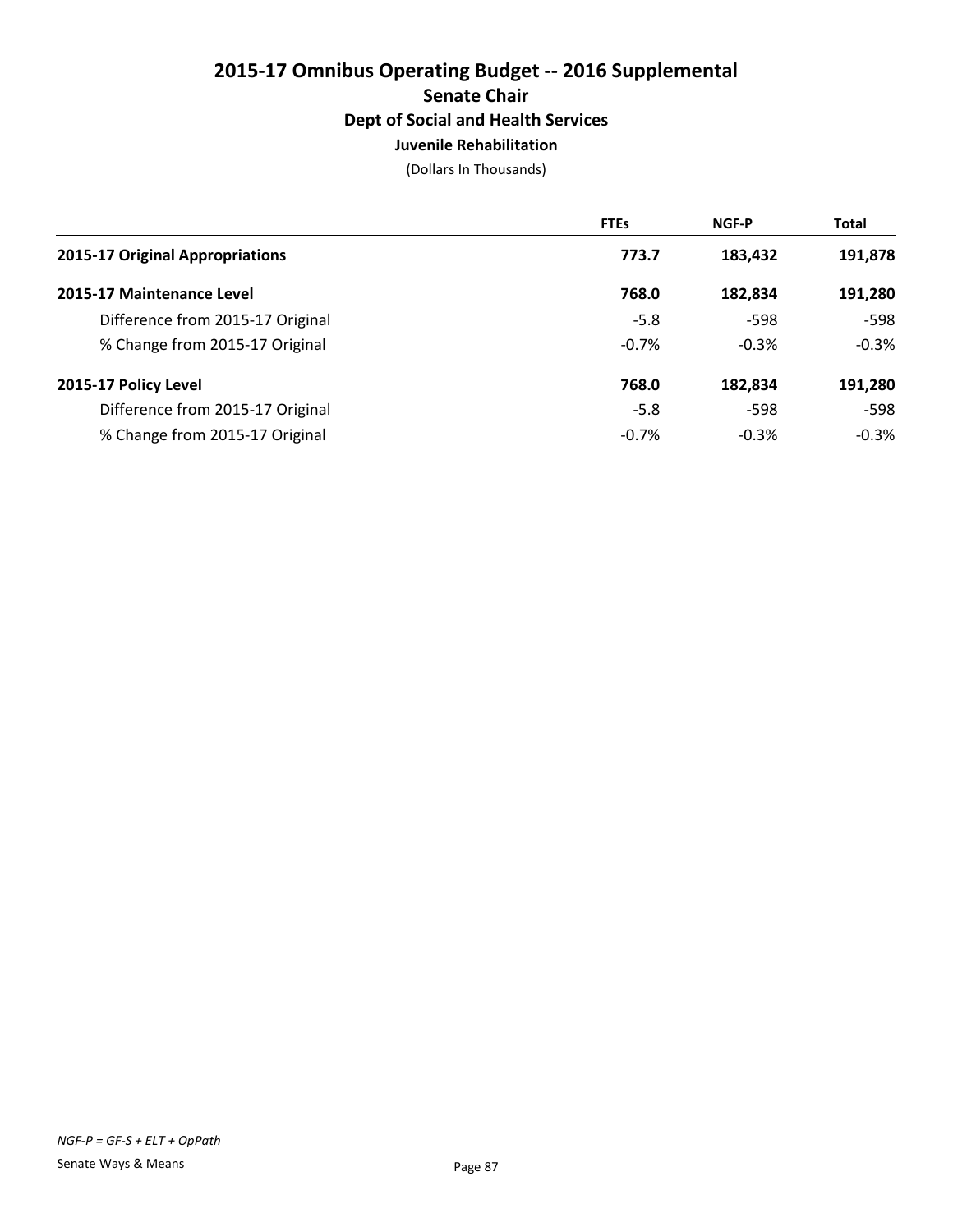# 2015-17 Omnibus Operating Budget -- 2016 Supplemental

## Senate Chair

### Dept of Social and Health Services

#### Juvenile Rehabilitation

(Dollars In Thousands)

| | FTEs | NGF-P | Total |
|---|---|---|---|
| **2015-17 Original Appropriations** | **773.7** | **183,432** | **191,878** |
| **2015-17 Maintenance Level** | **768.0** | **182,834** | **191,280** |
| Difference from 2015-17 Original | -5.8 | -598 | -598 |
| % Change from 2015-17 Original | -0.7% | -0.3% | -0.3% |
| **2015-17 Policy Level** | **768.0** | **182,834** | **191,280** |
| Difference from 2015-17 Original | -5.8 | -598 | -598 |
| % Change from 2015-17 Original | -0.7% | -0.3% | -0.3% |

*NGF-P = GF-S + ELT + OpPath*

Senate Ways & Means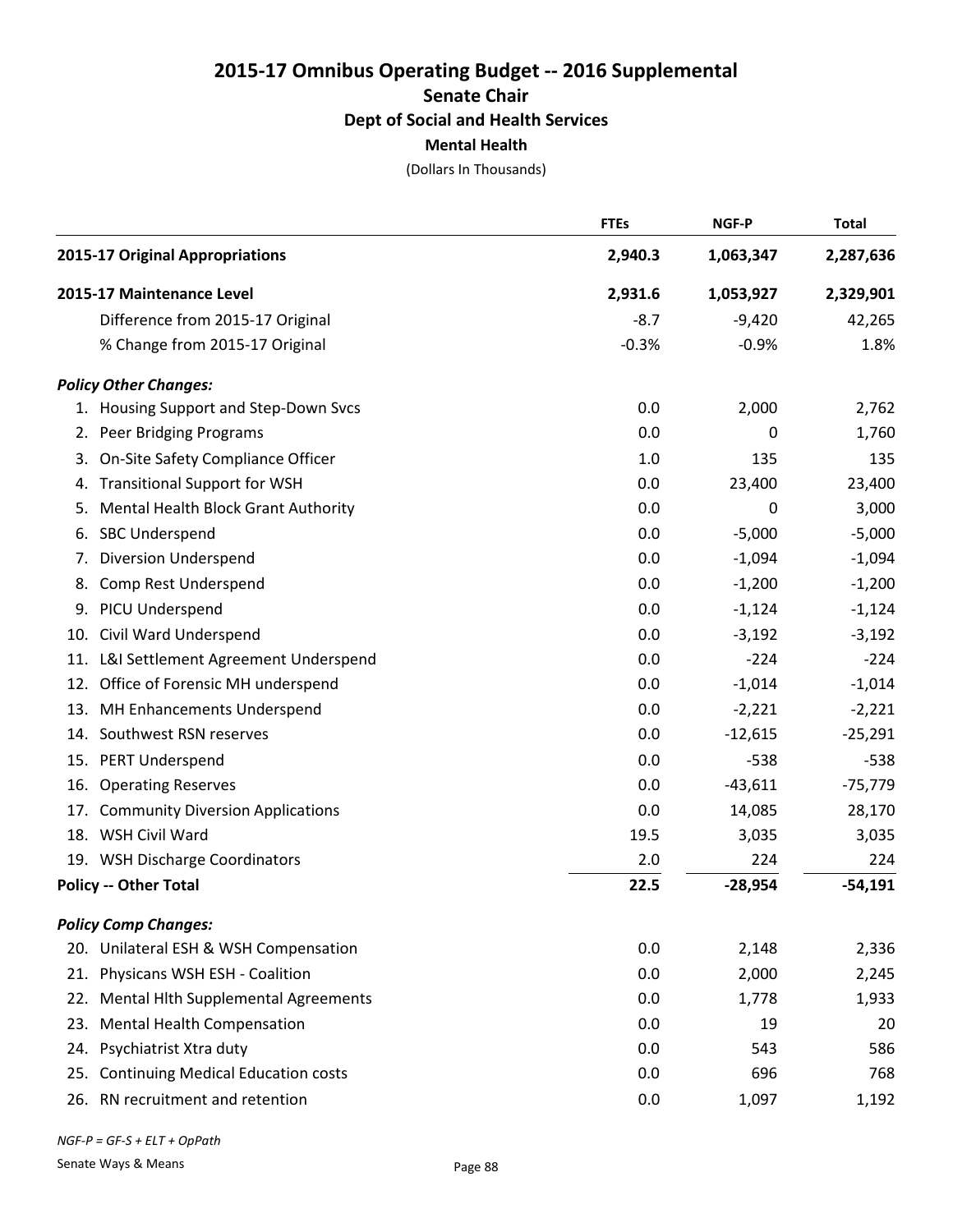# 2015-17 Omnibus Operating Budget -- 2016 Supplemental

## Senate Chair

### Dept of Social and Health Services

### Mental Health

(Dollars In Thousands)

| | FTEs | NGF-P | Total |
|---|---|---|---|
| **2015-17 Original Appropriations** | **2,940.3** | **1,063,347** | **2,287,636** |
| **2015-17 Maintenance Level** | **2,931.6** | **1,053,927** | **2,329,901** |
| Difference from 2015-17 Original | -8.7 | -9,420 | 42,265 |
| % Change from 2015-17 Original | -0.3% | -0.9% | 1.8% |
| ***Policy Other Changes:*** | | | |
| 1. Housing Support and Step-Down Svcs | 0.0 | 2,000 | 2,762 |
| 2. Peer Bridging Programs | 0.0 | 0 | 1,760 |
| 3. On-Site Safety Compliance Officer | 1.0 | 135 | 135 |
| 4. Transitional Support for WSH | 0.0 | 23,400 | 23,400 |
| 5. Mental Health Block Grant Authority | 0.0 | 0 | 3,000 |
| 6. SBC Underspend | 0.0 | -5,000 | -5,000 |
| 7. Diversion Underspend | 0.0 | -1,094 | -1,094 |
| 8. Comp Rest Underspend | 0.0 | -1,200 | -1,200 |
| 9. PICU Underspend | 0.0 | -1,124 | -1,124 |
| 10. Civil Ward Underspend | 0.0 | -3,192 | -3,192 |
| 11. L&I Settlement Agreement Underspend | 0.0 | -224 | -224 |
| 12. Office of Forensic MH underspend | 0.0 | -1,014 | -1,014 |
| 13. MH Enhancements Underspend | 0.0 | -2,221 | -2,221 |
| 14. Southwest RSN reserves | 0.0 | -12,615 | -25,291 |
| 15. PERT Underspend | 0.0 | -538 | -538 |
| 16. Operating Reserves | 0.0 | -43,611 | -75,779 |
| 17. Community Diversion Applications | 0.0 | 14,085 | 28,170 |
| 18. WSH Civil Ward | 19.5 | 3,035 | 3,035 |
| 19. WSH Discharge Coordinators | 2.0 | 224 | 224 |
| **Policy -- Other Total** | **22.5** | **-28,954** | **-54,191** |
| ***Policy Comp Changes:*** | | | |
| 20. Unilateral ESH & WSH Compensation | 0.0 | 2,148 | 2,336 |
| 21. Physicans WSH ESH - Coalition | 0.0 | 2,000 | 2,245 |
| 22. Mental Hlth Supplemental Agreements | 0.0 | 1,778 | 1,933 |
| 23. Mental Health Compensation | 0.0 | 19 | 20 |
| 24. Psychiatrist Xtra duty | 0.0 | 543 | 586 |
| 25. Continuing Medical Education costs | 0.0 | 696 | 768 |
| 26. RN recruitment and retention | 0.0 | 1,097 | 1,192 |

*NGF-P = GF-S + ELT + OpPath*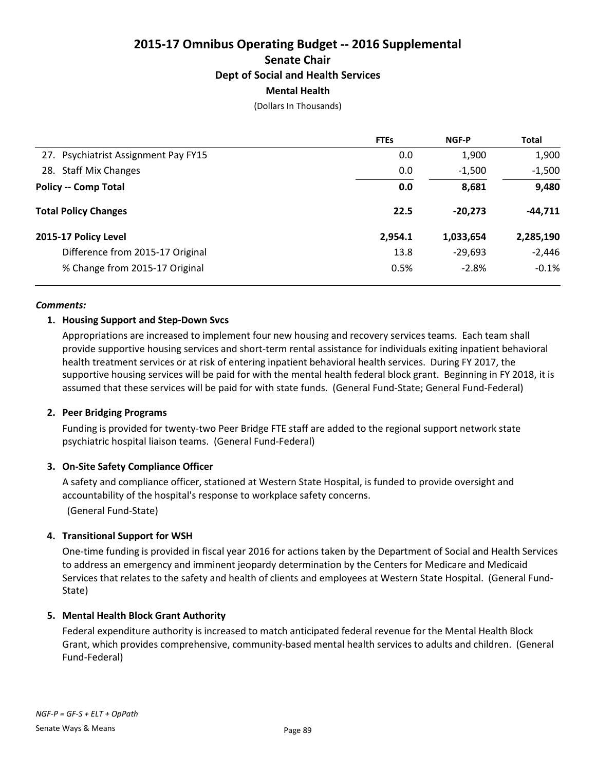# 2015-17 Omnibus Operating Budget -- 2016 Supplemental

## Senate Chair

### Dept of Social and Health Services

### Mental Health

(Dollars In Thousands)

| | FTEs | NGF-P | Total |
|---|---|---|---|
| 27. Psychiatrist Assignment Pay FY15 | 0.0 | 1,900 | 1,900 |
| 28. Staff Mix Changes | 0.0 | -1,500 | -1,500 |
| **Policy -- Comp Total** | **0.0** | **8,681** | **9,480** |
| **Total Policy Changes** | **22.5** | **-20,273** | **-44,711** |
| **2015-17 Policy Level** | **2,954.1** | **1,033,654** | **2,285,190** |
| Difference from 2015-17 Original | 13.8 | -29,693 | -2,446 |
| % Change from 2015-17 Original | 0.5% | -2.8% | -0.1% |

***Comments:***

1. **Housing Support and Step-Down Svcs**

   Appropriations are increased to implement four new housing and recovery services teams. Each team shall provide supportive housing services and short-term rental assistance for individuals exiting inpatient behavioral health treatment services or at risk of entering inpatient behavioral health services. During FY 2017, the supportive housing services will be paid for with the mental health federal block grant. Beginning in FY 2018, it is assumed that these services will be paid for with state funds. (General Fund-State; General Fund-Federal)

2. **Peer Bridging Programs**

   Funding is provided for twenty-two Peer Bridge FTE staff are added to the regional support network state psychiatric hospital liaison teams. (General Fund-Federal)

3. **On-Site Safety Compliance Officer**

   A safety and compliance officer, stationed at Western State Hospital, is funded to provide oversight and accountability of the hospital's response to workplace safety concerns.
   (General Fund-State)

4. **Transitional Support for WSH**

   One-time funding is provided in fiscal year 2016 for actions taken by the Department of Social and Health Services to address an emergency and imminent jeopardy determination by the Centers for Medicare and Medicaid Services that relates to the safety and health of clients and employees at Western State Hospital. (General Fund-State)

5. **Mental Health Block Grant Authority**

   Federal expenditure authority is increased to match anticipated federal revenue for the Mental Health Block Grant, which provides comprehensive, community-based mental health services to adults and children. (General Fund-Federal)

*NGF-P = GF-S + ELT + OpPath*

Senate Ways & Means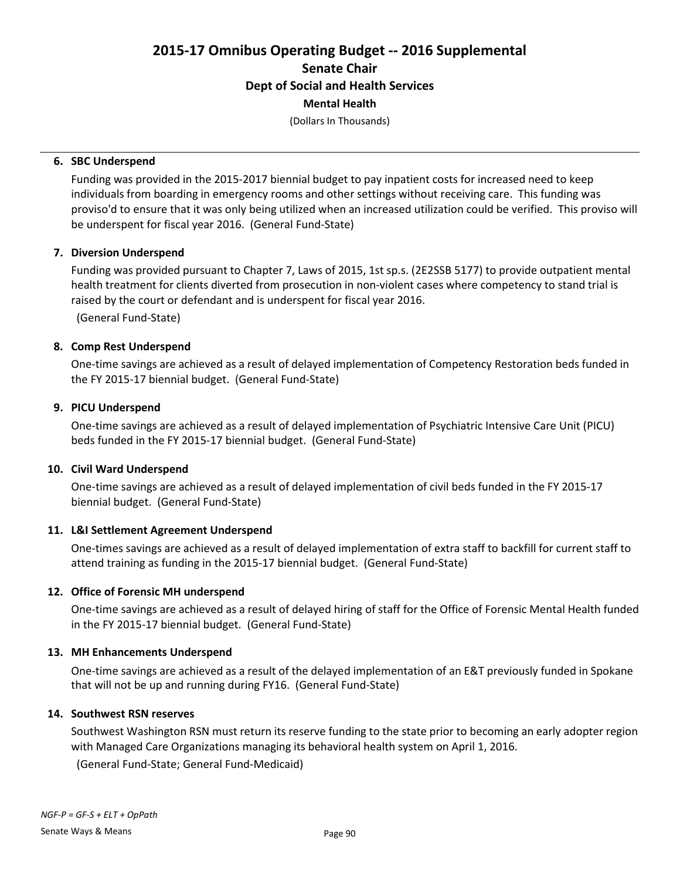# 2015-17 Omnibus Operating Budget -- 2016 Supplemental

## Senate Chair

### Dept of Social and Health Services

### Mental Health

(Dollars In Thousands)

---

**6. SBC Underspend**

Funding was provided in the 2015-2017 biennial budget to pay inpatient costs for increased need to keep individuals from boarding in emergency rooms and other settings without receiving care. This funding was proviso'd to ensure that it was only being utilized when an increased utilization could be verified. This proviso will be underspent for fiscal year 2016. (General Fund-State)

**7. Diversion Underspend**

Funding was provided pursuant to Chapter 7, Laws of 2015, 1st sp.s. (2E2SSB 5177) to provide outpatient mental health treatment for clients diverted from prosecution in non-violent cases where competency to stand trial is raised by the court or defendant and is underspent for fiscal year 2016.

(General Fund-State)

**8. Comp Rest Underspend**

One-time savings are achieved as a result of delayed implementation of Competency Restoration beds funded in the FY 2015-17 biennial budget. (General Fund-State)

**9. PICU Underspend**

One-time savings are achieved as a result of delayed implementation of Psychiatric Intensive Care Unit (PICU) beds funded in the FY 2015-17 biennial budget. (General Fund-State)

**10. Civil Ward Underspend**

One-time savings are achieved as a result of delayed implementation of civil beds funded in the FY 2015-17 biennial budget. (General Fund-State)

**11. L&I Settlement Agreement Underspend**

One-times savings are achieved as a result of delayed implementation of extra staff to backfill for current staff to attend training as funding in the 2015-17 biennial budget. (General Fund-State)

**12. Office of Forensic MH underspend**

One-time savings are achieved as a result of delayed hiring of staff for the Office of Forensic Mental Health funded in the FY 2015-17 biennial budget. (General Fund-State)

**13. MH Enhancements Underspend**

One-time savings are achieved as a result of the delayed implementation of an E&T previously funded in Spokane that will not be up and running during FY16. (General Fund-State)

**14. Southwest RSN reserves**

Southwest Washington RSN must return its reserve funding to the state prior to becoming an early adopter region with Managed Care Organizations managing its behavioral health system on April 1, 2016.

(General Fund-State; General Fund-Medicaid)

*NGF-P = GF-S + ELT + OpPath*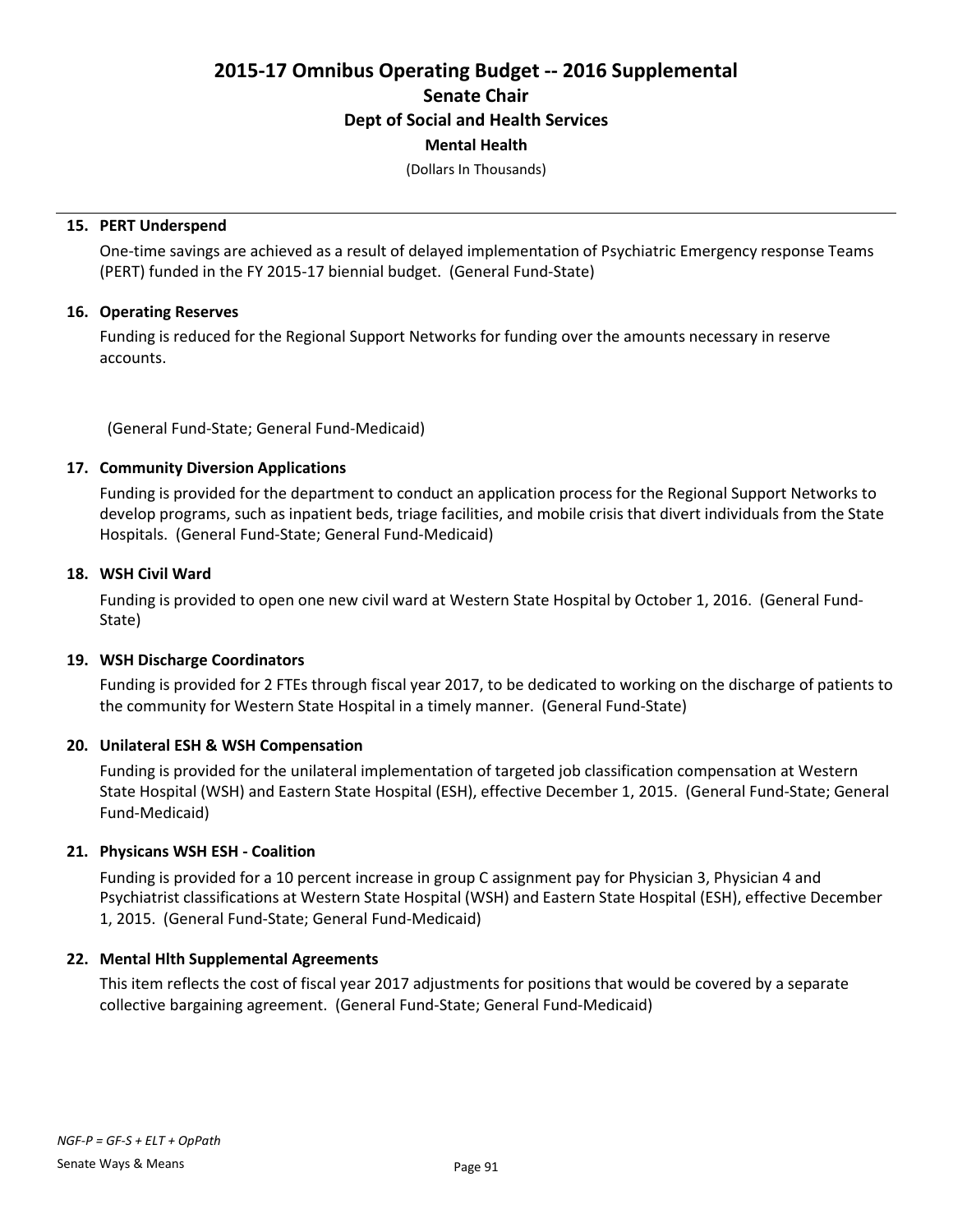# 2015-17 Omnibus Operating Budget -- 2016 Supplemental

## Senate Chair

### Dept of Social and Health Services

### Mental Health

(Dollars In Thousands)

**15. PERT Underspend**

One-time savings are achieved as a result of delayed implementation of Psychiatric Emergency response Teams (PERT) funded in the FY 2015-17 biennial budget. (General Fund-State)

**16. Operating Reserves**

Funding is reduced for the Regional Support Networks for funding over the amounts necessary in reserve accounts.

(General Fund-State; General Fund-Medicaid)

**17. Community Diversion Applications**

Funding is provided for the department to conduct an application process for the Regional Support Networks to develop programs, such as inpatient beds, triage facilities, and mobile crisis that divert individuals from the State Hospitals. (General Fund-State; General Fund-Medicaid)

**18. WSH Civil Ward**

Funding is provided to open one new civil ward at Western State Hospital by October 1, 2016. (General Fund-State)

**19. WSH Discharge Coordinators**

Funding is provided for 2 FTEs through fiscal year 2017, to be dedicated to working on the discharge of patients to the community for Western State Hospital in a timely manner. (General Fund-State)

**20. Unilateral ESH & WSH Compensation**

Funding is provided for the unilateral implementation of targeted job classification compensation at Western State Hospital (WSH) and Eastern State Hospital (ESH), effective December 1, 2015. (General Fund-State; General Fund-Medicaid)

**21. Physicans WSH ESH - Coalition**

Funding is provided for a 10 percent increase in group C assignment pay for Physician 3, Physician 4 and Psychiatrist classifications at Western State Hospital (WSH) and Eastern State Hospital (ESH), effective December 1, 2015. (General Fund-State; General Fund-Medicaid)

**22. Mental Hlth Supplemental Agreements**

This item reflects the cost of fiscal year 2017 adjustments for positions that would be covered by a separate collective bargaining agreement. (General Fund-State; General Fund-Medicaid)

*NGF-P = GF-S + ELT + OpPath*

Senate Ways & Means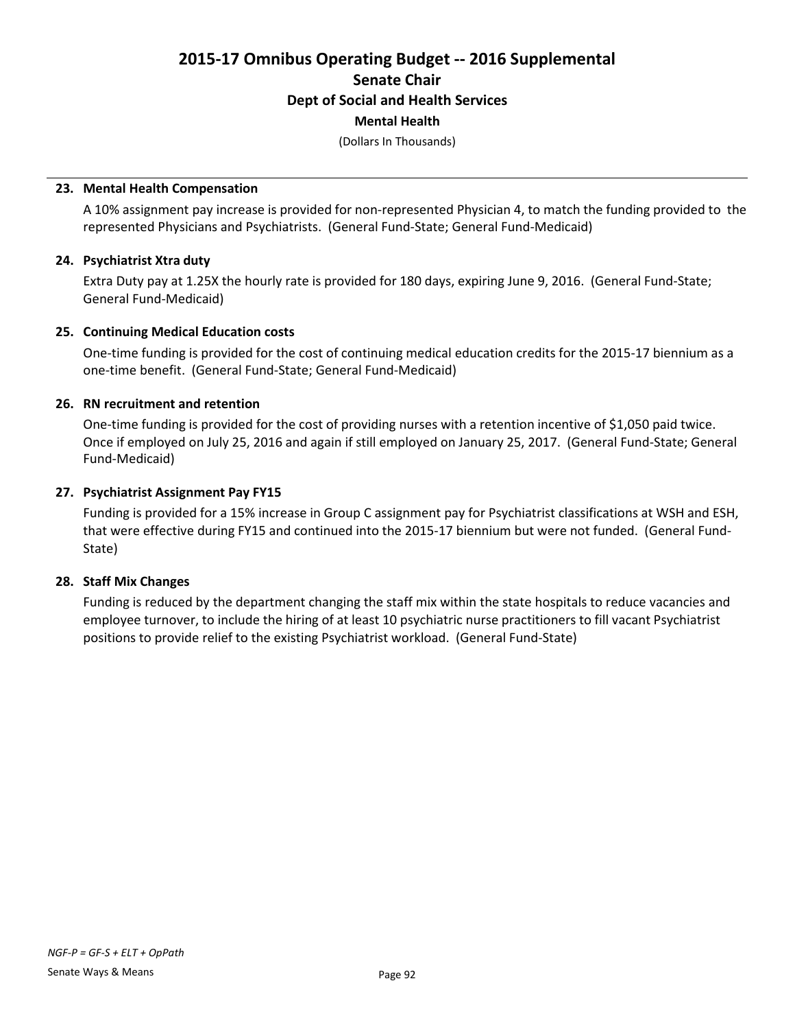# 2015-17 Omnibus Operating Budget -- 2016 Supplemental

## Senate Chair

### Dept of Social and Health Services

### Mental Health

(Dollars In Thousands)

**23. Mental Health Compensation**

A 10% assignment pay increase is provided for non-represented Physician 4, to match the funding provided to the represented Physicians and Psychiatrists. (General Fund-State; General Fund-Medicaid)

**24. Psychiatrist Xtra duty**

Extra Duty pay at 1.25X the hourly rate is provided for 180 days, expiring June 9, 2016. (General Fund-State; General Fund-Medicaid)

**25. Continuing Medical Education costs**

One-time funding is provided for the cost of continuing medical education credits for the 2015-17 biennium as a one-time benefit. (General Fund-State; General Fund-Medicaid)

**26. RN recruitment and retention**

One-time funding is provided for the cost of providing nurses with a retention incentive of $1,050 paid twice. Once if employed on July 25, 2016 and again if still employed on January 25, 2017. (General Fund-State; General Fund-Medicaid)

**27. Psychiatrist Assignment Pay FY15**

Funding is provided for a 15% increase in Group C assignment pay for Psychiatrist classifications at WSH and ESH, that were effective during FY15 and continued into the 2015-17 biennium but were not funded. (General Fund-State)

**28. Staff Mix Changes**

Funding is reduced by the department changing the staff mix within the state hospitals to reduce vacancies and employee turnover, to include the hiring of at least 10 psychiatric nurse practitioners to fill vacant Psychiatrist positions to provide relief to the existing Psychiatrist workload. (General Fund-State)

*NGF-P = GF-S + ELT + OpPath*

Senate Ways & Means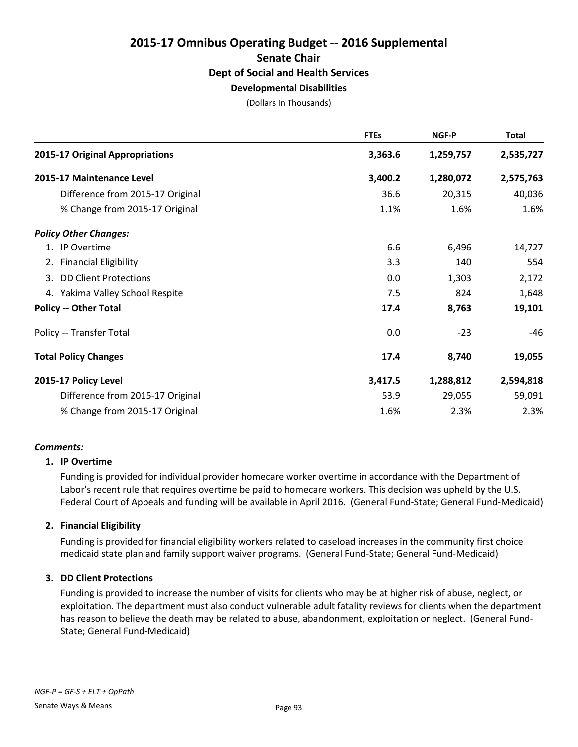# 2015-17 Omnibus Operating Budget -- 2016 Supplemental

## Senate Chair

### Dept of Social and Health Services

#### Developmental Disabilities

(Dollars In Thousands)

| | FTEs | NGF-P | Total |
|---|---|---|---|
| **2015-17 Original Appropriations** | **3,363.6** | **1,259,757** | **2,535,727** |
| **2015-17 Maintenance Level** | **3,400.2** | **1,280,072** | **2,575,763** |
| Difference from 2015-17 Original | 36.6 | 20,315 | 40,036 |
| % Change from 2015-17 Original | 1.1% | 1.6% | 1.6% |
| ***Policy Other Changes:*** | | | |
| 1. IP Overtime | 6.6 | 6,496 | 14,727 |
| 2. Financial Eligibility | 3.3 | 140 | 554 |
| 3. DD Client Protections | 0.0 | 1,303 | 2,172 |
| 4. Yakima Valley School Respite | 7.5 | 824 | 1,648 |
| **Policy -- Other Total** | **17.4** | **8,763** | **19,101** |
| Policy -- Transfer Total | 0.0 | -23 | -46 |
| **Total Policy Changes** | **17.4** | **8,740** | **19,055** |
| **2015-17 Policy Level** | **3,417.5** | **1,288,812** | **2,594,818** |
| Difference from 2015-17 Original | 53.9 | 29,055 | 59,091 |
| % Change from 2015-17 Original | 1.6% | 2.3% | 2.3% |

***Comments:***

1. **IP Overtime**

   Funding is provided for individual provider homecare worker overtime in accordance with the Department of Labor's recent rule that requires overtime be paid to homecare workers. This decision was upheld by the U.S. Federal Court of Appeals and funding will be available in April 2016. (General Fund-State; General Fund-Medicaid)

2. **Financial Eligibility**

   Funding is provided for financial eligibility workers related to caseload increases in the community first choice medicaid state plan and family support waiver programs. (General Fund-State; General Fund-Medicaid)

3. **DD Client Protections**

   Funding is provided to increase the number of visits for clients who may be at higher risk of abuse, neglect, or exploitation. The department must also conduct vulnerable adult fatality reviews for clients when the department has reason to believe the death may be related to abuse, abandonment, exploitation or neglect. (General Fund-State; General Fund-Medicaid)

*NGF-P = GF-S + ELT + OpPath*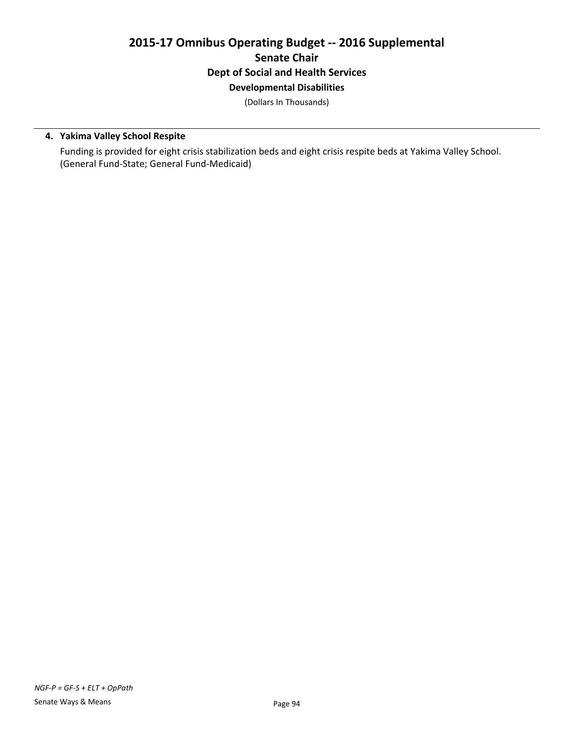**4. Yakima Valley School Respite**

Funding is provided for eight crisis stabilization beds and eight crisis respite beds at Yakima Valley School. (General Fund-State; General Fund-Medicaid)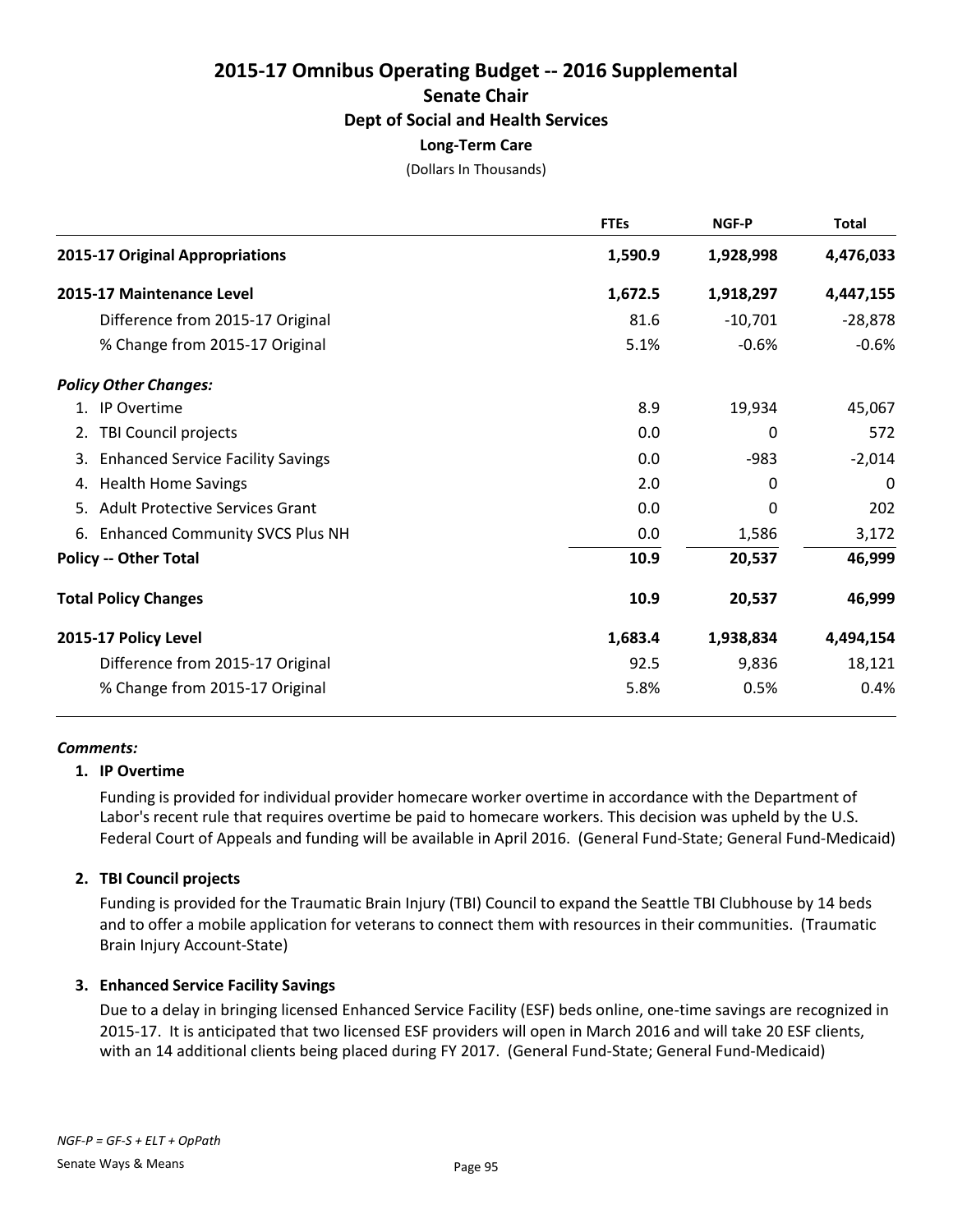# 2015-17 Omnibus Operating Budget -- 2016 Supplemental

## Senate Chair

### Dept of Social and Health Services

#### Long-Term Care

(Dollars In Thousands)

| | FTEs | NGF-P | Total |
|---|---|---|---|
| **2015-17 Original Appropriations** | **1,590.9** | **1,928,998** | **4,476,033** |
| **2015-17 Maintenance Level** | **1,672.5** | **1,918,297** | **4,447,155** |
| Difference from 2015-17 Original | 81.6 | -10,701 | -28,878 |
| % Change from 2015-17 Original | 5.1% | -0.6% | -0.6% |
| ***Policy Other Changes:*** | | | |
| 1. IP Overtime | 8.9 | 19,934 | 45,067 |
| 2. TBI Council projects | 0.0 | 0 | 572 |
| 3. Enhanced Service Facility Savings | 0.0 | -983 | -2,014 |
| 4. Health Home Savings | 2.0 | 0 | 0 |
| 5. Adult Protective Services Grant | 0.0 | 0 | 202 |
| 6. Enhanced Community SVCS Plus NH | 0.0 | 1,586 | 3,172 |
| **Policy -- Other Total** | **10.9** | **20,537** | **46,999** |
| **Total Policy Changes** | **10.9** | **20,537** | **46,999** |
| **2015-17 Policy Level** | **1,683.4** | **1,938,834** | **4,494,154** |
| Difference from 2015-17 Original | 92.5 | 9,836 | 18,121 |
| % Change from 2015-17 Original | 5.8% | 0.5% | 0.4% |

***Comments:***

**1. IP Overtime**

Funding is provided for individual provider homecare worker overtime in accordance with the Department of Labor's recent rule that requires overtime be paid to homecare workers. This decision was upheld by the U.S. Federal Court of Appeals and funding will be available in April 2016. (General Fund-State; General Fund-Medicaid)

**2. TBI Council projects**

Funding is provided for the Traumatic Brain Injury (TBI) Council to expand the Seattle TBI Clubhouse by 14 beds and to offer a mobile application for veterans to connect them with resources in their communities. (Traumatic Brain Injury Account-State)

**3. Enhanced Service Facility Savings**

Due to a delay in bringing licensed Enhanced Service Facility (ESF) beds online, one-time savings are recognized in 2015-17. It is anticipated that two licensed ESF providers will open in March 2016 and will take 20 ESF clients, with an 14 additional clients being placed during FY 2017. (General Fund-State; General Fund-Medicaid)

*NGF-P = GF-S + ELT + OpPath*

Senate Ways & Means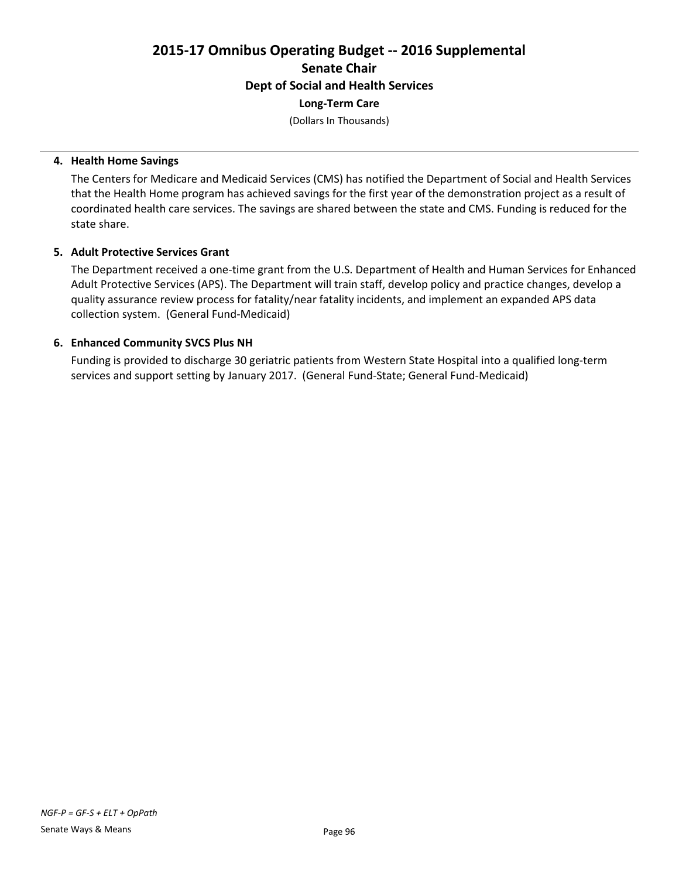**4. Health Home Savings**

The Centers for Medicare and Medicaid Services (CMS) has notified the Department of Social and Health Services that the Health Home program has achieved savings for the first year of the demonstration project as a result of coordinated health care services. The savings are shared between the state and CMS. Funding is reduced for the state share.

**5. Adult Protective Services Grant**

The Department received a one-time grant from the U.S. Department of Health and Human Services for Enhanced Adult Protective Services (APS). The Department will train staff, develop policy and practice changes, develop a quality assurance review process for fatality/near fatality incidents, and implement an expanded APS data collection system. (General Fund-Medicaid)

**6. Enhanced Community SVCS Plus NH**

Funding is provided to discharge 30 geriatric patients from Western State Hospital into a qualified long-term services and support setting by January 2017. (General Fund-State; General Fund-Medicaid)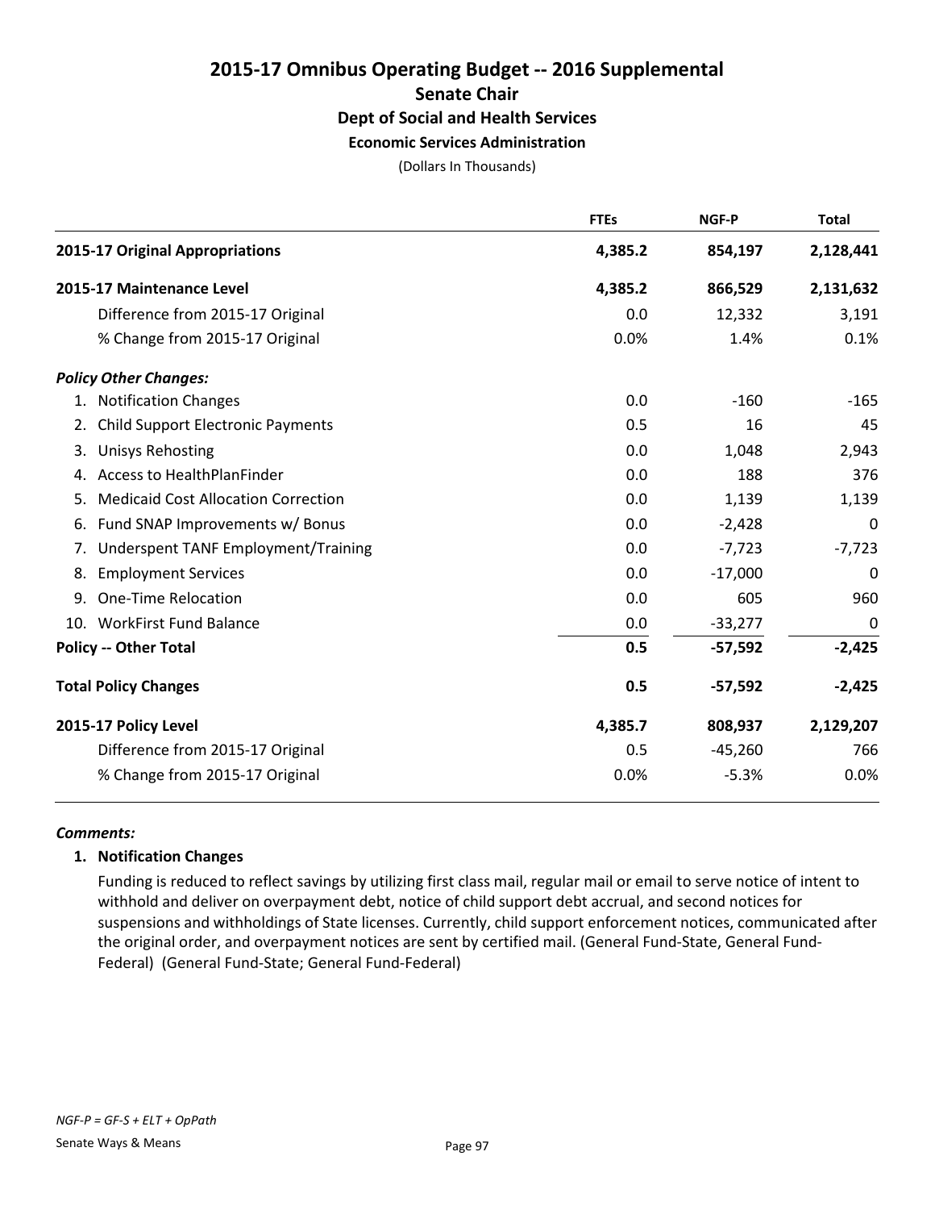# 2015-17 Omnibus Operating Budget -- 2016 Supplemental

## Senate Chair

### Dept of Social and Health Services

#### Economic Services Administration

(Dollars In Thousands)

| | FTEs | NGF-P | Total |
|---|---|---|---|
| **2015-17 Original Appropriations** | 4,385.2 | 854,197 | 2,128,441 |
| **2015-17 Maintenance Level** | 4,385.2 | 866,529 | 2,131,632 |
| Difference from 2015-17 Original | 0.0 | 12,332 | 3,191 |
| % Change from 2015-17 Original | 0.0% | 1.4% | 0.1% |
| ***Policy Other Changes:*** | | | |
| 1. Notification Changes | 0.0 | -160 | -165 |
| 2. Child Support Electronic Payments | 0.5 | 16 | 45 |
| 3. Unisys Rehosting | 0.0 | 1,048 | 2,943 |
| 4. Access to HealthPlanFinder | 0.0 | 188 | 376 |
| 5. Medicaid Cost Allocation Correction | 0.0 | 1,139 | 1,139 |
| 6. Fund SNAP Improvements w/ Bonus | 0.0 | -2,428 | 0 |
| 7. Underspent TANF Employment/Training | 0.0 | -7,723 | -7,723 |
| 8. Employment Services | 0.0 | -17,000 | 0 |
| 9. One-Time Relocation | 0.0 | 605 | 960 |
| 10. WorkFirst Fund Balance | 0.0 | -33,277 | 0 |
| **Policy -- Other Total** | **0.5** | **-57,592** | **-2,425** |
| **Total Policy Changes** | **0.5** | **-57,592** | **-2,425** |
| **2015-17 Policy Level** | **4,385.7** | **808,937** | **2,129,207** |
| Difference from 2015-17 Original | 0.5 | -45,260 | 766 |
| % Change from 2015-17 Original | 0.0% | -5.3% | 0.0% |

***Comments:***

**1. Notification Changes**

Funding is reduced to reflect savings by utilizing first class mail, regular mail or email to serve notice of intent to withhold and deliver on overpayment debt, notice of child support debt accrual, and second notices for suspensions and withholdings of State licenses. Currently, child support enforcement notices, communicated after the original order, and overpayment notices are sent by certified mail. (General Fund-State, General Fund-Federal) (General Fund-State; General Fund-Federal)

*NGF-P = GF-S + ELT + OpPath*

Senate Ways & Means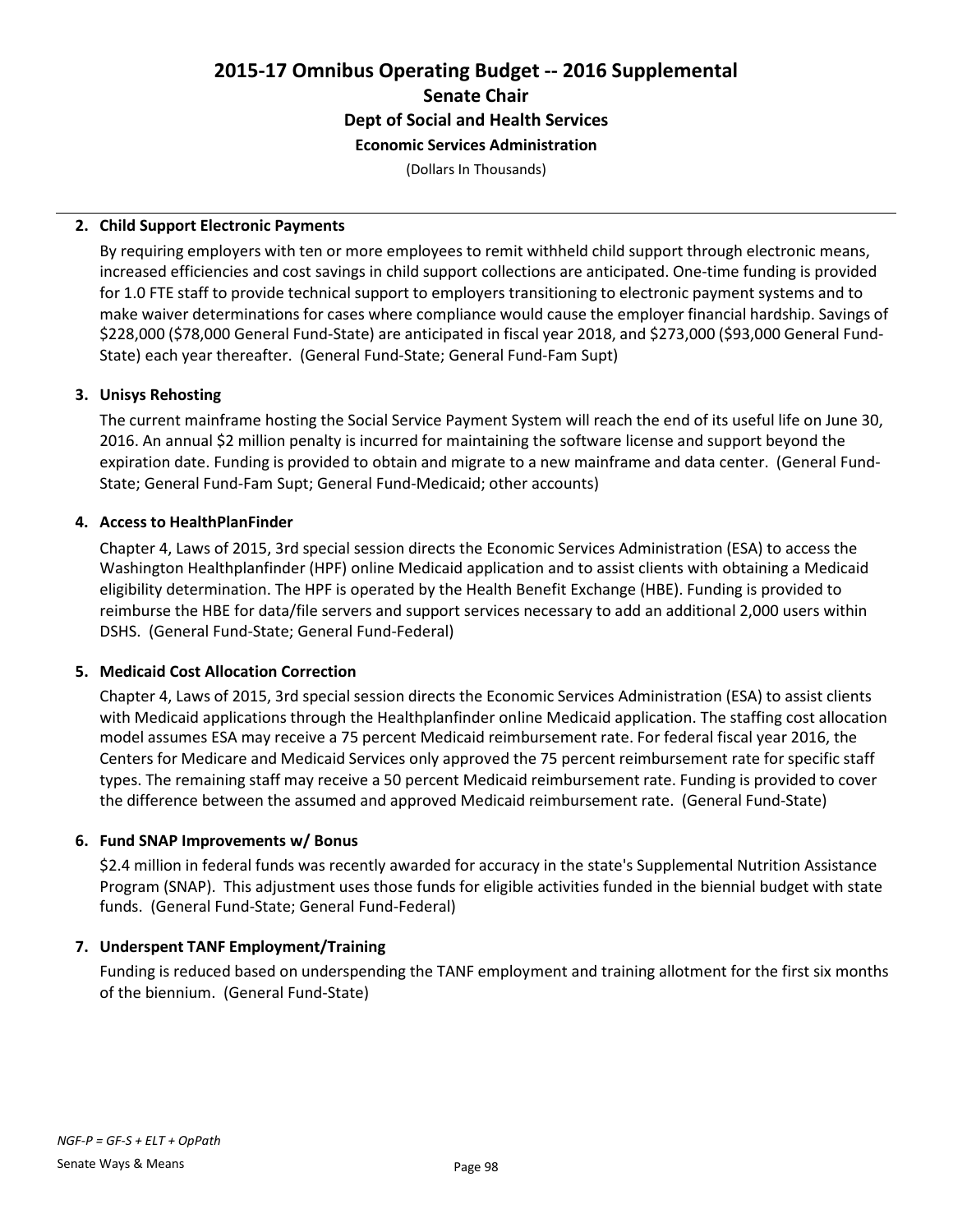# 2015-17 Omnibus Operating Budget -- 2016 Supplemental

## Senate Chair

### Dept of Social and Health Services

### Economic Services Administration

(Dollars In Thousands)

**2. Child Support Electronic Payments**

By requiring employers with ten or more employees to remit withheld child support through electronic means, increased efficiencies and cost savings in child support collections are anticipated. One-time funding is provided for 1.0 FTE staff to provide technical support to employers transitioning to electronic payment systems and to make waiver determinations for cases where compliance would cause the employer financial hardship. Savings of $228,000 ($78,000 General Fund-State) are anticipated in fiscal year 2018, and $273,000 ($93,000 General Fund-State) each year thereafter. (General Fund-State; General Fund-Fam Supt)

**3. Unisys Rehosting**

The current mainframe hosting the Social Service Payment System will reach the end of its useful life on June 30, 2016. An annual $2 million penalty is incurred for maintaining the software license and support beyond the expiration date. Funding is provided to obtain and migrate to a new mainframe and data center. (General Fund-State; General Fund-Fam Supt; General Fund-Medicaid; other accounts)

**4. Access to HealthPlanFinder**

Chapter 4, Laws of 2015, 3rd special session directs the Economic Services Administration (ESA) to access the Washington Healthplanfinder (HPF) online Medicaid application and to assist clients with obtaining a Medicaid eligibility determination. The HPF is operated by the Health Benefit Exchange (HBE). Funding is provided to reimburse the HBE for data/file servers and support services necessary to add an additional 2,000 users within DSHS. (General Fund-State; General Fund-Federal)

**5. Medicaid Cost Allocation Correction**

Chapter 4, Laws of 2015, 3rd special session directs the Economic Services Administration (ESA) to assist clients with Medicaid applications through the Healthplanfinder online Medicaid application. The staffing cost allocation model assumes ESA may receive a 75 percent Medicaid reimbursement rate. For federal fiscal year 2016, the Centers for Medicare and Medicaid Services only approved the 75 percent reimbursement rate for specific staff types. The remaining staff may receive a 50 percent Medicaid reimbursement rate. Funding is provided to cover the difference between the assumed and approved Medicaid reimbursement rate. (General Fund-State)

**6. Fund SNAP Improvements w/ Bonus**

$2.4 million in federal funds was recently awarded for accuracy in the state's Supplemental Nutrition Assistance Program (SNAP). This adjustment uses those funds for eligible activities funded in the biennial budget with state funds. (General Fund-State; General Fund-Federal)

**7. Underspent TANF Employment/Training**

Funding is reduced based on underspending the TANF employment and training allotment for the first six months of the biennium. (General Fund-State)

*NGF-P = GF-S + ELT + OpPath*

Senate Ways & Means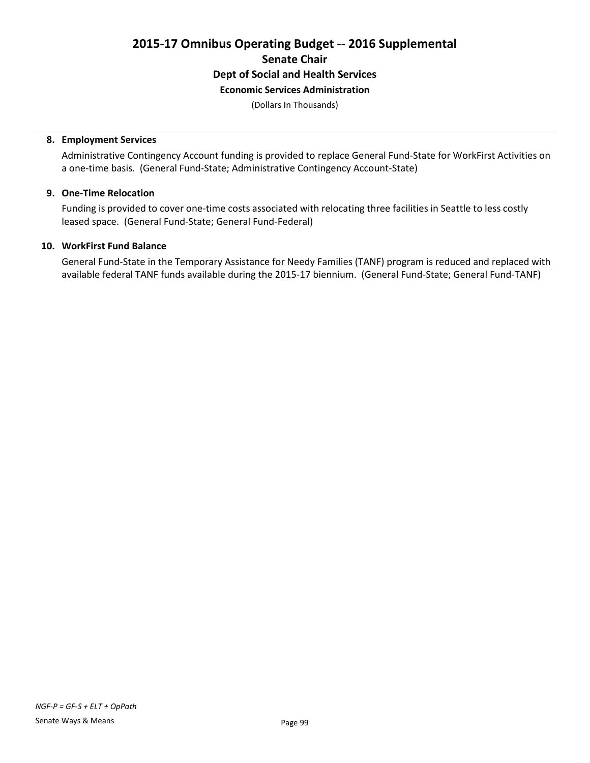# 2015-17 Omnibus Operating Budget -- 2016 Supplemental
## Senate Chair
### Dept of Social and Health Services
### Economic Services Administration

(Dollars In Thousands)

**8. Employment Services**

Administrative Contingency Account funding is provided to replace General Fund-State for WorkFirst Activities on a one-time basis. (General Fund-State; Administrative Contingency Account-State)

**9. One-Time Relocation**

Funding is provided to cover one-time costs associated with relocating three facilities in Seattle to less costly leased space. (General Fund-State; General Fund-Federal)

**10. WorkFirst Fund Balance**

General Fund-State in the Temporary Assistance for Needy Families (TANF) program is reduced and replaced with available federal TANF funds available during the 2015-17 biennium. (General Fund-State; General Fund-TANF)

*NGF-P = GF-S + ELT + OpPath*

Senate Ways & Means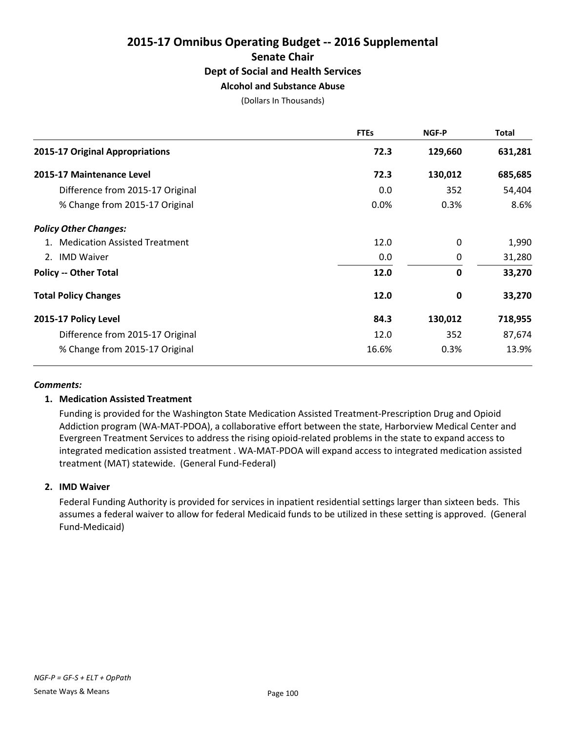# 2015-17 Omnibus Operating Budget -- 2016 Supplemental

## Senate Chair

### Dept of Social and Health Services

#### Alcohol and Substance Abuse

(Dollars In Thousands)

| | FTEs | NGF-P | Total |
|---|---|---|---|
| **2015-17 Original Appropriations** | **72.3** | **129,660** | **631,281** |
| **2015-17 Maintenance Level** | **72.3** | **130,012** | **685,685** |
| Difference from 2015-17 Original | 0.0 | 352 | 54,404 |
| % Change from 2015-17 Original | 0.0% | 0.3% | 8.6% |
| ***Policy Other Changes:*** | | | |
| 1. Medication Assisted Treatment | 12.0 | 0 | 1,990 |
| 2. IMD Waiver | 0.0 | 0 | 31,280 |
| **Policy -- Other Total** | **12.0** | **0** | **33,270** |
| **Total Policy Changes** | **12.0** | **0** | **33,270** |
| **2015-17 Policy Level** | **84.3** | **130,012** | **718,955** |
| Difference from 2015-17 Original | 12.0 | 352 | 87,674 |
| % Change from 2015-17 Original | 16.6% | 0.3% | 13.9% |

***Comments:***

**1. Medication Assisted Treatment**

Funding is provided for the Washington State Medication Assisted Treatment-Prescription Drug and Opioid Addiction program (WA-MAT-PDOA), a collaborative effort between the state, Harborview Medical Center and Evergreen Treatment Services to address the rising opioid-related problems in the state to expand access to integrated medication assisted treatment . WA-MAT-PDOA will expand access to integrated medication assisted treatment (MAT) statewide. (General Fund-Federal)

**2. IMD Waiver**

Federal Funding Authority is provided for services in inpatient residential settings larger than sixteen beds. This assumes a federal waiver to allow for federal Medicaid funds to be utilized in these setting is approved. (General Fund-Medicaid)

*NGF-P = GF-S + ELT + OpPath*

Senate Ways & Means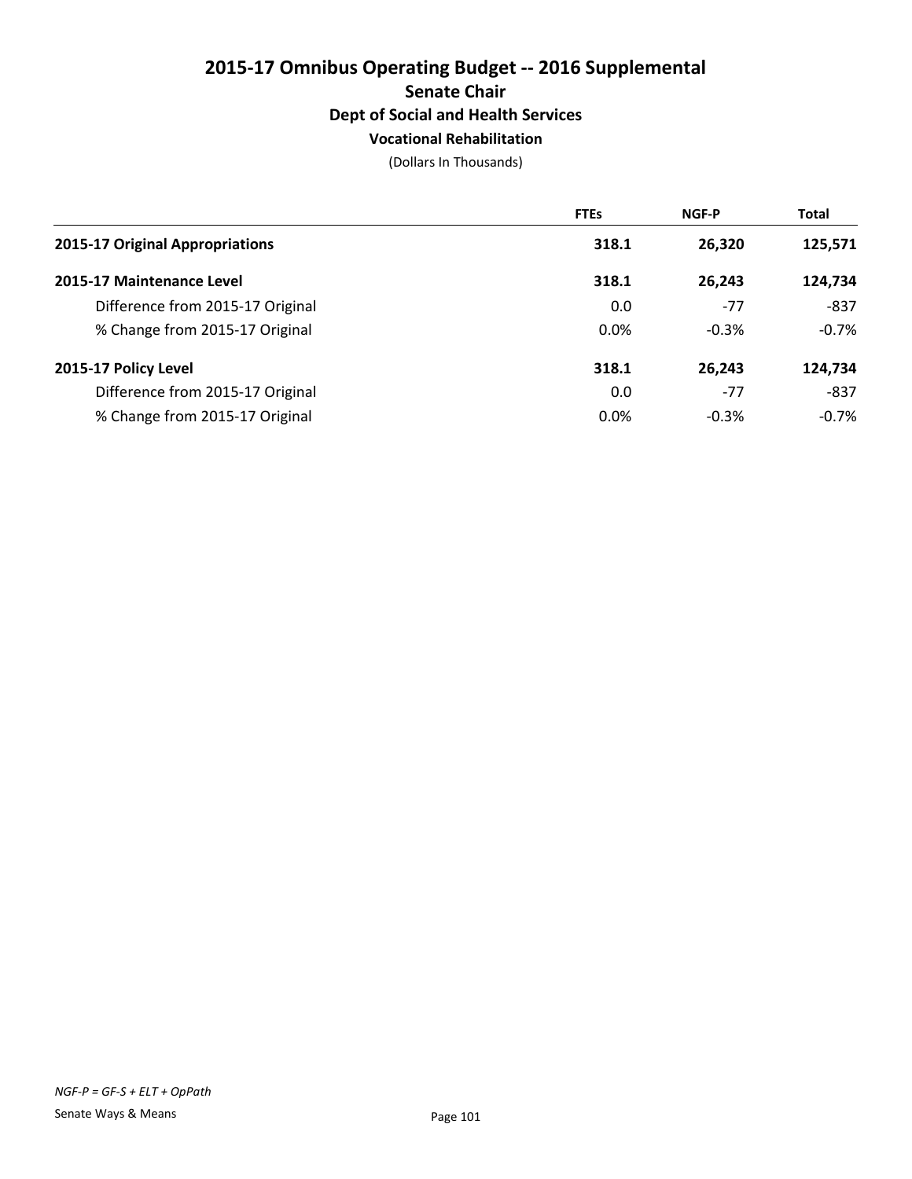# 2015-17 Omnibus Operating Budget -- 2016 Supplemental

## Senate Chair

### Dept of Social and Health Services

### Vocational Rehabilitation

(Dollars In Thousands)

| | FTEs | NGF-P | Total |
|---|---|---|---|
| **2015-17 Original Appropriations** | **318.1** | **26,320** | **125,571** |
| **2015-17 Maintenance Level** | **318.1** | **26,243** | **124,734** |
| Difference from 2015-17 Original | 0.0 | -77 | -837 |
| % Change from 2015-17 Original | 0.0% | -0.3% | -0.7% |
| **2015-17 Policy Level** | **318.1** | **26,243** | **124,734** |
| Difference from 2015-17 Original | 0.0 | -77 | -837 |
| % Change from 2015-17 Original | 0.0% | -0.3% | -0.7% |

*NGF-P = GF-S + ELT + OpPath*

Senate Ways & Means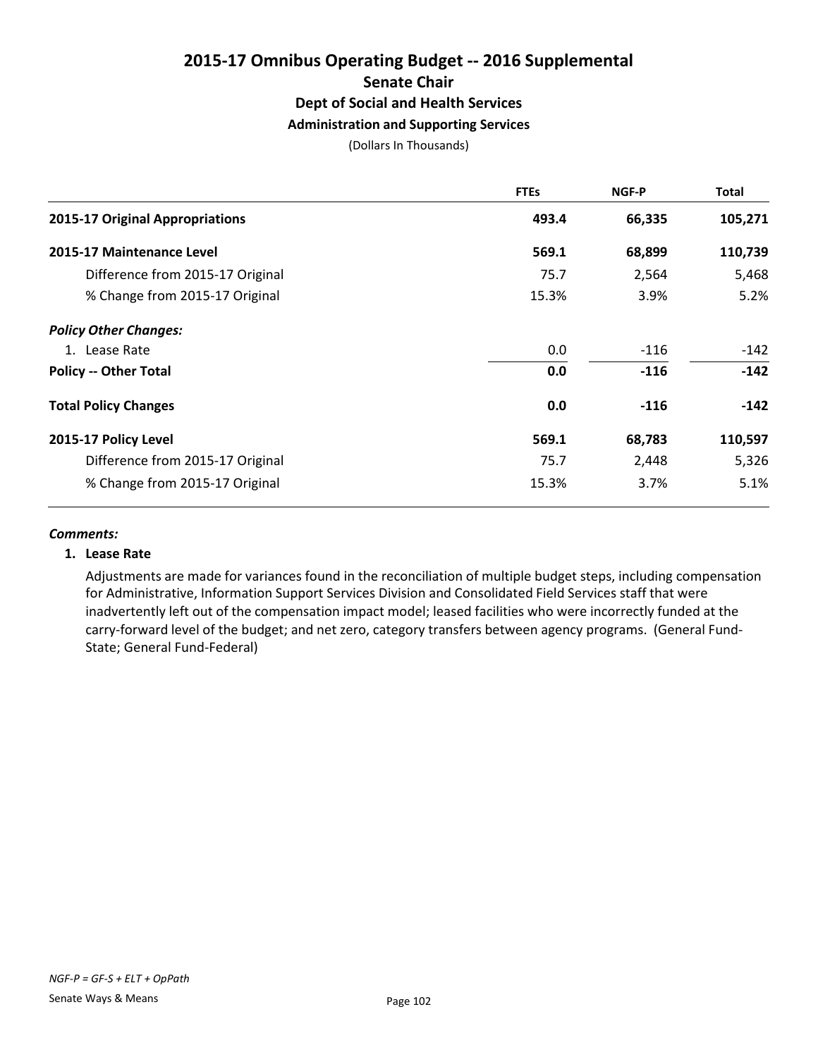# 2015-17 Omnibus Operating Budget -- 2016 Supplemental

## Senate Chair

### Dept of Social and Health Services

### Administration and Supporting Services

(Dollars In Thousands)

| | FTEs | NGF-P | Total |
|---|---|---|---|
| **2015-17 Original Appropriations** | **493.4** | **66,335** | **105,271** |
| **2015-17 Maintenance Level** | **569.1** | **68,899** | **110,739** |
| Difference from 2015-17 Original | 75.7 | 2,564 | 5,468 |
| % Change from 2015-17 Original | 15.3% | 3.9% | 5.2% |
| ***Policy Other Changes:*** | | | |
| 1. Lease Rate | 0.0 | -116 | -142 |
| **Policy -- Other Total** | **0.0** | **-116** | **-142** |
| **Total Policy Changes** | **0.0** | **-116** | **-142** |
| **2015-17 Policy Level** | **569.1** | **68,783** | **110,597** |
| Difference from 2015-17 Original | 75.7 | 2,448 | 5,326 |
| % Change from 2015-17 Original | 15.3% | 3.7% | 5.1% |

***Comments:***

**1. Lease Rate**

Adjustments are made for variances found in the reconciliation of multiple budget steps, including compensation for Administrative, Information Support Services Division and Consolidated Field Services staff that were inadvertently left out of the compensation impact model; leased facilities who were incorrectly funded at the carry-forward level of the budget; and net zero, category transfers between agency programs. (General Fund-State; General Fund-Federal)

*NGF-P = GF-S + ELT + OpPath*

Senate Ways & Means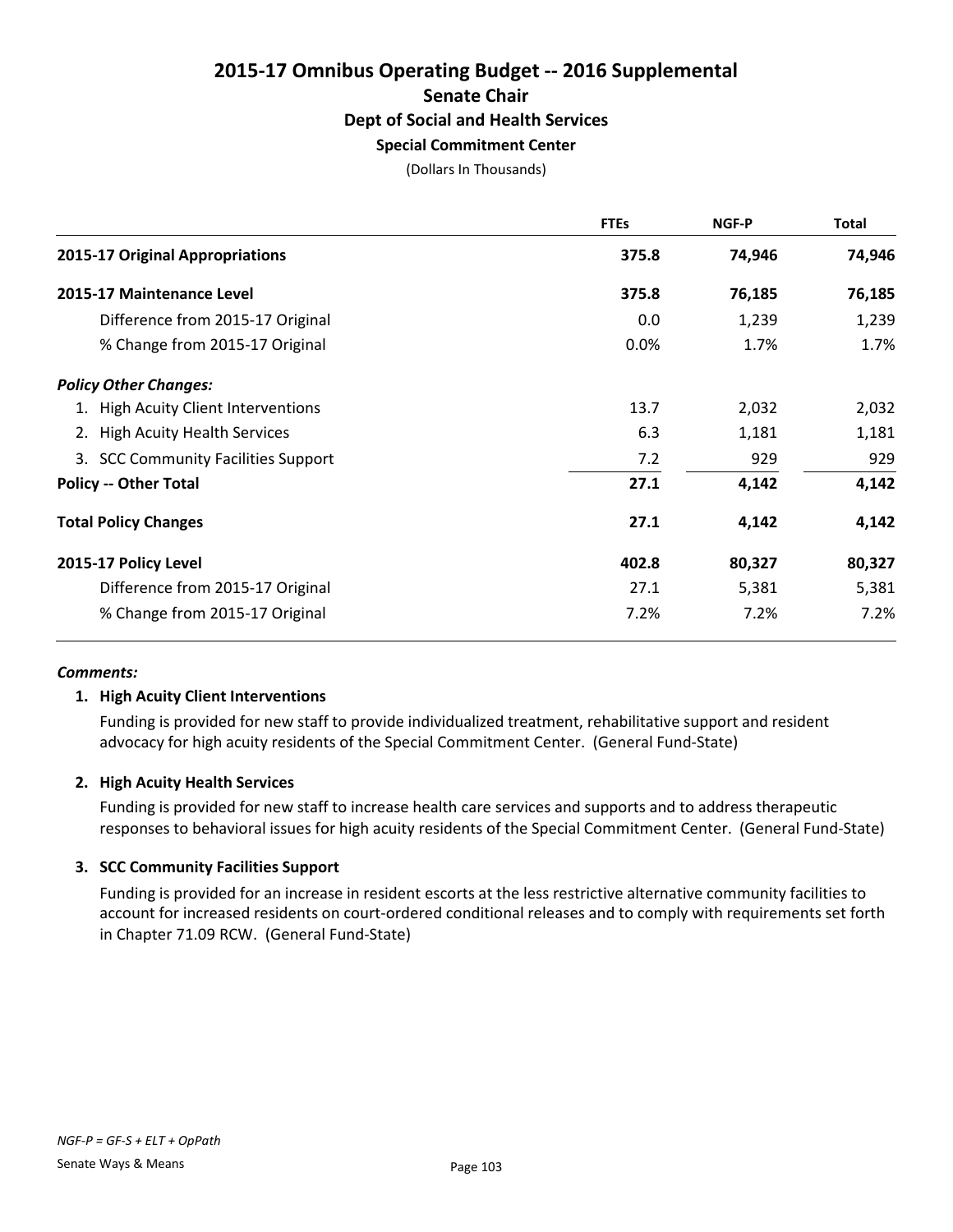# 2015-17 Omnibus Operating Budget -- 2016 Supplemental

## Senate Chair

### Dept of Social and Health Services

### Special Commitment Center

(Dollars In Thousands)

| | FTEs | NGF-P | Total |
|---|---|---|---|
| **2015-17 Original Appropriations** | **375.8** | **74,946** | **74,946** |
| **2015-17 Maintenance Level** | **375.8** | **76,185** | **76,185** |
| Difference from 2015-17 Original | 0.0 | 1,239 | 1,239 |
| % Change from 2015-17 Original | 0.0% | 1.7% | 1.7% |
| ***Policy Other Changes:*** | | | |
| 1. High Acuity Client Interventions | 13.7 | 2,032 | 2,032 |
| 2. High Acuity Health Services | 6.3 | 1,181 | 1,181 |
| 3. SCC Community Facilities Support | 7.2 | 929 | 929 |
| **Policy -- Other Total** | **27.1** | **4,142** | **4,142** |
| **Total Policy Changes** | **27.1** | **4,142** | **4,142** |
| **2015-17 Policy Level** | **402.8** | **80,327** | **80,327** |
| Difference from 2015-17 Original | 27.1 | 5,381 | 5,381 |
| % Change from 2015-17 Original | 7.2% | 7.2% | 7.2% |

***Comments:***

1. **High Acuity Client Interventions**

   Funding is provided for new staff to provide individualized treatment, rehabilitative support and resident advocacy for high acuity residents of the Special Commitment Center. (General Fund-State)

2. **High Acuity Health Services**

   Funding is provided for new staff to increase health care services and supports and to address therapeutic responses to behavioral issues for high acuity residents of the Special Commitment Center. (General Fund-State)

3. **SCC Community Facilities Support**

   Funding is provided for an increase in resident escorts at the less restrictive alternative community facilities to account for increased residents on court-ordered conditional releases and to comply with requirements set forth in Chapter 71.09 RCW. (General Fund-State)

*NGF-P = GF-S + ELT + OpPath*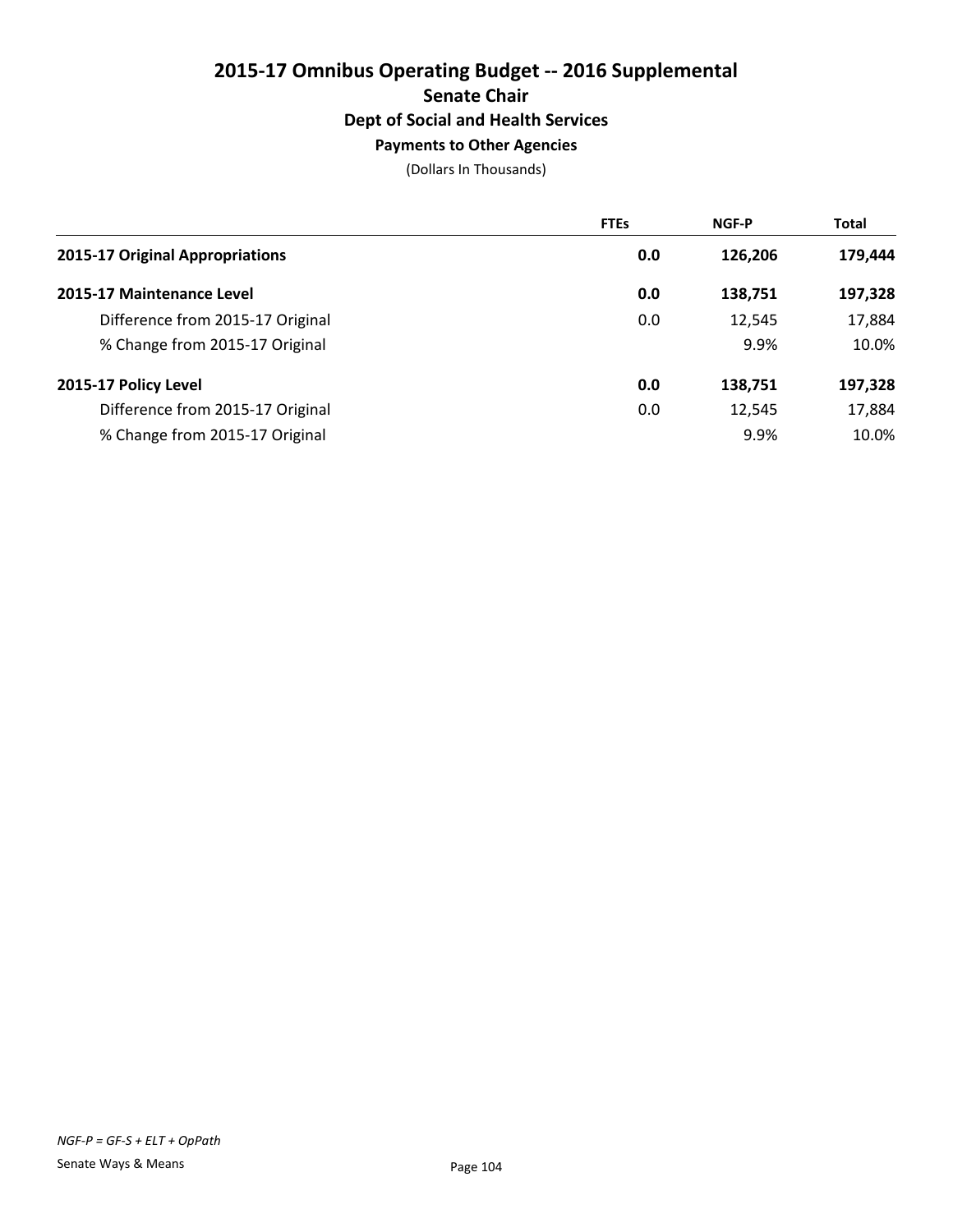# 2015-17 Omnibus Operating Budget -- 2016 Supplemental

## Senate Chair

### Dept of Social and Health Services

#### Payments to Other Agencies

(Dollars In Thousands)

| | FTEs | NGF-P | Total |
|---|---|---|---|
| **2015-17 Original Appropriations** | **0.0** | **126,206** | **179,444** |
| **2015-17 Maintenance Level** | **0.0** | **138,751** | **197,328** |
| Difference from 2015-17 Original | 0.0 | 12,545 | 17,884 |
| % Change from 2015-17 Original | | 9.9% | 10.0% |
| **2015-17 Policy Level** | **0.0** | **138,751** | **197,328** |
| Difference from 2015-17 Original | 0.0 | 12,545 | 17,884 |
| % Change from 2015-17 Original | | 9.9% | 10.0% |

*NGF-P = GF-S + ELT + OpPath*

Senate Ways & Means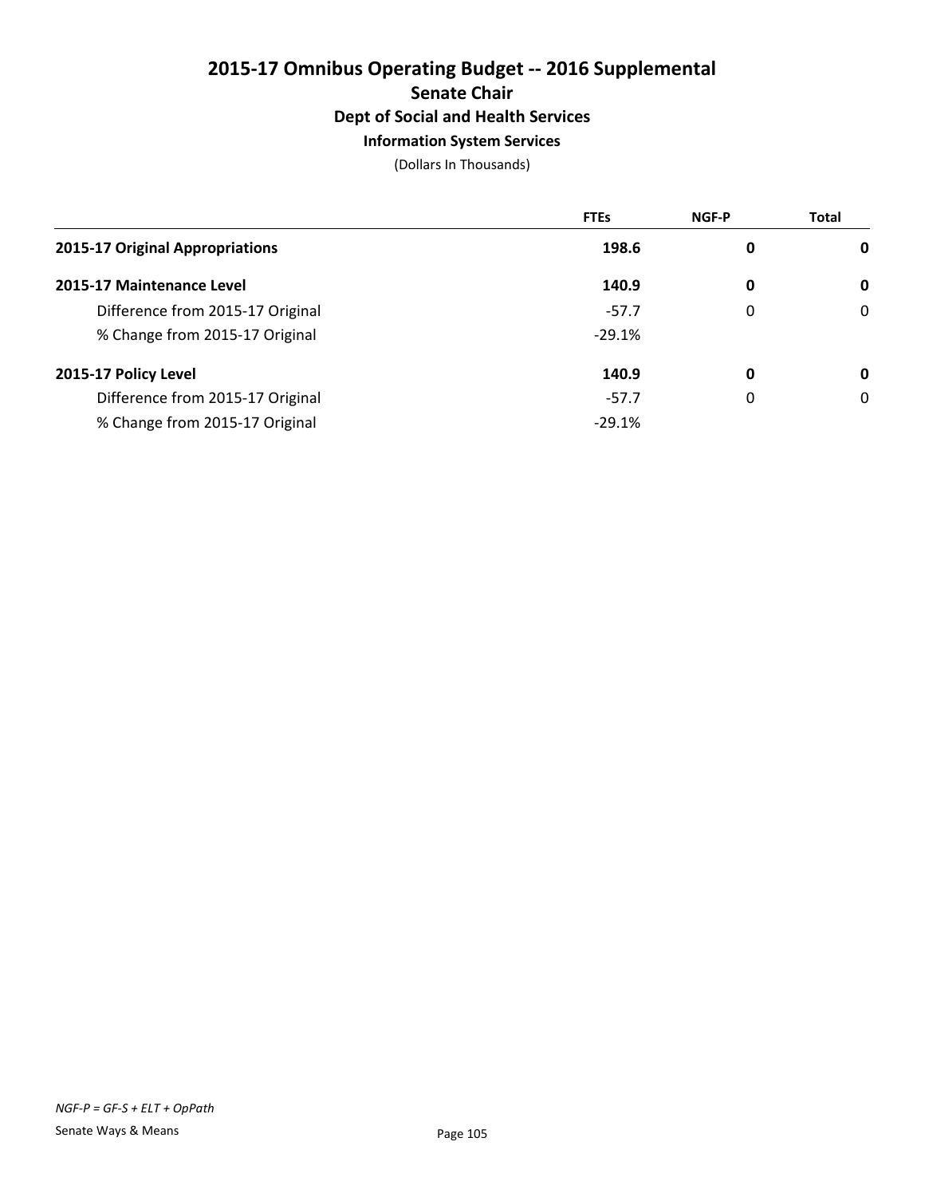# 2015-17 Omnibus Operating Budget -- 2016 Supplemental
## Senate Chair
### Dept of Social and Health Services
### Information System Services
(Dollars In Thousands)

| | FTEs | NGF-P | Total |
|---|---|---|---|
| **2015-17 Original Appropriations** | **198.6** | **0** | **0** |
| **2015-17 Maintenance Level** | **140.9** | **0** | **0** |
| Difference from 2015-17 Original | -57.7 | 0 | 0 |
| % Change from 2015-17 Original | -29.1% | | |
| **2015-17 Policy Level** | **140.9** | **0** | **0** |
| Difference from 2015-17 Original | -57.7 | 0 | 0 |
| % Change from 2015-17 Original | -29.1% | | |

*NGF-P = GF-S + ELT + OpPath*

Senate Ways & Means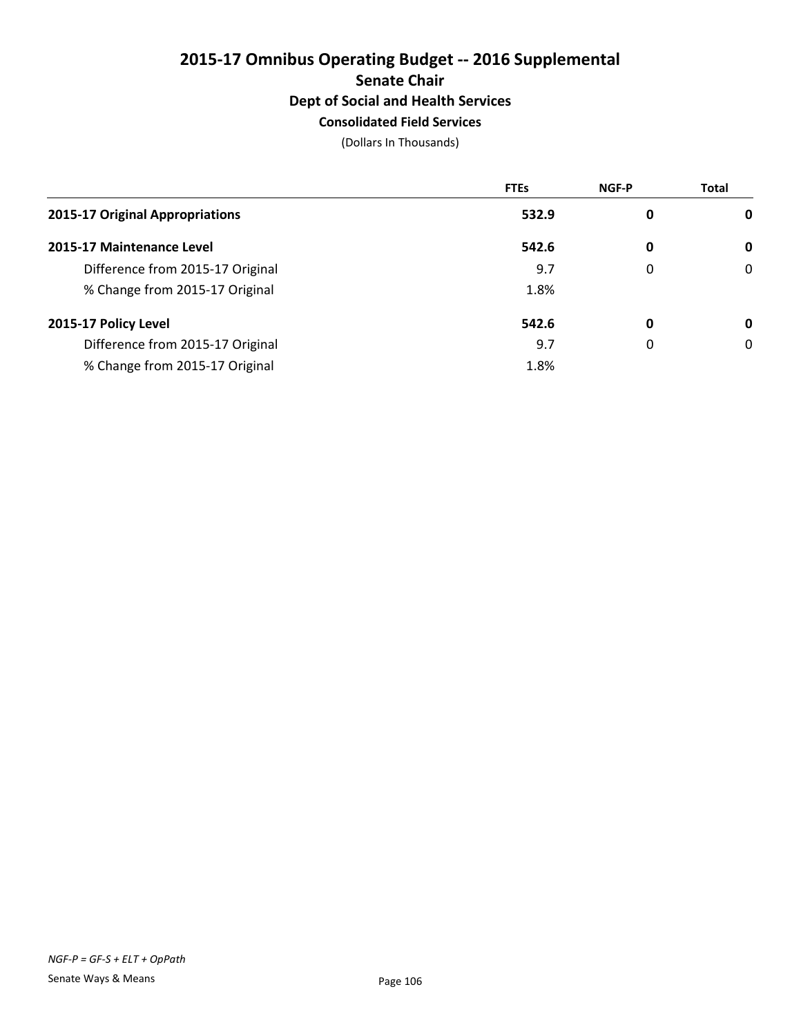# 2015-17 Omnibus Operating Budget -- 2016 Supplemental

## Senate Chair

### Dept of Social and Health Services

### Consolidated Field Services

(Dollars In Thousands)

| | FTEs | NGF-P | Total |
|---|---|---|---|
| **2015-17 Original Appropriations** | **532.9** | **0** | **0** |
| **2015-17 Maintenance Level** | **542.6** | **0** | **0** |
| Difference from 2015-17 Original | 9.7 | 0 | 0 |
| % Change from 2015-17 Original | 1.8% | | |
| **2015-17 Policy Level** | **542.6** | **0** | **0** |
| Difference from 2015-17 Original | 9.7 | 0 | 0 |
| % Change from 2015-17 Original | 1.8% | | |

*NGF-P = GF-S + ELT + OpPath*

Senate Ways & Means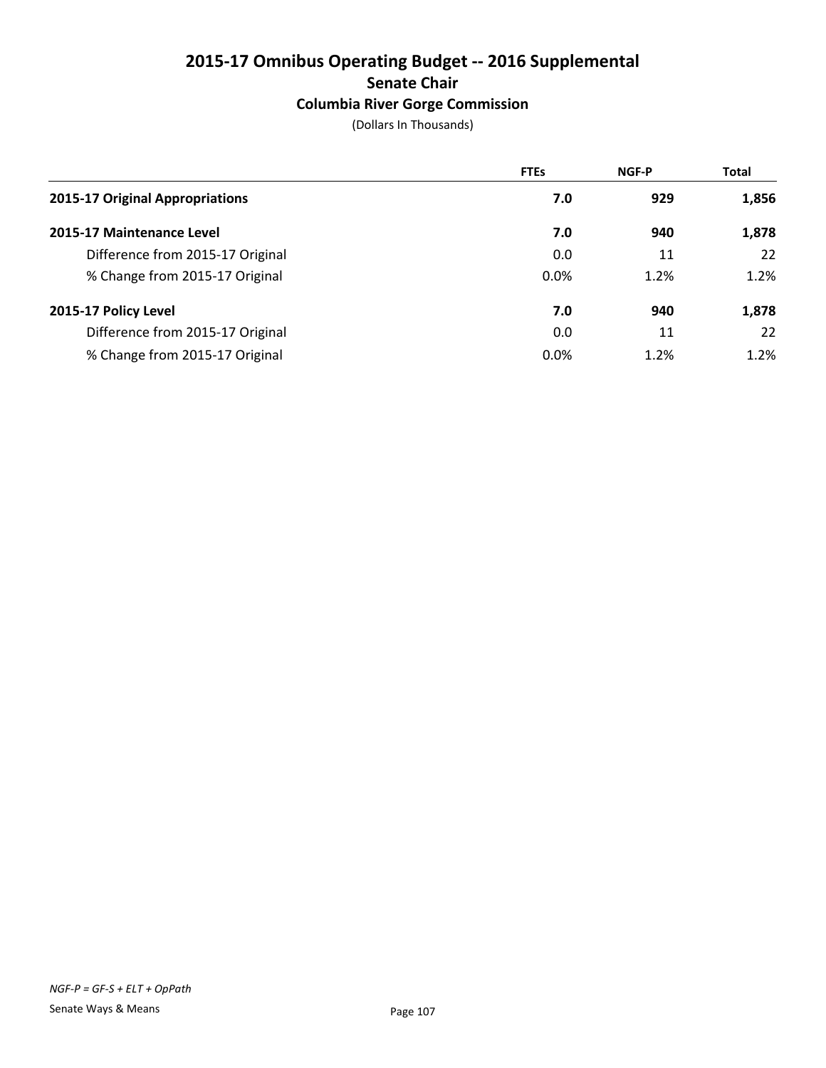# 2015-17 Omnibus Operating Budget -- 2016 Supplemental
## Senate Chair
### Columbia River Gorge Commission
(Dollars In Thousands)

| | FTEs | NGF-P | Total |
|---|---|---|---|
| **2015-17 Original Appropriations** | **7.0** | **929** | **1,856** |
| **2015-17 Maintenance Level** | **7.0** | **940** | **1,878** |
| Difference from 2015-17 Original | 0.0 | 11 | 22 |
| % Change from 2015-17 Original | 0.0% | 1.2% | 1.2% |
| **2015-17 Policy Level** | **7.0** | **940** | **1,878** |
| Difference from 2015-17 Original | 0.0 | 11 | 22 |
| % Change from 2015-17 Original | 0.0% | 1.2% | 1.2% |

*NGF-P = GF-S + ELT + OpPath*

Senate Ways & Means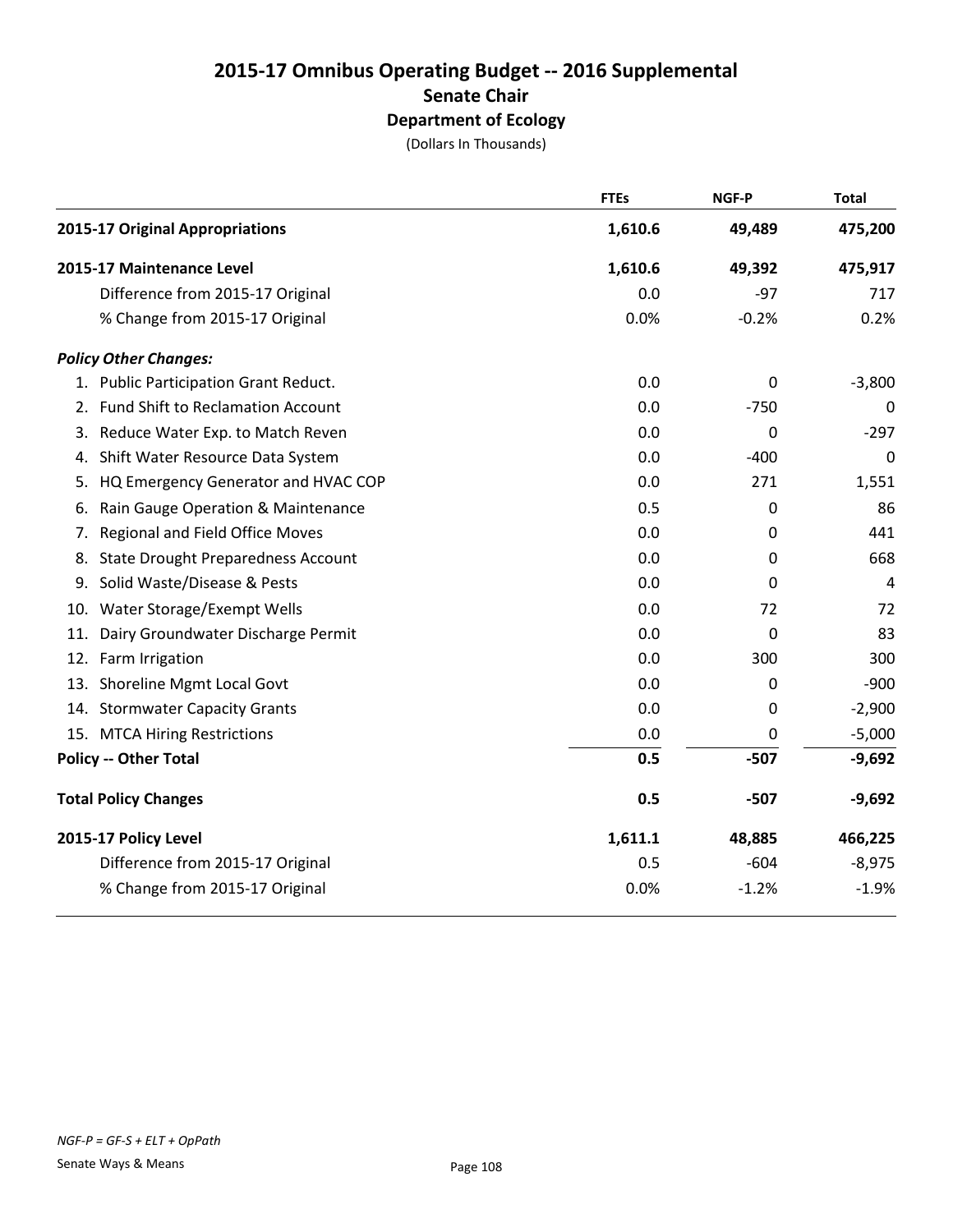# 2015-17 Omnibus Operating Budget -- 2016 Supplemental

## Senate Chair

### Department of Ecology

(Dollars In Thousands)

| | FTEs | NGF-P | Total |
|---|---|---|---|
| **2015-17 Original Appropriations** | **1,610.6** | **49,489** | **475,200** |
| **2015-17 Maintenance Level** | **1,610.6** | **49,392** | **475,917** |
| Difference from 2015-17 Original | 0.0 | -97 | 717 |
| % Change from 2015-17 Original | 0.0% | -0.2% | 0.2% |
| ***Policy Other Changes:*** | | | |
| 1. Public Participation Grant Reduct. | 0.0 | 0 | -3,800 |
| 2. Fund Shift to Reclamation Account | 0.0 | -750 | 0 |
| 3. Reduce Water Exp. to Match Reven | 0.0 | 0 | -297 |
| 4. Shift Water Resource Data System | 0.0 | -400 | 0 |
| 5. HQ Emergency Generator and HVAC COP | 0.0 | 271 | 1,551 |
| 6. Rain Gauge Operation & Maintenance | 0.5 | 0 | 86 |
| 7. Regional and Field Office Moves | 0.0 | 0 | 441 |
| 8. State Drought Preparedness Account | 0.0 | 0 | 668 |
| 9. Solid Waste/Disease & Pests | 0.0 | 0 | 4 |
| 10. Water Storage/Exempt Wells | 0.0 | 72 | 72 |
| 11. Dairy Groundwater Discharge Permit | 0.0 | 0 | 83 |
| 12. Farm Irrigation | 0.0 | 300 | 300 |
| 13. Shoreline Mgmt Local Govt | 0.0 | 0 | -900 |
| 14. Stormwater Capacity Grants | 0.0 | 0 | -2,900 |
| 15. MTCA Hiring Restrictions | 0.0 | 0 | -5,000 |
| **Policy -- Other Total** | **0.5** | **-507** | **-9,692** |
| **Total Policy Changes** | **0.5** | **-507** | **-9,692** |
| **2015-17 Policy Level** | **1,611.1** | **48,885** | **466,225** |
| Difference from 2015-17 Original | 0.5 | -604 | -8,975 |
| % Change from 2015-17 Original | 0.0% | -1.2% | -1.9% |

*NGF-P = GF-S + ELT + OpPath*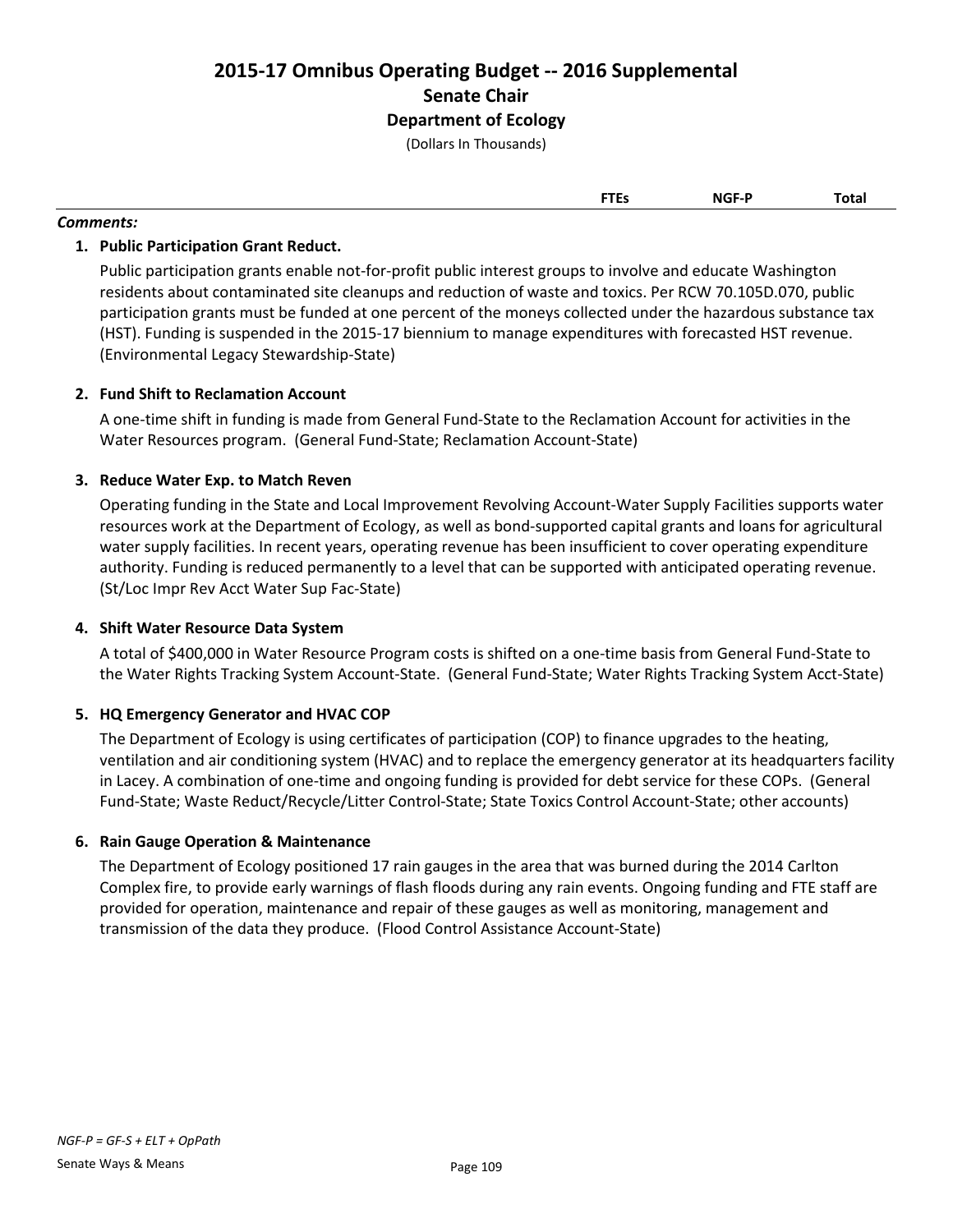# 2015-17 Omnibus Operating Budget -- 2016 Supplemental

## Senate Chair

### Department of Ecology

(Dollars In Thousands)

| | FTEs | NGF-P | Total |
|---|---|---|---|

***Comments:***

1. **Public Participation Grant Reduct.**

   Public participation grants enable not-for-profit public interest groups to involve and educate Washington residents about contaminated site cleanups and reduction of waste and toxics. Per RCW 70.105D.070, public participation grants must be funded at one percent of the moneys collected under the hazardous substance tax (HST). Funding is suspended in the 2015-17 biennium to manage expenditures with forecasted HST revenue. (Environmental Legacy Stewardship-State)

2. **Fund Shift to Reclamation Account**

   A one-time shift in funding is made from General Fund-State to the Reclamation Account for activities in the Water Resources program. (General Fund-State; Reclamation Account-State)

3. **Reduce Water Exp. to Match Reven**

   Operating funding in the State and Local Improvement Revolving Account-Water Supply Facilities supports water resources work at the Department of Ecology, as well as bond-supported capital grants and loans for agricultural water supply facilities. In recent years, operating revenue has been insufficient to cover operating expenditure authority. Funding is reduced permanently to a level that can be supported with anticipated operating revenue. (St/Loc Impr Rev Acct Water Sup Fac-State)

4. **Shift Water Resource Data System**

   A total of $400,000 in Water Resource Program costs is shifted on a one-time basis from General Fund-State to the Water Rights Tracking System Account-State. (General Fund-State; Water Rights Tracking System Acct-State)

5. **HQ Emergency Generator and HVAC COP**

   The Department of Ecology is using certificates of participation (COP) to finance upgrades to the heating, ventilation and air conditioning system (HVAC) and to replace the emergency generator at its headquarters facility in Lacey. A combination of one-time and ongoing funding is provided for debt service for these COPs. (General Fund-State; Waste Reduct/Recycle/Litter Control-State; State Toxics Control Account-State; other accounts)

6. **Rain Gauge Operation & Maintenance**

   The Department of Ecology positioned 17 rain gauges in the area that was burned during the 2014 Carlton Complex fire, to provide early warnings of flash floods during any rain events. Ongoing funding and FTE staff are provided for operation, maintenance and repair of these gauges as well as monitoring, management and transmission of the data they produce. (Flood Control Assistance Account-State)

*NGF-P = GF-S + ELT + OpPath*

Senate Ways & Means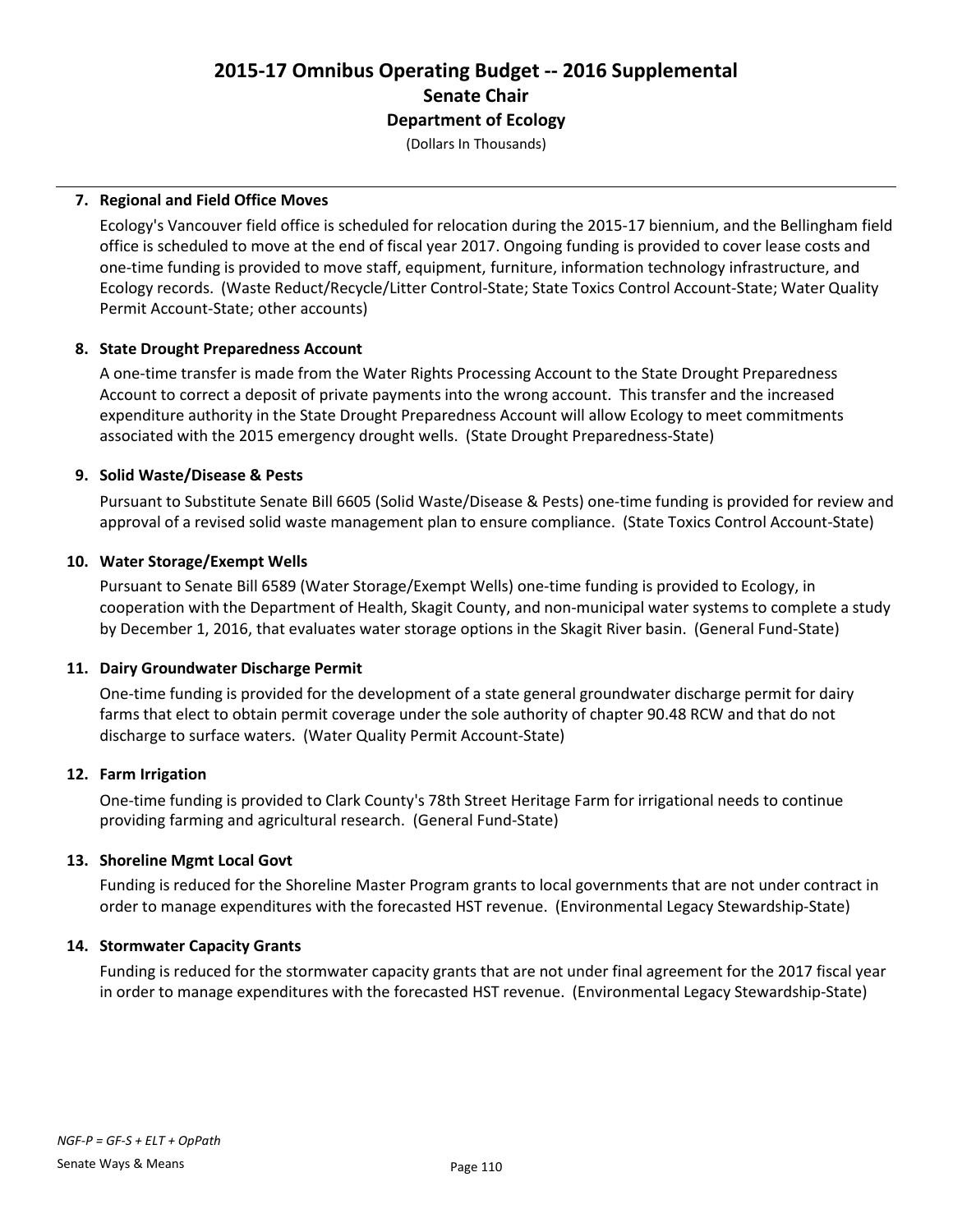# 2015-17 Omnibus Operating Budget -- 2016 Supplemental

## Senate Chair

## Department of Ecology

(Dollars In Thousands)

**7. Regional and Field Office Moves**

Ecology's Vancouver field office is scheduled for relocation during the 2015-17 biennium, and the Bellingham field office is scheduled to move at the end of fiscal year 2017. Ongoing funding is provided to cover lease costs and one-time funding is provided to move staff, equipment, furniture, information technology infrastructure, and Ecology records. (Waste Reduct/Recycle/Litter Control-State; State Toxics Control Account-State; Water Quality Permit Account-State; other accounts)

**8. State Drought Preparedness Account**

A one-time transfer is made from the Water Rights Processing Account to the State Drought Preparedness Account to correct a deposit of private payments into the wrong account. This transfer and the increased expenditure authority in the State Drought Preparedness Account will allow Ecology to meet commitments associated with the 2015 emergency drought wells. (State Drought Preparedness-State)

**9. Solid Waste/Disease & Pests**

Pursuant to Substitute Senate Bill 6605 (Solid Waste/Disease & Pests) one-time funding is provided for review and approval of a revised solid waste management plan to ensure compliance. (State Toxics Control Account-State)

**10. Water Storage/Exempt Wells**

Pursuant to Senate Bill 6589 (Water Storage/Exempt Wells) one-time funding is provided to Ecology, in cooperation with the Department of Health, Skagit County, and non-municipal water systems to complete a study by December 1, 2016, that evaluates water storage options in the Skagit River basin. (General Fund-State)

**11. Dairy Groundwater Discharge Permit**

One-time funding is provided for the development of a state general groundwater discharge permit for dairy farms that elect to obtain permit coverage under the sole authority of chapter 90.48 RCW and that do not discharge to surface waters. (Water Quality Permit Account-State)

**12. Farm Irrigation**

One-time funding is provided to Clark County's 78th Street Heritage Farm for irrigational needs to continue providing farming and agricultural research. (General Fund-State)

**13. Shoreline Mgmt Local Govt**

Funding is reduced for the Shoreline Master Program grants to local governments that are not under contract in order to manage expenditures with the forecasted HST revenue. (Environmental Legacy Stewardship-State)

**14. Stormwater Capacity Grants**

Funding is reduced for the stormwater capacity grants that are not under final agreement for the 2017 fiscal year in order to manage expenditures with the forecasted HST revenue. (Environmental Legacy Stewardship-State)

*NGF-P = GF-S + ELT + OpPath*

Senate Ways & Means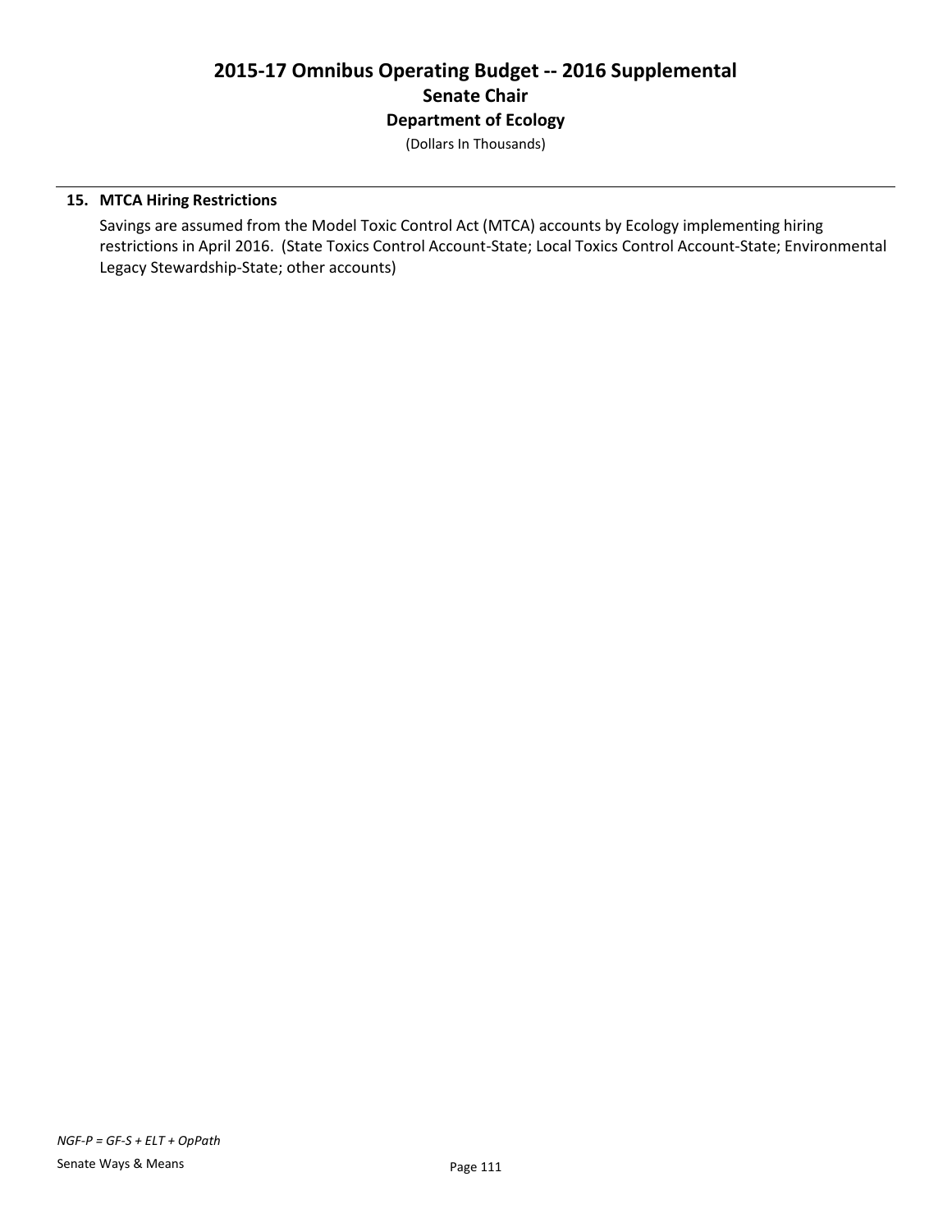**15. MTCA Hiring Restrictions**

Savings are assumed from the Model Toxic Control Act (MTCA) accounts by Ecology implementing hiring restrictions in April 2016. (State Toxics Control Account-State; Local Toxics Control Account-State; Environmental Legacy Stewardship-State; other accounts)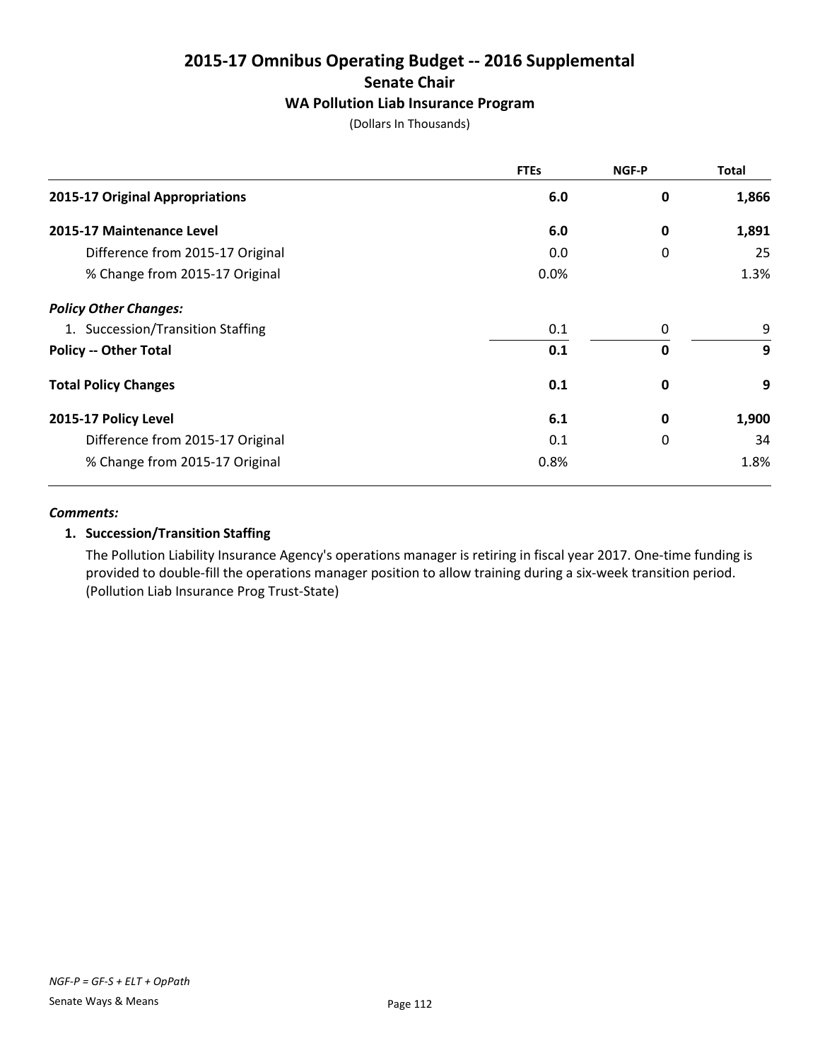# 2015-17 Omnibus Operating Budget -- 2016 Supplemental

## Senate Chair

### WA Pollution Liab Insurance Program

(Dollars In Thousands)

| | FTEs | NGF-P | Total |
|---|---|---|---|
| **2015-17 Original Appropriations** | **6.0** | **0** | **1,866** |
| **2015-17 Maintenance Level** | **6.0** | **0** | **1,891** |
| Difference from 2015-17 Original | 0.0 | 0 | 25 |
| % Change from 2015-17 Original | 0.0% | | 1.3% |
| ***Policy Other Changes:*** | | | |
| 1. Succession/Transition Staffing | 0.1 | 0 | 9 |
| **Policy -- Other Total** | **0.1** | **0** | **9** |
| **Total Policy Changes** | **0.1** | **0** | **9** |
| **2015-17 Policy Level** | **6.1** | **0** | **1,900** |
| Difference from 2015-17 Original | 0.1 | 0 | 34 |
| % Change from 2015-17 Original | 0.8% | | 1.8% |

***Comments:***

**1. Succession/Transition Staffing**

The Pollution Liability Insurance Agency's operations manager is retiring in fiscal year 2017. One-time funding is provided to double-fill the operations manager position to allow training during a six-week transition period. (Pollution Liab Insurance Prog Trust-State)

*NGF-P = GF-S + ELT + OpPath*

Senate Ways & Means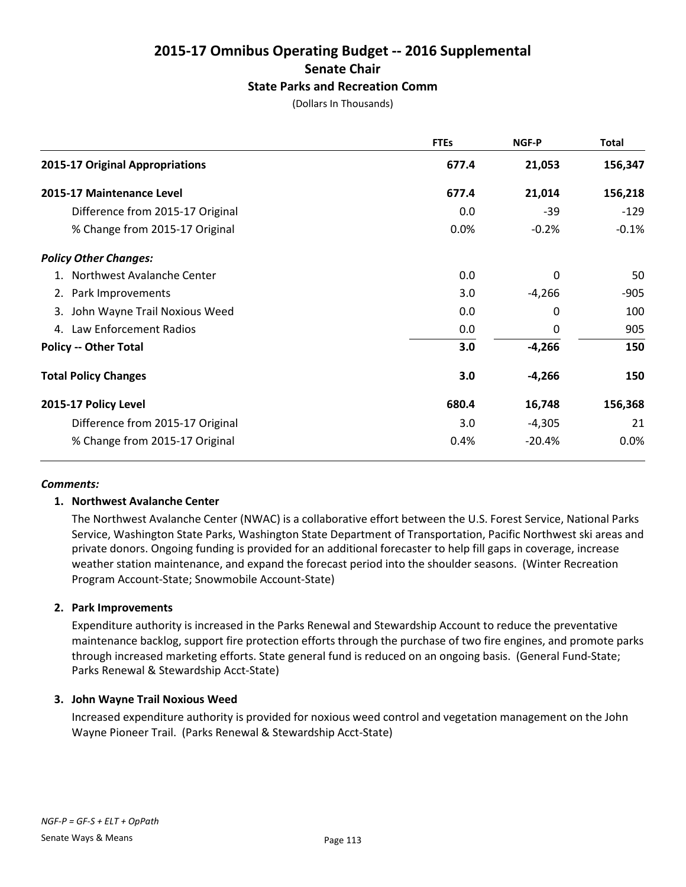# 2015-17 Omnibus Operating Budget -- 2016 Supplemental

## Senate Chair

### State Parks and Recreation Comm

(Dollars In Thousands)

| | FTEs | NGF-P | Total |
|---|---|---|---|
| **2015-17 Original Appropriations** | **677.4** | **21,053** | **156,347** |
| **2015-17 Maintenance Level** | **677.4** | **21,014** | **156,218** |
| Difference from 2015-17 Original | 0.0 | -39 | -129 |
| % Change from 2015-17 Original | 0.0% | -0.2% | -0.1% |
| ***Policy Other Changes:*** | | | |
| 1. Northwest Avalanche Center | 0.0 | 0 | 50 |
| 2. Park Improvements | 3.0 | -4,266 | -905 |
| 3. John Wayne Trail Noxious Weed | 0.0 | 0 | 100 |
| 4. Law Enforcement Radios | 0.0 | 0 | 905 |
| **Policy -- Other Total** | **3.0** | **-4,266** | **150** |
| **Total Policy Changes** | **3.0** | **-4,266** | **150** |
| **2015-17 Policy Level** | **680.4** | **16,748** | **156,368** |
| Difference from 2015-17 Original | 3.0 | -4,305 | 21 |
| % Change from 2015-17 Original | 0.4% | -20.4% | 0.0% |

***Comments:***

**1. Northwest Avalanche Center**

The Northwest Avalanche Center (NWAC) is a collaborative effort between the U.S. Forest Service, National Parks Service, Washington State Parks, Washington State Department of Transportation, Pacific Northwest ski areas and private donors. Ongoing funding is provided for an additional forecaster to help fill gaps in coverage, increase weather station maintenance, and expand the forecast period into the shoulder seasons. (Winter Recreation Program Account-State; Snowmobile Account-State)

**2. Park Improvements**

Expenditure authority is increased in the Parks Renewal and Stewardship Account to reduce the preventative maintenance backlog, support fire protection efforts through the purchase of two fire engines, and promote parks through increased marketing efforts. State general fund is reduced on an ongoing basis. (General Fund-State; Parks Renewal & Stewardship Acct-State)

**3. John Wayne Trail Noxious Weed**

Increased expenditure authority is provided for noxious weed control and vegetation management on the John Wayne Pioneer Trail. (Parks Renewal & Stewardship Acct-State)

*NGF-P = GF-S + ELT + OpPath*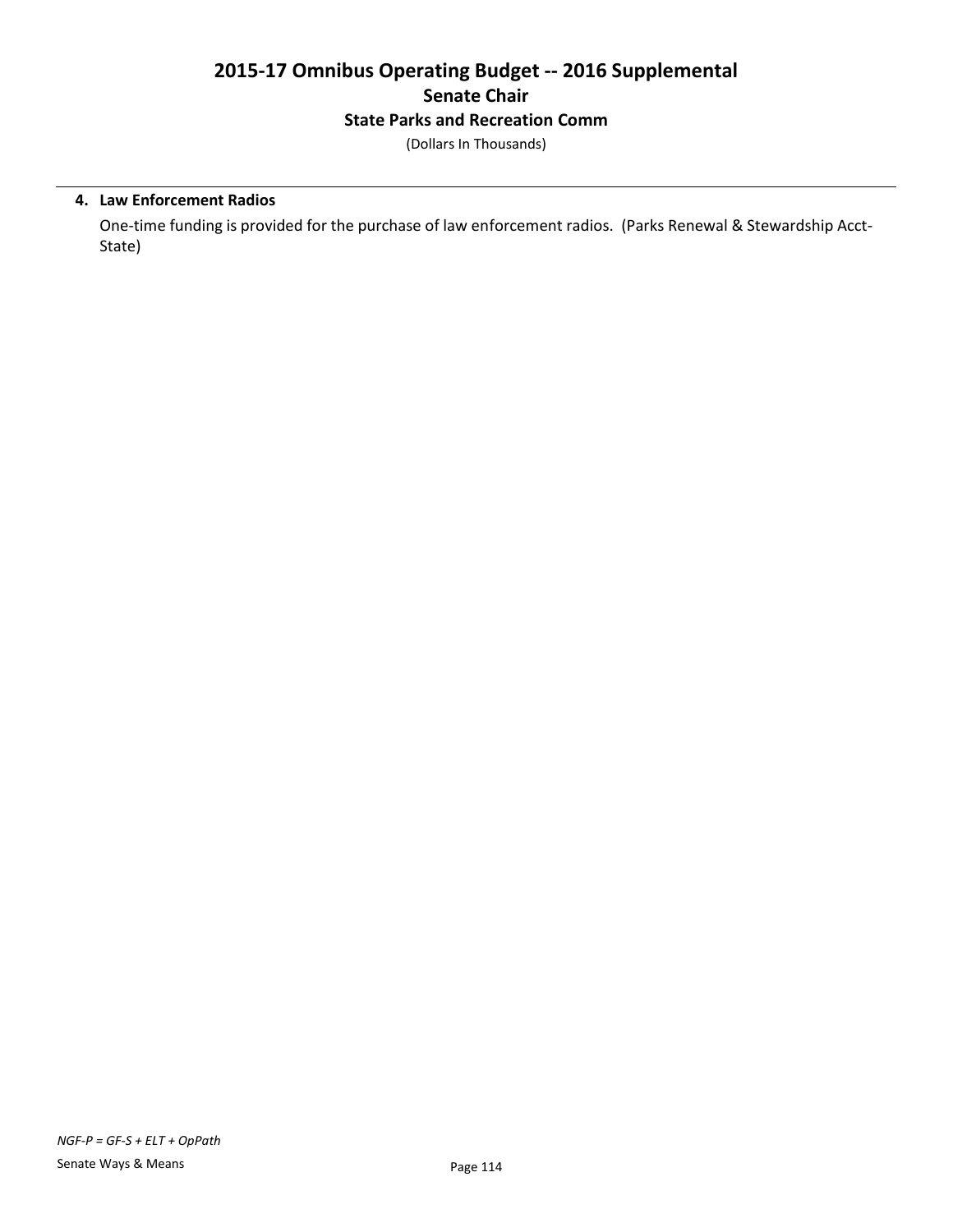**4. Law Enforcement Radios**

One-time funding is provided for the purchase of law enforcement radios. (Parks Renewal & Stewardship Acct-State)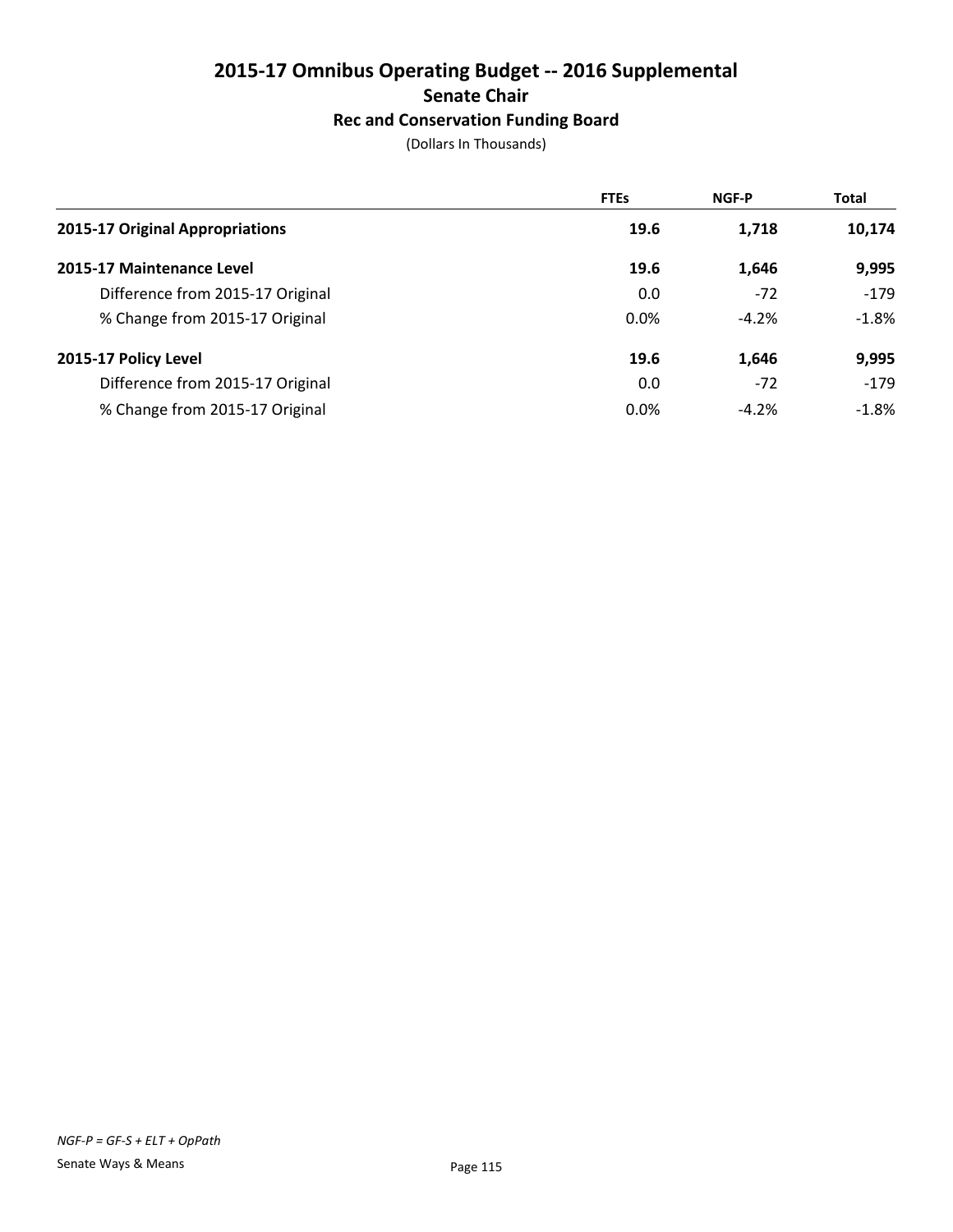# 2015-17 Omnibus Operating Budget -- 2016 Supplemental

## Senate Chair

### Rec and Conservation Funding Board

(Dollars In Thousands)

| | FTEs | NGF-P | Total |
|---|---|---|---|
| **2015-17 Original Appropriations** | **19.6** | **1,718** | **10,174** |
| **2015-17 Maintenance Level** | **19.6** | **1,646** | **9,995** |
| Difference from 2015-17 Original | 0.0 | -72 | -179 |
| % Change from 2015-17 Original | 0.0% | -4.2% | -1.8% |
| **2015-17 Policy Level** | **19.6** | **1,646** | **9,995** |
| Difference from 2015-17 Original | 0.0 | -72 | -179 |
| % Change from 2015-17 Original | 0.0% | -4.2% | -1.8% |

*NGF-P = GF-S + ELT + OpPath*

Senate Ways & Means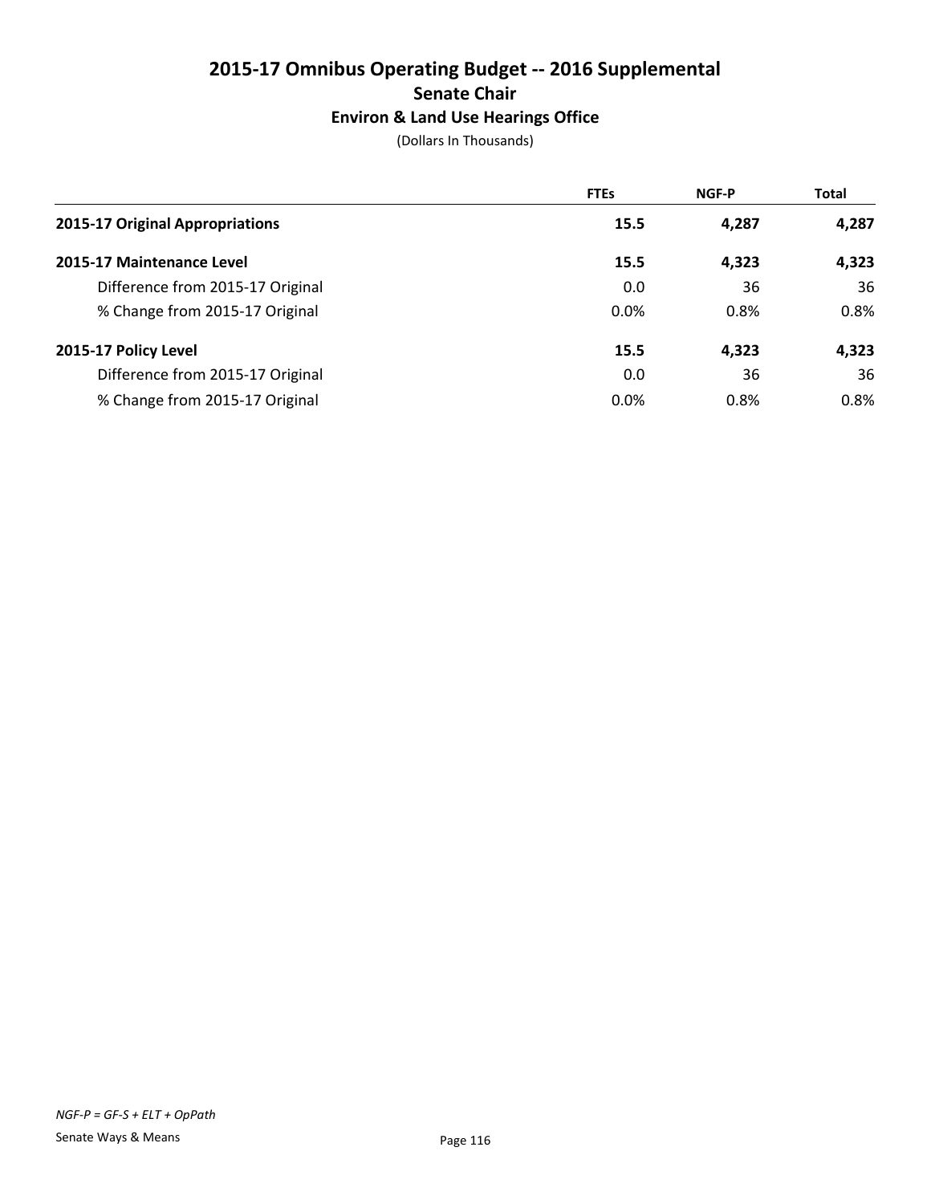# 2015-17 Omnibus Operating Budget -- 2016 Supplemental

## Senate Chair

### Environ & Land Use Hearings Office

(Dollars In Thousands)

| | FTEs | NGF-P | Total |
|---|---|---|---|
| **2015-17 Original Appropriations** | **15.5** | **4,287** | **4,287** |
| **2015-17 Maintenance Level** | **15.5** | **4,323** | **4,323** |
| Difference from 2015-17 Original | 0.0 | 36 | 36 |
| % Change from 2015-17 Original | 0.0% | 0.8% | 0.8% |
| **2015-17 Policy Level** | **15.5** | **4,323** | **4,323** |
| Difference from 2015-17 Original | 0.0 | 36 | 36 |
| % Change from 2015-17 Original | 0.0% | 0.8% | 0.8% |

*NGF-P = GF-S + ELT + OpPath*

Senate Ways & Means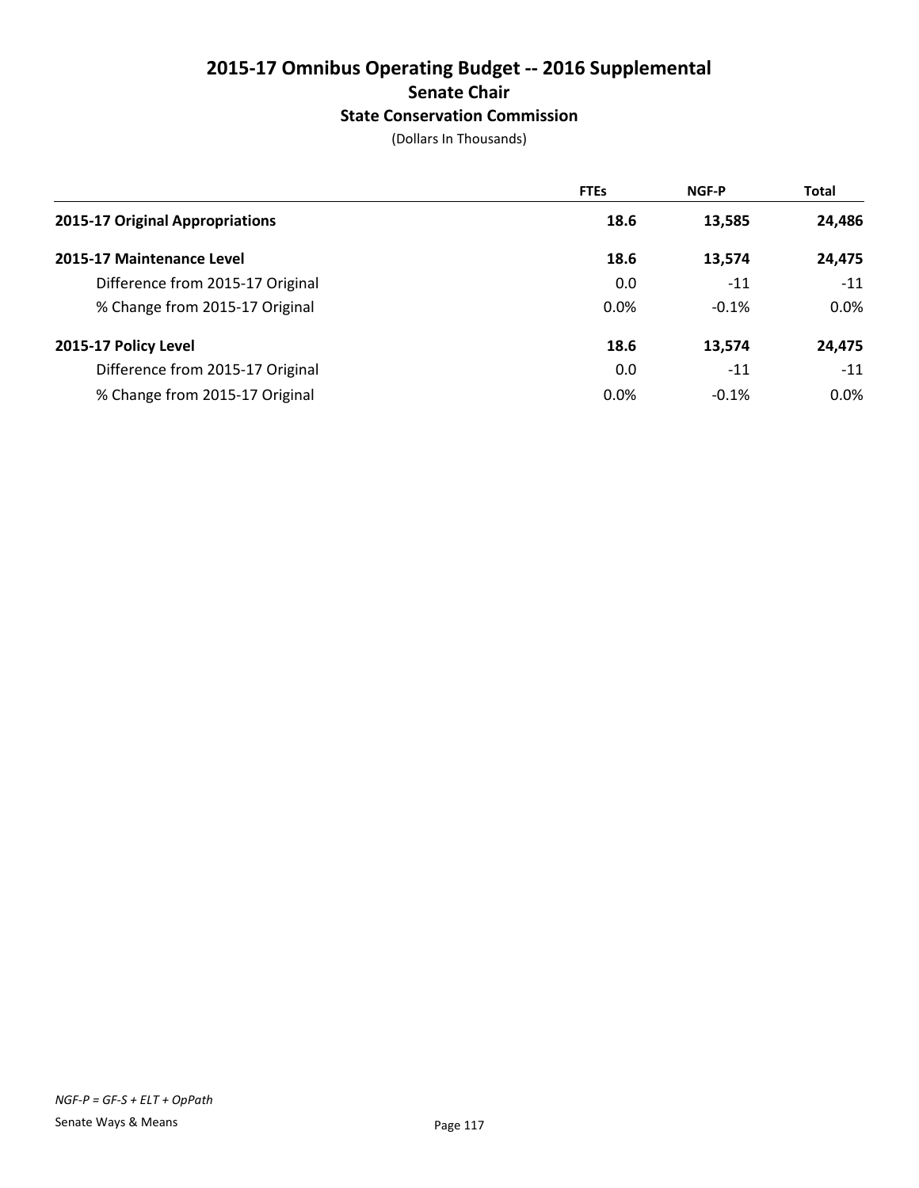# 2015-17 Omnibus Operating Budget -- 2016 Supplemental

## Senate Chair

### State Conservation Commission

(Dollars In Thousands)

| | FTEs | NGF-P | Total |
|---|---|---|---|
| **2015-17 Original Appropriations** | **18.6** | **13,585** | **24,486** |
| **2015-17 Maintenance Level** | **18.6** | **13,574** | **24,475** |
| Difference from 2015-17 Original | 0.0 | -11 | -11 |
| % Change from 2015-17 Original | 0.0% | -0.1% | 0.0% |
| **2015-17 Policy Level** | **18.6** | **13,574** | **24,475** |
| Difference from 2015-17 Original | 0.0 | -11 | -11 |
| % Change from 2015-17 Original | 0.0% | -0.1% | 0.0% |

*NGF-P = GF-S + ELT + OpPath*

Senate Ways & Means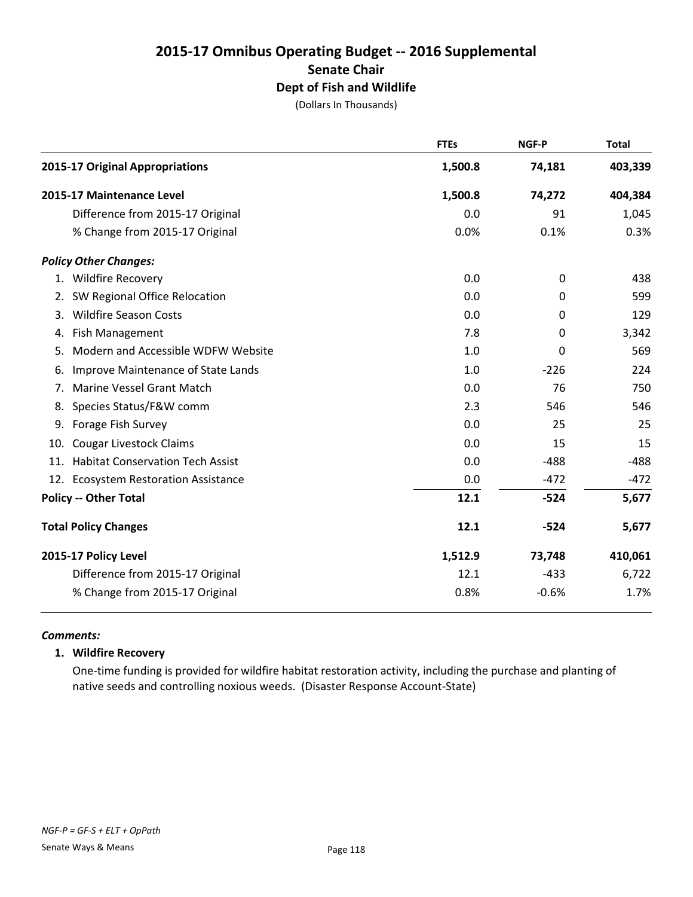# 2015-17 Omnibus Operating Budget -- 2016 Supplemental

## Senate Chair

### Dept of Fish and Wildlife

(Dollars In Thousands)

| | FTEs | NGF-P | Total |
|---|---|---|---|
| **2015-17 Original Appropriations** | **1,500.8** | **74,181** | **403,339** |
| **2015-17 Maintenance Level** | **1,500.8** | **74,272** | **404,384** |
| Difference from 2015-17 Original | 0.0 | 91 | 1,045 |
| % Change from 2015-17 Original | 0.0% | 0.1% | 0.3% |
| ***Policy Other Changes:*** | | | |
| 1. Wildfire Recovery | 0.0 | 0 | 438 |
| 2. SW Regional Office Relocation | 0.0 | 0 | 599 |
| 3. Wildfire Season Costs | 0.0 | 0 | 129 |
| 4. Fish Management | 7.8 | 0 | 3,342 |
| 5. Modern and Accessible WDFW Website | 1.0 | 0 | 569 |
| 6. Improve Maintenance of State Lands | 1.0 | -226 | 224 |
| 7. Marine Vessel Grant Match | 0.0 | 76 | 750 |
| 8. Species Status/F&W comm | 2.3 | 546 | 546 |
| 9. Forage Fish Survey | 0.0 | 25 | 25 |
| 10. Cougar Livestock Claims | 0.0 | 15 | 15 |
| 11. Habitat Conservation Tech Assist | 0.0 | -488 | -488 |
| 12. Ecosystem Restoration Assistance | 0.0 | -472 | -472 |
| **Policy -- Other Total** | **12.1** | **-524** | **5,677** |
| **Total Policy Changes** | **12.1** | **-524** | **5,677** |
| **2015-17 Policy Level** | **1,512.9** | **73,748** | **410,061** |
| Difference from 2015-17 Original | 12.1 | -433 | 6,722 |
| % Change from 2015-17 Original | 0.8% | -0.6% | 1.7% |

***Comments:***

**1. Wildfire Recovery**

One-time funding is provided for wildfire habitat restoration activity, including the purchase and planting of native seeds and controlling noxious weeds. (Disaster Response Account-State)

*NGF-P = GF-S + ELT + OpPath*

Senate Ways & Means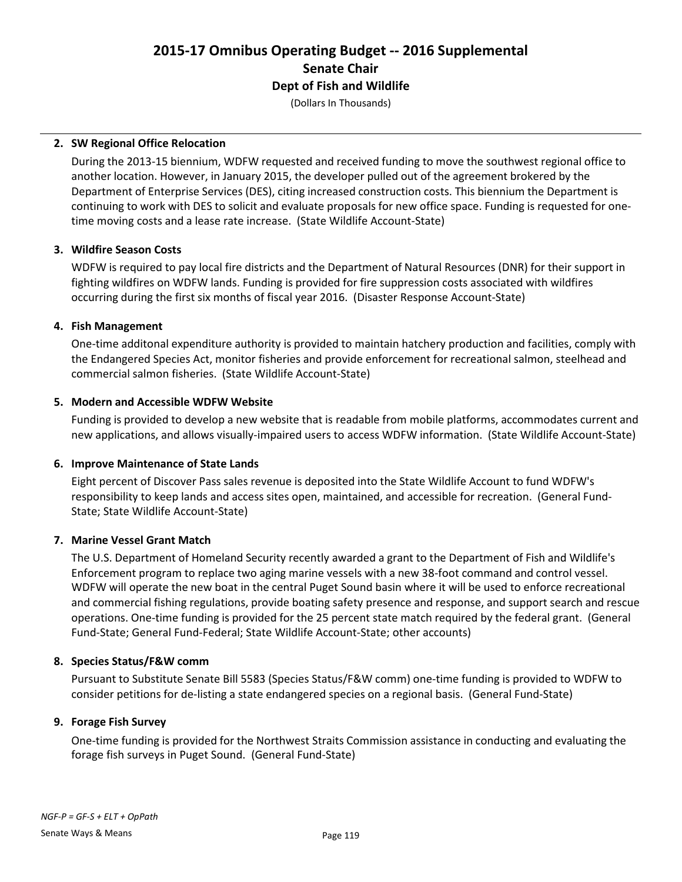# 2015-17 Omnibus Operating Budget -- 2016 Supplemental

## Senate Chair

### Dept of Fish and Wildlife

(Dollars In Thousands)

**2. SW Regional Office Relocation**

During the 2013-15 biennium, WDFW requested and received funding to move the southwest regional office to another location. However, in January 2015, the developer pulled out of the agreement brokered by the Department of Enterprise Services (DES), citing increased construction costs. This biennium the Department is continuing to work with DES to solicit and evaluate proposals for new office space. Funding is requested for one-time moving costs and a lease rate increase. (State Wildlife Account-State)

**3. Wildfire Season Costs**

WDFW is required to pay local fire districts and the Department of Natural Resources (DNR) for their support in fighting wildfires on WDFW lands. Funding is provided for fire suppression costs associated with wildfires occurring during the first six months of fiscal year 2016. (Disaster Response Account-State)

**4. Fish Management**

One-time additonal expenditure authority is provided to maintain hatchery production and facilities, comply with the Endangered Species Act, monitor fisheries and provide enforcement for recreational salmon, steelhead and commercial salmon fisheries. (State Wildlife Account-State)

**5. Modern and Accessible WDFW Website**

Funding is provided to develop a new website that is readable from mobile platforms, accommodates current and new applications, and allows visually-impaired users to access WDFW information. (State Wildlife Account-State)

**6. Improve Maintenance of State Lands**

Eight percent of Discover Pass sales revenue is deposited into the State Wildlife Account to fund WDFW's responsibility to keep lands and access sites open, maintained, and accessible for recreation. (General Fund-State; State Wildlife Account-State)

**7. Marine Vessel Grant Match**

The U.S. Department of Homeland Security recently awarded a grant to the Department of Fish and Wildlife's Enforcement program to replace two aging marine vessels with a new 38-foot command and control vessel. WDFW will operate the new boat in the central Puget Sound basin where it will be used to enforce recreational and commercial fishing regulations, provide boating safety presence and response, and support search and rescue operations. One-time funding is provided for the 25 percent state match required by the federal grant. (General Fund-State; General Fund-Federal; State Wildlife Account-State; other accounts)

**8. Species Status/F&W comm**

Pursuant to Substitute Senate Bill 5583 (Species Status/F&W comm) one-time funding is provided to WDFW to consider petitions for de-listing a state endangered species on a regional basis. (General Fund-State)

**9. Forage Fish Survey**

One-time funding is provided for the Northwest Straits Commission assistance in conducting and evaluating the forage fish surveys in Puget Sound. (General Fund-State)

*NGF-P = GF-S + ELT + OpPath*

Senate Ways & Means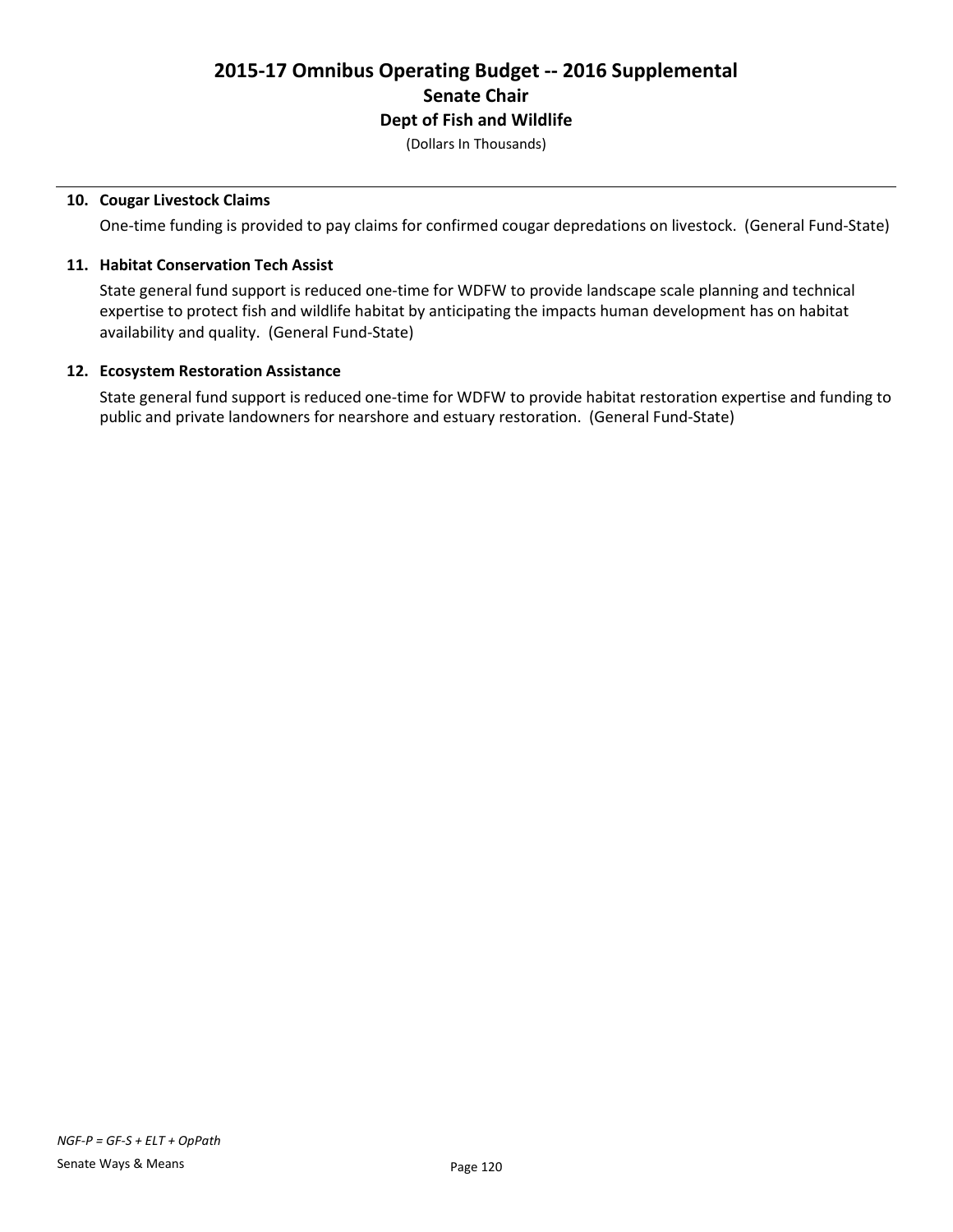**10. Cougar Livestock Claims**

One-time funding is provided to pay claims for confirmed cougar depredations on livestock. (General Fund-State)

**11. Habitat Conservation Tech Assist**

State general fund support is reduced one-time for WDFW to provide landscape scale planning and technical expertise to protect fish and wildlife habitat by anticipating the impacts human development has on habitat availability and quality. (General Fund-State)

**12. Ecosystem Restoration Assistance**

State general fund support is reduced one-time for WDFW to provide habitat restoration expertise and funding to public and private landowners for nearshore and estuary restoration. (General Fund-State)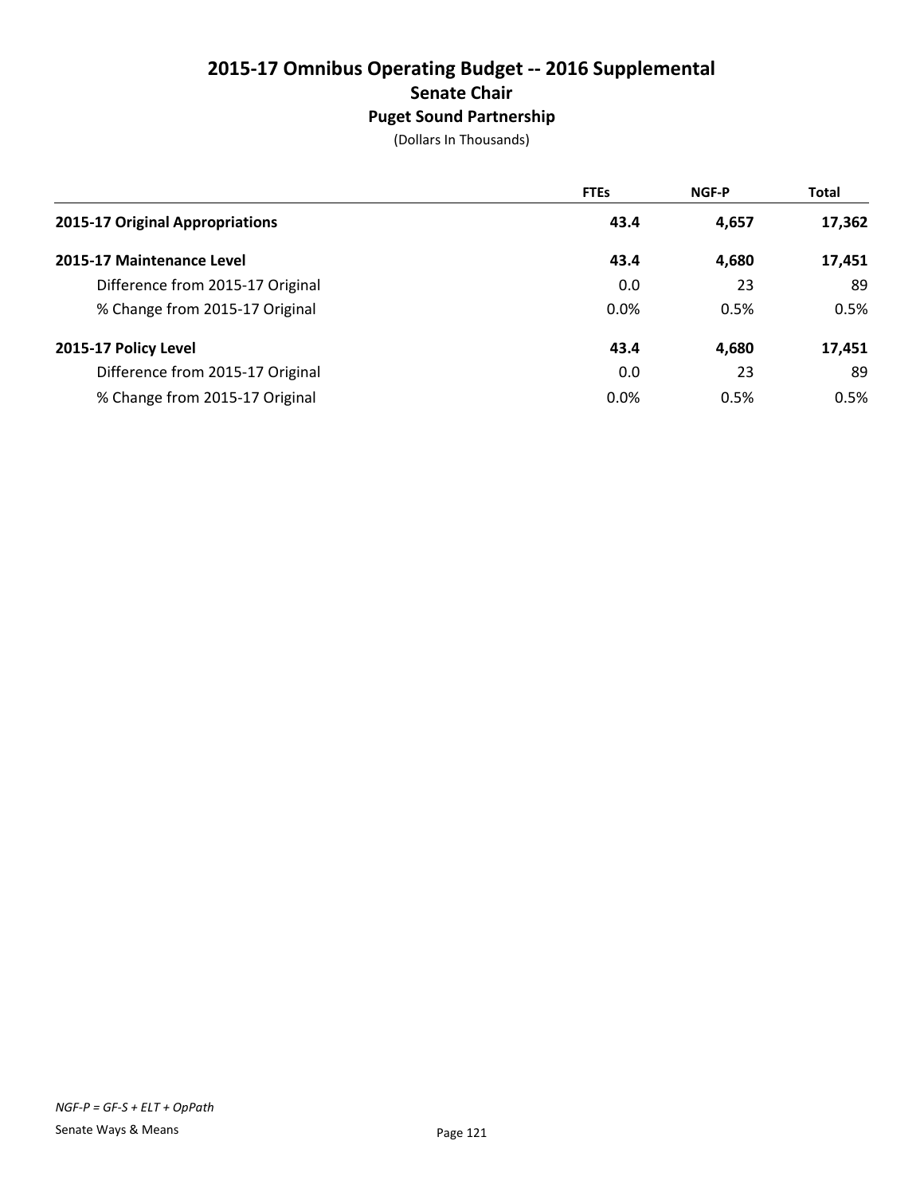# 2015-17 Omnibus Operating Budget -- 2016 Supplemental

## Senate Chair

### Puget Sound Partnership

(Dollars In Thousands)

| | FTEs | NGF-P | Total |
|---|---|---|---|
| **2015-17 Original Appropriations** | **43.4** | **4,657** | **17,362** |
| **2015-17 Maintenance Level** | **43.4** | **4,680** | **17,451** |
| Difference from 2015-17 Original | 0.0 | 23 | 89 |
| % Change from 2015-17 Original | 0.0% | 0.5% | 0.5% |
| **2015-17 Policy Level** | **43.4** | **4,680** | **17,451** |
| Difference from 2015-17 Original | 0.0 | 23 | 89 |
| % Change from 2015-17 Original | 0.0% | 0.5% | 0.5% |

*NGF-P = GF-S + ELT + OpPath*

Senate Ways & Means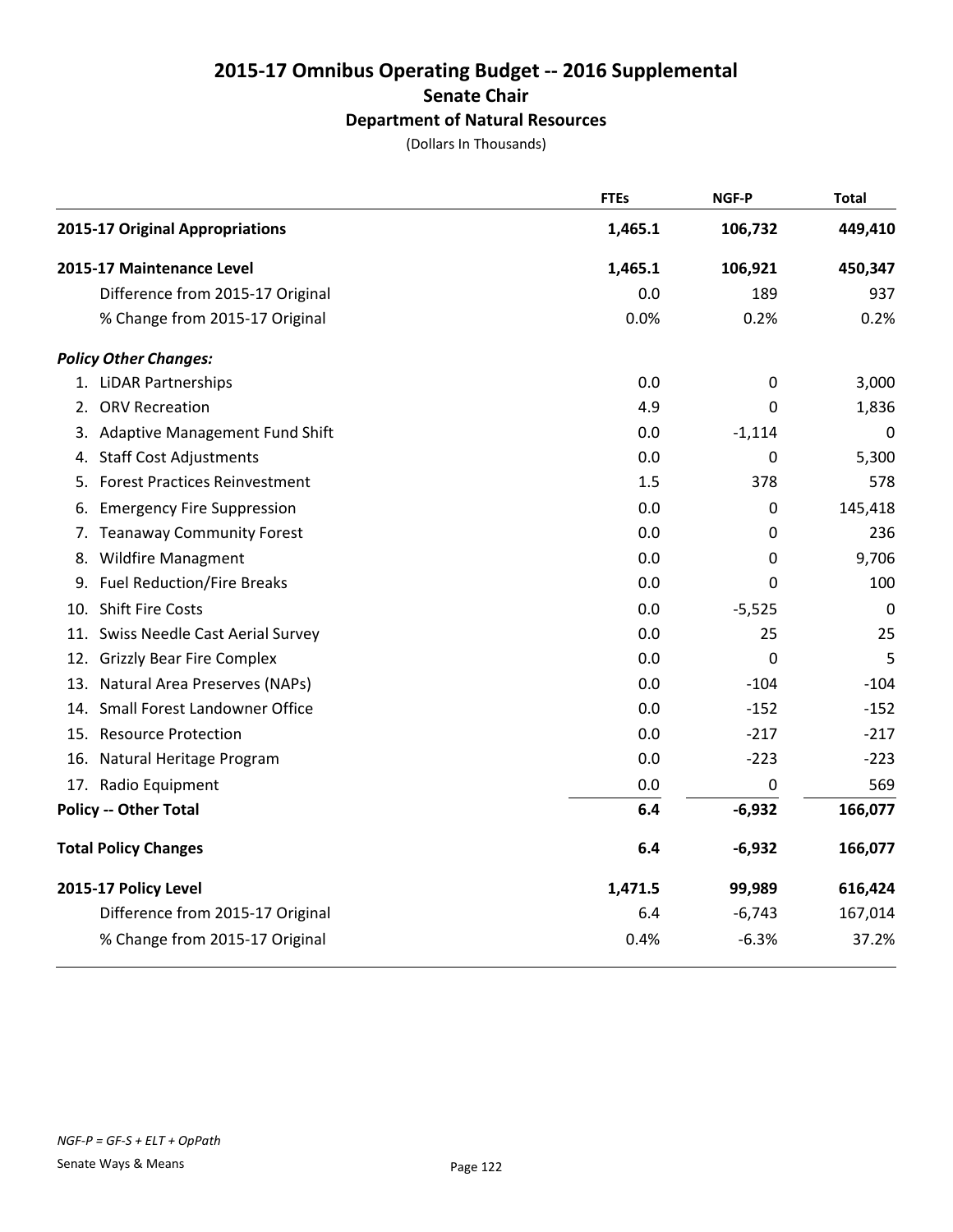# 2015-17 Omnibus Operating Budget -- 2016 Supplemental
## Senate Chair
### Department of Natural Resources

(Dollars In Thousands)

| | FTEs | NGF-P | Total |
|---|---|---|---|
| **2015-17 Original Appropriations** | **1,465.1** | **106,732** | **449,410** |
| **2015-17 Maintenance Level** | **1,465.1** | **106,921** | **450,347** |
| Difference from 2015-17 Original | 0.0 | 189 | 937 |
| % Change from 2015-17 Original | 0.0% | 0.2% | 0.2% |
| ***Policy Other Changes:*** | | | |
| 1. LiDAR Partnerships | 0.0 | 0 | 3,000 |
| 2. ORV Recreation | 4.9 | 0 | 1,836 |
| 3. Adaptive Management Fund Shift | 0.0 | -1,114 | 0 |
| 4. Staff Cost Adjustments | 0.0 | 0 | 5,300 |
| 5. Forest Practices Reinvestment | 1.5 | 378 | 578 |
| 6. Emergency Fire Suppression | 0.0 | 0 | 145,418 |
| 7. Teanaway Community Forest | 0.0 | 0 | 236 |
| 8. Wildfire Managment | 0.0 | 0 | 9,706 |
| 9. Fuel Reduction/Fire Breaks | 0.0 | 0 | 100 |
| 10. Shift Fire Costs | 0.0 | -5,525 | 0 |
| 11. Swiss Needle Cast Aerial Survey | 0.0 | 25 | 25 |
| 12. Grizzly Bear Fire Complex | 0.0 | 0 | 5 |
| 13. Natural Area Preserves (NAPs) | 0.0 | -104 | -104 |
| 14. Small Forest Landowner Office | 0.0 | -152 | -152 |
| 15. Resource Protection | 0.0 | -217 | -217 |
| 16. Natural Heritage Program | 0.0 | -223 | -223 |
| 17. Radio Equipment | 0.0 | 0 | 569 |
| **Policy -- Other Total** | **6.4** | **-6,932** | **166,077** |
| **Total Policy Changes** | **6.4** | **-6,932** | **166,077** |
| **2015-17 Policy Level** | **1,471.5** | **99,989** | **616,424** |
| Difference from 2015-17 Original | 6.4 | -6,743 | 167,014 |
| % Change from 2015-17 Original | 0.4% | -6.3% | 37.2% |

*NGF-P = GF-S + ELT + OpPath*

Senate Ways & Means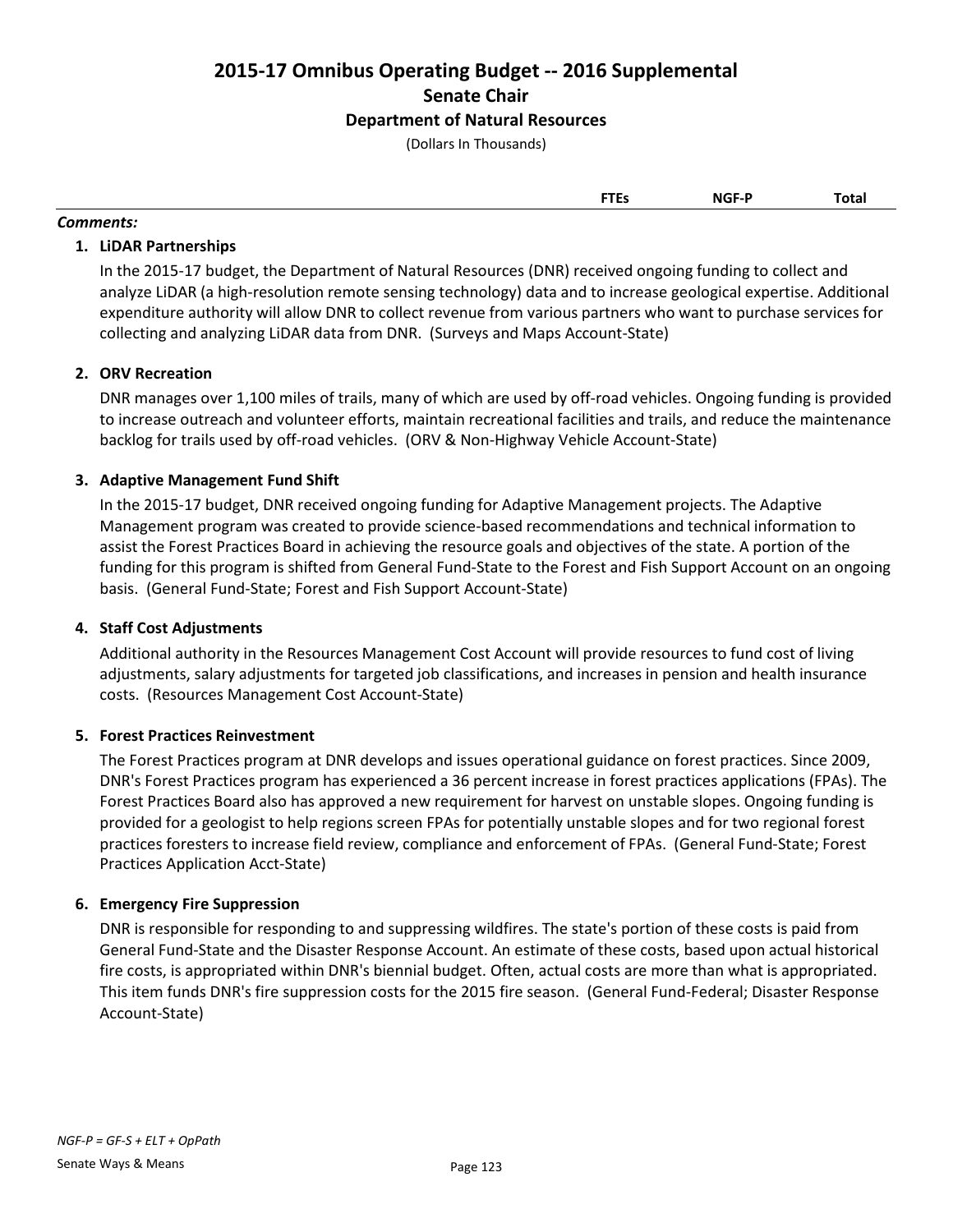# 2015-17 Omnibus Operating Budget -- 2016 Supplemental

## Senate Chair

### Department of Natural Resources

(Dollars In Thousands)

| | FTEs | NGF-P | Total |
|---|---|---|---|

***Comments:***

1. **LiDAR Partnerships**

   In the 2015-17 budget, the Department of Natural Resources (DNR) received ongoing funding to collect and analyze LiDAR (a high-resolution remote sensing technology) data and to increase geological expertise. Additional expenditure authority will allow DNR to collect revenue from various partners who want to purchase services for collecting and analyzing LiDAR data from DNR. (Surveys and Maps Account-State)

2. **ORV Recreation**

   DNR manages over 1,100 miles of trails, many of which are used by off-road vehicles. Ongoing funding is provided to increase outreach and volunteer efforts, maintain recreational facilities and trails, and reduce the maintenance backlog for trails used by off-road vehicles. (ORV & Non-Highway Vehicle Account-State)

3. **Adaptive Management Fund Shift**

   In the 2015-17 budget, DNR received ongoing funding for Adaptive Management projects. The Adaptive Management program was created to provide science-based recommendations and technical information to assist the Forest Practices Board in achieving the resource goals and objectives of the state. A portion of the funding for this program is shifted from General Fund-State to the Forest and Fish Support Account on an ongoing basis. (General Fund-State; Forest and Fish Support Account-State)

4. **Staff Cost Adjustments**

   Additional authority in the Resources Management Cost Account will provide resources to fund cost of living adjustments, salary adjustments for targeted job classifications, and increases in pension and health insurance costs. (Resources Management Cost Account-State)

5. **Forest Practices Reinvestment**

   The Forest Practices program at DNR develops and issues operational guidance on forest practices. Since 2009, DNR's Forest Practices program has experienced a 36 percent increase in forest practices applications (FPAs). The Forest Practices Board also has approved a new requirement for harvest on unstable slopes. Ongoing funding is provided for a geologist to help regions screen FPAs for potentially unstable slopes and for two regional forest practices foresters to increase field review, compliance and enforcement of FPAs. (General Fund-State; Forest Practices Application Acct-State)

6. **Emergency Fire Suppression**

   DNR is responsible for responding to and suppressing wildfires. The state's portion of these costs is paid from General Fund-State and the Disaster Response Account. An estimate of these costs, based upon actual historical fire costs, is appropriated within DNR's biennial budget. Often, actual costs are more than what is appropriated. This item funds DNR's fire suppression costs for the 2015 fire season. (General Fund-Federal; Disaster Response Account-State)

*NGF-P = GF-S + ELT + OpPath*

Senate Ways & Means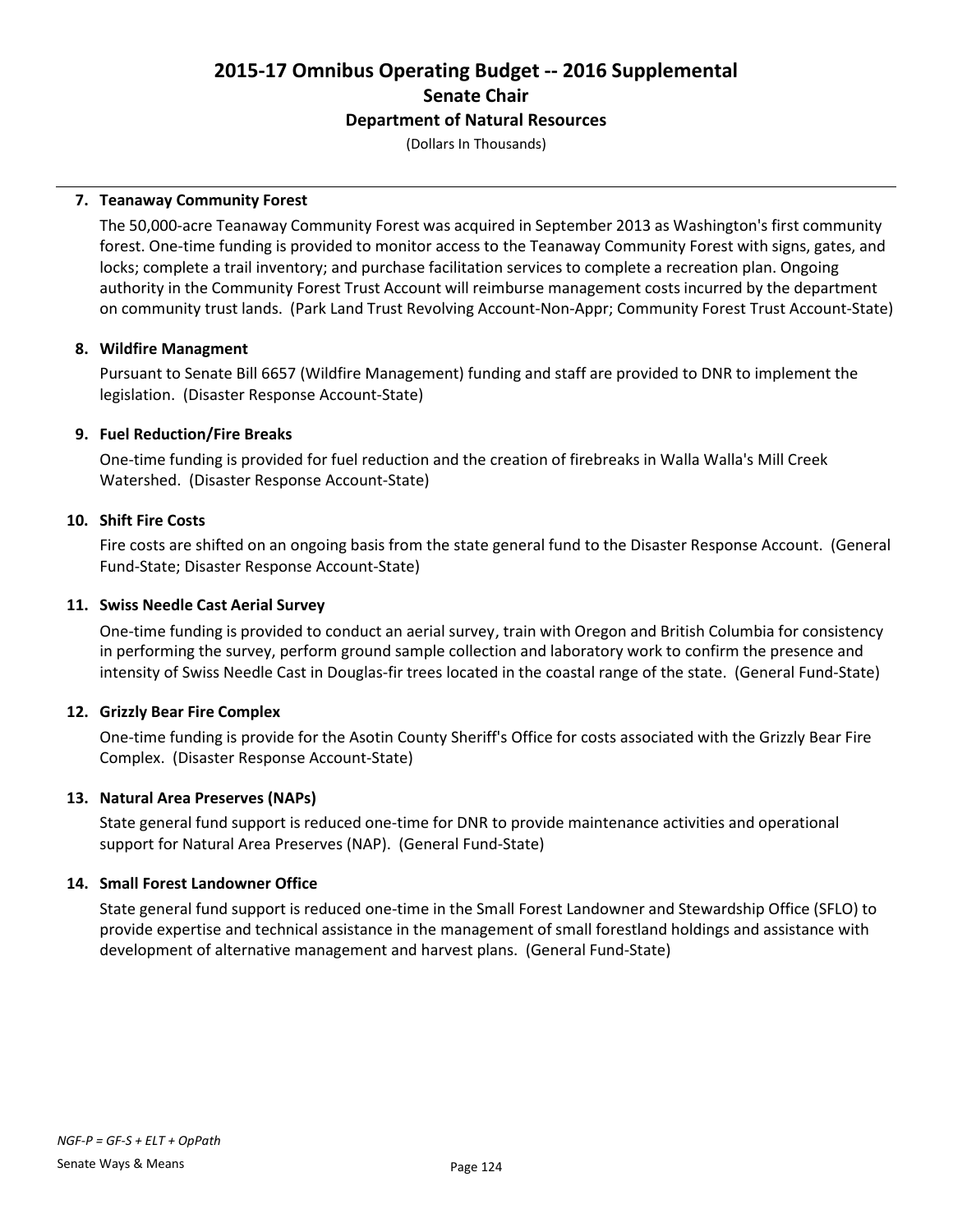# 2015-17 Omnibus Operating Budget -- 2016 Supplemental
## Senate Chair
### Department of Natural Resources

(Dollars In Thousands)

**7. Teanaway Community Forest**

The 50,000-acre Teanaway Community Forest was acquired in September 2013 as Washington's first community forest. One-time funding is provided to monitor access to the Teanaway Community Forest with signs, gates, and locks; complete a trail inventory; and purchase facilitation services to complete a recreation plan. Ongoing authority in the Community Forest Trust Account will reimburse management costs incurred by the department on community trust lands. (Park Land Trust Revolving Account-Non-Appr; Community Forest Trust Account-State)

**8. Wildfire Managment**

Pursuant to Senate Bill 6657 (Wildfire Management) funding and staff are provided to DNR to implement the legislation. (Disaster Response Account-State)

**9. Fuel Reduction/Fire Breaks**

One-time funding is provided for fuel reduction and the creation of firebreaks in Walla Walla's Mill Creek Watershed. (Disaster Response Account-State)

**10. Shift Fire Costs**

Fire costs are shifted on an ongoing basis from the state general fund to the Disaster Response Account. (General Fund-State; Disaster Response Account-State)

**11. Swiss Needle Cast Aerial Survey**

One-time funding is provided to conduct an aerial survey, train with Oregon and British Columbia for consistency in performing the survey, perform ground sample collection and laboratory work to confirm the presence and intensity of Swiss Needle Cast in Douglas-fir trees located in the coastal range of the state. (General Fund-State)

**12. Grizzly Bear Fire Complex**

One-time funding is provide for the Asotin County Sheriff's Office for costs associated with the Grizzly Bear Fire Complex. (Disaster Response Account-State)

**13. Natural Area Preserves (NAPs)**

State general fund support is reduced one-time for DNR to provide maintenance activities and operational support for Natural Area Preserves (NAP). (General Fund-State)

**14. Small Forest Landowner Office**

State general fund support is reduced one-time in the Small Forest Landowner and Stewardship Office (SFLO) to provide expertise and technical assistance in the management of small forestland holdings and assistance with development of alternative management and harvest plans. (General Fund-State)

*NGF-P = GF-S + ELT + OpPath*

Senate Ways & Means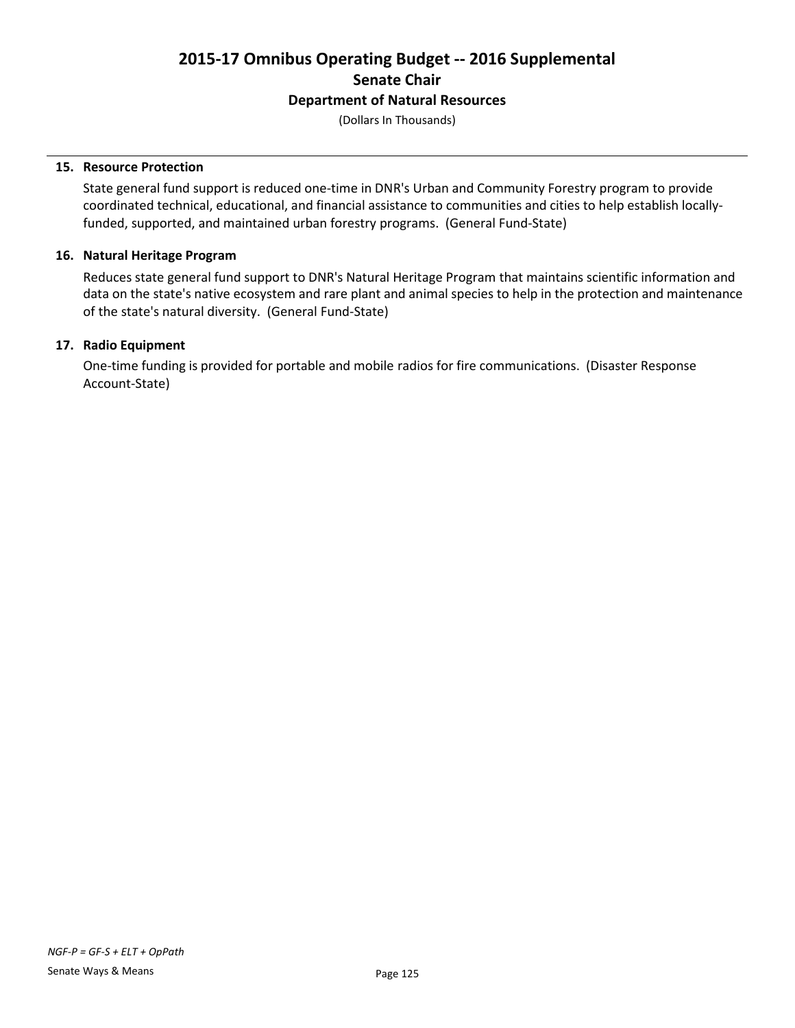# 2015-17 Omnibus Operating Budget -- 2016 Supplemental
## Senate Chair
### Department of Natural Resources
(Dollars In Thousands)

**15. Resource Protection**

State general fund support is reduced one-time in DNR's Urban and Community Forestry program to provide coordinated technical, educational, and financial assistance to communities and cities to help establish locally-funded, supported, and maintained urban forestry programs. (General Fund-State)

**16. Natural Heritage Program**

Reduces state general fund support to DNR's Natural Heritage Program that maintains scientific information and data on the state's native ecosystem and rare plant and animal species to help in the protection and maintenance of the state's natural diversity. (General Fund-State)

**17. Radio Equipment**

One-time funding is provided for portable and mobile radios for fire communications. (Disaster Response Account-State)

*NGF-P = GF-S + ELT + OpPath*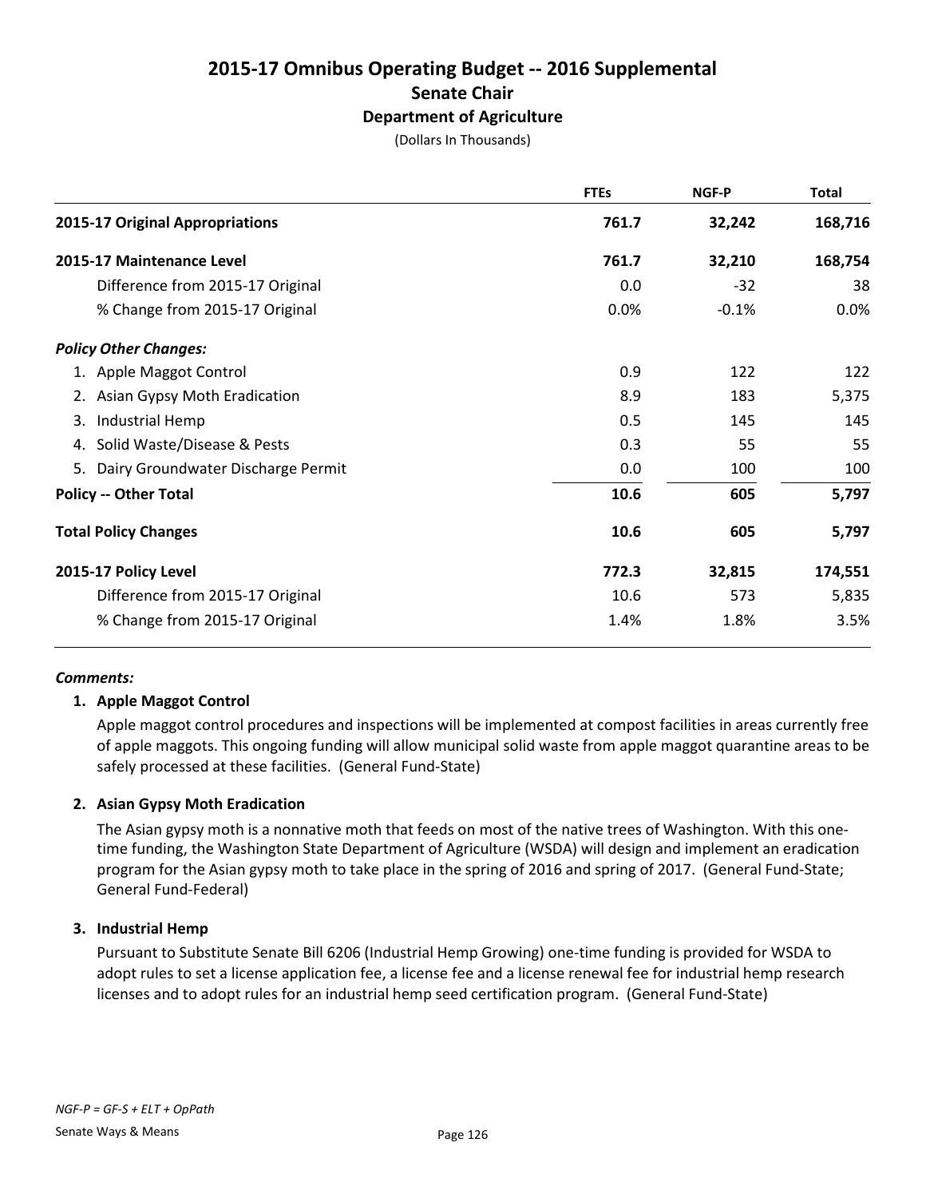# 2015-17 Omnibus Operating Budget -- 2016 Supplemental

## Senate Chair

### Department of Agriculture

(Dollars In Thousands)

| | FTEs | NGF-P | Total |
|---|---|---|---|
| **2015-17 Original Appropriations** | **761.7** | **32,242** | **168,716** |
| **2015-17 Maintenance Level** | **761.7** | **32,210** | **168,754** |
| Difference from 2015-17 Original | 0.0 | -32 | 38 |
| % Change from 2015-17 Original | 0.0% | -0.1% | 0.0% |
| ***Policy Other Changes:*** | | | |
| 1. Apple Maggot Control | 0.9 | 122 | 122 |
| 2. Asian Gypsy Moth Eradication | 8.9 | 183 | 5,375 |
| 3. Industrial Hemp | 0.5 | 145 | 145 |
| 4. Solid Waste/Disease & Pests | 0.3 | 55 | 55 |
| 5. Dairy Groundwater Discharge Permit | 0.0 | 100 | 100 |
| **Policy -- Other Total** | **10.6** | **605** | **5,797** |
| **Total Policy Changes** | **10.6** | **605** | **5,797** |
| **2015-17 Policy Level** | **772.3** | **32,815** | **174,551** |
| Difference from 2015-17 Original | 10.6 | 573 | 5,835 |
| % Change from 2015-17 Original | 1.4% | 1.8% | 3.5% |

***Comments:***

1. **Apple Maggot Control**

   Apple maggot control procedures and inspections will be implemented at compost facilities in areas currently free of apple maggots. This ongoing funding will allow municipal solid waste from apple maggot quarantine areas to be safely processed at these facilities. (General Fund-State)

2. **Asian Gypsy Moth Eradication**

   The Asian gypsy moth is a nonnative moth that feeds on most of the native trees of Washington. With this one-time funding, the Washington State Department of Agriculture (WSDA) will design and implement an eradication program for the Asian gypsy moth to take place in the spring of 2016 and spring of 2017. (General Fund-State; General Fund-Federal)

3. **Industrial Hemp**

   Pursuant to Substitute Senate Bill 6206 (Industrial Hemp Growing) one-time funding is provided for WSDA to adopt rules to set a license application fee, a license fee and a license renewal fee for industrial hemp research licenses and to adopt rules for an industrial hemp seed certification program. (General Fund-State)

*NGF-P = GF-S + ELT + OpPath*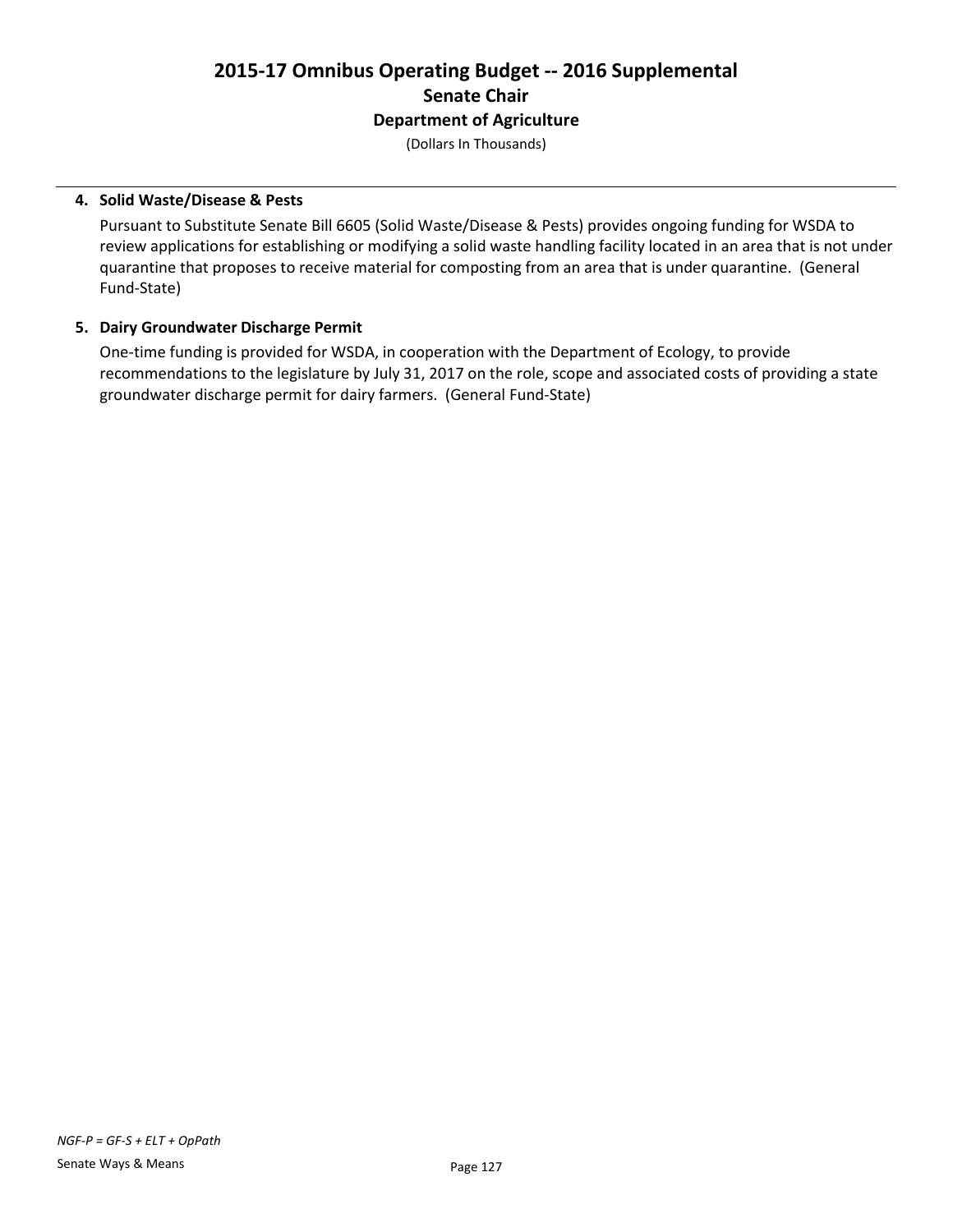# 2015-17 Omnibus Operating Budget -- 2016 Supplemental
## Senate Chair
### Department of Agriculture
(Dollars In Thousands)

4. **Solid Waste/Disease & Pests**

   Pursuant to Substitute Senate Bill 6605 (Solid Waste/Disease & Pests) provides ongoing funding for WSDA to review applications for establishing or modifying a solid waste handling facility located in an area that is not under quarantine that proposes to receive material for composting from an area that is under quarantine. (General Fund-State)

5. **Dairy Groundwater Discharge Permit**

   One-time funding is provided for WSDA, in cooperation with the Department of Ecology, to provide recommendations to the legislature by July 31, 2017 on the role, scope and associated costs of providing a state groundwater discharge permit for dairy farmers. (General Fund-State)

*NGF-P = GF-S + ELT + OpPath*

Senate Ways & Means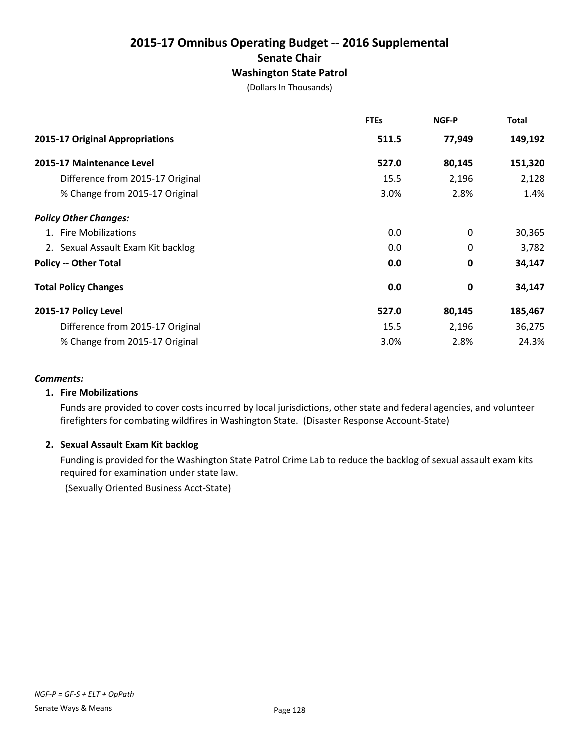# 2015-17 Omnibus Operating Budget -- 2016 Supplemental

## Senate Chair

### Washington State Patrol

(Dollars In Thousands)

| | FTEs | NGF-P | Total |
|---|---|---|---|
| **2015-17 Original Appropriations** | **511.5** | **77,949** | **149,192** |
| **2015-17 Maintenance Level** | **527.0** | **80,145** | **151,320** |
| Difference from 2015-17 Original | 15.5 | 2,196 | 2,128 |
| % Change from 2015-17 Original | 3.0% | 2.8% | 1.4% |
| ***Policy Other Changes:*** | | | |
| 1. Fire Mobilizations | 0.0 | 0 | 30,365 |
| 2. Sexual Assault Exam Kit backlog | 0.0 | 0 | 3,782 |
| **Policy -- Other Total** | **0.0** | **0** | **34,147** |
| **Total Policy Changes** | **0.0** | **0** | **34,147** |
| **2015-17 Policy Level** | **527.0** | **80,145** | **185,467** |
| Difference from 2015-17 Original | 15.5 | 2,196 | 36,275 |
| % Change from 2015-17 Original | 3.0% | 2.8% | 24.3% |

***Comments:***

**1. Fire Mobilizations**

Funds are provided to cover costs incurred by local jurisdictions, other state and federal agencies, and volunteer firefighters for combating wildfires in Washington State. (Disaster Response Account-State)

**2. Sexual Assault Exam Kit backlog**

Funding is provided for the Washington State Patrol Crime Lab to reduce the backlog of sexual assault exam kits required for examination under state law.

(Sexually Oriented Business Acct-State)

*NGF-P = GF-S + ELT + OpPath*

Senate Ways & Means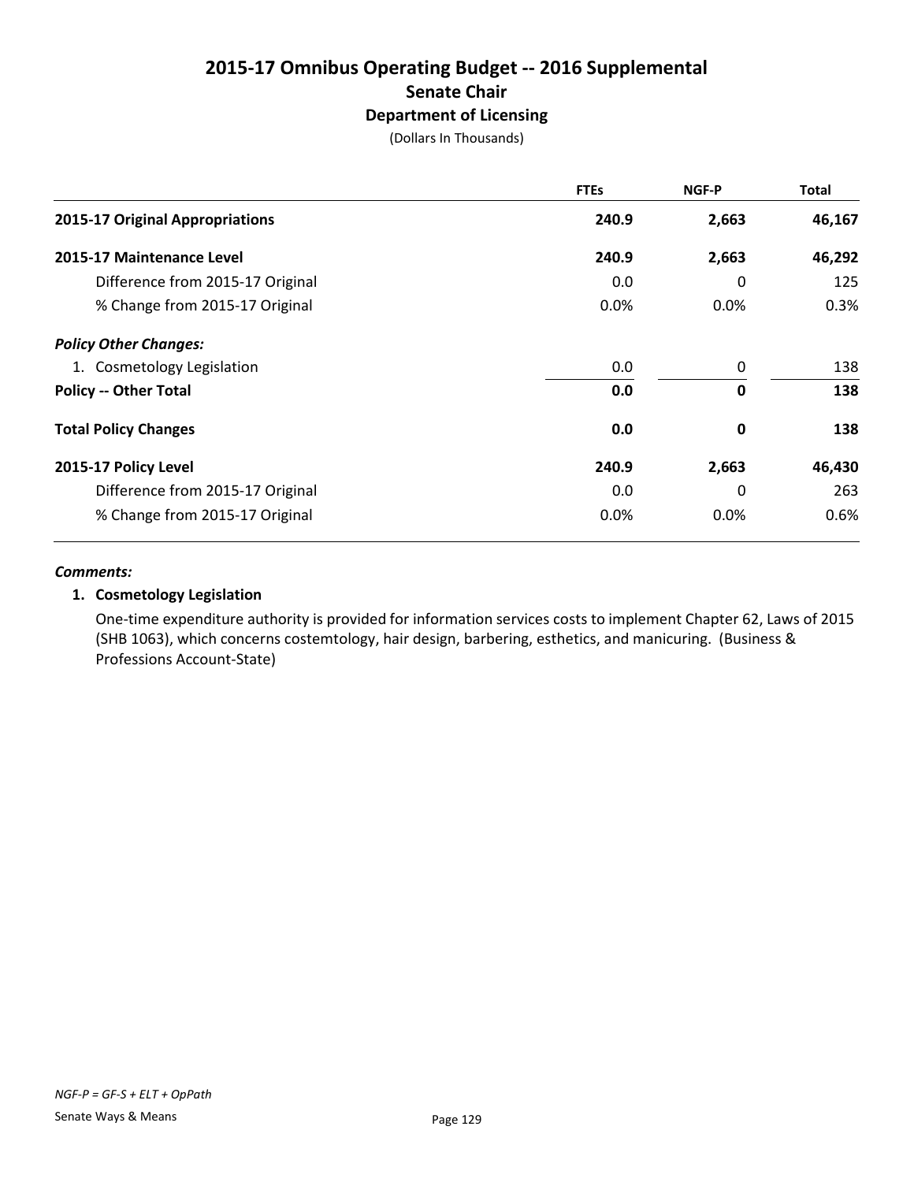# 2015-17 Omnibus Operating Budget -- 2016 Supplemental

## Senate Chair

### Department of Licensing

(Dollars In Thousands)

| | FTEs | NGF-P | Total |
|---|---|---|---|
| **2015-17 Original Appropriations** | **240.9** | **2,663** | **46,167** |
| **2015-17 Maintenance Level** | **240.9** | **2,663** | **46,292** |
| Difference from 2015-17 Original | 0.0 | 0 | 125 |
| % Change from 2015-17 Original | 0.0% | 0.0% | 0.3% |
| ***Policy Other Changes:*** | | | |
| 1. Cosmetology Legislation | 0.0 | 0 | 138 |
| **Policy -- Other Total** | **0.0** | **0** | **138** |
| **Total Policy Changes** | **0.0** | **0** | **138** |
| **2015-17 Policy Level** | **240.9** | **2,663** | **46,430** |
| Difference from 2015-17 Original | 0.0 | 0 | 263 |
| % Change from 2015-17 Original | 0.0% | 0.0% | 0.6% |

***Comments:***

**1. Cosmetology Legislation**

One-time expenditure authority is provided for information services costs to implement Chapter 62, Laws of 2015 (SHB 1063), which concerns costemtology, hair design, barbering, esthetics, and manicuring. (Business & Professions Account-State)

*NGF-P = GF-S + ELT + OpPath*

Senate Ways & Means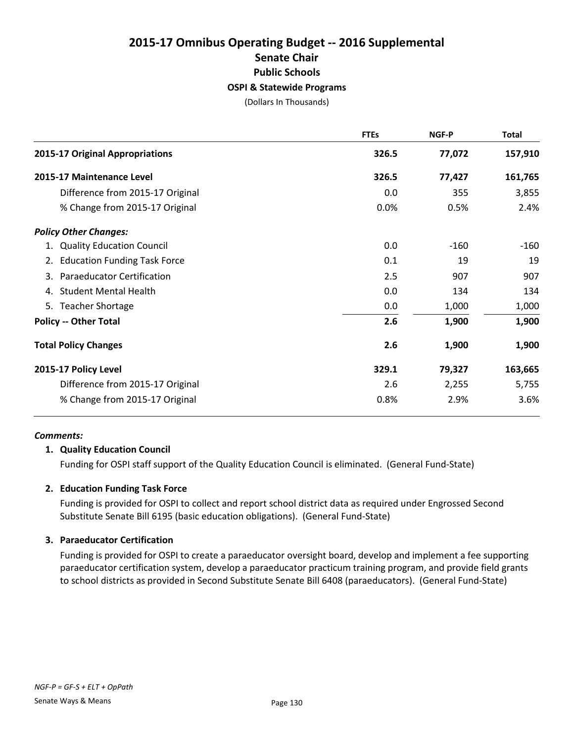# 2015-17 Omnibus Operating Budget -- 2016 Supplemental

## Senate Chair

### Public Schools

### OSPI & Statewide Programs

(Dollars In Thousands)

| | FTEs | NGF-P | Total |
|---|---|---|---|
| **2015-17 Original Appropriations** | **326.5** | **77,072** | **157,910** |
| **2015-17 Maintenance Level** | **326.5** | **77,427** | **161,765** |
| Difference from 2015-17 Original | 0.0 | 355 | 3,855 |
| % Change from 2015-17 Original | 0.0% | 0.5% | 2.4% |
| ***Policy Other Changes:*** | | | |
| 1. Quality Education Council | 0.0 | -160 | -160 |
| 2. Education Funding Task Force | 0.1 | 19 | 19 |
| 3. Paraeducator Certification | 2.5 | 907 | 907 |
| 4. Student Mental Health | 0.0 | 134 | 134 |
| 5. Teacher Shortage | 0.0 | 1,000 | 1,000 |
| **Policy -- Other Total** | **2.6** | **1,900** | **1,900** |
| **Total Policy Changes** | **2.6** | **1,900** | **1,900** |
| **2015-17 Policy Level** | **329.1** | **79,327** | **163,665** |
| Difference from 2015-17 Original | 2.6 | 2,255 | 5,755 |
| % Change from 2015-17 Original | 0.8% | 2.9% | 3.6% |

***Comments:***

**1. Quality Education Council**

Funding for OSPI staff support of the Quality Education Council is eliminated. (General Fund-State)

**2. Education Funding Task Force**

Funding is provided for OSPI to collect and report school district data as required under Engrossed Second Substitute Senate Bill 6195 (basic education obligations). (General Fund-State)

**3. Paraeducator Certification**

Funding is provided for OSPI to create a paraeducator oversight board, develop and implement a fee supporting paraeducator certification system, develop a paraeducator practicum training program, and provide field grants to school districts as provided in Second Substitute Senate Bill 6408 (paraeducators). (General Fund-State)

*NGF-P = GF-S + ELT + OpPath*

Senate Ways & Means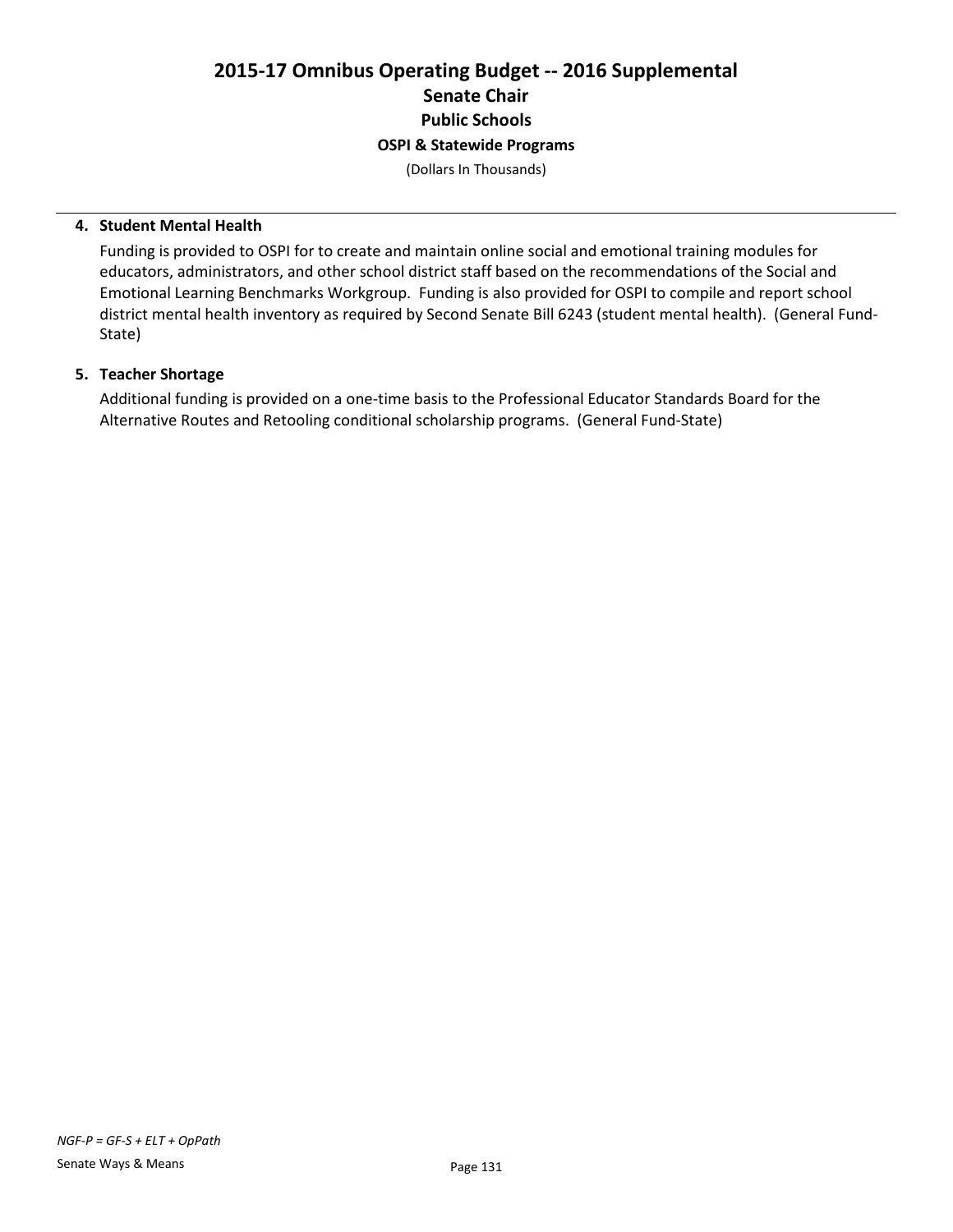# 2015-17 Omnibus Operating Budget -- 2016 Supplemental
## Senate Chair
### Public Schools
### OSPI & Statewide Programs
(Dollars In Thousands)

**4. Student Mental Health**

Funding is provided to OSPI for to create and maintain online social and emotional training modules for educators, administrators, and other school district staff based on the recommendations of the Social and Emotional Learning Benchmarks Workgroup. Funding is also provided for OSPI to compile and report school district mental health inventory as required by Second Senate Bill 6243 (student mental health). (General Fund-State)

**5. Teacher Shortage**

Additional funding is provided on a one-time basis to the Professional Educator Standards Board for the Alternative Routes and Retooling conditional scholarship programs. (General Fund-State)

*NGF-P = GF-S + ELT + OpPath*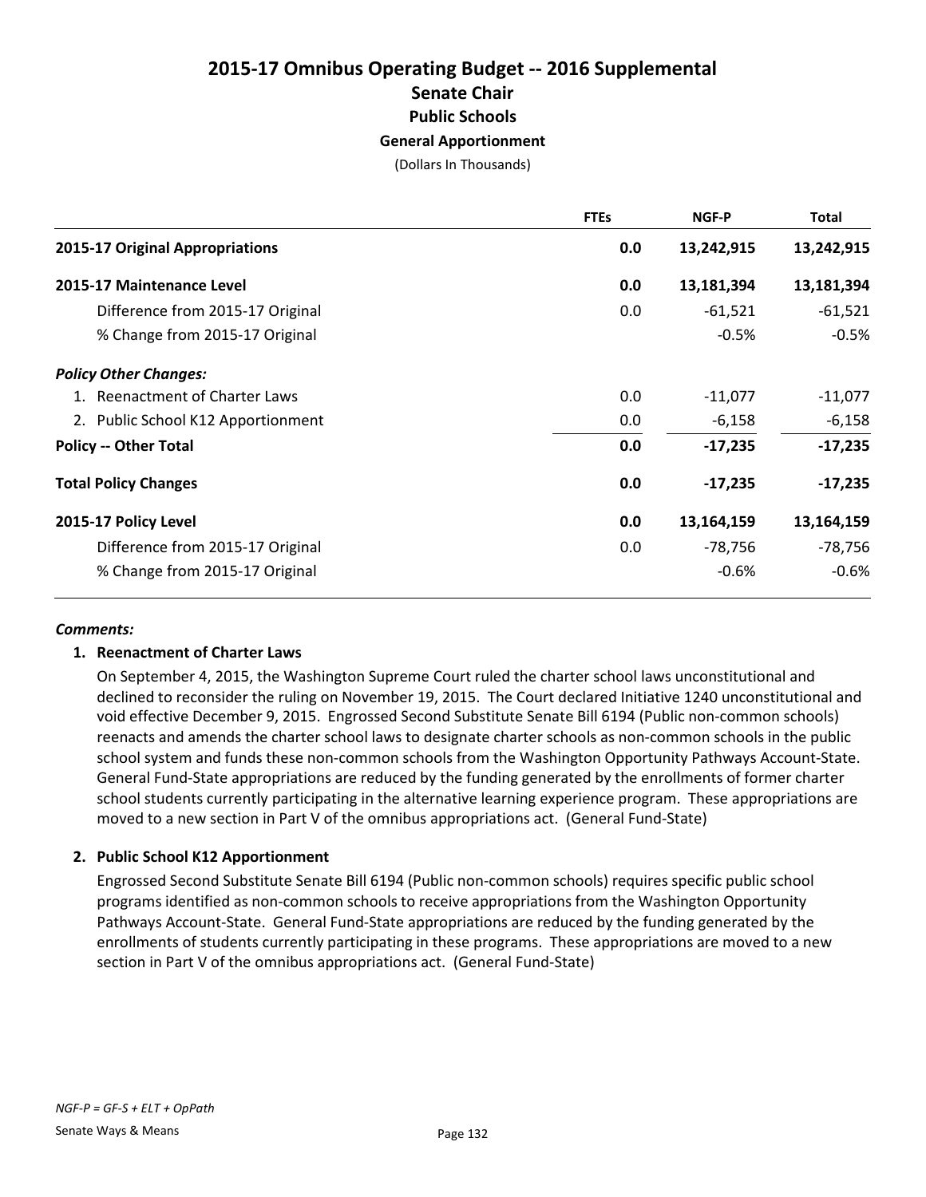# 2015-17 Omnibus Operating Budget -- 2016 Supplemental

## Senate Chair

## Public Schools

### General Apportionment

(Dollars In Thousands)

| | FTEs | NGF-P | Total |
|---|---|---|---|
| **2015-17 Original Appropriations** | **0.0** | **13,242,915** | **13,242,915** |
| **2015-17 Maintenance Level** | **0.0** | **13,181,394** | **13,181,394** |
| Difference from 2015-17 Original | 0.0 | -61,521 | -61,521 |
| % Change from 2015-17 Original | | -0.5% | -0.5% |
| ***Policy Other Changes:*** | | | |
| 1. Reenactment of Charter Laws | 0.0 | -11,077 | -11,077 |
| 2. Public School K12 Apportionment | 0.0 | -6,158 | -6,158 |
| **Policy -- Other Total** | **0.0** | **-17,235** | **-17,235** |
| **Total Policy Changes** | **0.0** | **-17,235** | **-17,235** |
| **2015-17 Policy Level** | **0.0** | **13,164,159** | **13,164,159** |
| Difference from 2015-17 Original | 0.0 | -78,756 | -78,756 |
| % Change from 2015-17 Original | | -0.6% | -0.6% |

***Comments:***

**1. Reenactment of Charter Laws**

On September 4, 2015, the Washington Supreme Court ruled the charter school laws unconstitutional and declined to reconsider the ruling on November 19, 2015. The Court declared Initiative 1240 unconstitutional and void effective December 9, 2015. Engrossed Second Substitute Senate Bill 6194 (Public non-common schools) reenacts and amends the charter school laws to designate charter schools as non-common schools in the public school system and funds these non-common schools from the Washington Opportunity Pathways Account-State. General Fund-State appropriations are reduced by the funding generated by the enrollments of former charter school students currently participating in the alternative learning experience program. These appropriations are moved to a new section in Part V of the omnibus appropriations act. (General Fund-State)

**2. Public School K12 Apportionment**

Engrossed Second Substitute Senate Bill 6194 (Public non-common schools) requires specific public school programs identified as non-common schools to receive appropriations from the Washington Opportunity Pathways Account-State. General Fund-State appropriations are reduced by the funding generated by the enrollments of students currently participating in these programs. These appropriations are moved to a new section in Part V of the omnibus appropriations act. (General Fund-State)

*NGF-P = GF-S + ELT + OpPath*

Senate Ways & Means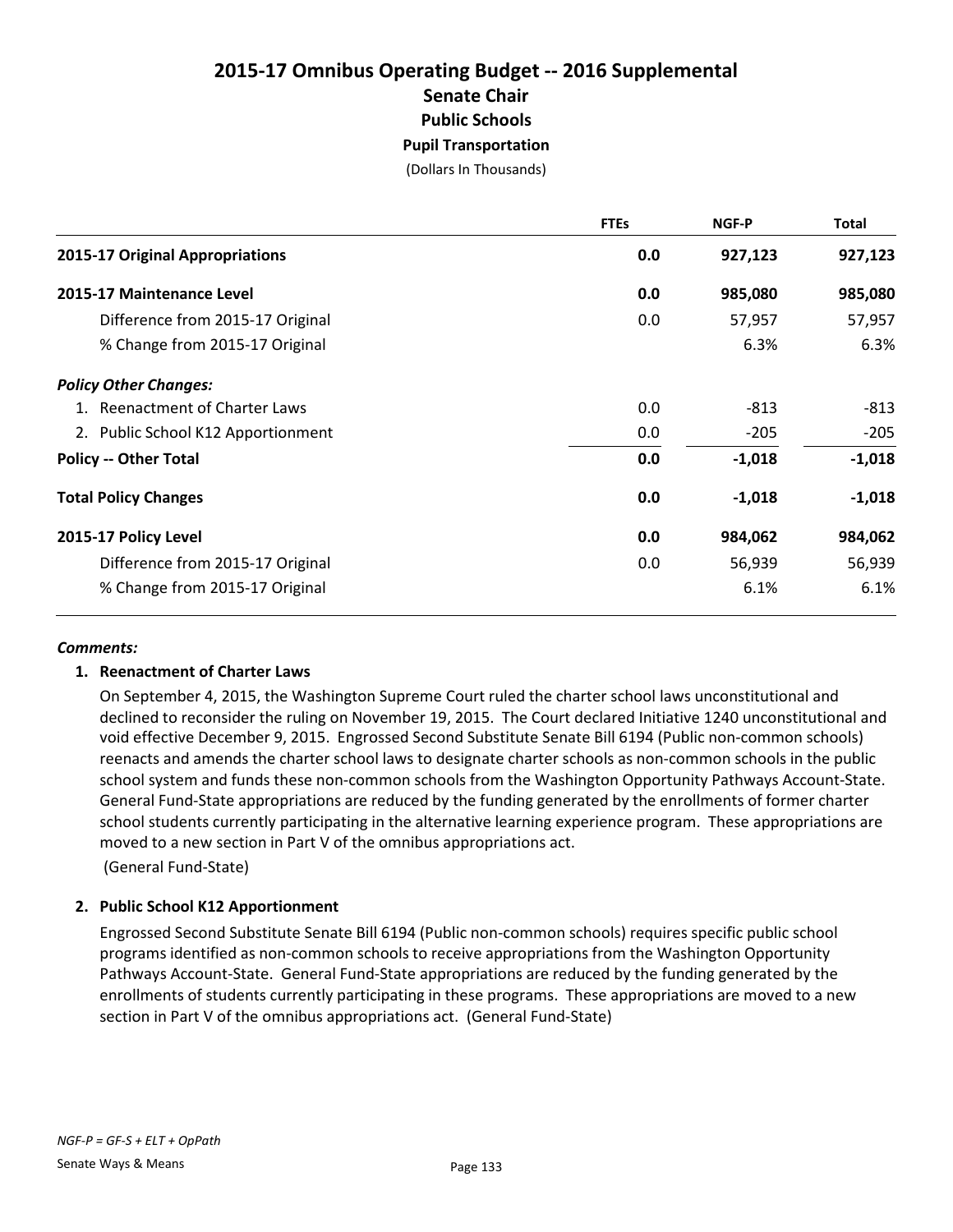# 2015-17 Omnibus Operating Budget -- 2016 Supplemental

## Senate Chair

### Public Schools

#### Pupil Transportation

(Dollars In Thousands)

| | FTEs | NGF-P | Total |
|---|---|---|---|
| **2015-17 Original Appropriations** | **0.0** | **927,123** | **927,123** |
| **2015-17 Maintenance Level** | **0.0** | **985,080** | **985,080** |
| Difference from 2015-17 Original | 0.0 | 57,957 | 57,957 |
| % Change from 2015-17 Original | | 6.3% | 6.3% |
| ***Policy Other Changes:*** | | | |
| 1. Reenactment of Charter Laws | 0.0 | -813 | -813 |
| 2. Public School K12 Apportionment | 0.0 | -205 | -205 |
| **Policy -- Other Total** | **0.0** | **-1,018** | **-1,018** |
| **Total Policy Changes** | **0.0** | **-1,018** | **-1,018** |
| **2015-17 Policy Level** | **0.0** | **984,062** | **984,062** |
| Difference from 2015-17 Original | 0.0 | 56,939 | 56,939 |
| % Change from 2015-17 Original | | 6.1% | 6.1% |

***Comments:***

**1. Reenactment of Charter Laws**

On September 4, 2015, the Washington Supreme Court ruled the charter school laws unconstitutional and declined to reconsider the ruling on November 19, 2015. The Court declared Initiative 1240 unconstitutional and void effective December 9, 2015. Engrossed Second Substitute Senate Bill 6194 (Public non-common schools) reenacts and amends the charter school laws to designate charter schools as non-common schools in the public school system and funds these non-common schools from the Washington Opportunity Pathways Account-State. General Fund-State appropriations are reduced by the funding generated by the enrollments of former charter school students currently participating in the alternative learning experience program. These appropriations are moved to a new section in Part V of the omnibus appropriations act.
(General Fund-State)

**2. Public School K12 Apportionment**

Engrossed Second Substitute Senate Bill 6194 (Public non-common schools) requires specific public school programs identified as non-common schools to receive appropriations from the Washington Opportunity Pathways Account-State. General Fund-State appropriations are reduced by the funding generated by the enrollments of students currently participating in these programs. These appropriations are moved to a new section in Part V of the omnibus appropriations act. (General Fund-State)

*NGF-P = GF-S + ELT + OpPath*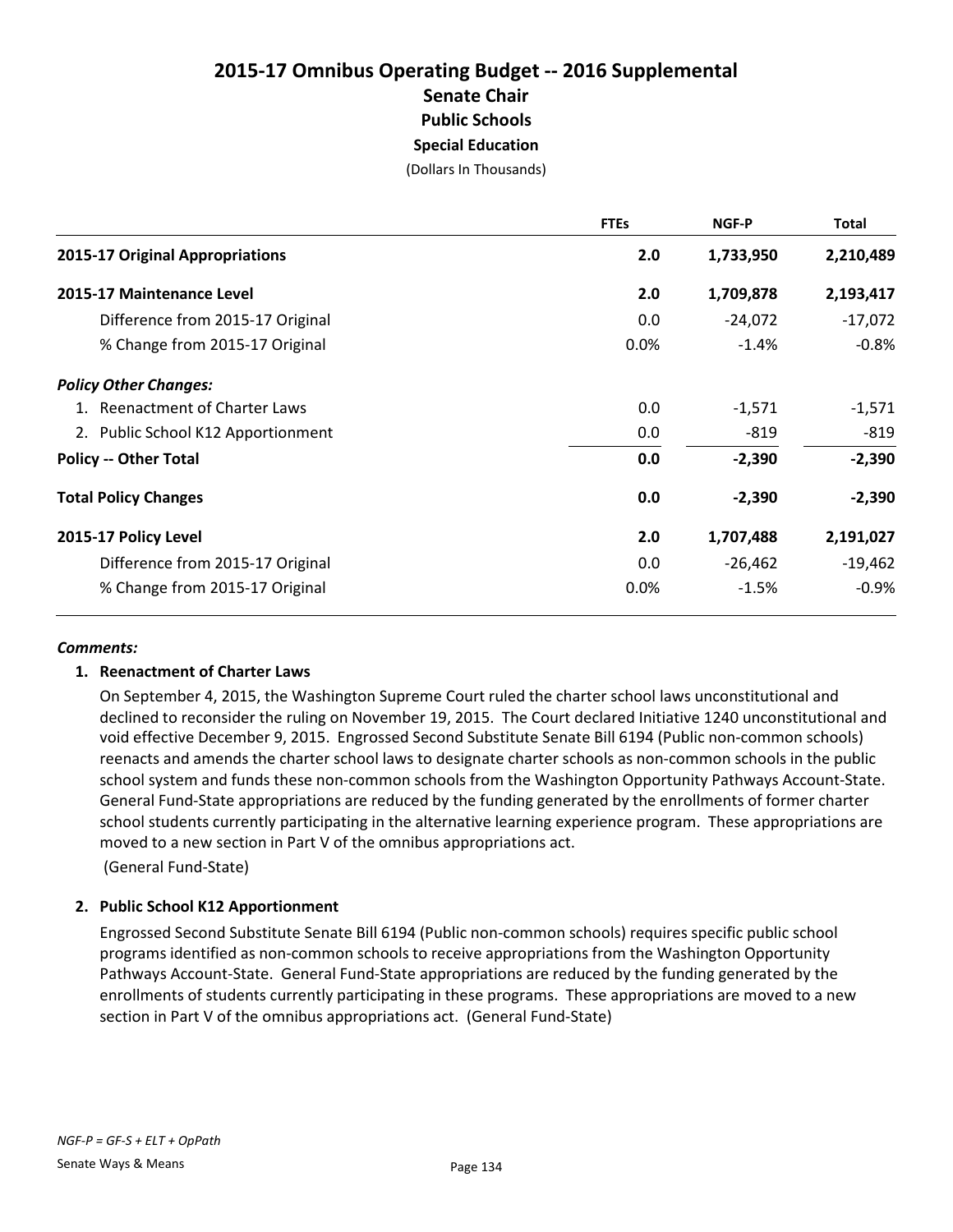# 2015-17 Omnibus Operating Budget -- 2016 Supplemental

## Senate Chair

## Public Schools

### Special Education

(Dollars In Thousands)

| | FTEs | NGF-P | Total |
|---|---|---|---|
| **2015-17 Original Appropriations** | **2.0** | **1,733,950** | **2,210,489** |
| **2015-17 Maintenance Level** | **2.0** | **1,709,878** | **2,193,417** |
| Difference from 2015-17 Original | 0.0 | -24,072 | -17,072 |
| % Change from 2015-17 Original | 0.0% | -1.4% | -0.8% |
| ***Policy Other Changes:*** | | | |
| 1. Reenactment of Charter Laws | 0.0 | -1,571 | -1,571 |
| 2. Public School K12 Apportionment | 0.0 | -819 | -819 |
| **Policy -- Other Total** | **0.0** | **-2,390** | **-2,390** |
| **Total Policy Changes** | **0.0** | **-2,390** | **-2,390** |
| **2015-17 Policy Level** | **2.0** | **1,707,488** | **2,191,027** |
| Difference from 2015-17 Original | 0.0 | -26,462 | -19,462 |
| % Change from 2015-17 Original | 0.0% | -1.5% | -0.9% |

***Comments:***

**1. Reenactment of Charter Laws**

On September 4, 2015, the Washington Supreme Court ruled the charter school laws unconstitutional and declined to reconsider the ruling on November 19, 2015. The Court declared Initiative 1240 unconstitutional and void effective December 9, 2015. Engrossed Second Substitute Senate Bill 6194 (Public non-common schools) reenacts and amends the charter school laws to designate charter schools as non-common schools in the public school system and funds these non-common schools from the Washington Opportunity Pathways Account-State. General Fund-State appropriations are reduced by the funding generated by the enrollments of former charter school students currently participating in the alternative learning experience program. These appropriations are moved to a new section in Part V of the omnibus appropriations act.

(General Fund-State)

**2. Public School K12 Apportionment**

Engrossed Second Substitute Senate Bill 6194 (Public non-common schools) requires specific public school programs identified as non-common schools to receive appropriations from the Washington Opportunity Pathways Account-State. General Fund-State appropriations are reduced by the funding generated by the enrollments of students currently participating in these programs. These appropriations are moved to a new section in Part V of the omnibus appropriations act. (General Fund-State)

*NGF-P = GF-S + ELT + OpPath*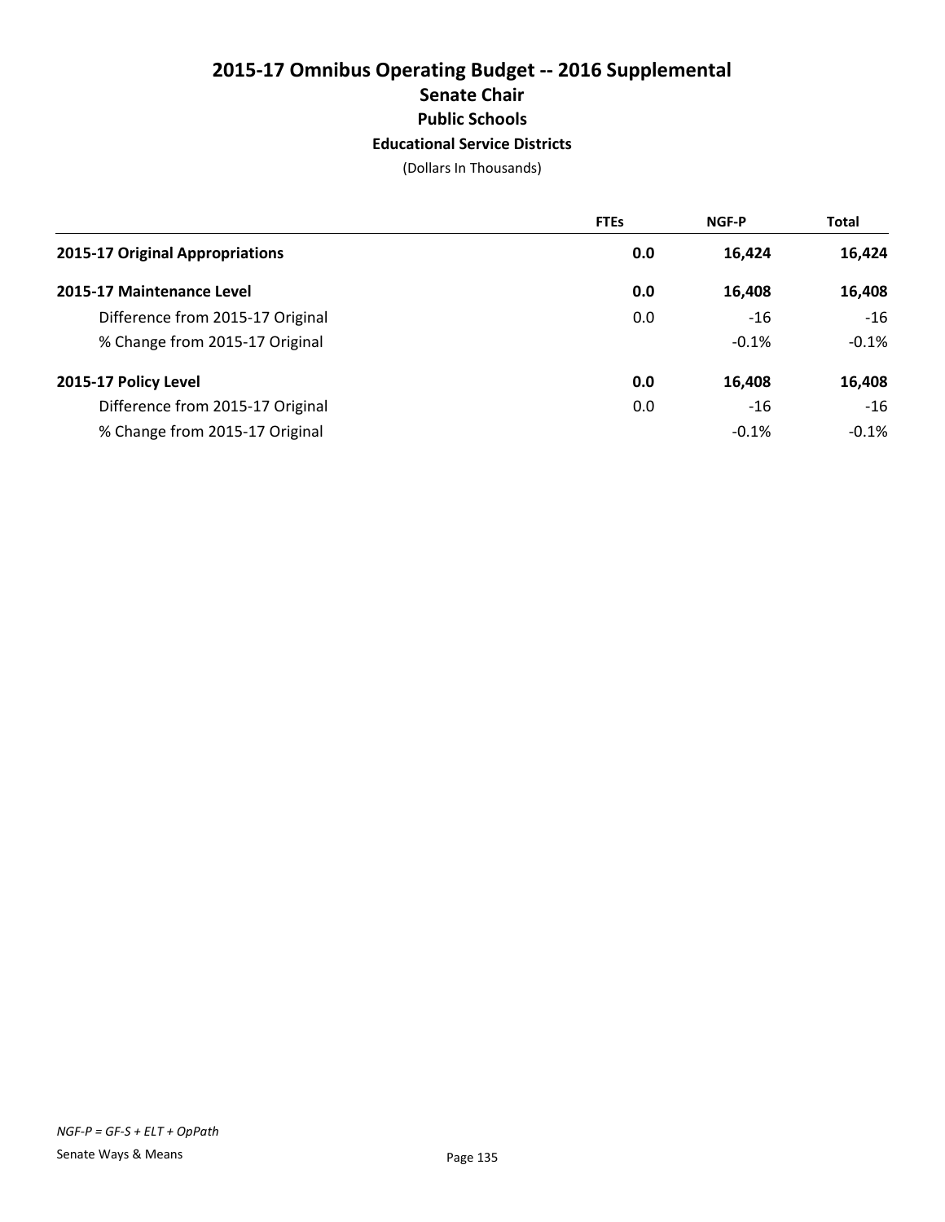# 2015-17 Omnibus Operating Budget -- 2016 Supplemental

## Senate Chair

### Public Schools

#### Educational Service Districts

(Dollars In Thousands)

| | FTEs | NGF-P | Total |
|---|---|---|---|
| **2015-17 Original Appropriations** | **0.0** | **16,424** | **16,424** |
| **2015-17 Maintenance Level** | **0.0** | **16,408** | **16,408** |
| Difference from 2015-17 Original | 0.0 | -16 | -16 |
| % Change from 2015-17 Original | | -0.1% | -0.1% |
| **2015-17 Policy Level** | **0.0** | **16,408** | **16,408** |
| Difference from 2015-17 Original | 0.0 | -16 | -16 |
| % Change from 2015-17 Original | | -0.1% | -0.1% |

*NGF-P = GF-S + ELT + OpPath*

Senate Ways & Means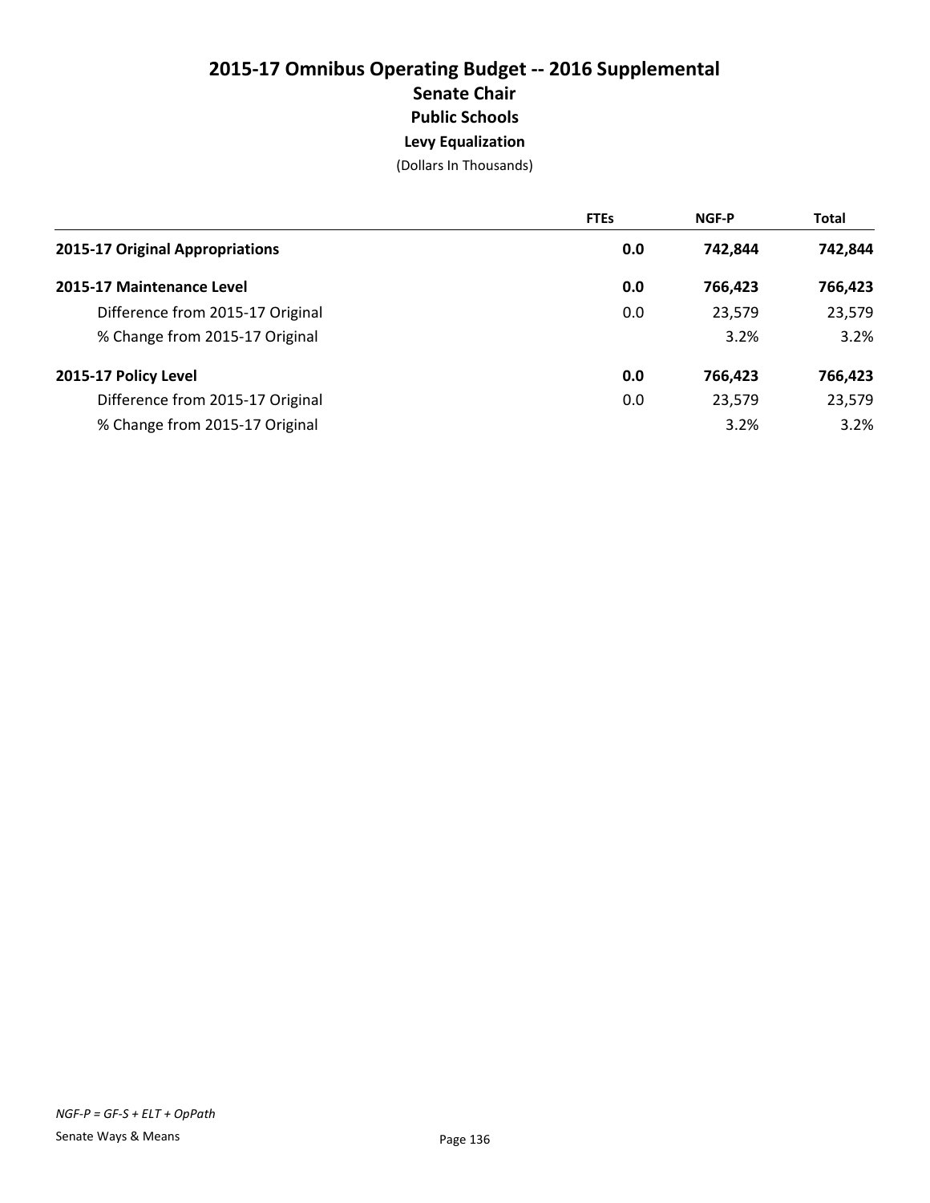# 2015-17 Omnibus Operating Budget -- 2016 Supplemental

## Senate Chair

### Public Schools

### Levy Equalization

(Dollars In Thousands)

| | FTEs | NGF-P | Total |
|---|---|---|---|
| **2015-17 Original Appropriations** | **0.0** | **742,844** | **742,844** |
| **2015-17 Maintenance Level** | **0.0** | **766,423** | **766,423** |
| Difference from 2015-17 Original | 0.0 | 23,579 | 23,579 |
| % Change from 2015-17 Original | | 3.2% | 3.2% |
| **2015-17 Policy Level** | **0.0** | **766,423** | **766,423** |
| Difference from 2015-17 Original | 0.0 | 23,579 | 23,579 |
| % Change from 2015-17 Original | | 3.2% | 3.2% |

*NGF-P = GF-S + ELT + OpPath*

Senate Ways & Means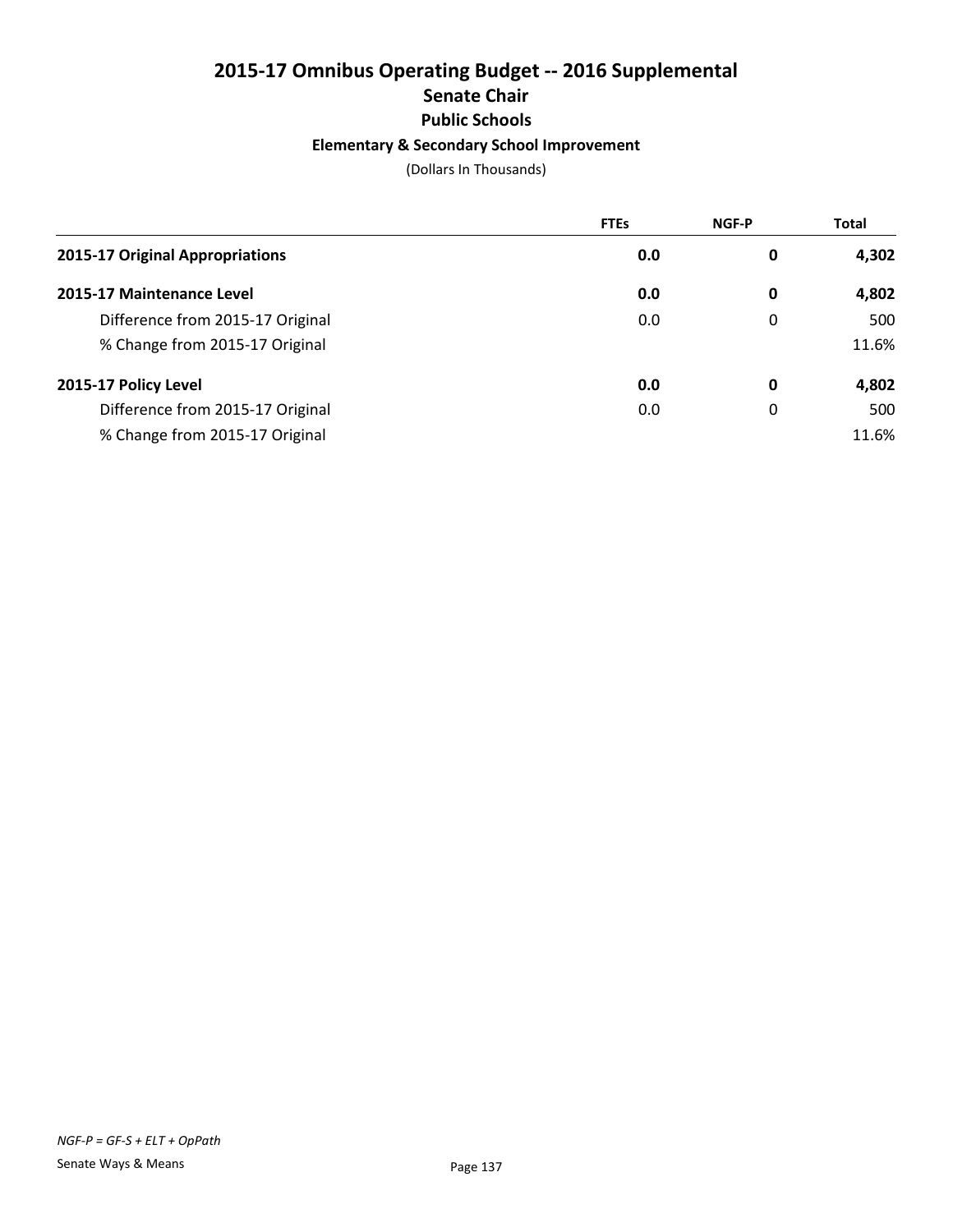# 2015-17 Omnibus Operating Budget -- 2016 Supplemental

## Senate Chair

### Public Schools

#### Elementary & Secondary School Improvement

(Dollars In Thousands)

| | FTEs | NGF-P | Total |
|---|---|---|---|
| **2015-17 Original Appropriations** | **0.0** | **0** | **4,302** |
| **2015-17 Maintenance Level** | **0.0** | **0** | **4,802** |
| Difference from 2015-17 Original | 0.0 | 0 | 500 |
| % Change from 2015-17 Original | | | 11.6% |
| **2015-17 Policy Level** | **0.0** | **0** | **4,802** |
| Difference from 2015-17 Original | 0.0 | 0 | 500 |
| % Change from 2015-17 Original | | | 11.6% |

*NGF-P = GF-S + ELT + OpPath*

Senate Ways & Means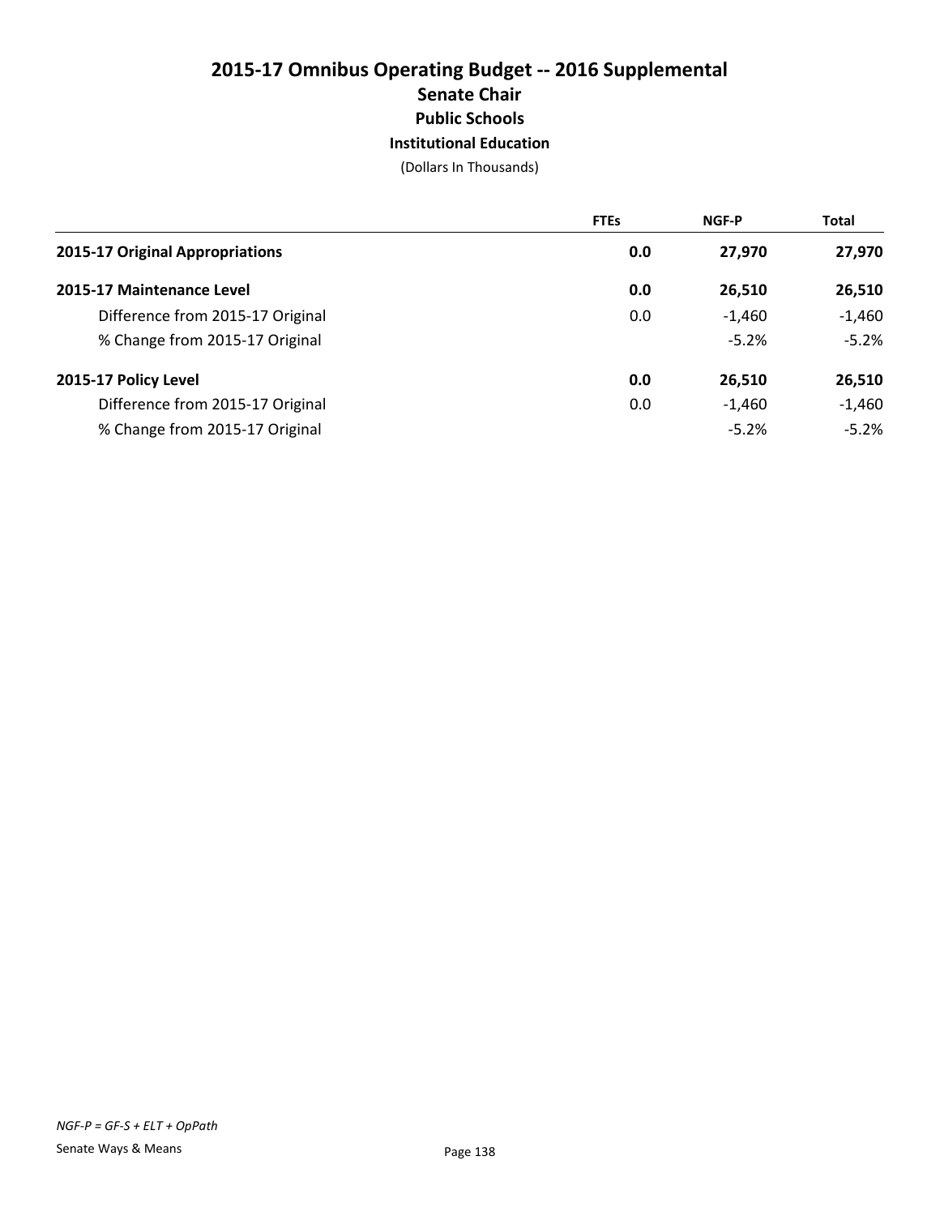# 2015-17 Omnibus Operating Budget -- 2016 Supplemental
## Senate Chair
### Public Schools
#### Institutional Education

(Dollars In Thousands)

| | FTEs | NGF-P | Total |
|---|---|---|---|
| **2015-17 Original Appropriations** | **0.0** | **27,970** | **27,970** |
| **2015-17 Maintenance Level** | **0.0** | **26,510** | **26,510** |
| Difference from 2015-17 Original | 0.0 | -1,460 | -1,460 |
| % Change from 2015-17 Original | | -5.2% | -5.2% |
| **2015-17 Policy Level** | **0.0** | **26,510** | **26,510** |
| Difference from 2015-17 Original | 0.0 | -1,460 | -1,460 |
| % Change from 2015-17 Original | | -5.2% | -5.2% |

*NGF-P = GF-S + ELT + OpPath*

Senate Ways & Means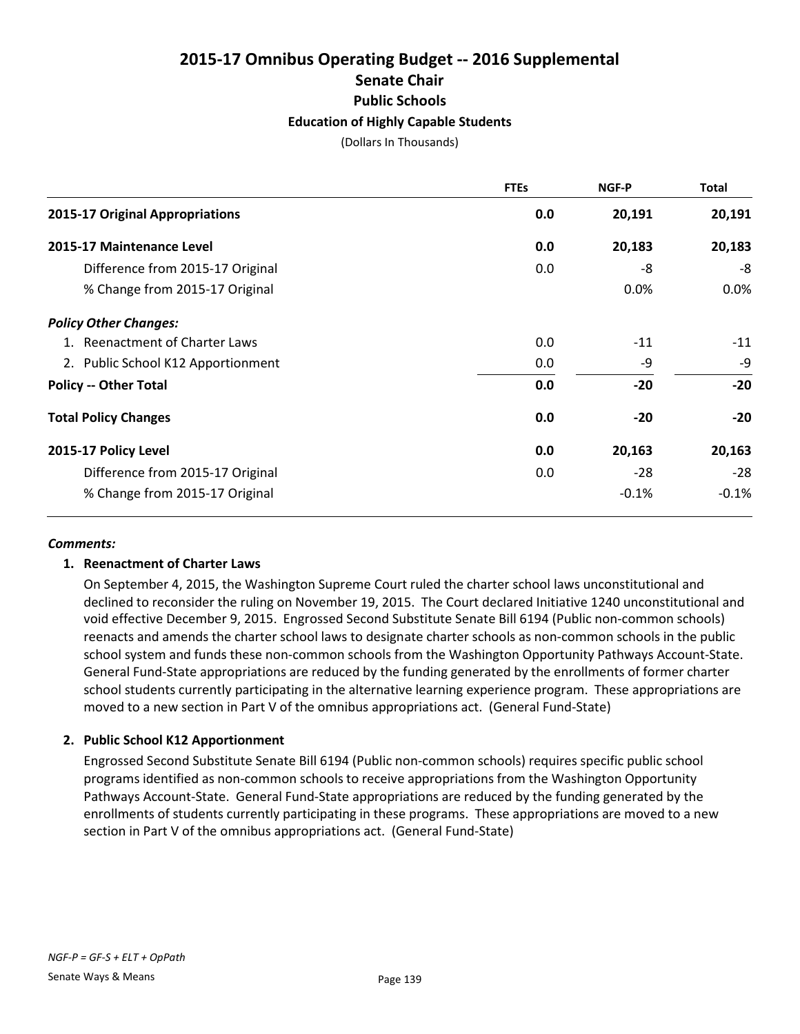# 2015-17 Omnibus Operating Budget -- 2016 Supplemental

## Senate Chair

### Public Schools

### Education of Highly Capable Students

(Dollars In Thousands)

| | FTEs | NGF-P | Total |
|---|---|---|---|
| **2015-17 Original Appropriations** | **0.0** | **20,191** | **20,191** |
| **2015-17 Maintenance Level** | **0.0** | **20,183** | **20,183** |
| Difference from 2015-17 Original | 0.0 | -8 | -8 |
| % Change from 2015-17 Original | | 0.0% | 0.0% |
| ***Policy Other Changes:*** | | | |
| 1. Reenactment of Charter Laws | 0.0 | -11 | -11 |
| 2. Public School K12 Apportionment | 0.0 | -9 | -9 |
| **Policy -- Other Total** | **0.0** | **-20** | **-20** |
| **Total Policy Changes** | **0.0** | **-20** | **-20** |
| **2015-17 Policy Level** | **0.0** | **20,163** | **20,163** |
| Difference from 2015-17 Original | 0.0 | -28 | -28 |
| % Change from 2015-17 Original | | -0.1% | -0.1% |

***Comments:***

**1. Reenactment of Charter Laws**

On September 4, 2015, the Washington Supreme Court ruled the charter school laws unconstitutional and declined to reconsider the ruling on November 19, 2015. The Court declared Initiative 1240 unconstitutional and void effective December 9, 2015. Engrossed Second Substitute Senate Bill 6194 (Public non-common schools) reenacts and amends the charter school laws to designate charter schools as non-common schools in the public school system and funds these non-common schools from the Washington Opportunity Pathways Account-State. General Fund-State appropriations are reduced by the funding generated by the enrollments of former charter school students currently participating in the alternative learning experience program. These appropriations are moved to a new section in Part V of the omnibus appropriations act. (General Fund-State)

**2. Public School K12 Apportionment**

Engrossed Second Substitute Senate Bill 6194 (Public non-common schools) requires specific public school programs identified as non-common schools to receive appropriations from the Washington Opportunity Pathways Account-State. General Fund-State appropriations are reduced by the funding generated by the enrollments of students currently participating in these programs. These appropriations are moved to a new section in Part V of the omnibus appropriations act. (General Fund-State)

*NGF-P = GF-S + ELT + OpPath*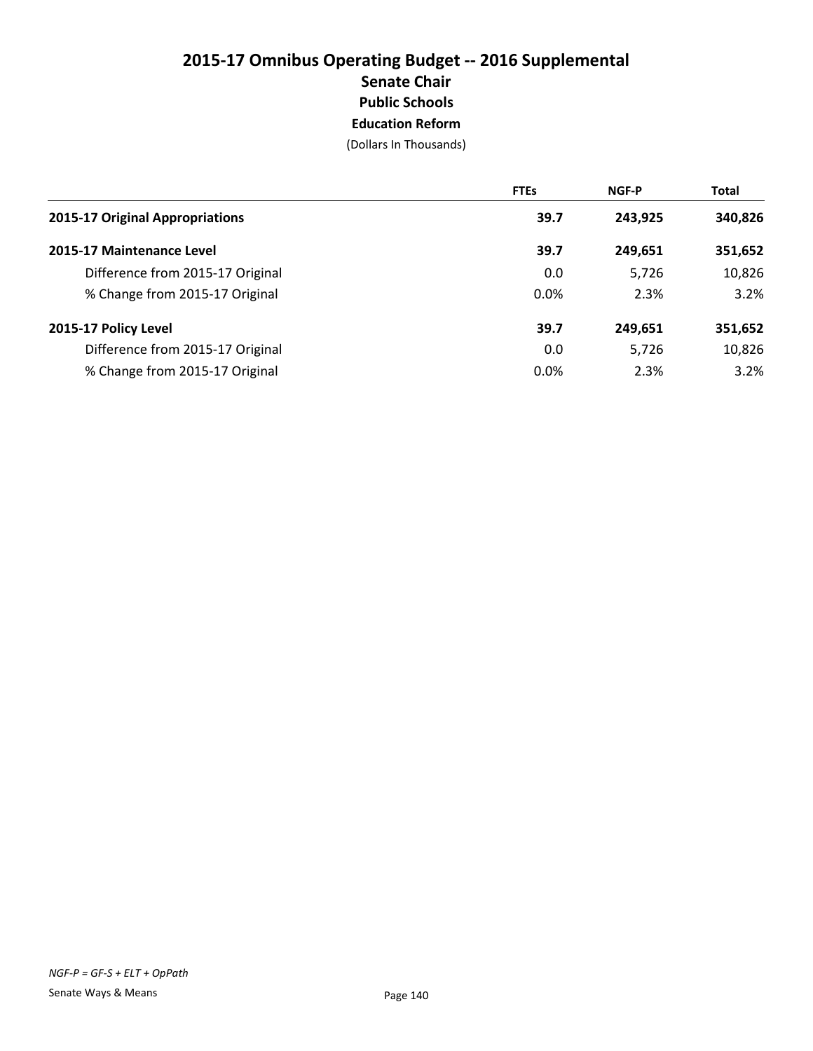# 2015-17 Omnibus Operating Budget -- 2016 Supplemental

## Senate Chair

### Public Schools

### Education Reform

(Dollars In Thousands)

| | FTEs | NGF-P | Total |
|---|---|---|---|
| **2015-17 Original Appropriations** | **39.7** | **243,925** | **340,826** |
| **2015-17 Maintenance Level** | **39.7** | **249,651** | **351,652** |
| Difference from 2015-17 Original | 0.0 | 5,726 | 10,826 |
| % Change from 2015-17 Original | 0.0% | 2.3% | 3.2% |
| **2015-17 Policy Level** | **39.7** | **249,651** | **351,652** |
| Difference from 2015-17 Original | 0.0 | 5,726 | 10,826 |
| % Change from 2015-17 Original | 0.0% | 2.3% | 3.2% |

*NGF-P = GF-S + ELT + OpPath*

Senate Ways & Means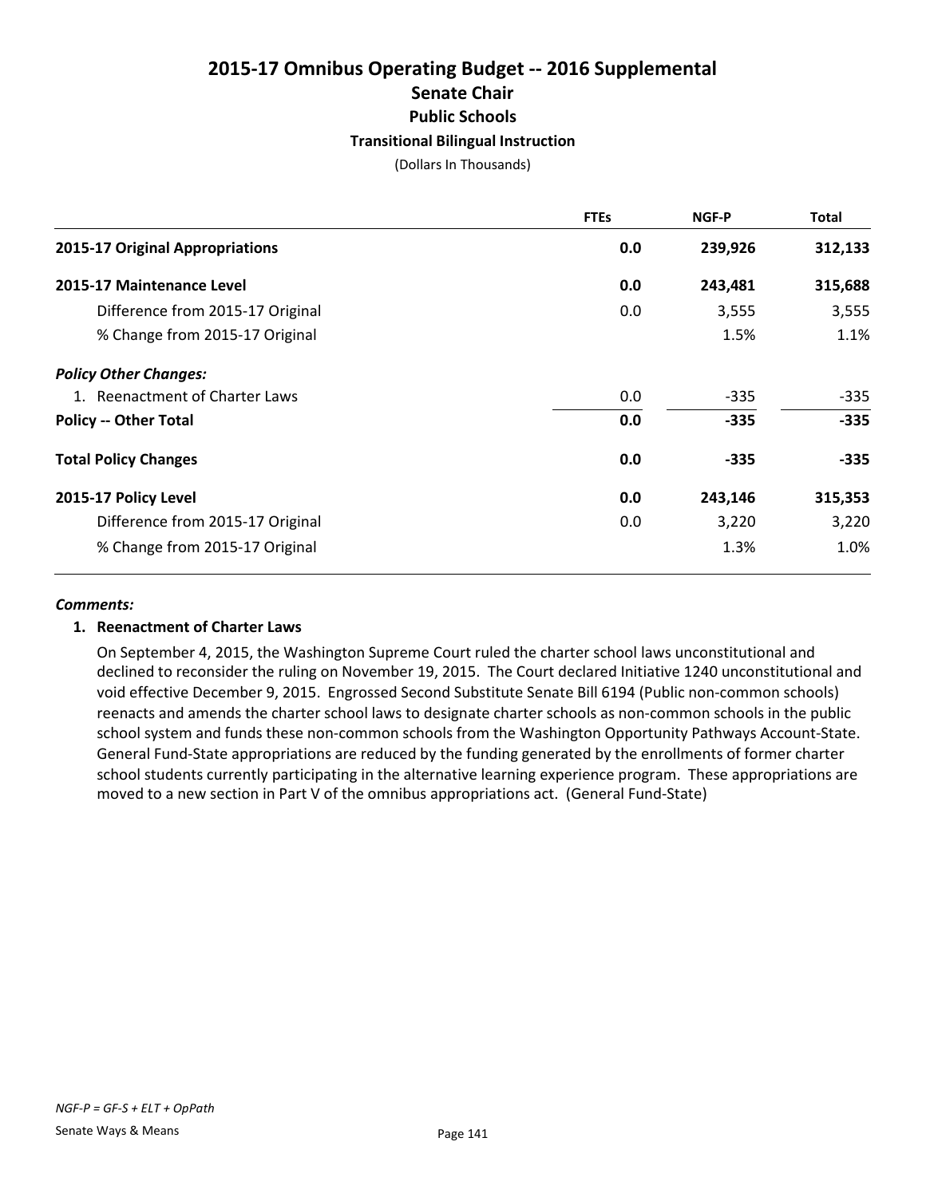# 2015-17 Omnibus Operating Budget -- 2016 Supplemental

## Senate Chair

### Public Schools

### Transitional Bilingual Instruction

(Dollars In Thousands)

| | FTEs | NGF-P | Total |
|---|---|---|---|
| **2015-17 Original Appropriations** | **0.0** | **239,926** | **312,133** |
| **2015-17 Maintenance Level** | **0.0** | **243,481** | **315,688** |
| Difference from 2015-17 Original | 0.0 | 3,555 | 3,555 |
| % Change from 2015-17 Original | | 1.5% | 1.1% |
| ***Policy Other Changes:*** | | | |
| 1. Reenactment of Charter Laws | 0.0 | -335 | -335 |
| **Policy -- Other Total** | **0.0** | **-335** | **-335** |
| **Total Policy Changes** | **0.0** | **-335** | **-335** |
| **2015-17 Policy Level** | **0.0** | **243,146** | **315,353** |
| Difference from 2015-17 Original | 0.0 | 3,220 | 3,220 |
| % Change from 2015-17 Original | | 1.3% | 1.0% |

***Comments:***

**1. Reenactment of Charter Laws**

On September 4, 2015, the Washington Supreme Court ruled the charter school laws unconstitutional and declined to reconsider the ruling on November 19, 2015. The Court declared Initiative 1240 unconstitutional and void effective December 9, 2015. Engrossed Second Substitute Senate Bill 6194 (Public non-common schools) reenacts and amends the charter school laws to designate charter schools as non-common schools in the public school system and funds these non-common schools from the Washington Opportunity Pathways Account-State. General Fund-State appropriations are reduced by the funding generated by the enrollments of former charter school students currently participating in the alternative learning experience program. These appropriations are moved to a new section in Part V of the omnibus appropriations act. (General Fund-State)

*NGF-P = GF-S + ELT + OpPath*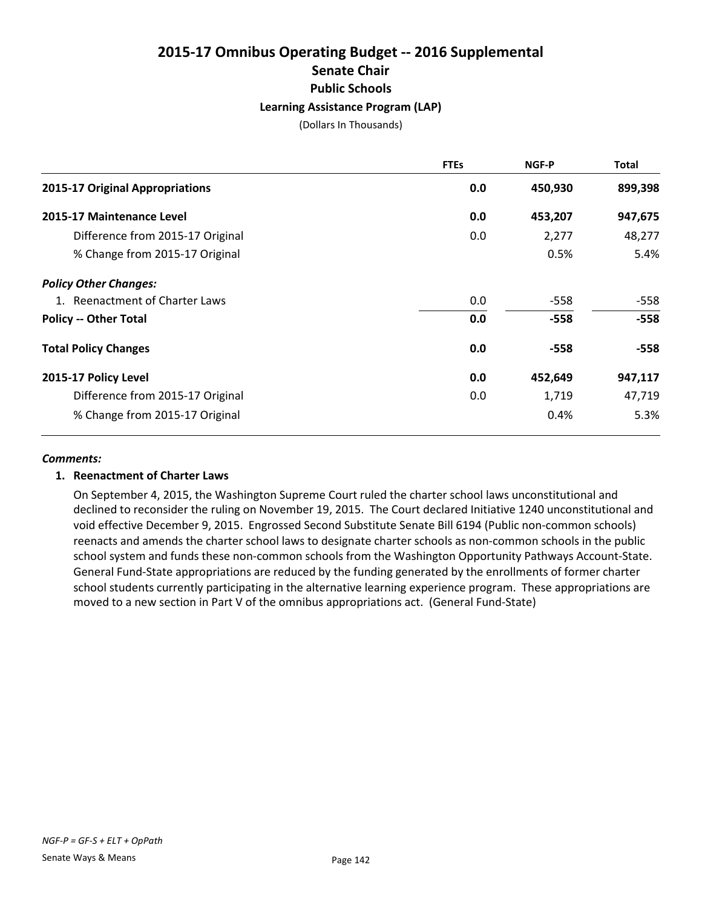# 2015-17 Omnibus Operating Budget -- 2016 Supplemental

## Senate Chair

### Public Schools

#### Learning Assistance Program (LAP)

(Dollars In Thousands)

| | FTEs | NGF-P | Total |
|---|---|---|---|
| **2015-17 Original Appropriations** | **0.0** | **450,930** | **899,398** |
| **2015-17 Maintenance Level** | **0.0** | **453,207** | **947,675** |
| Difference from 2015-17 Original | 0.0 | 2,277 | 48,277 |
| % Change from 2015-17 Original | | 0.5% | 5.4% |
| ***Policy Other Changes:*** | | | |
| 1. Reenactment of Charter Laws | 0.0 | -558 | -558 |
| **Policy -- Other Total** | **0.0** | **-558** | **-558** |
| **Total Policy Changes** | **0.0** | **-558** | **-558** |
| **2015-17 Policy Level** | **0.0** | **452,649** | **947,117** |
| Difference from 2015-17 Original | 0.0 | 1,719 | 47,719 |
| % Change from 2015-17 Original | | 0.4% | 5.3% |

***Comments:***

**1. Reenactment of Charter Laws**

On September 4, 2015, the Washington Supreme Court ruled the charter school laws unconstitutional and declined to reconsider the ruling on November 19, 2015. The Court declared Initiative 1240 unconstitutional and void effective December 9, 2015. Engrossed Second Substitute Senate Bill 6194 (Public non-common schools) reenacts and amends the charter school laws to designate charter schools as non-common schools in the public school system and funds these non-common schools from the Washington Opportunity Pathways Account-State. General Fund-State appropriations are reduced by the funding generated by the enrollments of former charter school students currently participating in the alternative learning experience program. These appropriations are moved to a new section in Part V of the omnibus appropriations act. (General Fund-State)

*NGF-P = GF-S + ELT + OpPath*

Senate Ways & Means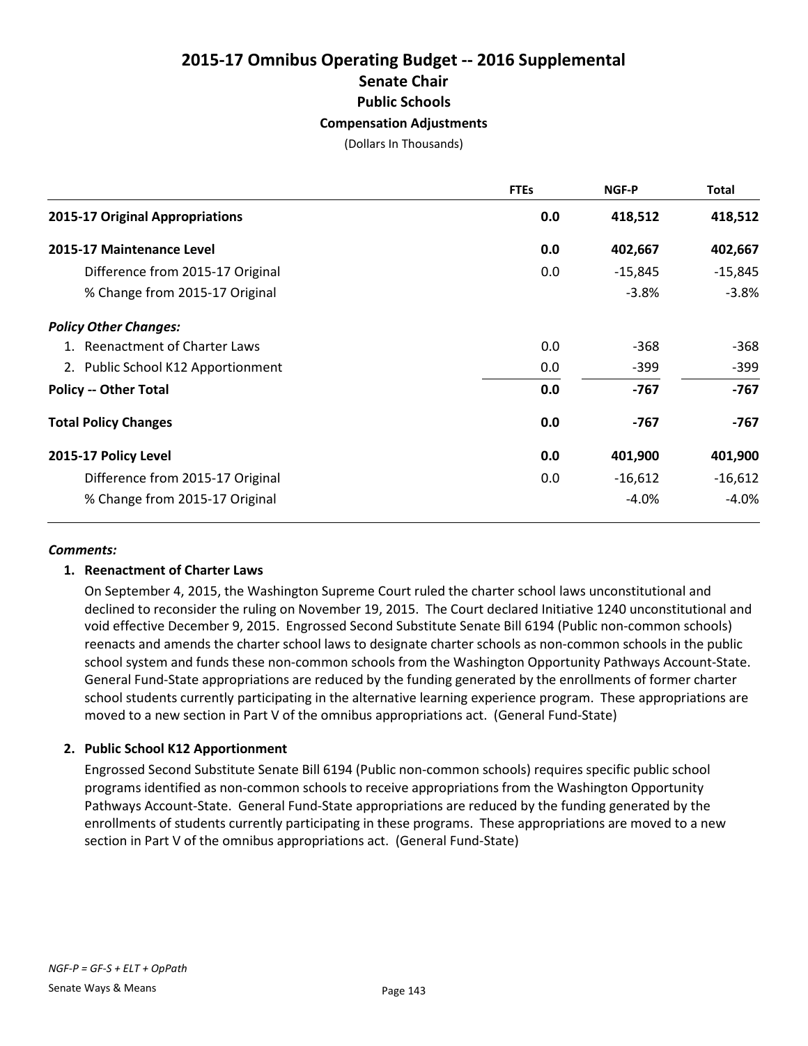# 2015-17 Omnibus Operating Budget -- 2016 Supplemental
## Senate Chair
### Public Schools
#### Compensation Adjustments
(Dollars In Thousands)

| | FTEs | NGF-P | Total |
|---|---|---|---|
| **2015-17 Original Appropriations** | **0.0** | **418,512** | **418,512** |
| **2015-17 Maintenance Level** | **0.0** | **402,667** | **402,667** |
| Difference from 2015-17 Original | 0.0 | -15,845 | -15,845 |
| % Change from 2015-17 Original | | -3.8% | -3.8% |
| ***Policy Other Changes:*** | | | |
| 1. Reenactment of Charter Laws | 0.0 | -368 | -368 |
| 2. Public School K12 Apportionment | 0.0 | -399 | -399 |
| **Policy -- Other Total** | **0.0** | **-767** | **-767** |
| **Total Policy Changes** | **0.0** | **-767** | **-767** |
| **2015-17 Policy Level** | **0.0** | **401,900** | **401,900** |
| Difference from 2015-17 Original | 0.0 | -16,612 | -16,612 |
| % Change from 2015-17 Original | | -4.0% | -4.0% |

***Comments:***

**1. Reenactment of Charter Laws**

On September 4, 2015, the Washington Supreme Court ruled the charter school laws unconstitutional and declined to reconsider the ruling on November 19, 2015. The Court declared Initiative 1240 unconstitutional and void effective December 9, 2015. Engrossed Second Substitute Senate Bill 6194 (Public non-common schools) reenacts and amends the charter school laws to designate charter schools as non-common schools in the public school system and funds these non-common schools from the Washington Opportunity Pathways Account-State. General Fund-State appropriations are reduced by the funding generated by the enrollments of former charter school students currently participating in the alternative learning experience program. These appropriations are moved to a new section in Part V of the omnibus appropriations act. (General Fund-State)

**2. Public School K12 Apportionment**

Engrossed Second Substitute Senate Bill 6194 (Public non-common schools) requires specific public school programs identified as non-common schools to receive appropriations from the Washington Opportunity Pathways Account-State. General Fund-State appropriations are reduced by the funding generated by the enrollments of students currently participating in these programs. These appropriations are moved to a new section in Part V of the omnibus appropriations act. (General Fund-State)

*NGF-P = GF-S + ELT + OpPath*

Senate Ways & Means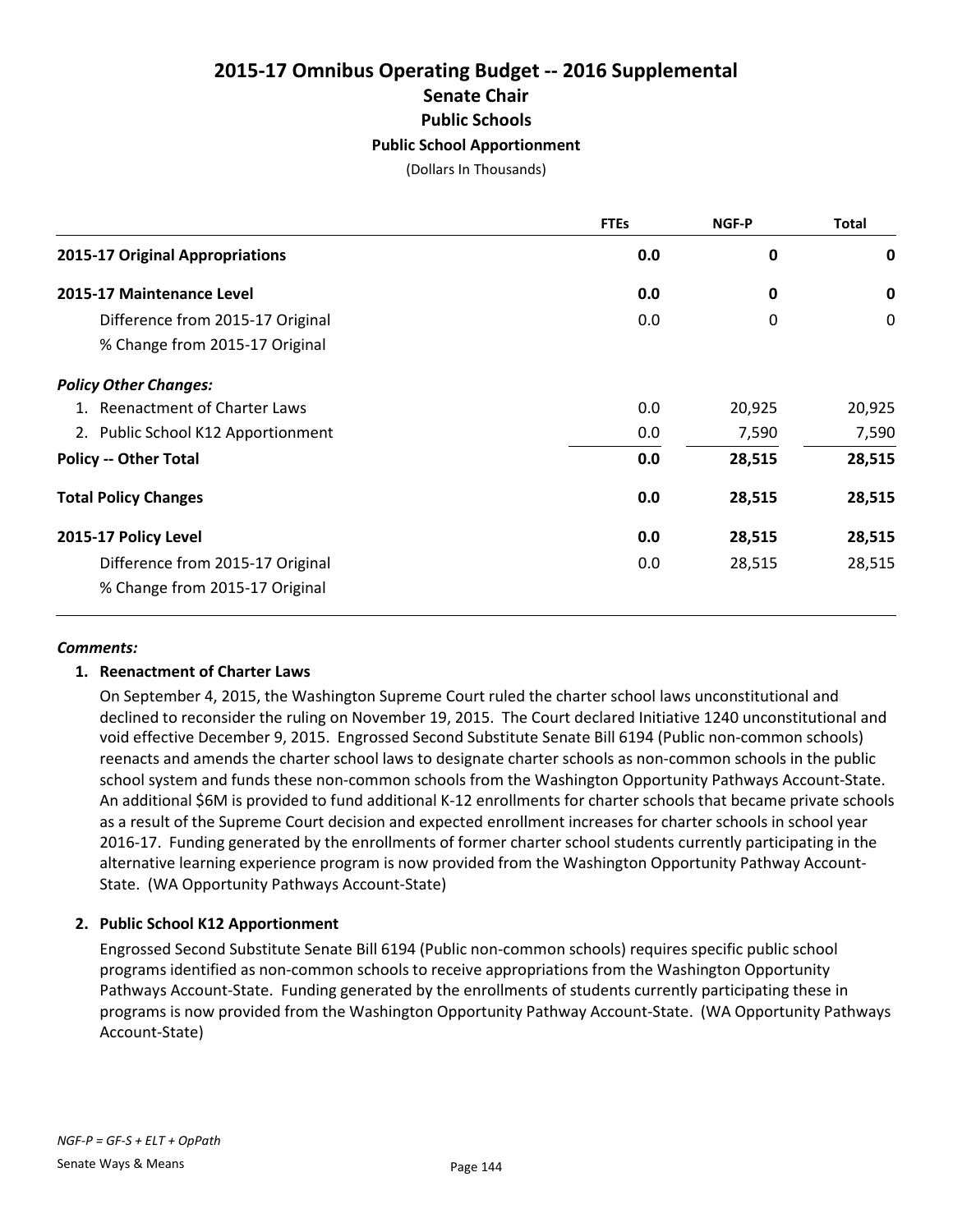# 2015-17 Omnibus Operating Budget -- 2016 Supplemental

## Senate Chair

### Public Schools

#### Public School Apportionment

(Dollars In Thousands)

| | FTEs | NGF-P | Total |
|---|---|---|---|
| **2015-17 Original Appropriations** | **0.0** | **0** | **0** |
| **2015-17 Maintenance Level** | **0.0** | **0** | **0** |
| Difference from 2015-17 Original | 0.0 | 0 | 0 |
| % Change from 2015-17 Original | | | |
| ***Policy Other Changes:*** | | | |
| 1. Reenactment of Charter Laws | 0.0 | 20,925 | 20,925 |
| 2. Public School K12 Apportionment | 0.0 | 7,590 | 7,590 |
| **Policy -- Other Total** | **0.0** | **28,515** | **28,515** |
| **Total Policy Changes** | **0.0** | **28,515** | **28,515** |
| **2015-17 Policy Level** | **0.0** | **28,515** | **28,515** |
| Difference from 2015-17 Original | 0.0 | 28,515 | 28,515 |
| % Change from 2015-17 Original | | | |

***Comments:***

1. **Reenactment of Charter Laws**

   On September 4, 2015, the Washington Supreme Court ruled the charter school laws unconstitutional and declined to reconsider the ruling on November 19, 2015. The Court declared Initiative 1240 unconstitutional and void effective December 9, 2015. Engrossed Second Substitute Senate Bill 6194 (Public non-common schools) reenacts and amends the charter school laws to designate charter schools as non-common schools in the public school system and funds these non-common schools from the Washington Opportunity Pathways Account-State. An additional $6M is provided to fund additional K-12 enrollments for charter schools that became private schools as a result of the Supreme Court decision and expected enrollment increases for charter schools in school year 2016-17. Funding generated by the enrollments of former charter school students currently participating in the alternative learning experience program is now provided from the Washington Opportunity Pathway Account-State. (WA Opportunity Pathways Account-State)

2. **Public School K12 Apportionment**

   Engrossed Second Substitute Senate Bill 6194 (Public non-common schools) requires specific public school programs identified as non-common schools to receive appropriations from the Washington Opportunity Pathways Account-State. Funding generated by the enrollments of students currently participating these in programs is now provided from the Washington Opportunity Pathway Account-State. (WA Opportunity Pathways Account-State)

*NGF-P = GF-S + ELT + OpPath*

Senate Ways & Means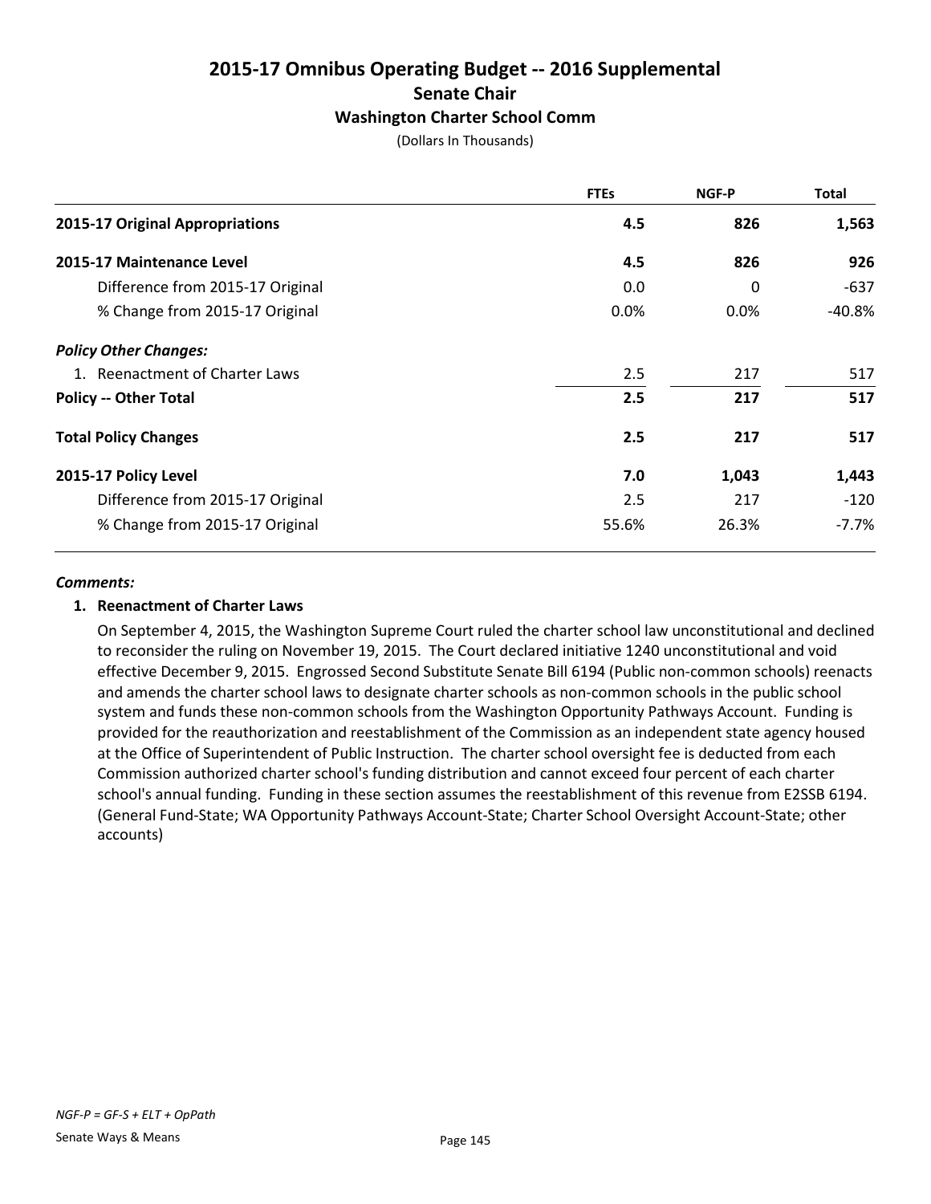# 2015-17 Omnibus Operating Budget -- 2016 Supplemental

## Senate Chair

### Washington Charter School Comm

(Dollars In Thousands)

| | FTEs | NGF-P | Total |
|---|---|---|---|
| **2015-17 Original Appropriations** | **4.5** | **826** | **1,563** |
| **2015-17 Maintenance Level** | **4.5** | **826** | **926** |
| Difference from 2015-17 Original | 0.0 | 0 | -637 |
| % Change from 2015-17 Original | 0.0% | 0.0% | -40.8% |
| ***Policy Other Changes:*** | | | |
| 1. Reenactment of Charter Laws | 2.5 | 217 | 517 |
| **Policy -- Other Total** | **2.5** | **217** | **517** |
| **Total Policy Changes** | **2.5** | **217** | **517** |
| **2015-17 Policy Level** | **7.0** | **1,043** | **1,443** |
| Difference from 2015-17 Original | 2.5 | 217 | -120 |
| % Change from 2015-17 Original | 55.6% | 26.3% | -7.7% |

***Comments:***

**1. Reenactment of Charter Laws**

On September 4, 2015, the Washington Supreme Court ruled the charter school law unconstitutional and declined to reconsider the ruling on November 19, 2015. The Court declared initiative 1240 unconstitutional and void effective December 9, 2015. Engrossed Second Substitute Senate Bill 6194 (Public non-common schools) reenacts and amends the charter school laws to designate charter schools as non-common schools in the public school system and funds these non-common schools from the Washington Opportunity Pathways Account. Funding is provided for the reauthorization and reestablishment of the Commission as an independent state agency housed at the Office of Superintendent of Public Instruction. The charter school oversight fee is deducted from each Commission authorized charter school's funding distribution and cannot exceed four percent of each charter school's annual funding. Funding in these section assumes the reestablishment of this revenue from E2SSB 6194. (General Fund-State; WA Opportunity Pathways Account-State; Charter School Oversight Account-State; other accounts)

*NGF-P = GF-S + ELT + OpPath*

Senate Ways & Means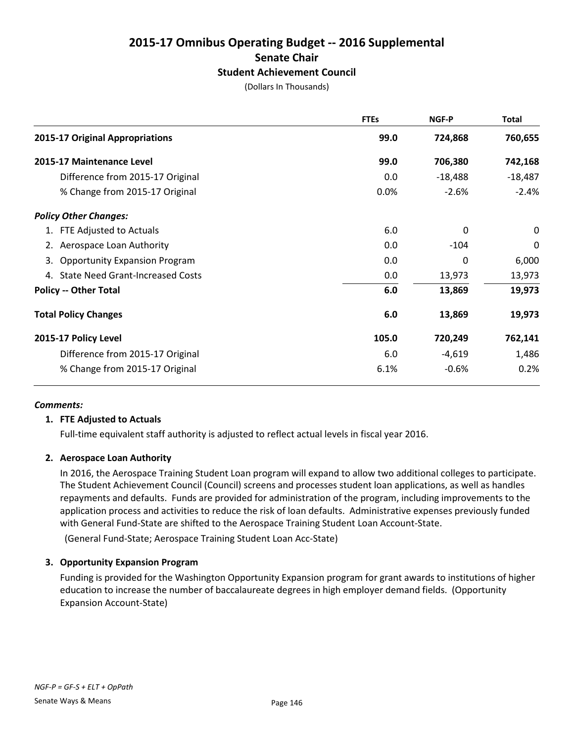# 2015-17 Omnibus Operating Budget -- 2016 Supplemental

## Senate Chair

### Student Achievement Council

(Dollars In Thousands)

| | FTEs | NGF-P | Total |
|---|---|---|---|
| **2015-17 Original Appropriations** | **99.0** | **724,868** | **760,655** |
| **2015-17 Maintenance Level** | **99.0** | **706,380** | **742,168** |
| Difference from 2015-17 Original | 0.0 | -18,488 | -18,487 |
| % Change from 2015-17 Original | 0.0% | -2.6% | -2.4% |
| ***Policy Other Changes:*** | | | |
| 1. FTE Adjusted to Actuals | 6.0 | 0 | 0 |
| 2. Aerospace Loan Authority | 0.0 | -104 | 0 |
| 3. Opportunity Expansion Program | 0.0 | 0 | 6,000 |
| 4. State Need Grant-Increased Costs | 0.0 | 13,973 | 13,973 |
| **Policy -- Other Total** | **6.0** | **13,869** | **19,973** |
| **Total Policy Changes** | **6.0** | **13,869** | **19,973** |
| **2015-17 Policy Level** | **105.0** | **720,249** | **762,141** |
| Difference from 2015-17 Original | 6.0 | -4,619 | 1,486 |
| % Change from 2015-17 Original | 6.1% | -0.6% | 0.2% |

***Comments:***

**1. FTE Adjusted to Actuals**

Full-time equivalent staff authority is adjusted to reflect actual levels in fiscal year 2016.

**2. Aerospace Loan Authority**

In 2016, the Aerospace Training Student Loan program will expand to allow two additional colleges to participate. The Student Achievement Council (Council) screens and processes student loan applications, as well as handles repayments and defaults. Funds are provided for administration of the program, including improvements to the application process and activities to reduce the risk of loan defaults. Administrative expenses previously funded with General Fund-State are shifted to the Aerospace Training Student Loan Account-State.

(General Fund-State; Aerospace Training Student Loan Acc-State)

**3. Opportunity Expansion Program**

Funding is provided for the Washington Opportunity Expansion program for grant awards to institutions of higher education to increase the number of baccalaureate degrees in high employer demand fields. (Opportunity Expansion Account-State)

*NGF-P = GF-S + ELT + OpPath*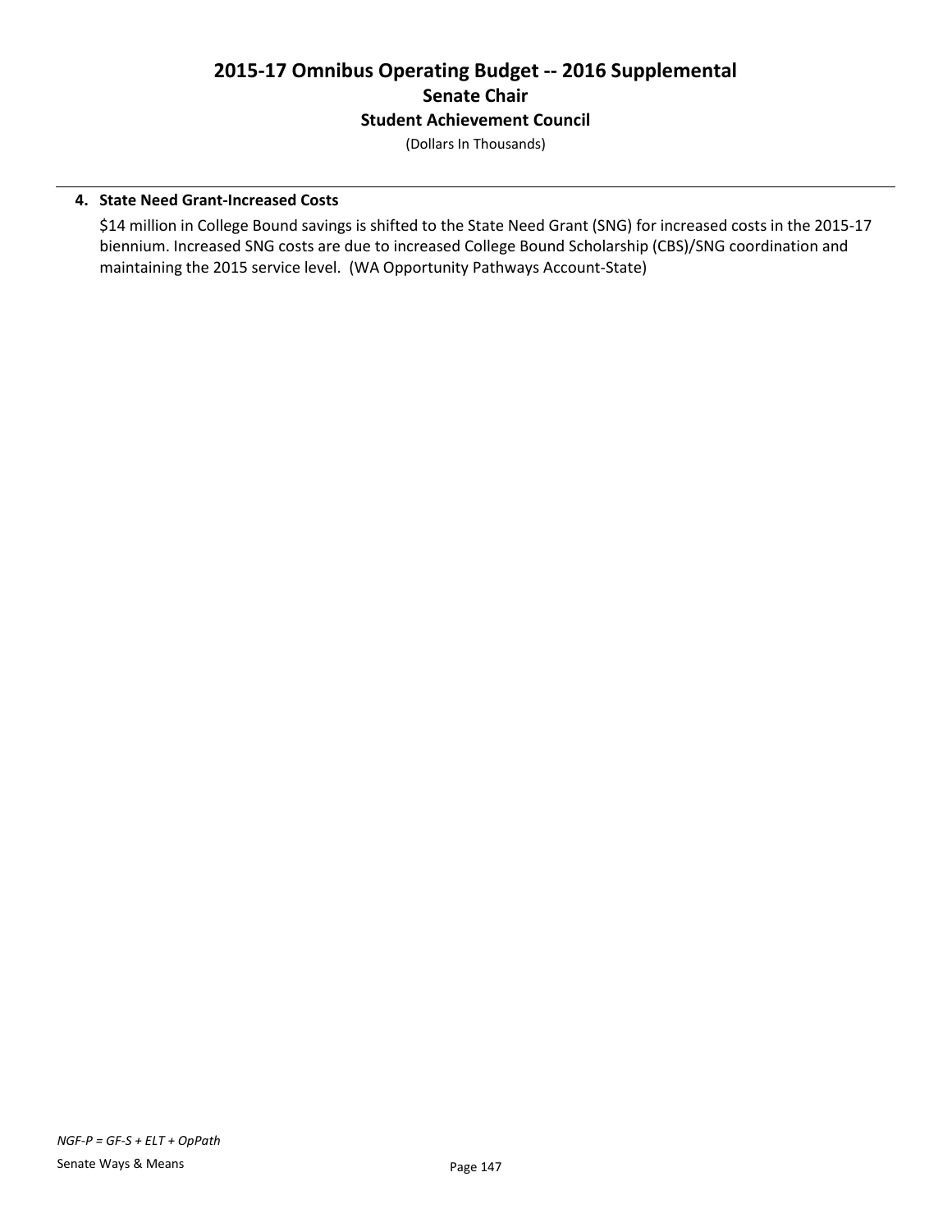**4. State Need Grant-Increased Costs**

$14 million in College Bound savings is shifted to the State Need Grant (SNG) for increased costs in the 2015-17 biennium. Increased SNG costs are due to increased College Bound Scholarship (CBS)/SNG coordination and maintaining the 2015 service level. (WA Opportunity Pathways Account-State)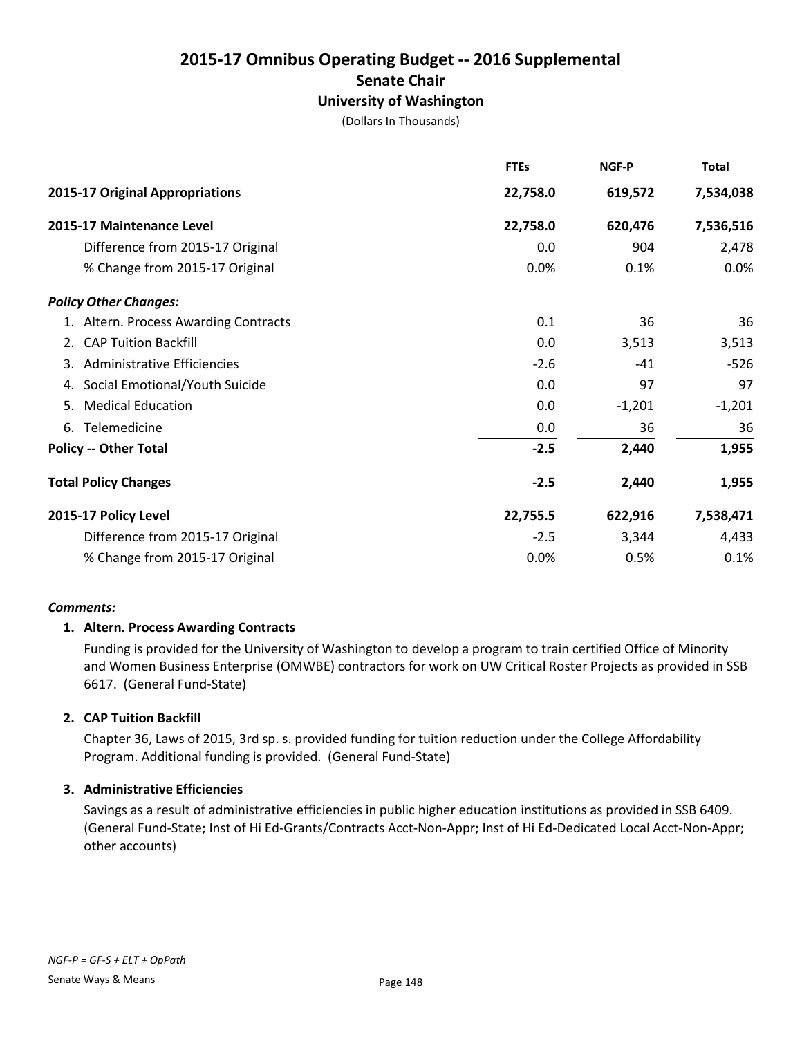# 2015-17 Omnibus Operating Budget -- 2016 Supplemental

## Senate Chair

### University of Washington

(Dollars In Thousands)

| | FTEs | NGF-P | Total |
|---|---|---|---|
| **2015-17 Original Appropriations** | **22,758.0** | **619,572** | **7,534,038** |
| **2015-17 Maintenance Level** | **22,758.0** | **620,476** | **7,536,516** |
| Difference from 2015-17 Original | 0.0 | 904 | 2,478 |
| % Change from 2015-17 Original | 0.0% | 0.1% | 0.0% |
| ***Policy Other Changes:*** | | | |
| 1. Altern. Process Awarding Contracts | 0.1 | 36 | 36 |
| 2. CAP Tuition Backfill | 0.0 | 3,513 | 3,513 |
| 3. Administrative Efficiencies | -2.6 | -41 | -526 |
| 4. Social Emotional/Youth Suicide | 0.0 | 97 | 97 |
| 5. Medical Education | 0.0 | -1,201 | -1,201 |
| 6. Telemedicine | 0.0 | 36 | 36 |
| **Policy -- Other Total** | **-2.5** | **2,440** | **1,955** |
| **Total Policy Changes** | **-2.5** | **2,440** | **1,955** |
| **2015-17 Policy Level** | **22,755.5** | **622,916** | **7,538,471** |
| Difference from 2015-17 Original | -2.5 | 3,344 | 4,433 |
| % Change from 2015-17 Original | 0.0% | 0.5% | 0.1% |

***Comments:***

**1. Altern. Process Awarding Contracts**

Funding is provided for the University of Washington to develop a program to train certified Office of Minority and Women Business Enterprise (OMWBE) contractors for work on UW Critical Roster Projects as provided in SSB 6617. (General Fund-State)

**2. CAP Tuition Backfill**

Chapter 36, Laws of 2015, 3rd sp. s. provided funding for tuition reduction under the College Affordability Program. Additional funding is provided. (General Fund-State)

**3. Administrative Efficiencies**

Savings as a result of administrative efficiencies in public higher education institutions as provided in SSB 6409. (General Fund-State; Inst of Hi Ed-Grants/Contracts Acct-Non-Appr; Inst of Hi Ed-Dedicated Local Acct-Non-Appr; other accounts)

*NGF-P = GF-S + ELT + OpPath*

Senate Ways & Means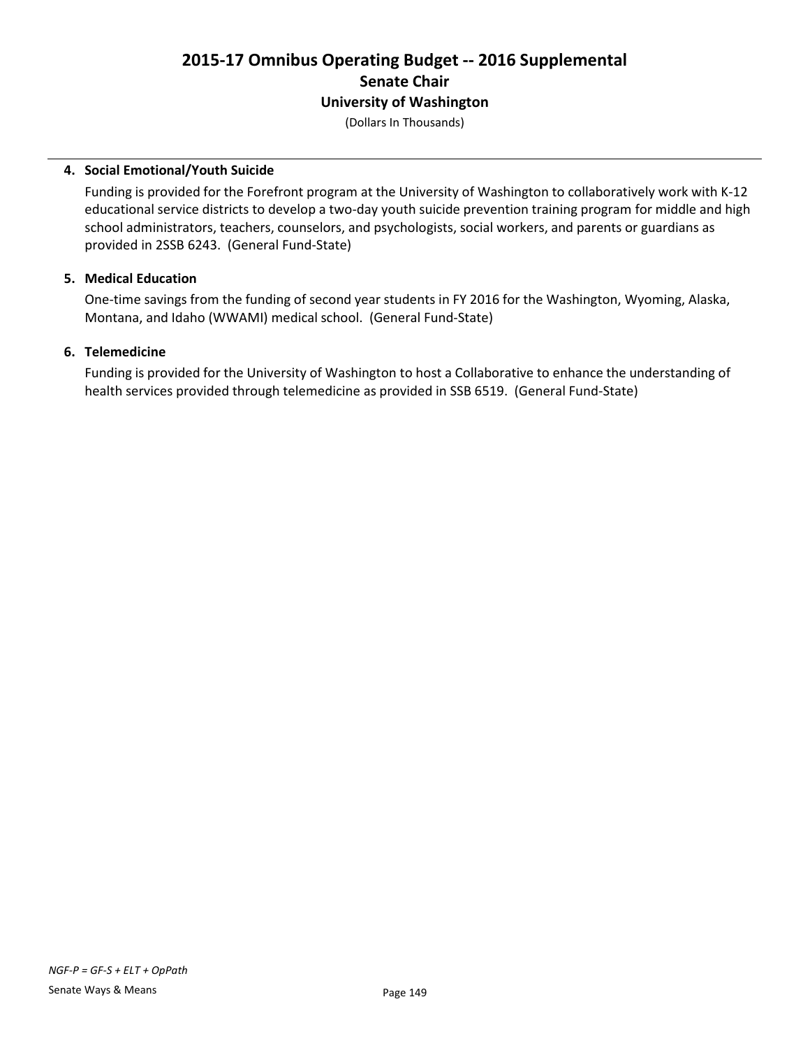# 2015-17 Omnibus Operating Budget -- 2016 Supplemental
## Senate Chair
## University of Washington
(Dollars In Thousands)

**4. Social Emotional/Youth Suicide**

Funding is provided for the Forefront program at the University of Washington to collaboratively work with K-12 educational service districts to develop a two-day youth suicide prevention training program for middle and high school administrators, teachers, counselors, and psychologists, social workers, and parents or guardians as provided in 2SSB 6243. (General Fund-State)

**5. Medical Education**

One-time savings from the funding of second year students in FY 2016 for the Washington, Wyoming, Alaska, Montana, and Idaho (WWAMI) medical school. (General Fund-State)

**6. Telemedicine**

Funding is provided for the University of Washington to host a Collaborative to enhance the understanding of health services provided through telemedicine as provided in SSB 6519. (General Fund-State)

*NGF-P = GF-S + ELT + OpPath*

Senate Ways & Means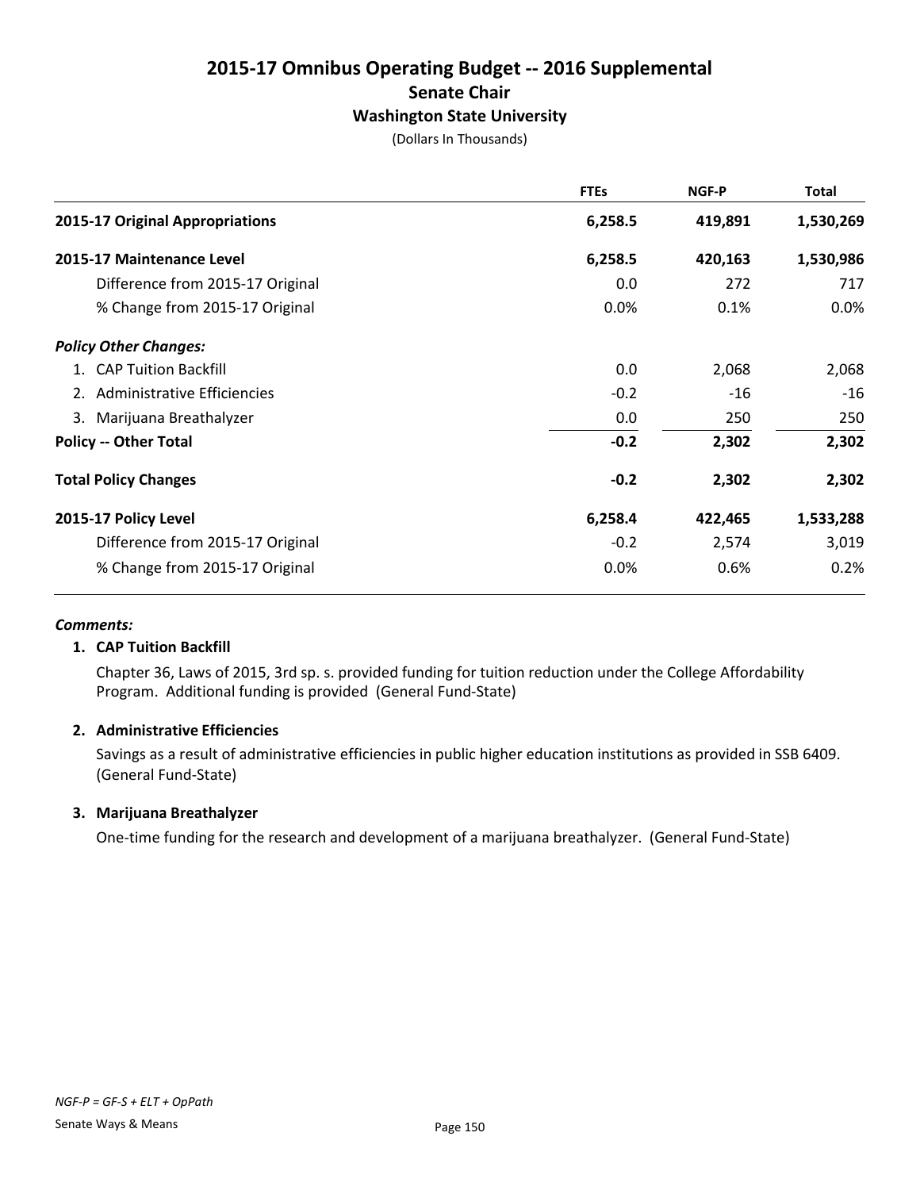# 2015-17 Omnibus Operating Budget -- 2016 Supplemental

## Senate Chair

### Washington State University

(Dollars In Thousands)

| | FTEs | NGF-P | Total |
|---|---|---|---|
| **2015-17 Original Appropriations** | **6,258.5** | **419,891** | **1,530,269** |
| **2015-17 Maintenance Level** | **6,258.5** | **420,163** | **1,530,986** |
| Difference from 2015-17 Original | 0.0 | 272 | 717 |
| % Change from 2015-17 Original | 0.0% | 0.1% | 0.0% |
| ***Policy Other Changes:*** | | | |
| 1. CAP Tuition Backfill | 0.0 | 2,068 | 2,068 |
| 2. Administrative Efficiencies | -0.2 | -16 | -16 |
| 3. Marijuana Breathalyzer | 0.0 | 250 | 250 |
| **Policy -- Other Total** | **-0.2** | **2,302** | **2,302** |
| **Total Policy Changes** | **-0.2** | **2,302** | **2,302** |
| **2015-17 Policy Level** | **6,258.4** | **422,465** | **1,533,288** |
| Difference from 2015-17 Original | -0.2 | 2,574 | 3,019 |
| % Change from 2015-17 Original | 0.0% | 0.6% | 0.2% |

***Comments:***

**1. CAP Tuition Backfill**

Chapter 36, Laws of 2015, 3rd sp. s. provided funding for tuition reduction under the College Affordability Program. Additional funding is provided (General Fund-State)

**2. Administrative Efficiencies**

Savings as a result of administrative efficiencies in public higher education institutions as provided in SSB 6409. (General Fund-State)

**3. Marijuana Breathalyzer**

One-time funding for the research and development of a marijuana breathalyzer. (General Fund-State)

*NGF-P = GF-S + ELT + OpPath*

Senate Ways & Means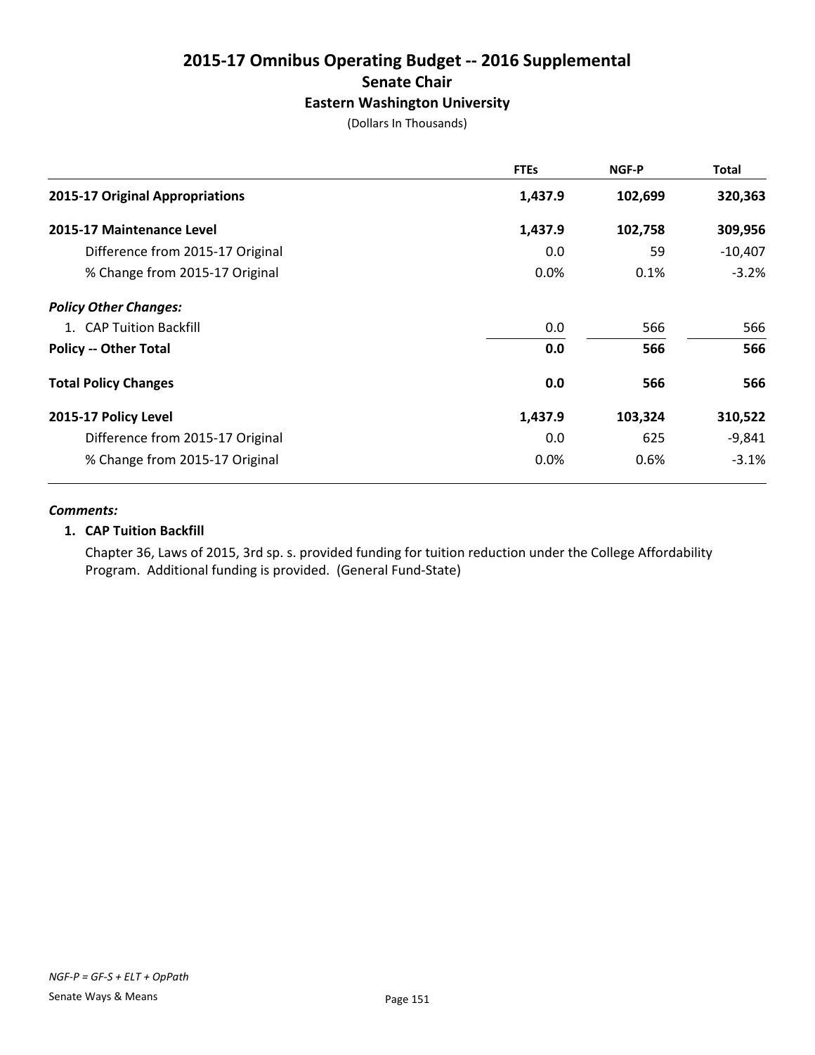# 2015-17 Omnibus Operating Budget -- 2016 Supplemental

## Senate Chair

### Eastern Washington University

(Dollars In Thousands)

| | FTEs | NGF-P | Total |
|---|---|---|---|
| **2015-17 Original Appropriations** | **1,437.9** | **102,699** | **320,363** |
| **2015-17 Maintenance Level** | **1,437.9** | **102,758** | **309,956** |
| Difference from 2015-17 Original | 0.0 | 59 | -10,407 |
| % Change from 2015-17 Original | 0.0% | 0.1% | -3.2% |
| ***Policy Other Changes:*** | | | |
| 1. CAP Tuition Backfill | 0.0 | 566 | 566 |
| **Policy -- Other Total** | **0.0** | **566** | **566** |
| **Total Policy Changes** | **0.0** | **566** | **566** |
| **2015-17 Policy Level** | **1,437.9** | **103,324** | **310,522** |
| Difference from 2015-17 Original | 0.0 | 625 | -9,841 |
| % Change from 2015-17 Original | 0.0% | 0.6% | -3.1% |

***Comments:***

**1. CAP Tuition Backfill**

Chapter 36, Laws of 2015, 3rd sp. s. provided funding for tuition reduction under the College Affordability Program. Additional funding is provided. (General Fund-State)

*NGF-P = GF-S + ELT + OpPath*

Senate Ways & Means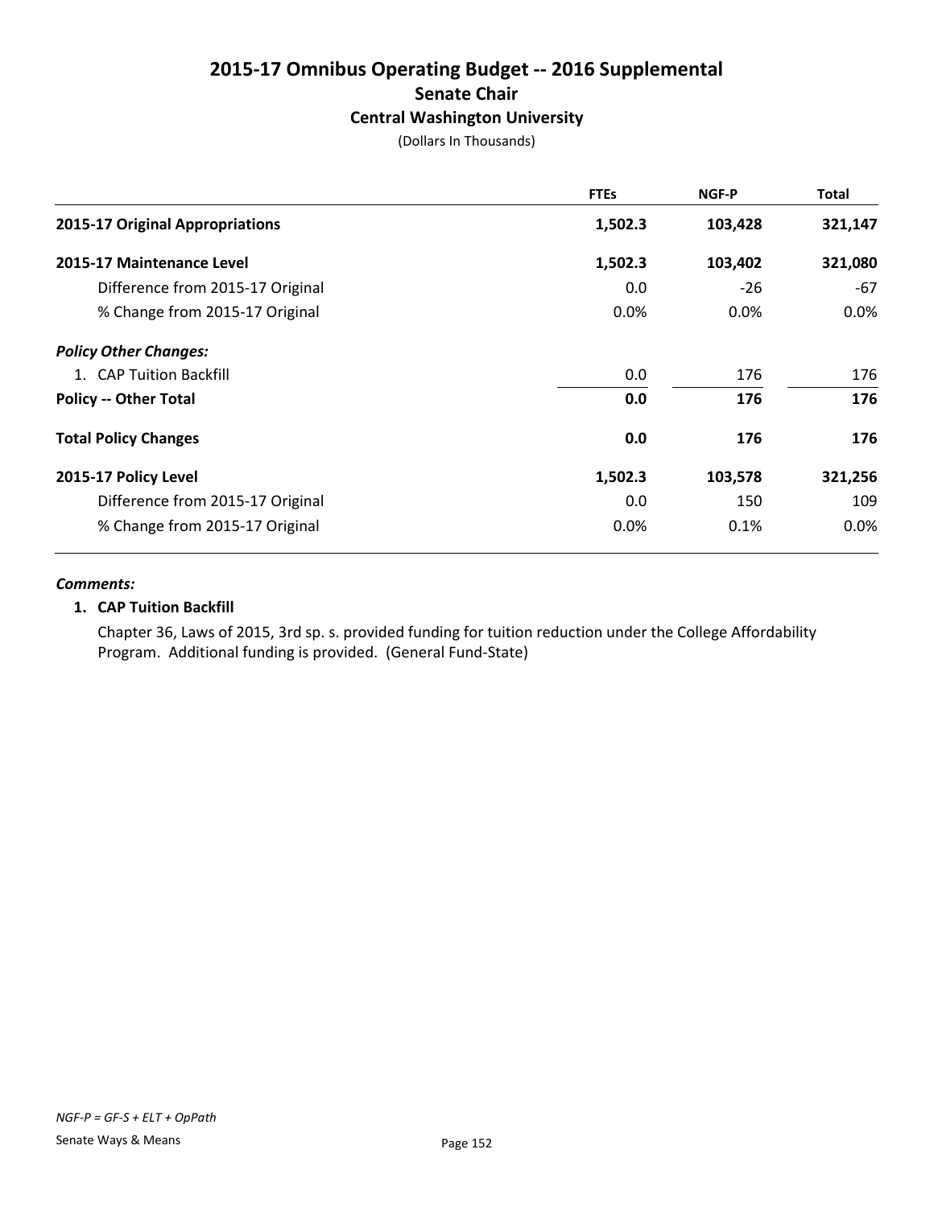# 2015-17 Omnibus Operating Budget -- 2016 Supplemental
## Senate Chair
### Central Washington University

(Dollars In Thousands)

| | FTEs | NGF-P | Total |
|---|---|---|---|
| **2015-17 Original Appropriations** | **1,502.3** | **103,428** | **321,147** |
| **2015-17 Maintenance Level** | **1,502.3** | **103,402** | **321,080** |
| Difference from 2015-17 Original | 0.0 | -26 | -67 |
| % Change from 2015-17 Original | 0.0% | 0.0% | 0.0% |
| ***Policy Other Changes:*** | | | |
| 1. CAP Tuition Backfill | 0.0 | 176 | 176 |
| **Policy -- Other Total** | **0.0** | **176** | **176** |
| **Total Policy Changes** | **0.0** | **176** | **176** |
| **2015-17 Policy Level** | **1,502.3** | **103,578** | **321,256** |
| Difference from 2015-17 Original | 0.0 | 150 | 109 |
| % Change from 2015-17 Original | 0.0% | 0.1% | 0.0% |

***Comments:***

**1. CAP Tuition Backfill**

Chapter 36, Laws of 2015, 3rd sp. s. provided funding for tuition reduction under the College Affordability Program. Additional funding is provided. (General Fund-State)

*NGF-P = GF-S + ELT + OpPath*

Senate Ways & Means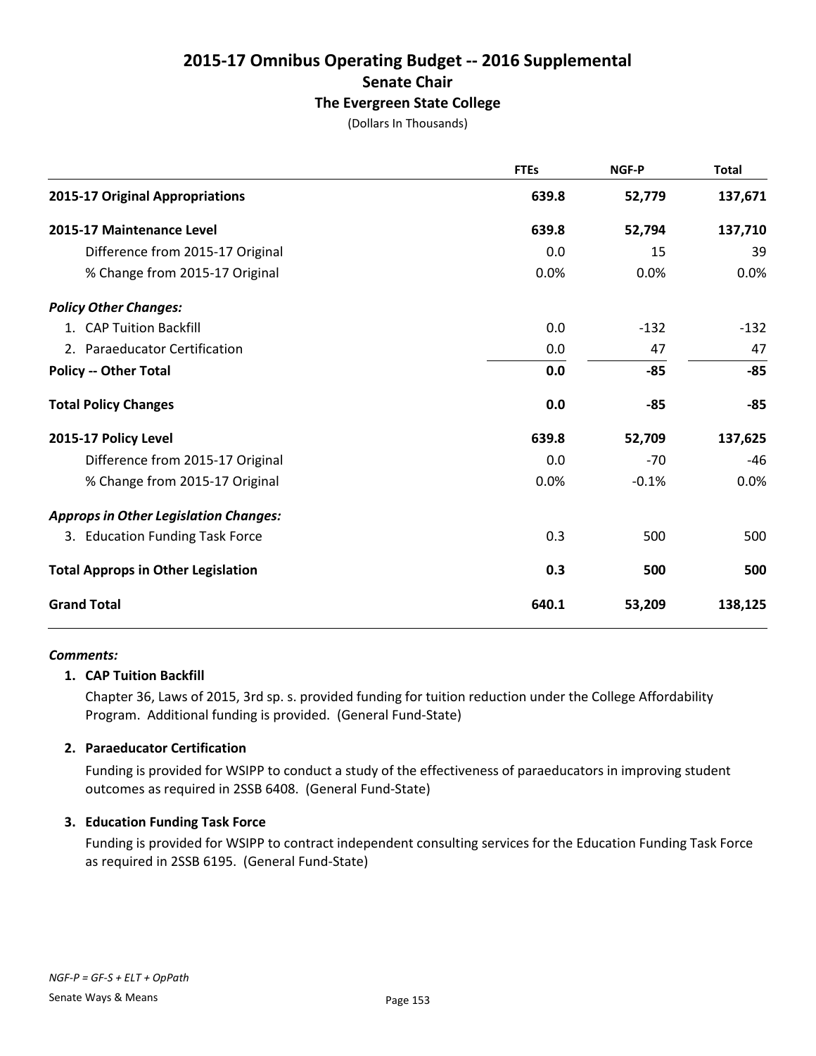# 2015-17 Omnibus Operating Budget -- 2016 Supplemental
## Senate Chair
### The Evergreen State College
(Dollars In Thousands)

| | FTEs | NGF-P | Total |
|---|---|---|---|
| **2015-17 Original Appropriations** | **639.8** | **52,779** | **137,671** |
| **2015-17 Maintenance Level** | **639.8** | **52,794** | **137,710** |
| Difference from 2015-17 Original | 0.0 | 15 | 39 |
| % Change from 2015-17 Original | 0.0% | 0.0% | 0.0% |
| ***Policy Other Changes:*** | | | |
| 1. CAP Tuition Backfill | 0.0 | -132 | -132 |
| 2. Paraeducator Certification | 0.0 | 47 | 47 |
| **Policy -- Other Total** | **0.0** | **-85** | **-85** |
| **Total Policy Changes** | **0.0** | **-85** | **-85** |
| **2015-17 Policy Level** | **639.8** | **52,709** | **137,625** |
| Difference from 2015-17 Original | 0.0 | -70 | -46 |
| % Change from 2015-17 Original | 0.0% | -0.1% | 0.0% |
| ***Approps in Other Legislation Changes:*** | | | |
| 3. Education Funding Task Force | 0.3 | 500 | 500 |
| **Total Approps in Other Legislation** | **0.3** | **500** | **500** |
| **Grand Total** | **640.1** | **53,209** | **138,125** |

***Comments:***

**1. CAP Tuition Backfill**

Chapter 36, Laws of 2015, 3rd sp. s. provided funding for tuition reduction under the College Affordability Program. Additional funding is provided. (General Fund-State)

**2. Paraeducator Certification**

Funding is provided for WSIPP to conduct a study of the effectiveness of paraeducators in improving student outcomes as required in 2SSB 6408. (General Fund-State)

**3. Education Funding Task Force**

Funding is provided for WSIPP to contract independent consulting services for the Education Funding Task Force as required in 2SSB 6195. (General Fund-State)

*NGF-P = GF-S + ELT + OpPath*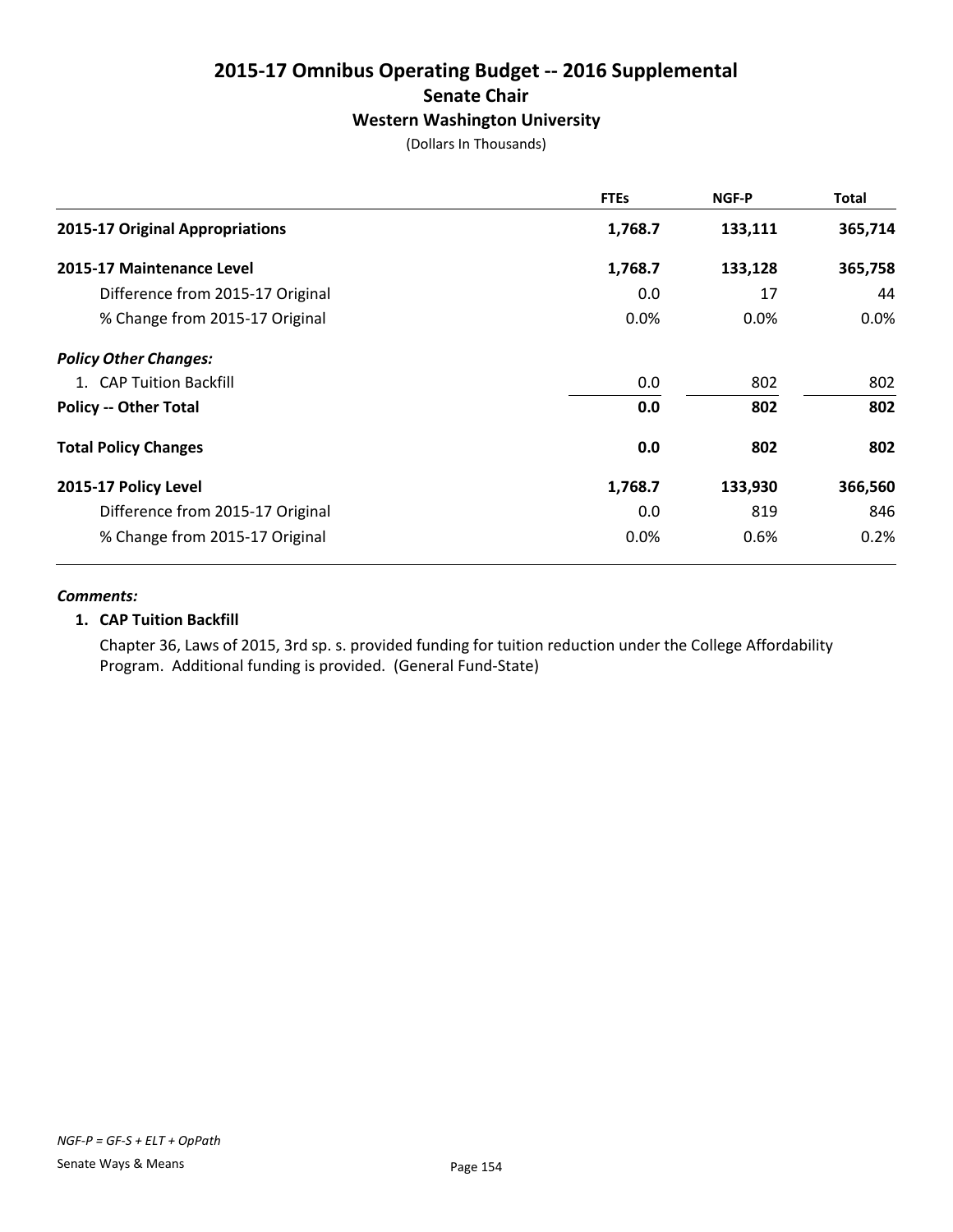# 2015-17 Omnibus Operating Budget -- 2016 Supplemental

## Senate Chair

### Western Washington University

(Dollars In Thousands)

| | FTEs | NGF-P | Total |
|---|---|---|---|
| **2015-17 Original Appropriations** | **1,768.7** | **133,111** | **365,714** |
| **2015-17 Maintenance Level** | **1,768.7** | **133,128** | **365,758** |
| Difference from 2015-17 Original | 0.0 | 17 | 44 |
| % Change from 2015-17 Original | 0.0% | 0.0% | 0.0% |
| ***Policy Other Changes:*** | | | |
| 1. CAP Tuition Backfill | 0.0 | 802 | 802 |
| **Policy -- Other Total** | **0.0** | **802** | **802** |
| **Total Policy Changes** | **0.0** | **802** | **802** |
| **2015-17 Policy Level** | **1,768.7** | **133,930** | **366,560** |
| Difference from 2015-17 Original | 0.0 | 819 | 846 |
| % Change from 2015-17 Original | 0.0% | 0.6% | 0.2% |

***Comments:***

**1. CAP Tuition Backfill**

Chapter 36, Laws of 2015, 3rd sp. s. provided funding for tuition reduction under the College Affordability Program. Additional funding is provided. (General Fund-State)

*NGF-P = GF-S + ELT + OpPath*

Senate Ways & Means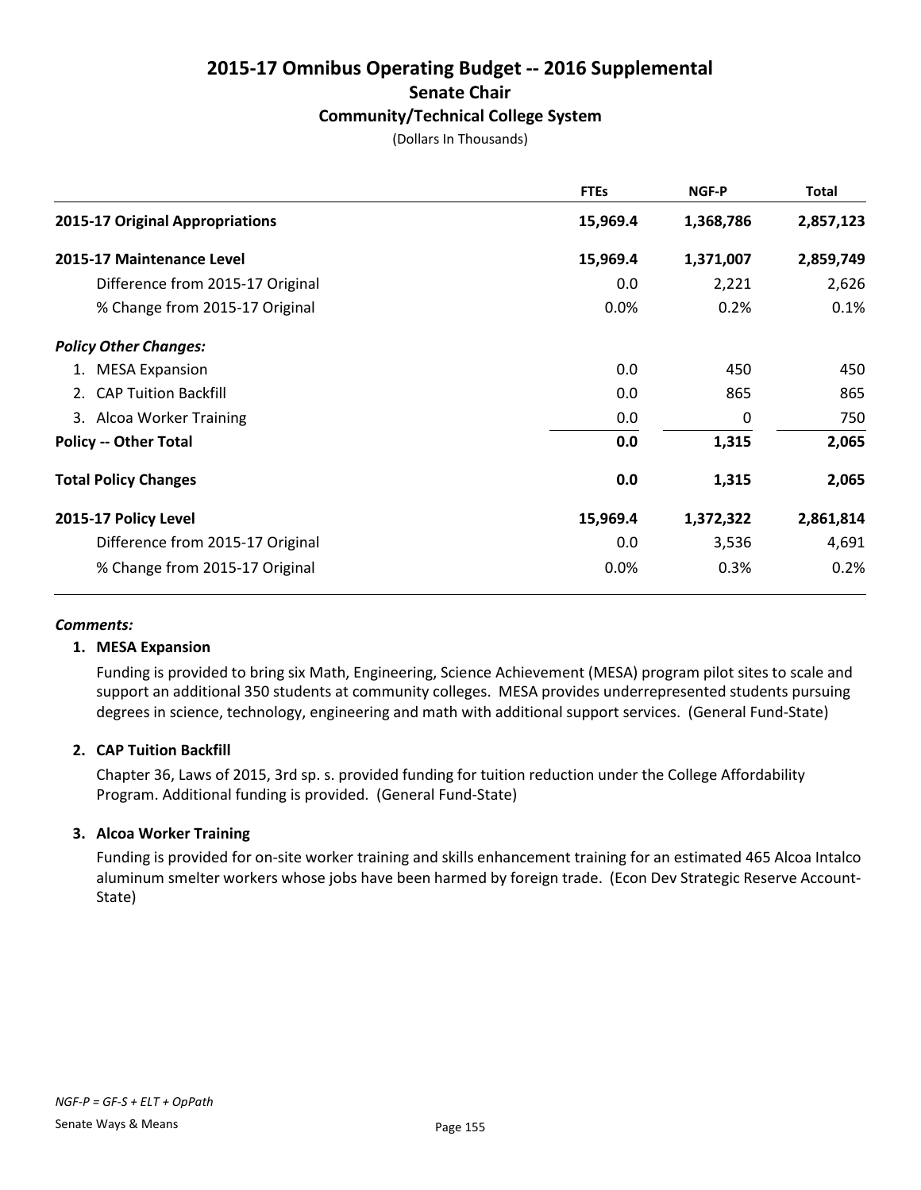# 2015-17 Omnibus Operating Budget -- 2016 Supplemental

## Senate Chair

### Community/Technical College System

(Dollars In Thousands)

| | FTEs | NGF-P | Total |
|---|---|---|---|
| **2015-17 Original Appropriations** | **15,969.4** | **1,368,786** | **2,857,123** |
| **2015-17 Maintenance Level** | **15,969.4** | **1,371,007** | **2,859,749** |
| Difference from 2015-17 Original | 0.0 | 2,221 | 2,626 |
| % Change from 2015-17 Original | 0.0% | 0.2% | 0.1% |
| ***Policy Other Changes:*** | | | |
| 1. MESA Expansion | 0.0 | 450 | 450 |
| 2. CAP Tuition Backfill | 0.0 | 865 | 865 |
| 3. Alcoa Worker Training | 0.0 | 0 | 750 |
| **Policy -- Other Total** | **0.0** | **1,315** | **2,065** |
| **Total Policy Changes** | **0.0** | **1,315** | **2,065** |
| **2015-17 Policy Level** | **15,969.4** | **1,372,322** | **2,861,814** |
| Difference from 2015-17 Original | 0.0 | 3,536 | 4,691 |
| % Change from 2015-17 Original | 0.0% | 0.3% | 0.2% |

***Comments:***

**1. MESA Expansion**

Funding is provided to bring six Math, Engineering, Science Achievement (MESA) program pilot sites to scale and support an additional 350 students at community colleges. MESA provides underrepresented students pursuing degrees in science, technology, engineering and math with additional support services. (General Fund-State)

**2. CAP Tuition Backfill**

Chapter 36, Laws of 2015, 3rd sp. s. provided funding for tuition reduction under the College Affordability Program. Additional funding is provided. (General Fund-State)

**3. Alcoa Worker Training**

Funding is provided for on-site worker training and skills enhancement training for an estimated 465 Alcoa Intalco aluminum smelter workers whose jobs have been harmed by foreign trade. (Econ Dev Strategic Reserve Account-State)

*NGF-P = GF-S + ELT + OpPath*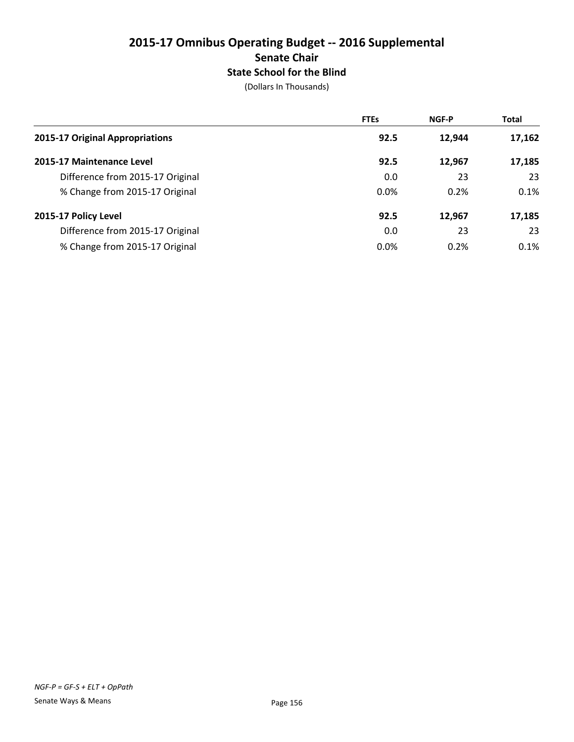# 2015-17 Omnibus Operating Budget -- 2016 Supplemental

## Senate Chair

### State School for the Blind

(Dollars In Thousands)

| | FTEs | NGF-P | Total |
|---|---|---|---|
| **2015-17 Original Appropriations** | **92.5** | **12,944** | **17,162** |
| **2015-17 Maintenance Level** | **92.5** | **12,967** | **17,185** |
| Difference from 2015-17 Original | 0.0 | 23 | 23 |
| % Change from 2015-17 Original | 0.0% | 0.2% | 0.1% |
| **2015-17 Policy Level** | **92.5** | **12,967** | **17,185** |
| Difference from 2015-17 Original | 0.0 | 23 | 23 |
| % Change from 2015-17 Original | 0.0% | 0.2% | 0.1% |

*NGF-P = GF-S + ELT + OpPath*

Senate Ways & Means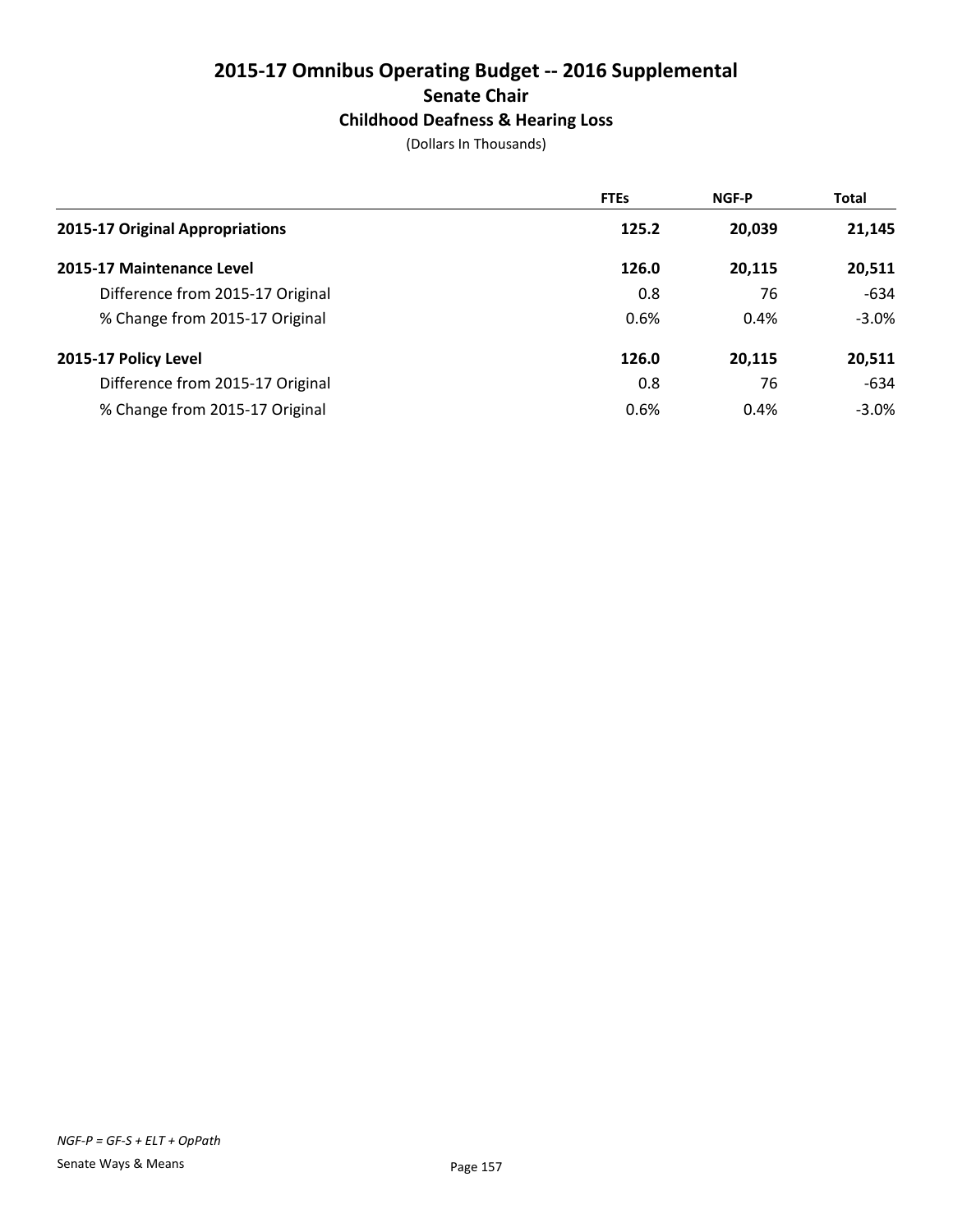# 2015-17 Omnibus Operating Budget -- 2016 Supplemental

## Senate Chair

### Childhood Deafness & Hearing Loss

(Dollars In Thousands)

| | FTEs | NGF-P | Total |
|---|---|---|---|
| **2015-17 Original Appropriations** | **125.2** | **20,039** | **21,145** |
| **2015-17 Maintenance Level** | **126.0** | **20,115** | **20,511** |
| Difference from 2015-17 Original | 0.8 | 76 | -634 |
| % Change from 2015-17 Original | 0.6% | 0.4% | -3.0% |
| **2015-17 Policy Level** | **126.0** | **20,115** | **20,511** |
| Difference from 2015-17 Original | 0.8 | 76 | -634 |
| % Change from 2015-17 Original | 0.6% | 0.4% | -3.0% |

*NGF-P = GF-S + ELT + OpPath*

Senate Ways & Means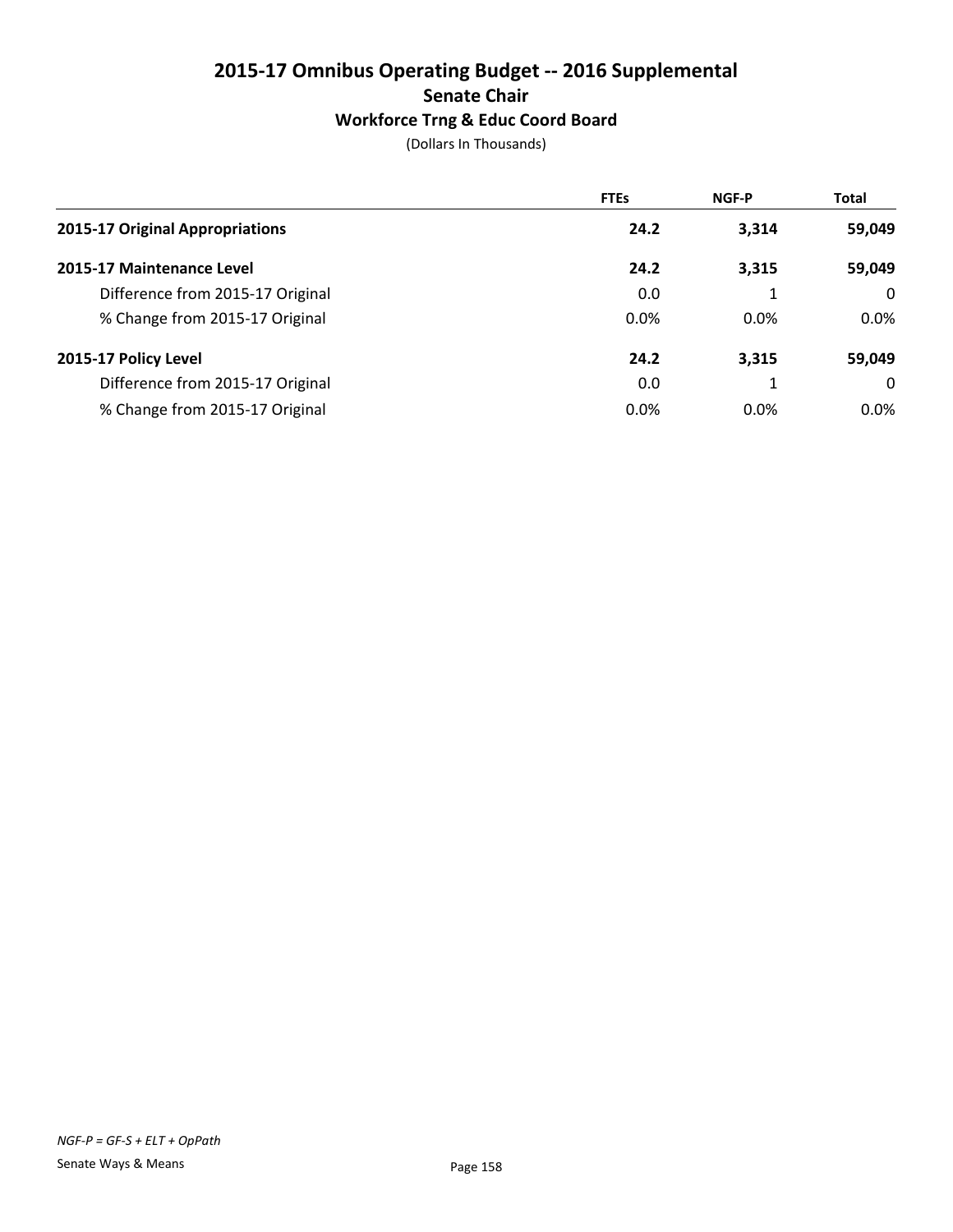# 2015-17 Omnibus Operating Budget -- 2016 Supplemental
## Senate Chair
### Workforce Trng & Educ Coord Board
(Dollars In Thousands)

| | FTEs | NGF-P | Total |
|---|---|---|---|
| **2015-17 Original Appropriations** | **24.2** | **3,314** | **59,049** |
| **2015-17 Maintenance Level** | **24.2** | **3,315** | **59,049** |
| Difference from 2015-17 Original | 0.0 | 1 | 0 |
| % Change from 2015-17 Original | 0.0% | 0.0% | 0.0% |
| **2015-17 Policy Level** | **24.2** | **3,315** | **59,049** |
| Difference from 2015-17 Original | 0.0 | 1 | 0 |
| % Change from 2015-17 Original | 0.0% | 0.0% | 0.0% |

*NGF-P = GF-S + ELT + OpPath*

Senate Ways & Means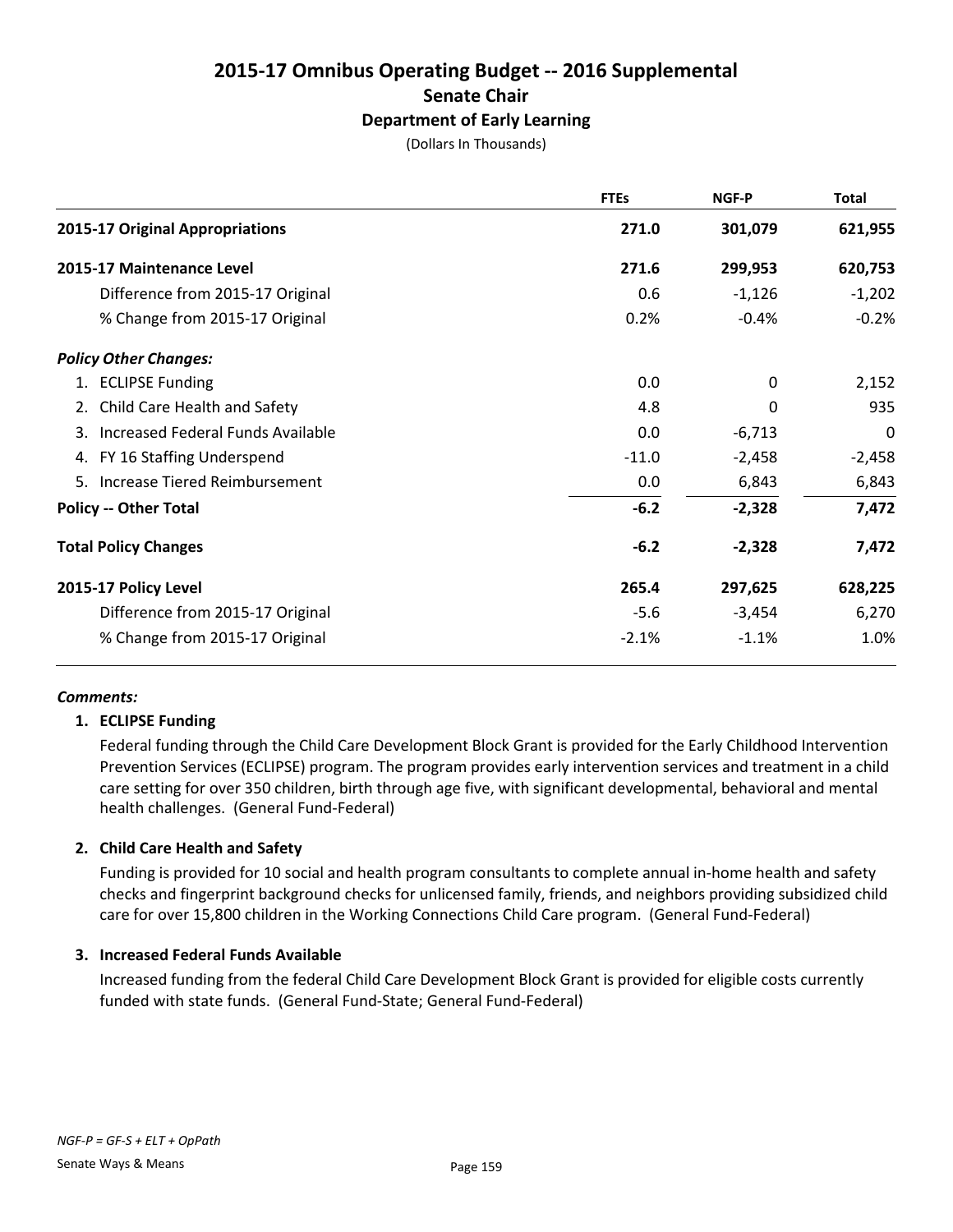# 2015-17 Omnibus Operating Budget -- 2016 Supplemental

## Senate Chair

### Department of Early Learning

(Dollars In Thousands)

| | FTEs | NGF-P | Total |
|---|---|---|---|
| **2015-17 Original Appropriations** | **271.0** | **301,079** | **621,955** |
| **2015-17 Maintenance Level** | **271.6** | **299,953** | **620,753** |
| Difference from 2015-17 Original | 0.6 | -1,126 | -1,202 |
| % Change from 2015-17 Original | 0.2% | -0.4% | -0.2% |
| ***Policy Other Changes:*** | | | |
| 1. ECLIPSE Funding | 0.0 | 0 | 2,152 |
| 2. Child Care Health and Safety | 4.8 | 0 | 935 |
| 3. Increased Federal Funds Available | 0.0 | -6,713 | 0 |
| 4. FY 16 Staffing Underspend | -11.0 | -2,458 | -2,458 |
| 5. Increase Tiered Reimbursement | 0.0 | 6,843 | 6,843 |
| **Policy -- Other Total** | **-6.2** | **-2,328** | **7,472** |
| **Total Policy Changes** | **-6.2** | **-2,328** | **7,472** |
| **2015-17 Policy Level** | **265.4** | **297,625** | **628,225** |
| Difference from 2015-17 Original | -5.6 | -3,454 | 6,270 |
| % Change from 2015-17 Original | -2.1% | -1.1% | 1.0% |

***Comments:***

**1. ECLIPSE Funding**

Federal funding through the Child Care Development Block Grant is provided for the Early Childhood Intervention Prevention Services (ECLIPSE) program. The program provides early intervention services and treatment in a child care setting for over 350 children, birth through age five, with significant developmental, behavioral and mental health challenges. (General Fund-Federal)

**2. Child Care Health and Safety**

Funding is provided for 10 social and health program consultants to complete annual in-home health and safety checks and fingerprint background checks for unlicensed family, friends, and neighbors providing subsidized child care for over 15,800 children in the Working Connections Child Care program. (General Fund-Federal)

**3. Increased Federal Funds Available**

Increased funding from the federal Child Care Development Block Grant is provided for eligible costs currently funded with state funds. (General Fund-State; General Fund-Federal)

*NGF-P = GF-S + ELT + OpPath*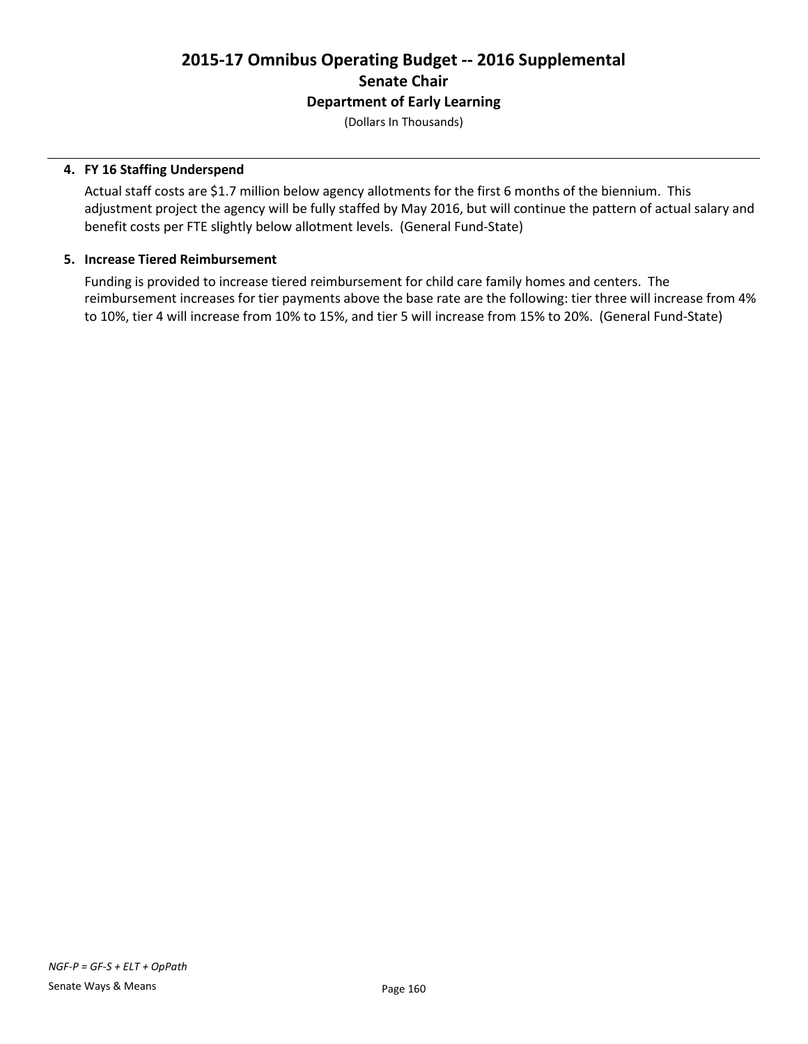# 2015-17 Omnibus Operating Budget -- 2016 Supplemental

## Senate Chair

### Department of Early Learning

(Dollars In Thousands)

**4. FY 16 Staffing Underspend**

Actual staff costs are $1.7 million below agency allotments for the first 6 months of the biennium. This adjustment project the agency will be fully staffed by May 2016, but will continue the pattern of actual salary and benefit costs per FTE slightly below allotment levels. (General Fund-State)

**5. Increase Tiered Reimbursement**

Funding is provided to increase tiered reimbursement for child care family homes and centers. The reimbursement increases for tier payments above the base rate are the following: tier three will increase from 4% to 10%, tier 4 will increase from 10% to 15%, and tier 5 will increase from 15% to 20%. (General Fund-State)

*NGF-P = GF-S + ELT + OpPath*

Senate Ways & Means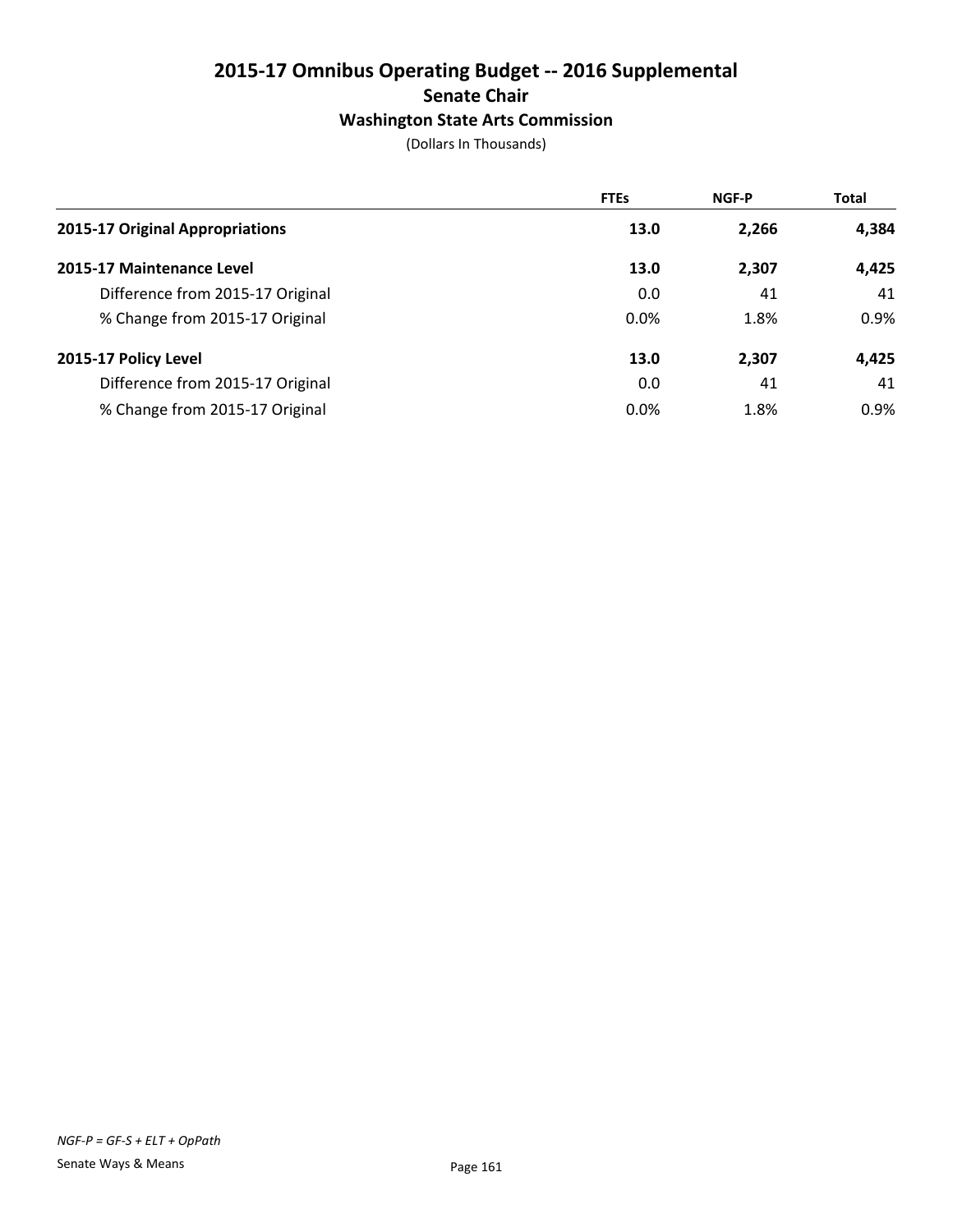# 2015-17 Omnibus Operating Budget -- 2016 Supplemental

## Senate Chair

### Washington State Arts Commission

(Dollars In Thousands)

| | FTEs | NGF-P | Total |
|---|---|---|---|
| **2015-17 Original Appropriations** | **13.0** | **2,266** | **4,384** |
| **2015-17 Maintenance Level** | **13.0** | **2,307** | **4,425** |
| Difference from 2015-17 Original | 0.0 | 41 | 41 |
| % Change from 2015-17 Original | 0.0% | 1.8% | 0.9% |
| **2015-17 Policy Level** | **13.0** | **2,307** | **4,425** |
| Difference from 2015-17 Original | 0.0 | 41 | 41 |
| % Change from 2015-17 Original | 0.0% | 1.8% | 0.9% |

*NGF-P = GF-S + ELT + OpPath*

Senate Ways & Means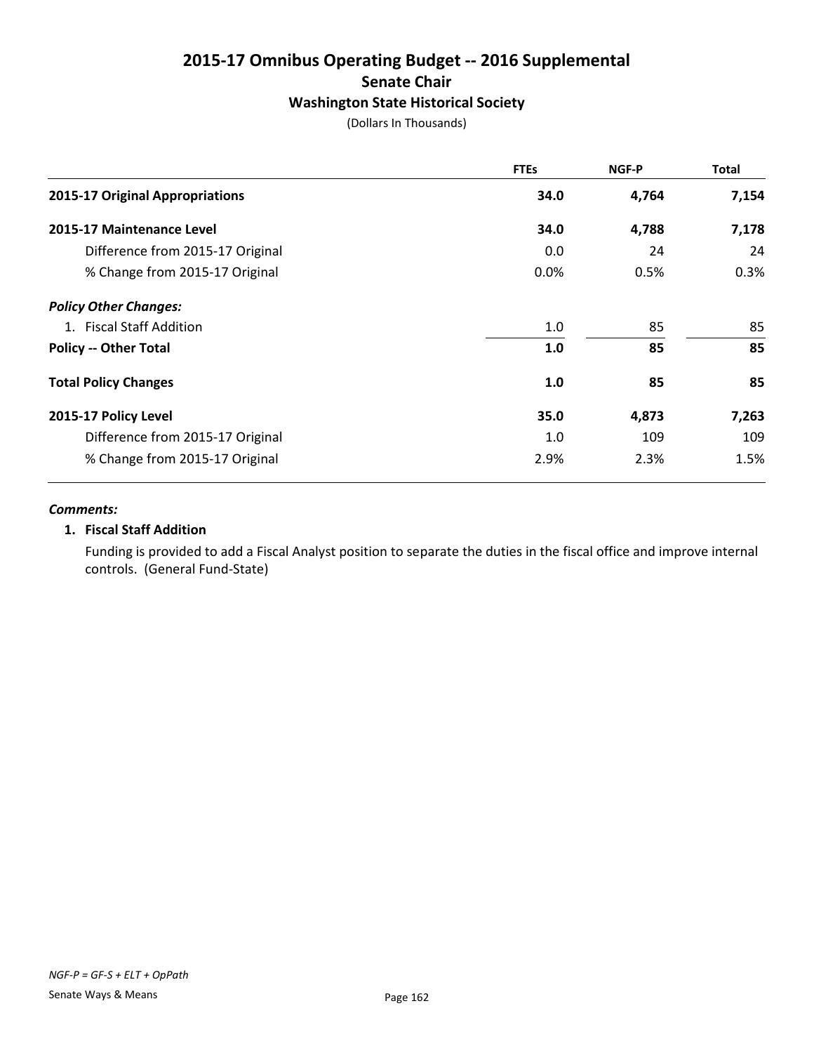# 2015-17 Omnibus Operating Budget -- 2016 Supplemental

## Senate Chair

### Washington State Historical Society

(Dollars In Thousands)

| | FTEs | NGF-P | Total |
|---|---|---|---|
| **2015-17 Original Appropriations** | **34.0** | **4,764** | **7,154** |
| **2015-17 Maintenance Level** | **34.0** | **4,788** | **7,178** |
| Difference from 2015-17 Original | 0.0 | 24 | 24 |
| % Change from 2015-17 Original | 0.0% | 0.5% | 0.3% |
| ***Policy Other Changes:*** | | | |
| 1. Fiscal Staff Addition | 1.0 | 85 | 85 |
| **Policy -- Other Total** | **1.0** | **85** | **85** |
| **Total Policy Changes** | **1.0** | **85** | **85** |
| **2015-17 Policy Level** | **35.0** | **4,873** | **7,263** |
| Difference from 2015-17 Original | 1.0 | 109 | 109 |
| % Change from 2015-17 Original | 2.9% | 2.3% | 1.5% |

***Comments:***

**1. Fiscal Staff Addition**

Funding is provided to add a Fiscal Analyst position to separate the duties in the fiscal office and improve internal controls. (General Fund-State)

*NGF-P = GF-S + ELT + OpPath*

Senate Ways & Means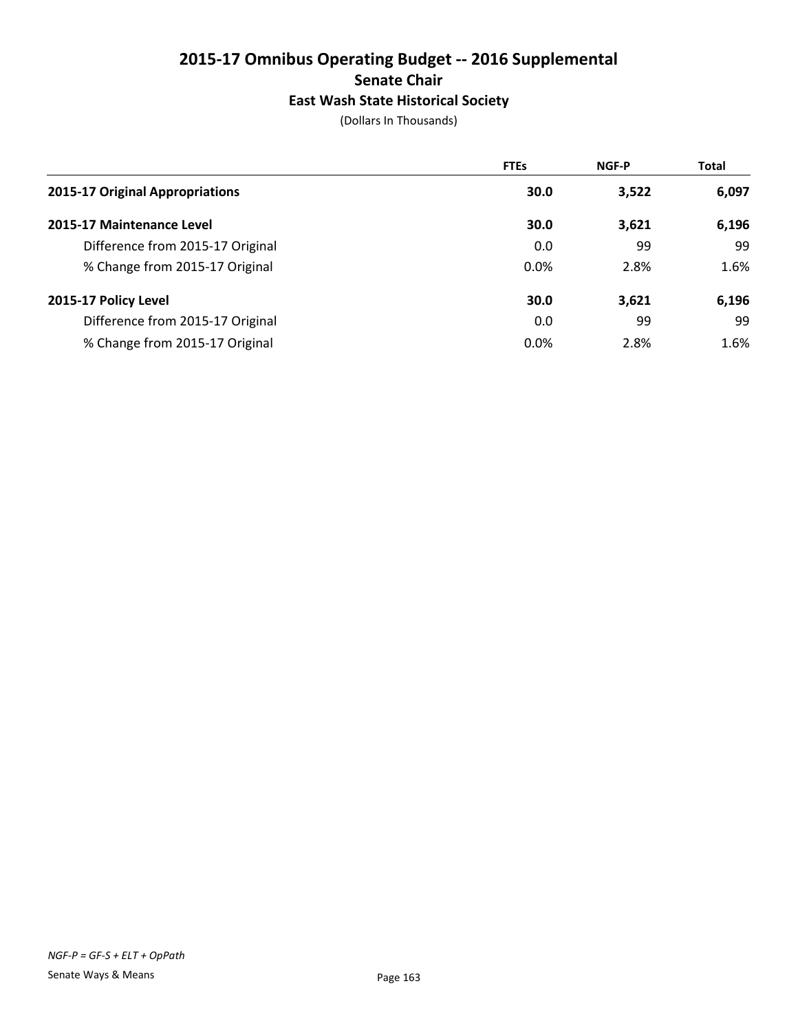# 2015-17 Omnibus Operating Budget -- 2016 Supplemental

## Senate Chair

### East Wash State Historical Society

(Dollars In Thousands)

| | FTEs | NGF-P | Total |
|---|---|---|---|
| **2015-17 Original Appropriations** | **30.0** | **3,522** | **6,097** |
| **2015-17 Maintenance Level** | **30.0** | **3,621** | **6,196** |
| Difference from 2015-17 Original | 0.0 | 99 | 99 |
| % Change from 2015-17 Original | 0.0% | 2.8% | 1.6% |
| **2015-17 Policy Level** | **30.0** | **3,621** | **6,196** |
| Difference from 2015-17 Original | 0.0 | 99 | 99 |
| % Change from 2015-17 Original | 0.0% | 2.8% | 1.6% |

*NGF-P = GF-S + ELT + OpPath*

Senate Ways & Means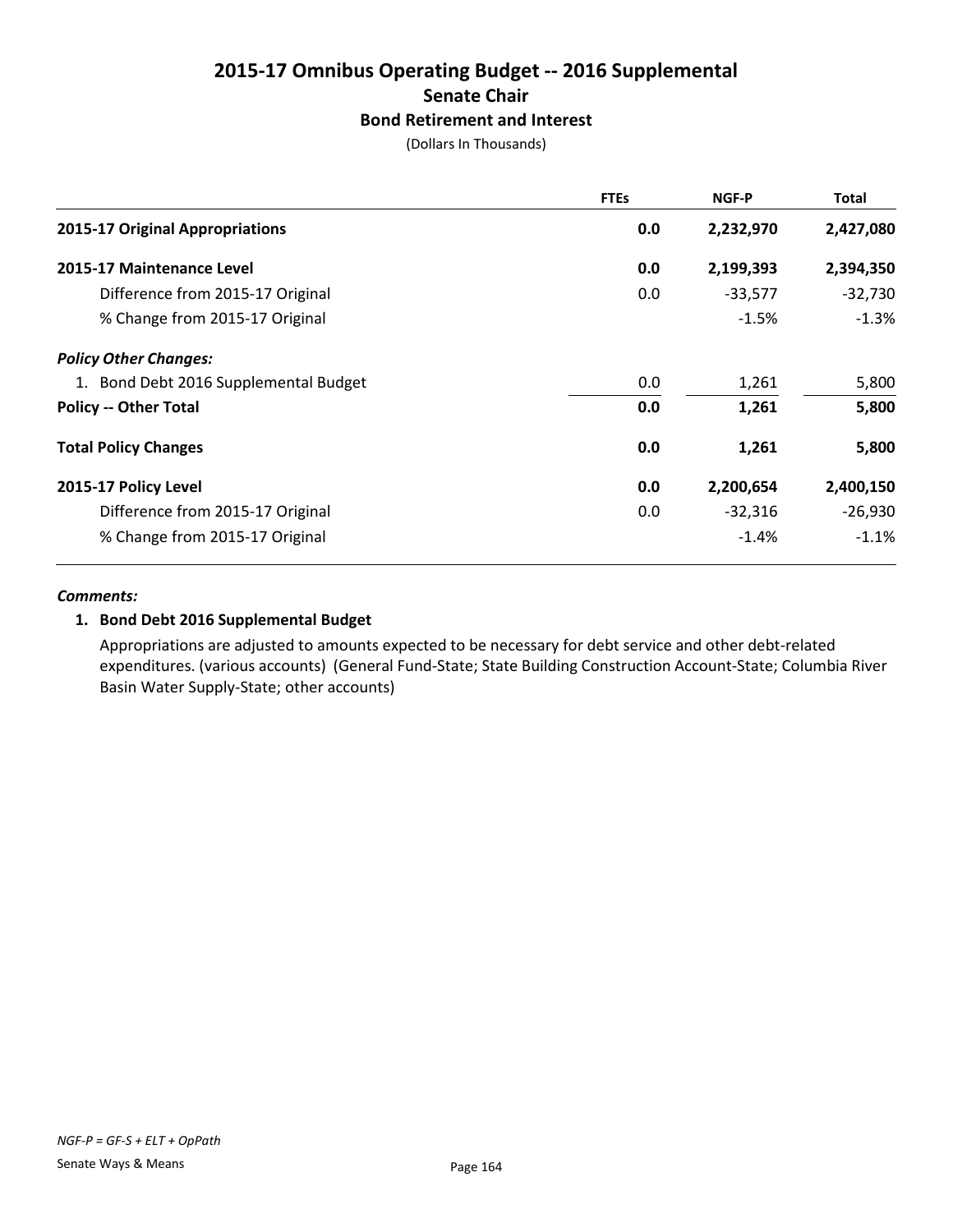# 2015-17 Omnibus Operating Budget -- 2016 Supplemental

## Senate Chair

### Bond Retirement and Interest

(Dollars In Thousands)

| | FTEs | NGF-P | Total |
|---|---|---|---|
| **2015-17 Original Appropriations** | **0.0** | **2,232,970** | **2,427,080** |
| **2015-17 Maintenance Level** | **0.0** | **2,199,393** | **2,394,350** |
| Difference from 2015-17 Original | 0.0 | -33,577 | -32,730 |
| % Change from 2015-17 Original | | -1.5% | -1.3% |
| ***Policy Other Changes:*** | | | |
| 1. Bond Debt 2016 Supplemental Budget | 0.0 | 1,261 | 5,800 |
| **Policy -- Other Total** | **0.0** | **1,261** | **5,800** |
| **Total Policy Changes** | **0.0** | **1,261** | **5,800** |
| **2015-17 Policy Level** | **0.0** | **2,200,654** | **2,400,150** |
| Difference from 2015-17 Original | 0.0 | -32,316 | -26,930 |
| % Change from 2015-17 Original | | -1.4% | -1.1% |

***Comments:***

**1. Bond Debt 2016 Supplemental Budget**

Appropriations are adjusted to amounts expected to be necessary for debt service and other debt-related expenditures. (various accounts) (General Fund-State; State Building Construction Account-State; Columbia River Basin Water Supply-State; other accounts)

*NGF-P = GF-S + ELT + OpPath*

Senate Ways & Means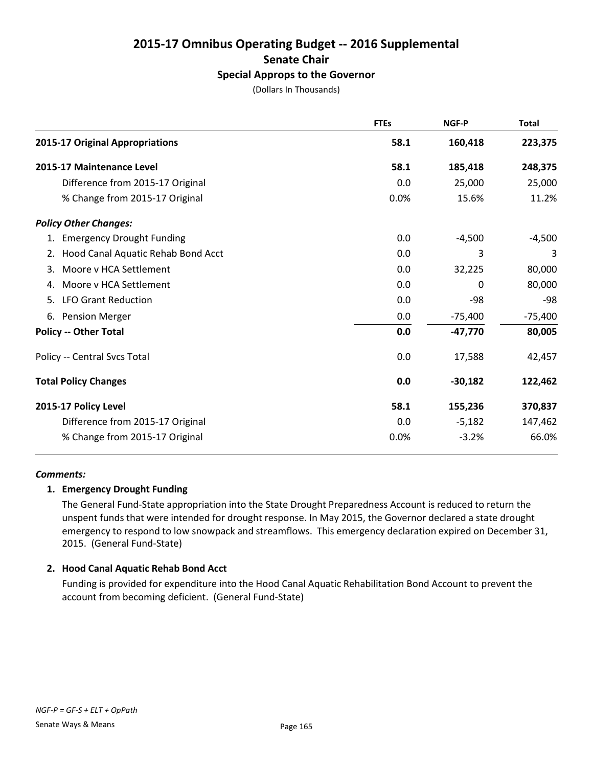# 2015-17 Omnibus Operating Budget -- 2016 Supplemental

## Senate Chair

### Special Approps to the Governor

(Dollars In Thousands)

| | FTEs | NGF-P | Total |
|---|---|---|---|
| **2015-17 Original Appropriations** | **58.1** | **160,418** | **223,375** |
| **2015-17 Maintenance Level** | **58.1** | **185,418** | **248,375** |
| Difference from 2015-17 Original | 0.0 | 25,000 | 25,000 |
| % Change from 2015-17 Original | 0.0% | 15.6% | 11.2% |
| ***Policy Other Changes:*** | | | |
| 1. Emergency Drought Funding | 0.0 | -4,500 | -4,500 |
| 2. Hood Canal Aquatic Rehab Bond Acct | 0.0 | 3 | 3 |
| 3. Moore v HCA Settlement | 0.0 | 32,225 | 80,000 |
| 4. Moore v HCA Settlement | 0.0 | 0 | 80,000 |
| 5. LFO Grant Reduction | 0.0 | -98 | -98 |
| 6. Pension Merger | 0.0 | -75,400 | -75,400 |
| **Policy -- Other Total** | **0.0** | **-47,770** | **80,005** |
| Policy -- Central Svcs Total | 0.0 | 17,588 | 42,457 |
| **Total Policy Changes** | **0.0** | **-30,182** | **122,462** |
| **2015-17 Policy Level** | **58.1** | **155,236** | **370,837** |
| Difference from 2015-17 Original | 0.0 | -5,182 | 147,462 |
| % Change from 2015-17 Original | 0.0% | -3.2% | 66.0% |

***Comments:***

**1. Emergency Drought Funding**

The General Fund-State appropriation into the State Drought Preparedness Account is reduced to return the unspent funds that were intended for drought response. In May 2015, the Governor declared a state drought emergency to respond to low snowpack and streamflows. This emergency declaration expired on December 31, 2015. (General Fund-State)

**2. Hood Canal Aquatic Rehab Bond Acct**

Funding is provided for expenditure into the Hood Canal Aquatic Rehabilitation Bond Account to prevent the account from becoming deficient. (General Fund-State)

*NGF-P = GF-S + ELT + OpPath*

Senate Ways & Means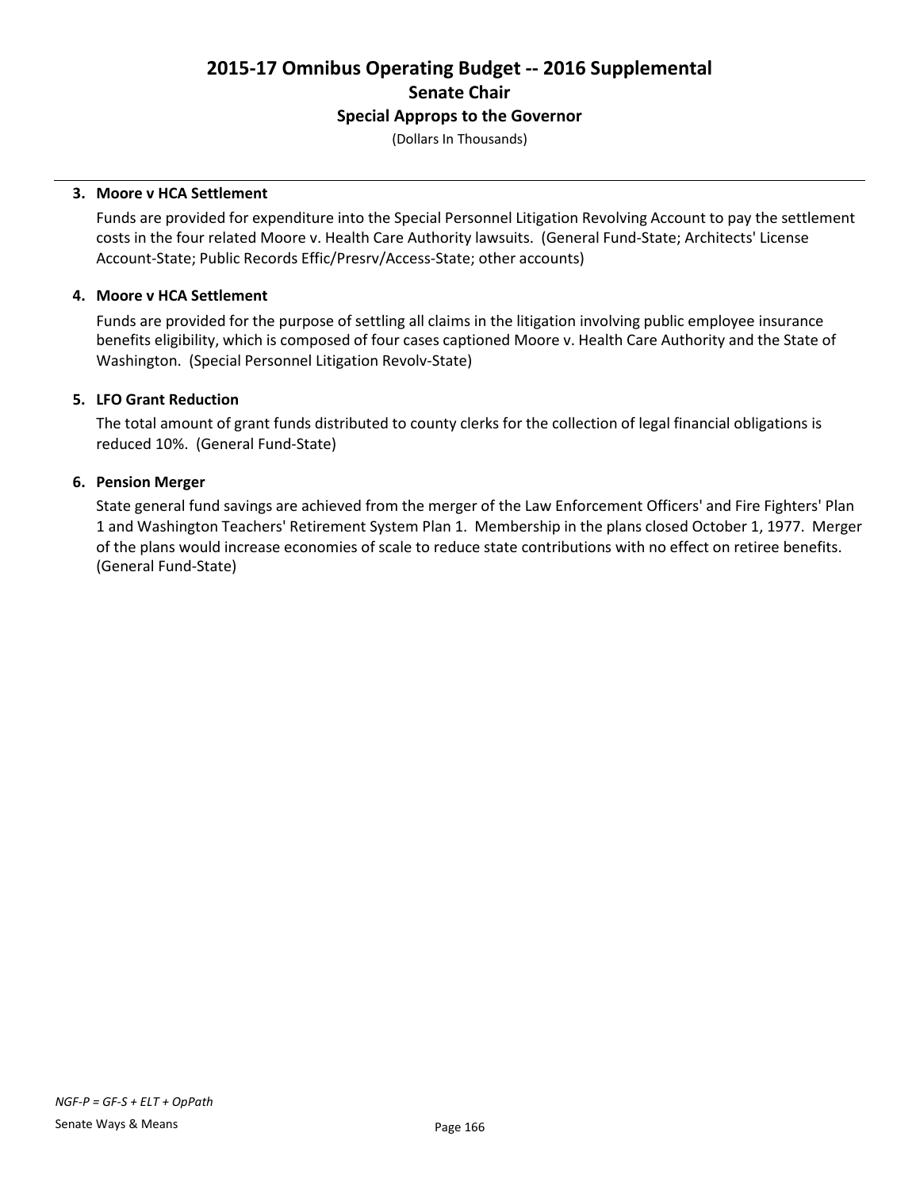# 2015-17 Omnibus Operating Budget -- 2016 Supplemental
## Senate Chair
### Special Approps to the Governor
(Dollars In Thousands)

**3. Moore v HCA Settlement**

Funds are provided for expenditure into the Special Personnel Litigation Revolving Account to pay the settlement costs in the four related Moore v. Health Care Authority lawsuits. (General Fund-State; Architects' License Account-State; Public Records Effic/Presrv/Access-State; other accounts)

**4. Moore v HCA Settlement**

Funds are provided for the purpose of settling all claims in the litigation involving public employee insurance benefits eligibility, which is composed of four cases captioned Moore v. Health Care Authority and the State of Washington. (Special Personnel Litigation Revolv-State)

**5. LFO Grant Reduction**

The total amount of grant funds distributed to county clerks for the collection of legal financial obligations is reduced 10%. (General Fund-State)

**6. Pension Merger**

State general fund savings are achieved from the merger of the Law Enforcement Officers' and Fire Fighters' Plan 1 and Washington Teachers' Retirement System Plan 1. Membership in the plans closed October 1, 1977. Merger of the plans would increase economies of scale to reduce state contributions with no effect on retiree benefits. (General Fund-State)

*NGF-P = GF-S + ELT + OpPath*

Senate Ways & Means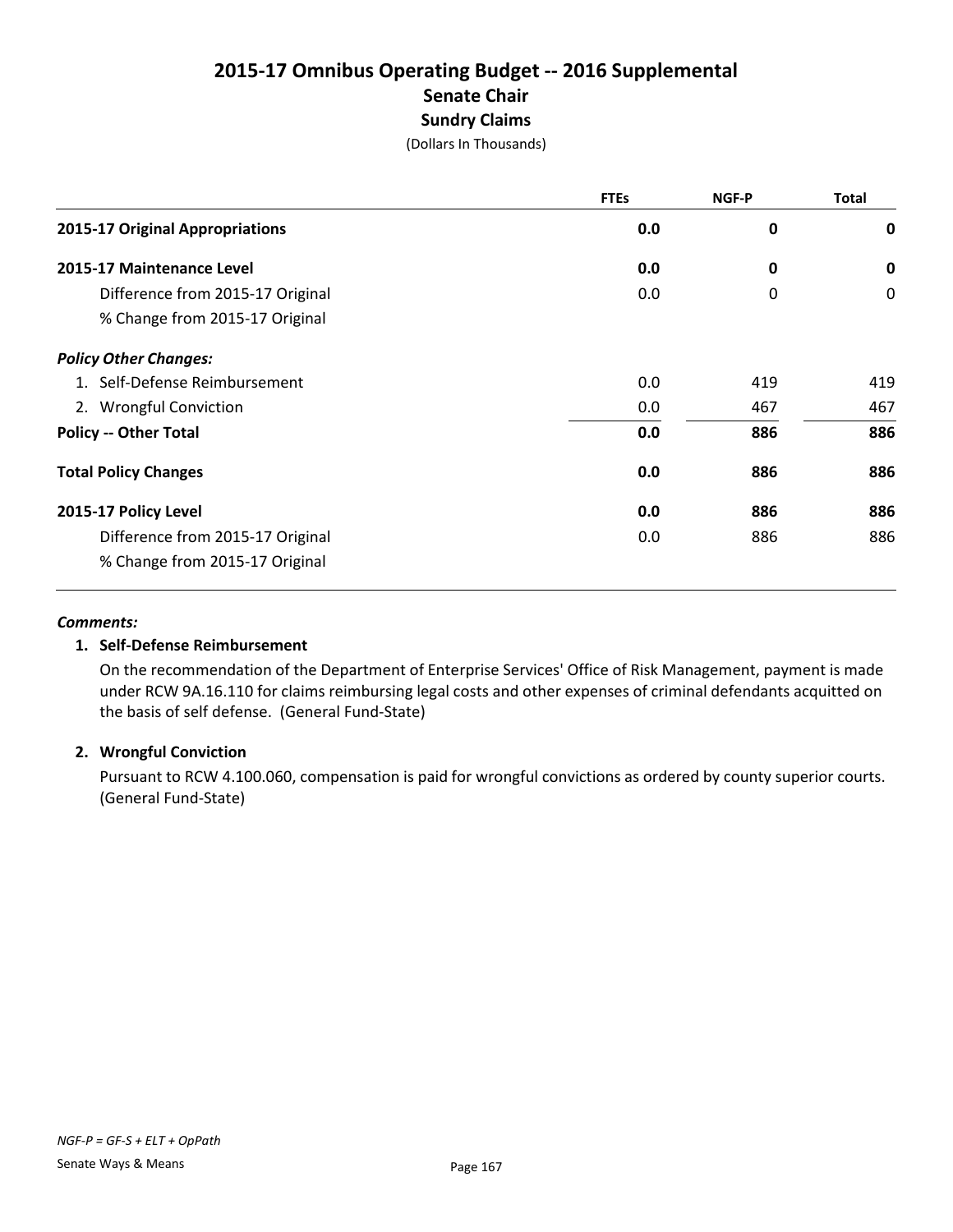# 2015-17 Omnibus Operating Budget -- 2016 Supplemental

## Senate Chair

### Sundry Claims

(Dollars In Thousands)

| | FTEs | NGF-P | Total |
|---|---|---|---|
| **2015-17 Original Appropriations** | **0.0** | **0** | **0** |
| **2015-17 Maintenance Level** | **0.0** | **0** | **0** |
| Difference from 2015-17 Original | 0.0 | 0 | 0 |
| % Change from 2015-17 Original | | | |
| ***Policy Other Changes:*** | | | |
| 1. Self-Defense Reimbursement | 0.0 | 419 | 419 |
| 2. Wrongful Conviction | 0.0 | 467 | 467 |
| **Policy -- Other Total** | **0.0** | **886** | **886** |
| **Total Policy Changes** | **0.0** | **886** | **886** |
| **2015-17 Policy Level** | **0.0** | **886** | **886** |
| Difference from 2015-17 Original | 0.0 | 886 | 886 |
| % Change from 2015-17 Original | | | |

***Comments:***

**1. Self-Defense Reimbursement**

On the recommendation of the Department of Enterprise Services' Office of Risk Management, payment is made under RCW 9A.16.110 for claims reimbursing legal costs and other expenses of criminal defendants acquitted on the basis of self defense. (General Fund-State)

**2. Wrongful Conviction**

Pursuant to RCW 4.100.060, compensation is paid for wrongful convictions as ordered by county superior courts. (General Fund-State)

*NGF-P = GF-S + ELT + OpPath*

Senate Ways & Means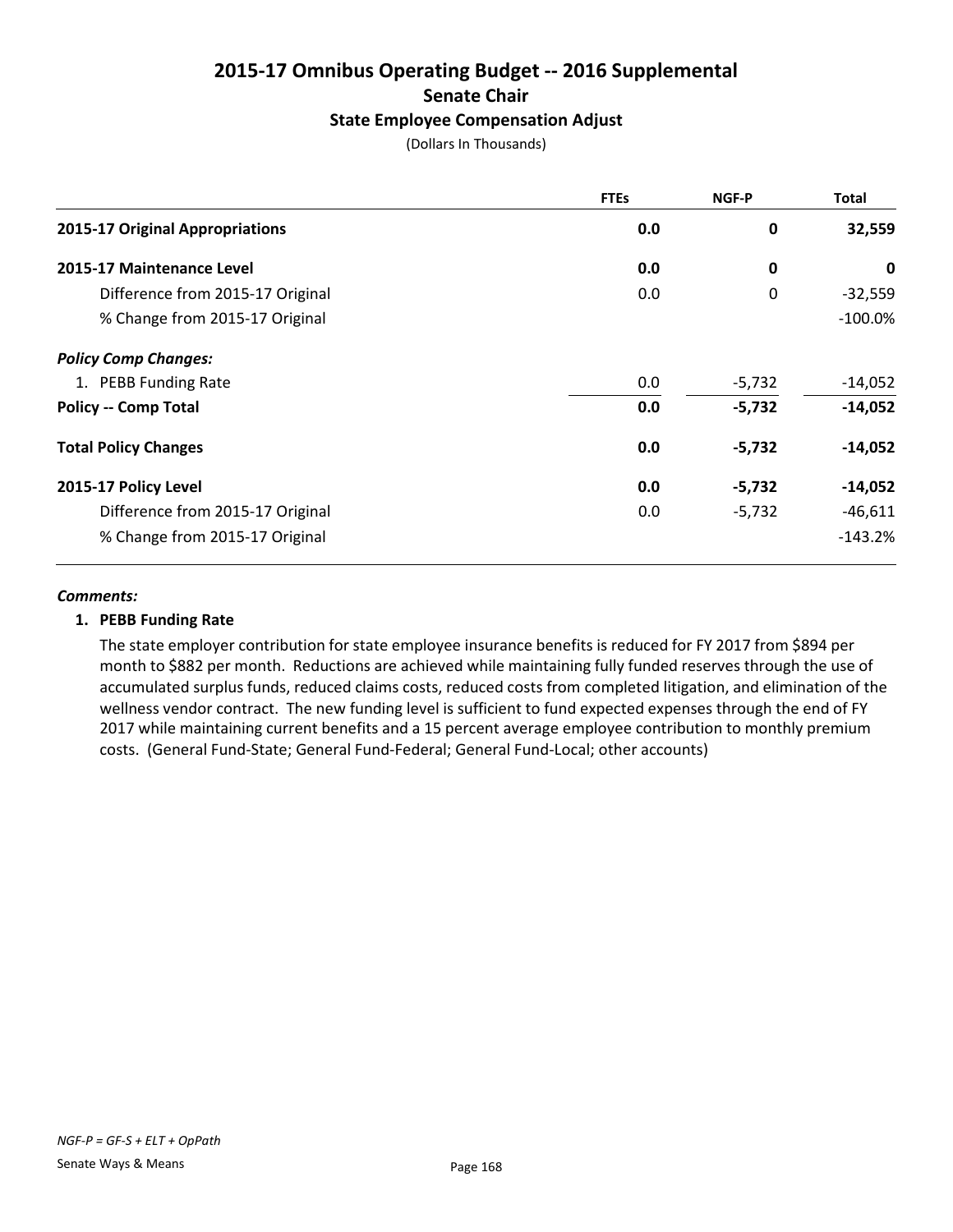# 2015-17 Omnibus Operating Budget -- 2016 Supplemental

## Senate Chair

### State Employee Compensation Adjust

(Dollars In Thousands)

| | FTEs | NGF-P | Total |
|---|---|---|---|
| **2015-17 Original Appropriations** | **0.0** | **0** | **32,559** |
| **2015-17 Maintenance Level** | **0.0** | **0** | **0** |
| Difference from 2015-17 Original | 0.0 | 0 | -32,559 |
| % Change from 2015-17 Original | | | -100.0% |
| ***Policy Comp Changes:*** | | | |
| 1. PEBB Funding Rate | 0.0 | -5,732 | -14,052 |
| **Policy -- Comp Total** | **0.0** | **-5,732** | **-14,052** |
| **Total Policy Changes** | **0.0** | **-5,732** | **-14,052** |
| **2015-17 Policy Level** | **0.0** | **-5,732** | **-14,052** |
| Difference from 2015-17 Original | 0.0 | -5,732 | -46,611 |
| % Change from 2015-17 Original | | | -143.2% |

***Comments:***

1. **PEBB Funding Rate**

   The state employer contribution for state employee insurance benefits is reduced for FY 2017 from $894 per month to $882 per month. Reductions are achieved while maintaining fully funded reserves through the use of accumulated surplus funds, reduced claims costs, reduced costs from completed litigation, and elimination of the wellness vendor contract. The new funding level is sufficient to fund expected expenses through the end of FY 2017 while maintaining current benefits and a 15 percent average employee contribution to monthly premium costs. (General Fund-State; General Fund-Federal; General Fund-Local; other accounts)

*NGF-P = GF-S + ELT + OpPath*

Senate Ways & Means